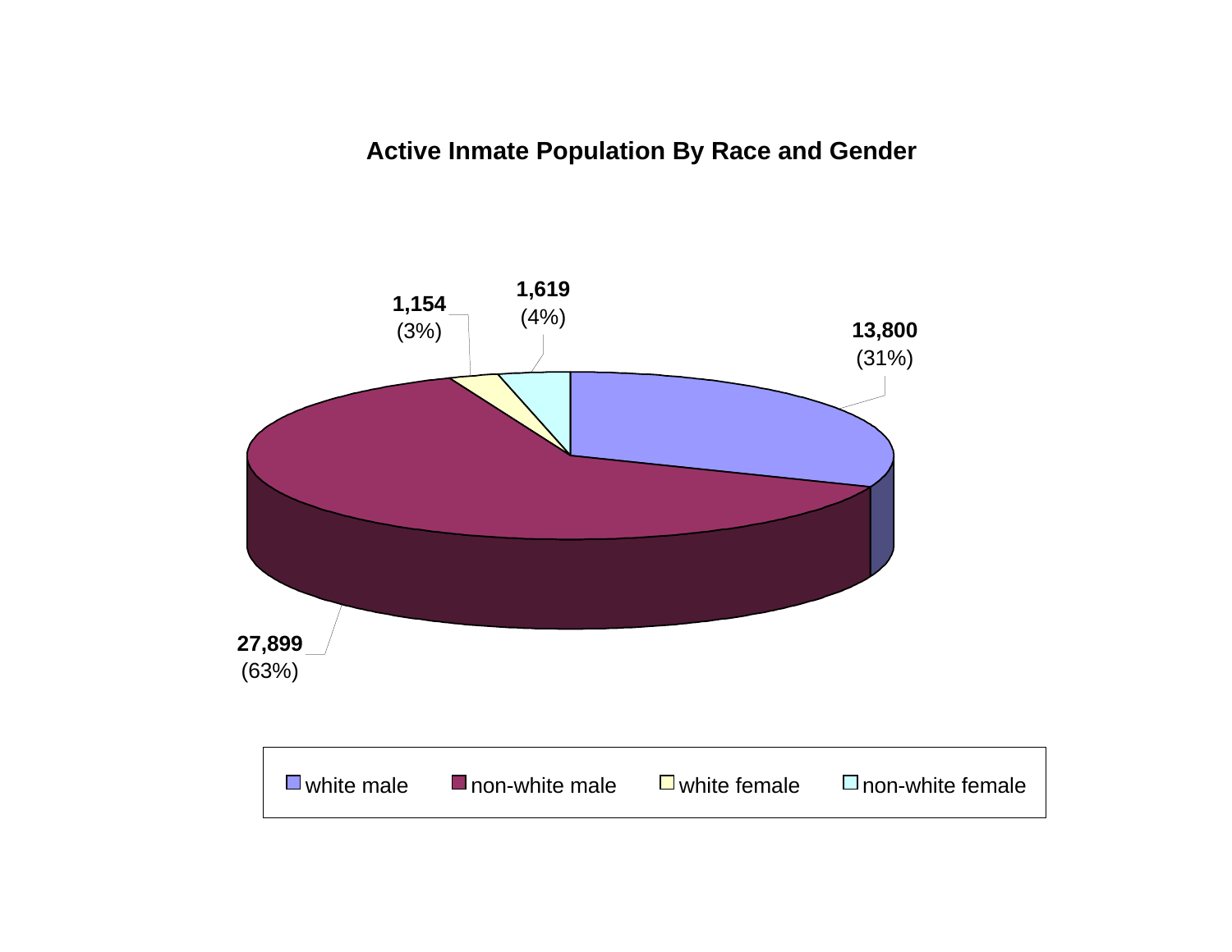## Active Inmate Population By Race and Gender

| Category | Count | Percent |
| --- | --- | --- |
| white male | 13,800 | (31%) |
| non-white male | 27,899 | (63%) |
| white female | 1,154 | (3%) |
| non-white female | 1,619 | (4%) |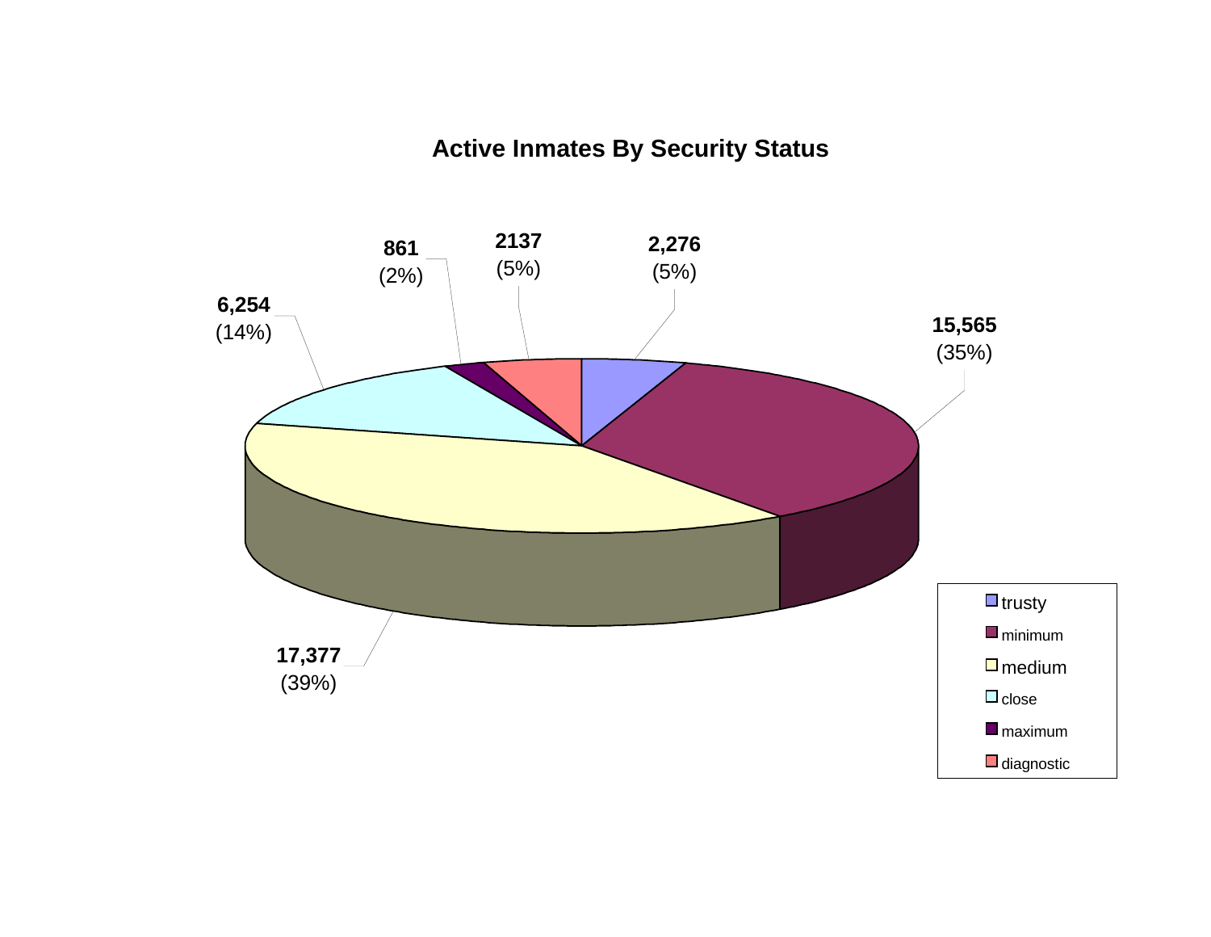## Active Inmates By Security Status

| Security Status | Count | Percent |
|---|---|---|
| trusty | 2,276 | (5%) |
| minimum | 15,565 | (35%) |
| medium | 17,377 | (39%) |
| close | 6,254 | (14%) |
| maximum | 861 | (2%) |
| diagnostic | 2137 | (5%) |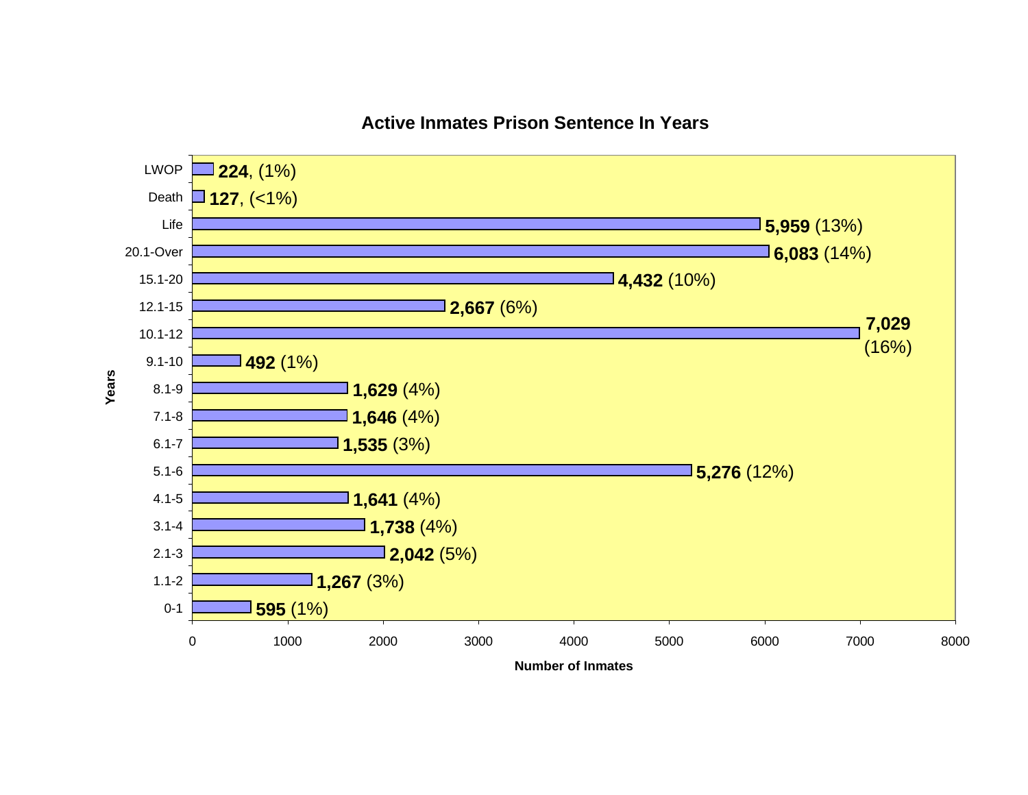## Active Inmates Prison Sentence In Years

| Years | Number of Inmates |
|---|---|
| LWOP | **224**, (1%) |
| Death | **127**, (<1%) |
| Life | **5,959** (13%) |
| 20.1-Over | **6,083** (14%) |
| 15.1-20 | **4,432** (10%) |
| 12.1-15 | **2,667** (6%) |
| 10.1-12 | **7,029** (16%) |
| 9.1-10 | **492** (1%) |
| 8.1-9 | **1,629** (4%) |
| 7.1-8 | **1,646** (4%) |
| 6.1-7 | **1,535** (3%) |
| 5.1-6 | **5,276** (12%) |
| 4.1-5 | **1,641** (4%) |
| 3.1-4 | **1,738** (4%) |
| 2.1-3 | **2,042** (5%) |
| 1.1-2 | **1,267** (3%) |
| 0-1 | **595** (1%) |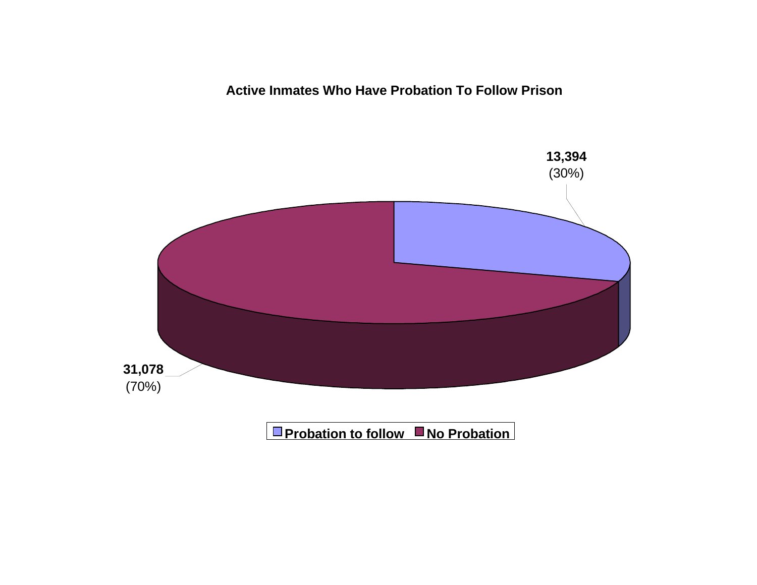**Active Inmates Who Have Probation To Follow Prison**

| Category | Count | Percent |
|---|---|---|
| Probation to follow | 13,394 | 30% |
| No Probation | 31,078 | 70% |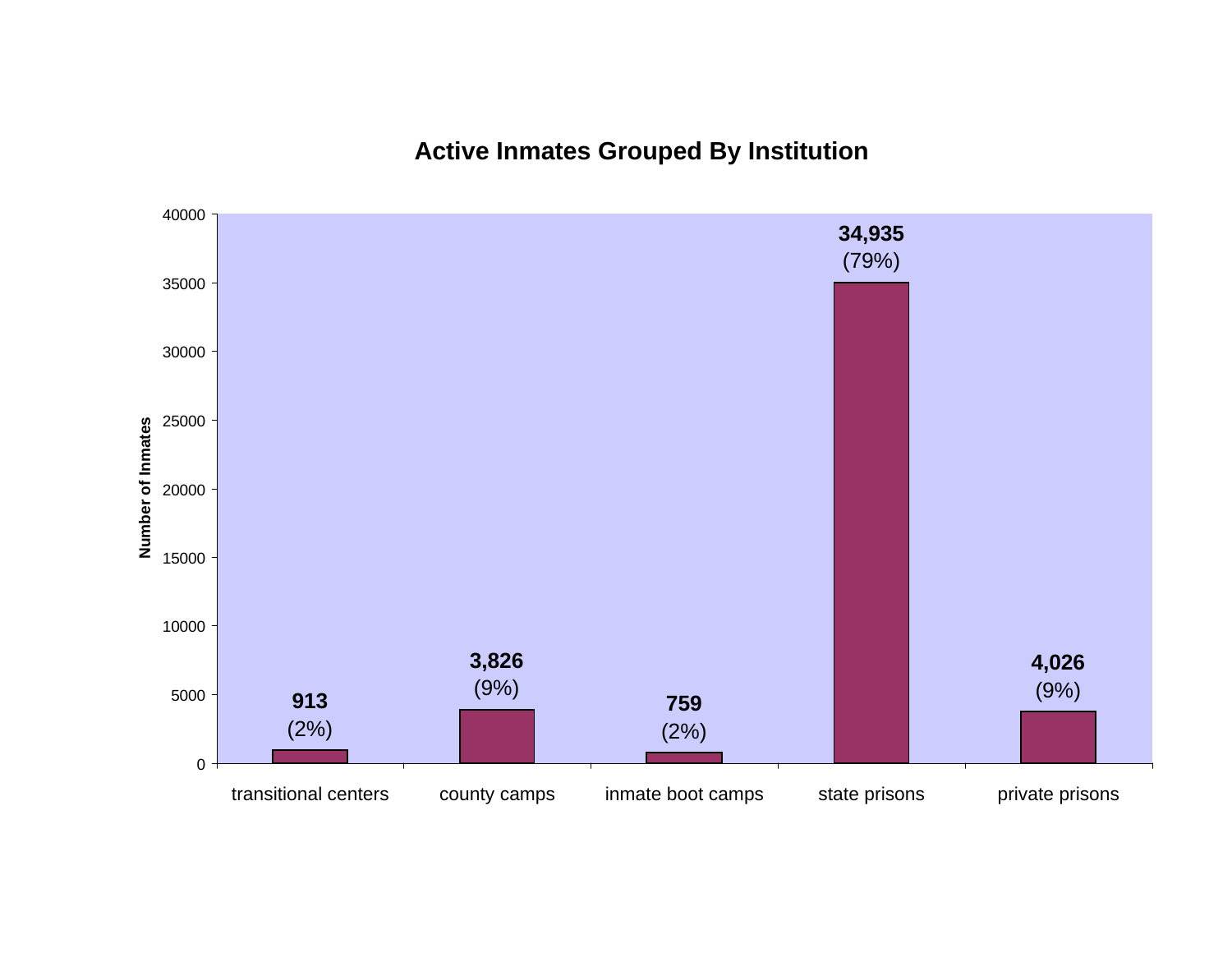## Active Inmates Grouped By Institution

| Institution | Number of Inmates | Percent |
| --- | --- | --- |
| transitional centers | 913 | (2%) |
| county camps | 3,826 | (9%) |
| inmate boot camps | 759 | (2%) |
| state prisons | 34,935 | (79%) |
| private prisons | 4,026 | (9%) |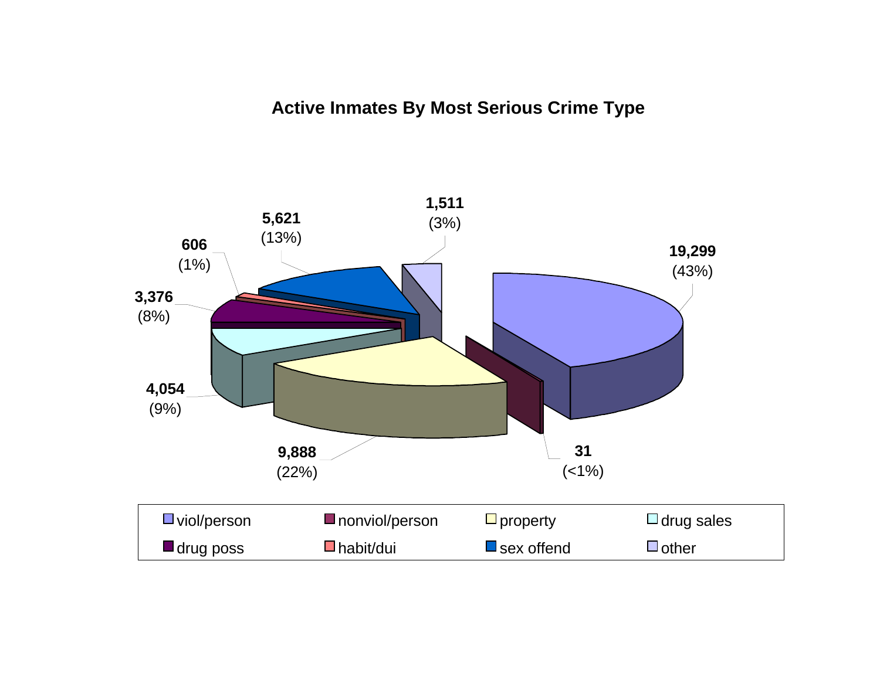## Active Inmates By Most Serious Crime Type

| Crime Type | Count | Percent |
|---|---|---|
| viol/person | 19,299 | (43%) |
| nonviol/person | 31 | (<1%) |
| property | 9,888 | (22%) |
| drug sales | 4,054 | (9%) |
| drug poss | 3,376 | (8%) |
| habit/dui | 606 | (1%) |
| sex offend | 5,621 | (13%) |
| other | 1,511 | (3%) |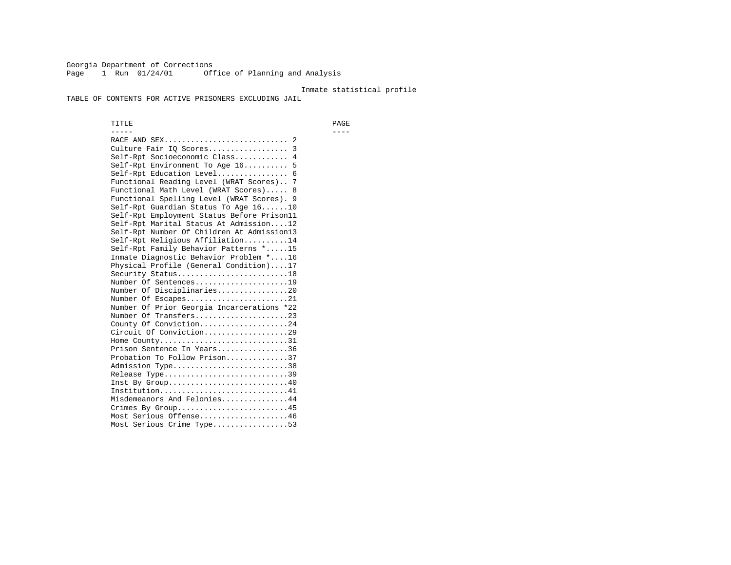Georgia Department of Corrections
Office of Planning and Analysis

Inmate statistical profile

# TABLE OF CONTENTS FOR ACTIVE PRISONERS EXCLUDING JAIL

| TITLE | PAGE |
| --- | --- |
| RACE AND SEX | 2 |
| Culture Fair IQ Scores | 3 |
| Self-Rpt Socioeconomic Class | 4 |
| Self-Rpt Environment To Age 16 | 5 |
| Self-Rpt Education Level | 6 |
| Functional Reading Level (WRAT Scores) | 7 |
| Functional Math Level (WRAT Scores) | 8 |
| Functional Spelling Level (WRAT Scores) | 9 |
| Self-Rpt Guardian Status To Age 16 | 10 |
| Self-Rpt Employment Status Before Prison | 11 |
| Self-Rpt Marital Status At Admission | 12 |
| Self-Rpt Number Of Children At Admission | 13 |
| Self-Rpt Religious Affiliation | 14 |
| Self-Rpt Family Behavior Patterns * | 15 |
| Inmate Diagnostic Behavior Problem * | 16 |
| Physical Profile (General Condition) | 17 |
| Security Status | 18 |
| Number Of Sentences | 19 |
| Number Of Disciplinaries | 20 |
| Number Of Escapes | 21 |
| Number Of Prior Georgia Incarcerations * | 22 |
| Number Of Transfers | 23 |
| County Of Conviction | 24 |
| Circuit Of Conviction | 29 |
| Home County | 31 |
| Prison Sentence In Years | 36 |
| Probation To Follow Prison | 37 |
| Admission Type | 38 |
| Release Type | 39 |
| Inst By Group | 40 |
| Institution | 41 |
| Misdemeanors And Felonies | 44 |
| Crimes By Group | 45 |
| Most Serious Offense | 46 |
| Most Serious Crime Type | 53 |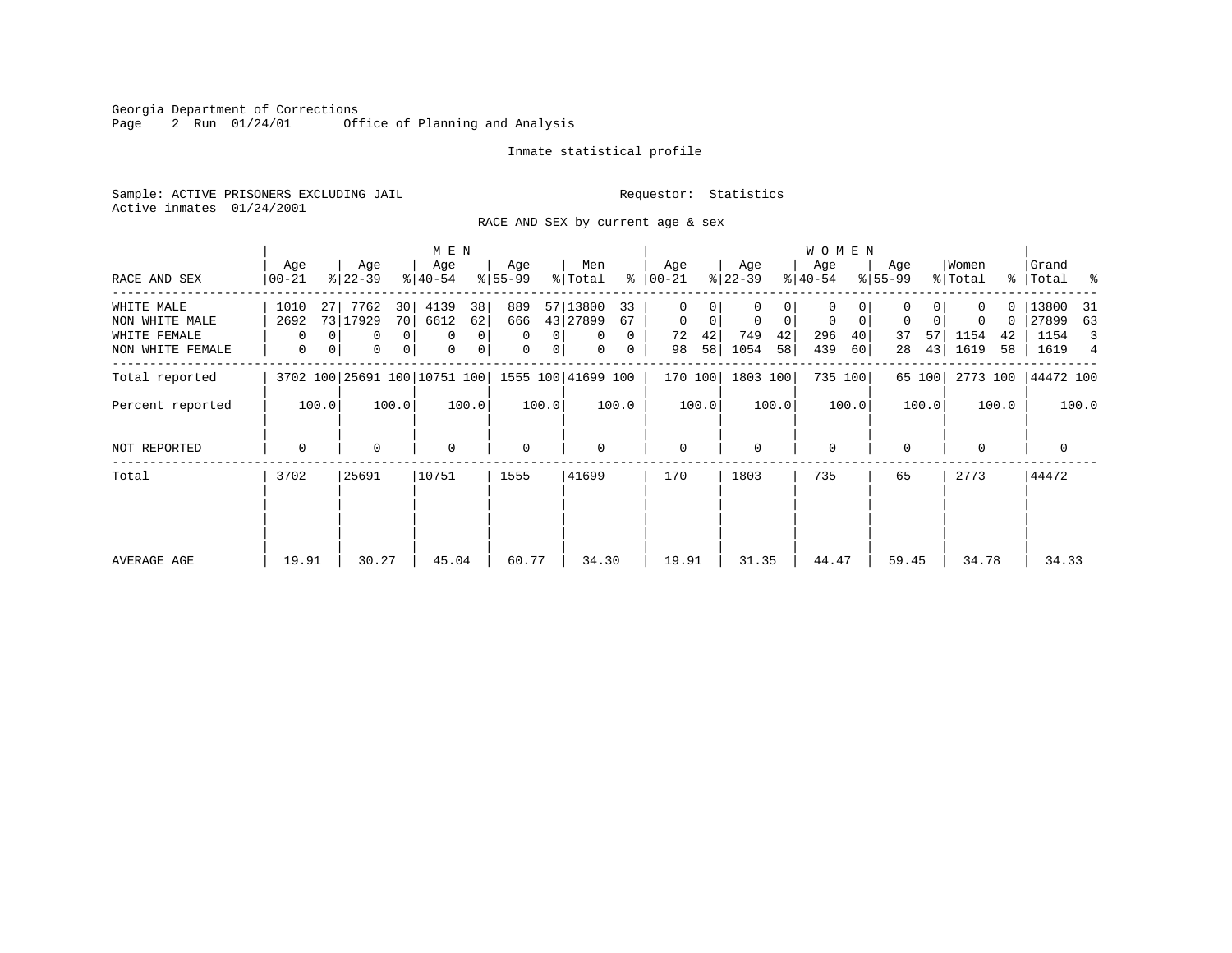Georgia Department of Corrections
Page 2 Run 01/24/01 Office of Planning and Analysis

Inmate statistical profile

Sample: ACTIVE PRISONERS EXCLUDING JAIL
Requestor: Statistics
Active inmates 01/24/2001

RACE AND SEX by current age & sex

| RACE AND SEX | MEN Age 00-21 | % | Age 22-39 | % | Age 40-54 | % | Age 55-99 | % | Men Total | % | WOMEN Age 00-21 | % | Age 22-39 | % | Age 40-54 | % | Age 55-99 | % | Women Total | % | Grand Total | % |
|---|---|---|---|---|---|---|---|---|---|---|---|---|---|---|---|---|---|---|---|---|---|---|
| WHITE MALE | 1010 | 27 | 7762 | 30 | 4139 | 38 | 889 | 57 | 13800 | 33 | 0 | 0 | 0 | 0 | 0 | 0 | 0 | 0 | 0 | 0 | 13800 | 31 |
| NON WHITE MALE | 2692 | 73 | 17929 | 70 | 6612 | 62 | 666 | 43 | 27899 | 67 | 0 | 0 | 0 | 0 | 0 | 0 | 0 | 0 | 0 | 0 | 27899 | 63 |
| WHITE FEMALE | 0 | 0 | 0 | 0 | 0 | 0 | 0 | 0 | 0 | 0 | 72 | 42 | 749 | 42 | 296 | 40 | 37 | 57 | 1154 | 42 | 1154 | 3 |
| NON WHITE FEMALE | 0 | 0 | 0 | 0 | 0 | 0 | 0 | 0 | 0 | 0 | 98 | 58 | 1054 | 58 | 439 | 60 | 28 | 43 | 1619 | 58 | 1619 | 4 |
| Total reported | 3702 | 100 | 25691 | 100 | 10751 | 100 | 1555 | 100 | 41699 | 100 | 170 | 100 | 1803 | 100 | 735 | 100 | 65 | 100 | 2773 | 100 | 44472 | 100 |
| Percent reported | | 100.0 | | 100.0 | | 100.0 | | 100.0 | | 100.0 | | 100.0 | | 100.0 | | 100.0 | | 100.0 | | 100.0 | | 100.0 |
| NOT REPORTED | 0 | | 0 | | 0 | | 0 | | 0 | | 0 | | 0 | | 0 | | 0 | | 0 | | 0 | |
| Total | 3702 | | 25691 | | 10751 | | 1555 | | 41699 | | 170 | | 1803 | | 735 | | 65 | | 2773 | | 44472 | |
| AVERAGE AGE | 19.91 | | 30.27 | | 45.04 | | 60.77 | | 34.30 | | 19.91 | | 31.35 | | 44.47 | | 59.45 | | 34.78 | | 34.33 | |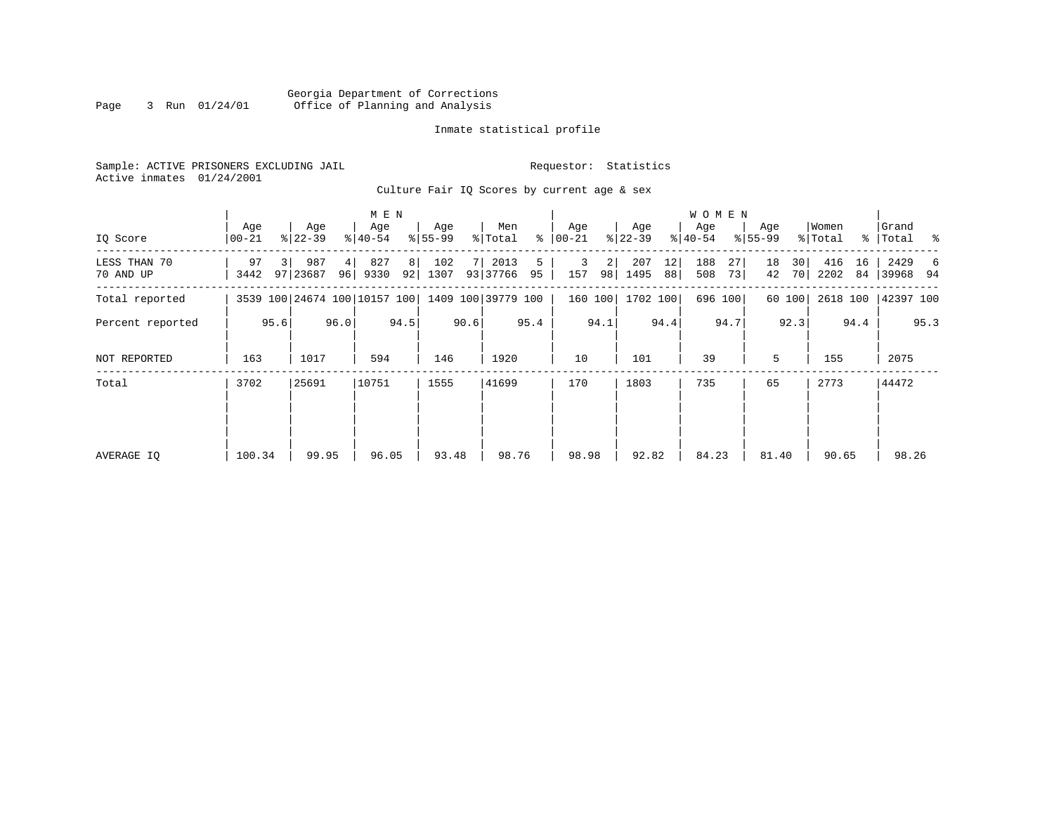Georgia Department of Corrections
Office of Planning and Analysis

Inmate statistical profile

Sample: ACTIVE PRISONERS EXCLUDING JAIL

Requestor: Statistics

Active inmates 01/24/2001

Culture Fair IQ Scores by current age & sex

| IQ Score | MEN Age 00-21 | % | Age 22-39 | % | Age 40-54 | % | Age 55-99 | % | Men Total | % | WOMEN Age 00-21 | % | Age 22-39 | % | Age 40-54 | % | Age 55-99 | % | Women Total | % | Grand Total | % |
|---|---|---|---|---|---|---|---|---|---|---|---|---|---|---|---|---|---|---|---|---|---|---|
| LESS THAN 70 | 97 | 3 | 987 | 4 | 827 | 8 | 102 | 7 | 2013 | 5 | 3 | 2 | 207 | 12 | 188 | 27 | 18 | 30 | 416 | 16 | 2429 | 6 |
| 70 AND UP | 3442 | 97 | 23687 | 96 | 9330 | 92 | 1307 | 93 | 37766 | 95 | 157 | 98 | 1495 | 88 | 508 | 73 | 42 | 70 | 2202 | 84 | 39968 | 94 |
| Total reported | 3539 | 100 | 24674 | 100 | 10157 | 100 | 1409 | 100 | 39779 | 100 | 160 | 100 | 1702 | 100 | 696 | 100 | 60 | 100 | 2618 | 100 | 42397 | 100 |
| Percent reported | | 95.6 | | 96.0 | | 94.5 | | 90.6 | | 95.4 | | 94.1 | | 94.4 | | 94.7 | | 92.3 | | 94.4 | | 95.3 |
| NOT REPORTED | 163 | | 1017 | | 594 | | 146 | | 1920 | | 10 | | 101 | | 39 | | 5 | | 155 | | 2075 | |
| Total | 3702 | | 25691 | | 10751 | | 1555 | | 41699 | | 170 | | 1803 | | 735 | | 65 | | 2773 | | 44472 | |
| AVERAGE IQ | 100.34 | | 99.95 | | 96.05 | | 93.48 | | 98.76 | | 98.98 | | 92.82 | | 84.23 | | 81.40 | | 90.65 | | 98.26 | |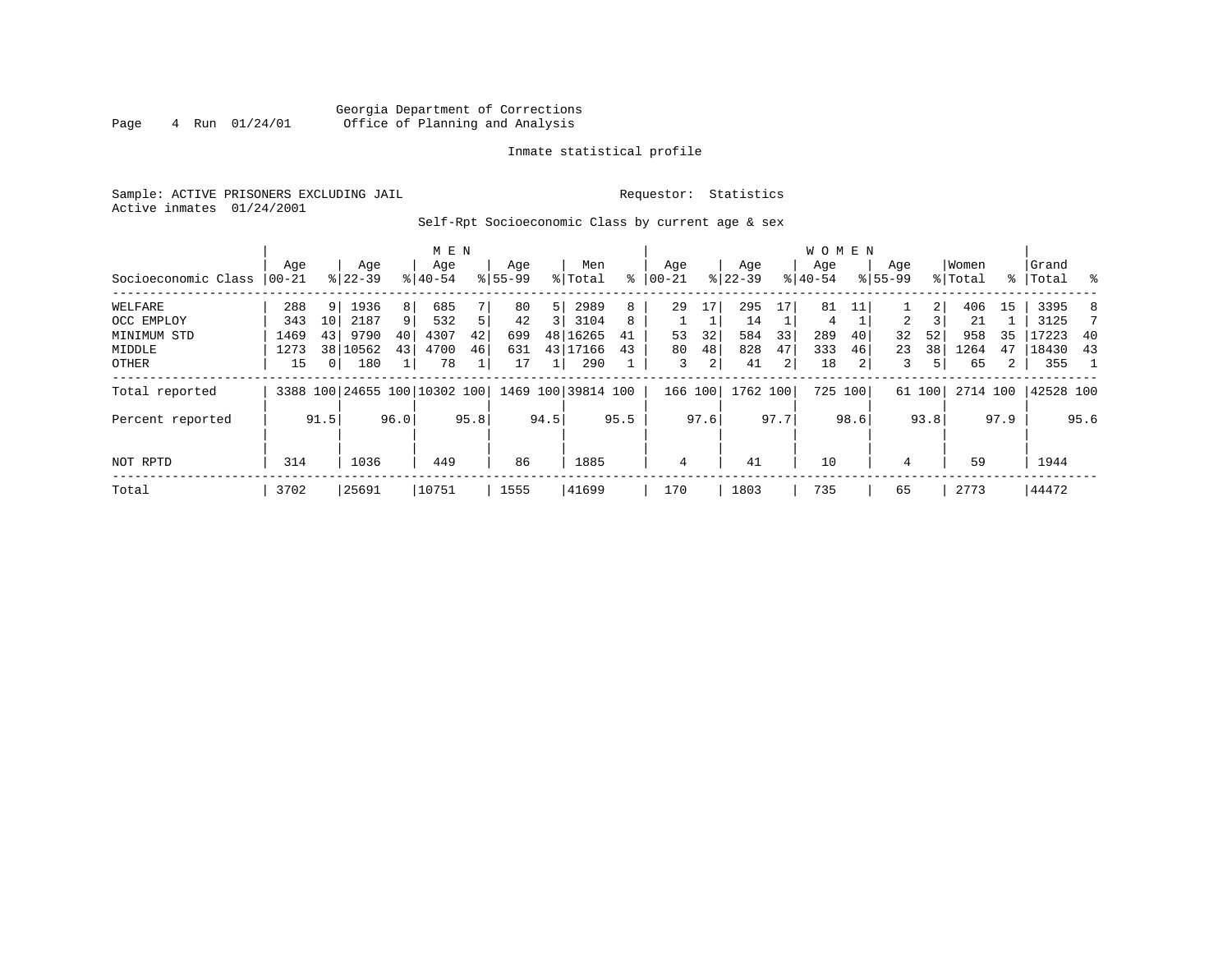Georgia Department of Corrections
Office of Planning and Analysis

Inmate statistical profile

Sample: ACTIVE PRISONERS EXCLUDING JAIL

Requestor: Statistics

Active inmates 01/24/2001

Self-Rpt Socioeconomic Class by current age & sex

| Socioeconomic Class | MEN Age 00-21 | % | Age 22-39 | % | Age 40-54 | % | Age 55-99 | % | Men Total | % | WOMEN Age 00-21 | % | Age 22-39 | % | Age 40-54 | % | Age 55-99 | % | Women Total | % | Grand Total | % |
|---|---|---|---|---|---|---|---|---|---|---|---|---|---|---|---|---|---|---|---|---|---|---|
| WELFARE | 288 | 9 | 1936 | 8 | 685 | 7 | 80 | 5 | 2989 | 8 | 29 | 17 | 295 | 17 | 81 | 11 | 1 | 2 | 406 | 15 | 3395 | 8 |
| OCC EMPLOY | 343 | 10 | 2187 | 9 | 532 | 5 | 42 | 3 | 3104 | 8 | 1 | 1 | 14 | 1 | 4 | 1 | 2 | 3 | 21 | 1 | 3125 | 7 |
| MINIMUM STD | 1469 | 43 | 9790 | 40 | 4307 | 42 | 699 | 48 | 16265 | 41 | 53 | 32 | 584 | 33 | 289 | 40 | 32 | 52 | 958 | 35 | 17223 | 40 |
| MIDDLE | 1273 | 38 | 10562 | 43 | 4700 | 46 | 631 | 43 | 17166 | 43 | 80 | 48 | 828 | 47 | 333 | 46 | 23 | 38 | 1264 | 47 | 18430 | 43 |
| OTHER | 15 | 0 | 180 | 1 | 78 | 1 | 17 | 1 | 290 | 1 | 3 | 2 | 41 | 2 | 18 | 2 | 3 | 5 | 65 | 2 | 355 | 1 |
| Total reported | 3388 | 100 | 24655 | 100 | 10302 | 100 | 1469 | 100 | 39814 | 100 | 166 | 100 | 1762 | 100 | 725 | 100 | 61 | 100 | 2714 | 100 | 42528 | 100 |
| Percent reported | | 91.5 | | 96.0 | | 95.8 | | 94.5 | | 95.5 | | 97.6 | | 97.7 | | 98.6 | | 93.8 | | 97.9 | | 95.6 |
| NOT RPTD | 314 | | 1036 | | 449 | | 86 | | 1885 | | 4 | | 41 | | 10 | | 4 | | 59 | | 1944 | |
| Total | 3702 | | 25691 | | 10751 | | 1555 | | 41699 | | 170 | | 1803 | | 735 | | 65 | | 2773 | | 44472 | |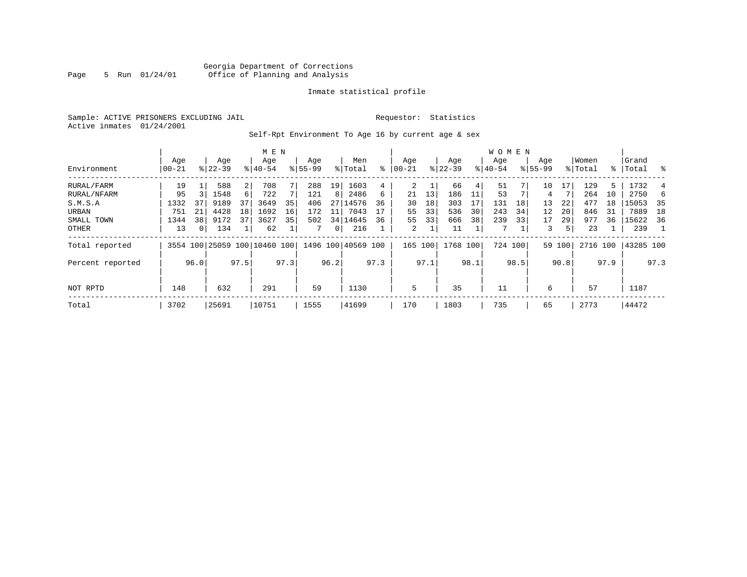Georgia Department of Corrections
Office of Planning and Analysis

Inmate statistical profile

Sample: ACTIVE PRISONERS EXCLUDING JAIL

Requestor: Statistics

Active inmates 01/24/2001

Self-Rpt Environment To Age 16 by current age & sex

| Environment | MEN Age 00-21 | % | Age 22-39 | % | Age 40-54 | % | Age 55-99 | % | Men Total | % | WOMEN Age 00-21 | % | Age 22-39 | % | Age 40-54 | % | Age 55-99 | % | Women Total | % | Grand Total | % |
|---|---|---|---|---|---|---|---|---|---|---|---|---|---|---|---|---|---|---|---|---|---|---|
| RURAL/FARM | 19 | 1 | 588 | 2 | 708 | 7 | 288 | 19 | 1603 | 4 | 2 | 1 | 66 | 4 | 51 | 7 | 10 | 17 | 129 | 5 | 1732 | 4 |
| RURAL/NFARM | 95 | 3 | 1548 | 6 | 722 | 7 | 121 | 8 | 2486 | 6 | 21 | 13 | 186 | 11 | 53 | 7 | 4 | 7 | 264 | 10 | 2750 | 6 |
| S.M.S.A | 1332 | 37 | 9189 | 37 | 3649 | 35 | 406 | 27 | 14576 | 36 | 30 | 18 | 303 | 17 | 131 | 18 | 13 | 22 | 477 | 18 | 15053 | 35 |
| URBAN | 751 | 21 | 4428 | 18 | 1692 | 16 | 172 | 11 | 7043 | 17 | 55 | 33 | 536 | 30 | 243 | 34 | 12 | 20 | 846 | 31 | 7889 | 18 |
| SMALL TOWN | 1344 | 38 | 9172 | 37 | 3627 | 35 | 502 | 34 | 14645 | 36 | 55 | 33 | 666 | 38 | 239 | 33 | 17 | 29 | 977 | 36 | 15622 | 36 |
| OTHER | 13 | 0 | 134 | 1 | 62 | 1 | 7 | 0 | 216 | 1 | 2 | 1 | 11 | 1 | 7 | 1 | 3 | 5 | 23 | 1 | 239 | 1 |
| Total reported | 3554 | 100 | 25059 | 100 | 10460 | 100 | 1496 | 100 | 40569 | 100 | 165 | 100 | 1768 | 100 | 724 | 100 | 59 | 100 | 2716 | 100 | 43285 | 100 |
| Percent reported | | 96.0 | | 97.5 | | 97.3 | | 96.2 | | 97.3 | | 97.1 | | 98.1 | | 98.5 | | 90.8 | | 97.9 | | 97.3 |
| NOT RPTD | 148 | | 632 | | 291 | | 59 | | 1130 | | 5 | | 35 | | 11 | | 6 | | 57 | | 1187 | |
| Total | 3702 | | 25691 | | 10751 | | 1555 | | 41699 | | 170 | | 1803 | | 735 | | 65 | | 2773 | | 44472 | |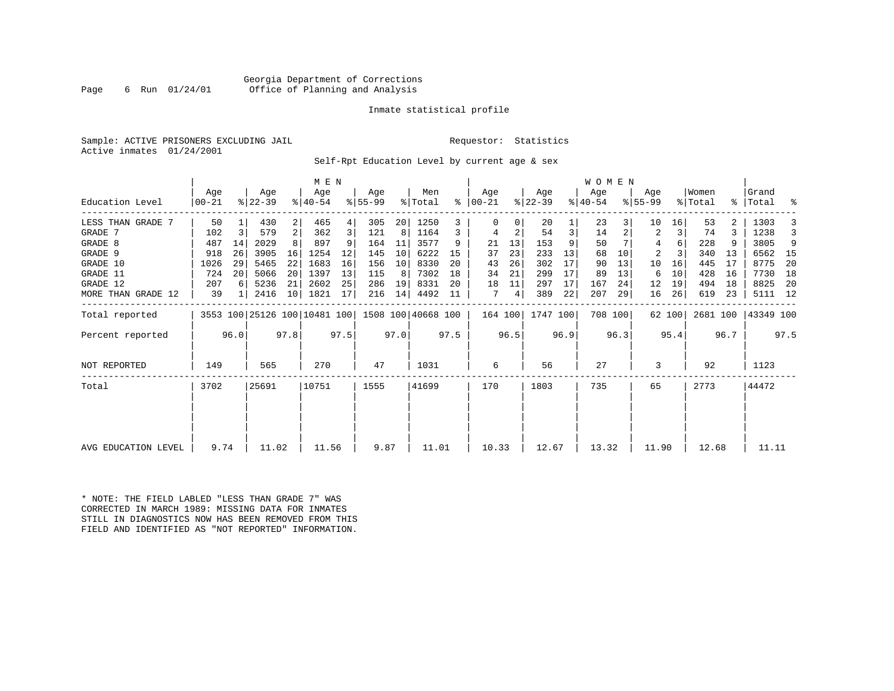Georgia Department of Corrections
Office of Planning and Analysis

Inmate statistical profile

Sample: ACTIVE PRISONERS EXCLUDING JAIL

Requestor: Statistics

Active inmates 01/24/2001

Self-Rpt Education Level by current age & sex

| Education Level | MEN Age 00-21 | % | Age 22-39 | % | Age 40-54 | % | Age 55-99 | % | Men Total | % | WOMEN Age 00-21 | % | Age 22-39 | % | Age 40-54 | % | Age 55-99 | % | Women Total | % | Grand Total | % |
|---|---|---|---|---|---|---|---|---|---|---|---|---|---|---|---|---|---|---|---|---|---|---|
| LESS THAN GRADE 7 | 50 | 1 | 430 | 2 | 465 | 4 | 305 | 20 | 1250 | 3 | 0 | 0 | 20 | 1 | 23 | 3 | 10 | 16 | 53 | 2 | 1303 | 3 |
| GRADE 7 | 102 | 3 | 579 | 2 | 362 | 3 | 121 | 8 | 1164 | 3 | 4 | 2 | 54 | 3 | 14 | 2 | 2 | 3 | 74 | 3 | 1238 | 3 |
| GRADE 8 | 487 | 14 | 2029 | 8 | 897 | 9 | 164 | 11 | 3577 | 9 | 21 | 13 | 153 | 9 | 50 | 7 | 4 | 6 | 228 | 9 | 3805 | 9 |
| GRADE 9 | 918 | 26 | 3905 | 16 | 1254 | 12 | 145 | 10 | 6222 | 15 | 37 | 23 | 233 | 13 | 68 | 10 | 2 | 3 | 340 | 13 | 6562 | 15 |
| GRADE 10 | 1026 | 29 | 5465 | 22 | 1683 | 16 | 156 | 10 | 8330 | 20 | 43 | 26 | 302 | 17 | 90 | 13 | 10 | 16 | 445 | 17 | 8775 | 20 |
| GRADE 11 | 724 | 20 | 5066 | 20 | 1397 | 13 | 115 | 8 | 7302 | 18 | 34 | 21 | 299 | 17 | 89 | 13 | 6 | 10 | 428 | 16 | 7730 | 18 |
| GRADE 12 | 207 | 6 | 5236 | 21 | 2602 | 25 | 286 | 19 | 8331 | 20 | 18 | 11 | 297 | 17 | 167 | 24 | 12 | 19 | 494 | 18 | 8825 | 20 |
| MORE THAN GRADE 12 | 39 | 1 | 2416 | 10 | 1821 | 17 | 216 | 14 | 4492 | 11 | 7 | 4 | 389 | 22 | 207 | 29 | 16 | 26 | 619 | 23 | 5111 | 12 |
| Total reported | 3553 | 100 | 25126 | 100 | 10481 | 100 | 1508 | 100 | 40668 | 100 | 164 | 100 | 1747 | 100 | 708 | 100 | 62 | 100 | 2681 | 100 | 43349 | 100 |
| Percent reported | | 96.0 | | 97.8 | | 97.5 | | 97.0 | | 97.5 | | 96.5 | | 96.9 | | 96.3 | | 95.4 | | 96.7 | | 97.5 |
| NOT REPORTED | 149 | | 565 | | 270 | | 47 | | 1031 | | 6 | | 56 | | 27 | | 3 | | 92 | | 1123 | |
| Total | 3702 | | 25691 | | 10751 | | 1555 | | 41699 | | 170 | | 1803 | | 735 | | 65 | | 2773 | | 44472 | |
| AVG EDUCATION LEVEL | 9.74 | | 11.02 | | 11.56 | | 9.87 | | 11.01 | | 10.33 | | 12.67 | | 13.32 | | 11.90 | | 12.68 | | 11.11 | |

* NOTE: THE FIELD LABLED "LESS THAN GRADE 7" WAS CORRECTED IN MARCH 1989: MISSING DATA FOR INMATES STILL IN DIAGNOSTICS NOW HAS BEEN REMOVED FROM THIS FIELD AND IDENTIFIED AS "NOT REPORTED" INFORMATION.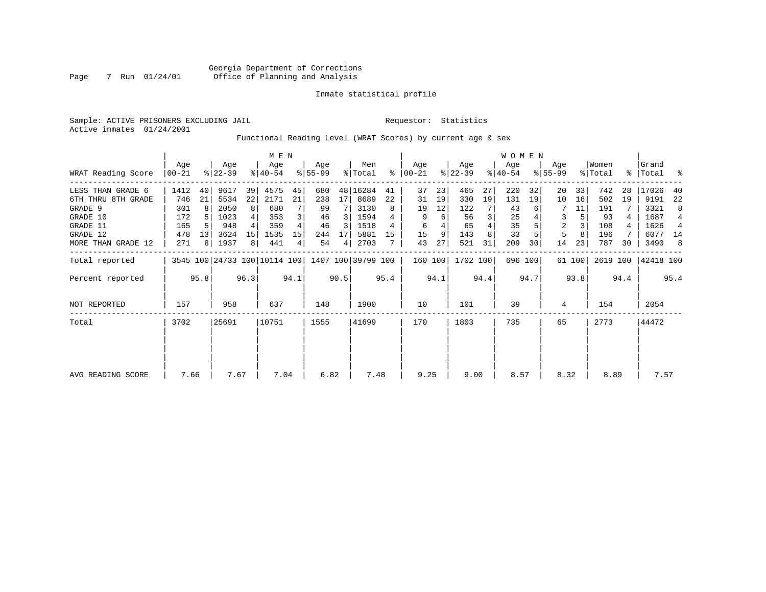Georgia Department of Corrections
Office of Planning and Analysis

Inmate statistical profile

Sample: ACTIVE PRISONERS EXCLUDING JAIL

Requestor: Statistics

Active inmates 01/24/2001

Functional Reading Level (WRAT Scores) by current age & sex

| WRAT Reading Score | MEN Age 00-21 | % | Age 22-39 | % | Age 40-54 | % | Age 55-99 | % | Men Total | % | WOMEN Age 00-21 | % | Age 22-39 | % | Age 40-54 | % | Age 55-99 | % | Women Total | % | Grand Total | % |
|---|---|---|---|---|---|---|---|---|---|---|---|---|---|---|---|---|---|---|---|---|---|---|
| LESS THAN GRADE 6 | 1412 | 40 | 9617 | 39 | 4575 | 45 | 680 | 48 | 16284 | 41 | 37 | 23 | 465 | 27 | 220 | 32 | 20 | 33 | 742 | 28 | 17026 | 40 |
| 6TH THRU 8TH GRADE | 746 | 21 | 5534 | 22 | 2171 | 21 | 238 | 17 | 8689 | 22 | 31 | 19 | 330 | 19 | 131 | 19 | 10 | 16 | 502 | 19 | 9191 | 22 |
| GRADE 9 | 301 | 8 | 2050 | 8 | 680 | 7 | 99 | 7 | 3130 | 8 | 19 | 12 | 122 | 7 | 43 | 6 | 7 | 11 | 191 | 7 | 3321 | 8 |
| GRADE 10 | 172 | 5 | 1023 | 4 | 353 | 3 | 46 | 3 | 1594 | 4 | 9 | 6 | 56 | 3 | 25 | 4 | 3 | 5 | 93 | 4 | 1687 | 4 |
| GRADE 11 | 165 | 5 | 948 | 4 | 359 | 4 | 46 | 3 | 1518 | 4 | 6 | 4 | 65 | 4 | 35 | 5 | 2 | 3 | 108 | 4 | 1626 | 4 |
| GRADE 12 | 478 | 13 | 3624 | 15 | 1535 | 15 | 244 | 17 | 5881 | 15 | 15 | 9 | 143 | 8 | 33 | 5 | 5 | 8 | 196 | 7 | 6077 | 14 |
| MORE THAN GRADE 12 | 271 | 8 | 1937 | 8 | 441 | 4 | 54 | 4 | 2703 | 7 | 43 | 27 | 521 | 31 | 209 | 30 | 14 | 23 | 787 | 30 | 3490 | 8 |
| Total reported | 3545 | 100 | 24733 | 100 | 10114 | 100 | 1407 | 100 | 39799 | 100 | 160 | 100 | 1702 | 100 | 696 | 100 | 61 | 100 | 2619 | 100 | 42418 | 100 |
| Percent reported | | 95.8 | | 96.3 | | 94.1 | | 90.5 | | 95.4 | | 94.1 | | 94.4 | | 94.7 | | 93.8 | | 94.4 | | 95.4 |
| NOT REPORTED | 157 | | 958 | | 637 | | 148 | | 1900 | | 10 | | 101 | | 39 | | 4 | | 154 | | 2054 | |
| Total | 3702 | | 25691 | | 10751 | | 1555 | | 41699 | | 170 | | 1803 | | 735 | | 65 | | 2773 | | 44472 | |
| AVG READING SCORE | 7.66 | | 7.67 | | 7.04 | | 6.82 | | 7.48 | | 9.25 | | 9.00 | | 8.57 | | 8.32 | | 8.89 | | 7.57 | |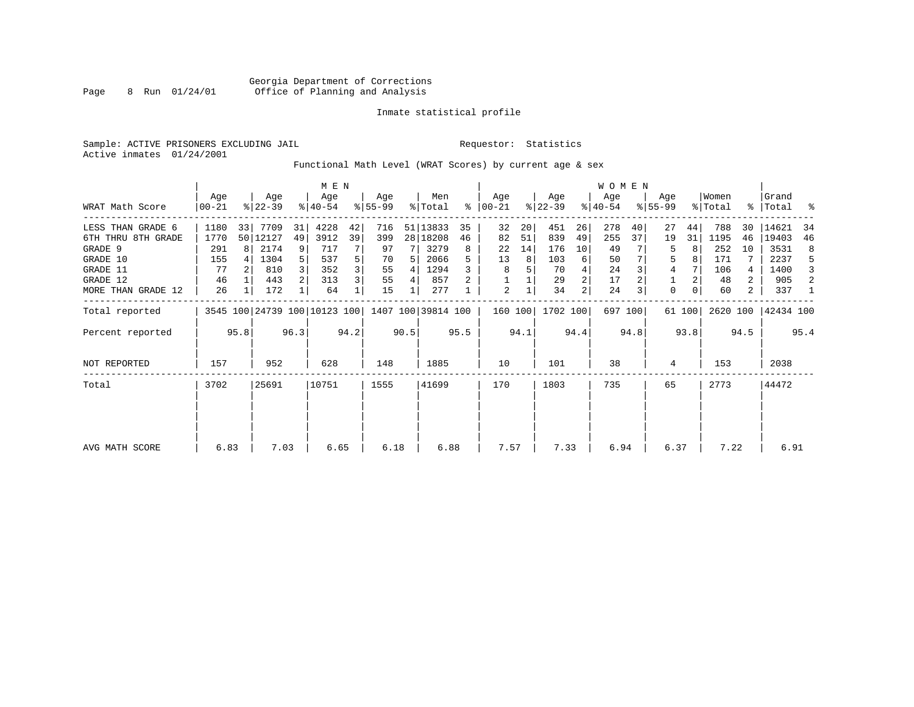Georgia Department of Corrections
Office of Planning and Analysis

Inmate statistical profile

Sample: ACTIVE PRISONERS EXCLUDING JAIL    Requestor: Statistics
Active inmates 01/24/2001

Functional Math Level (WRAT Scores) by current age & sex

| | MEN | | | | | | | | | | WOMEN | | | | | | | | | | | |
|---|---|---|---|---|---|---|---|---|---|---|---|---|---|---|---|---|---|---|---|---|---|---|
| WRAT Math Score | Age 00-21 | % | Age 22-39 | % | Age 40-54 | % | Age 55-99 | % | Men Total | % | Age 00-21 | % | Age 22-39 | % | Age 40-54 | % | Age 55-99 | % | Women Total | % | Grand Total | % |
| LESS THAN GRADE 6 | 1180 | 33 | 7709 | 31 | 4228 | 42 | 716 | 51 | 13833 | 35 | 32 | 20 | 451 | 26 | 278 | 40 | 27 | 44 | 788 | 30 | 14621 | 34 |
| 6TH THRU 8TH GRADE | 1770 | 50 | 12127 | 49 | 3912 | 39 | 399 | 28 | 18208 | 46 | 82 | 51 | 839 | 49 | 255 | 37 | 19 | 31 | 1195 | 46 | 19403 | 46 |
| GRADE 9 | 291 | 8 | 2174 | 9 | 717 | 7 | 97 | 7 | 3279 | 8 | 22 | 14 | 176 | 10 | 49 | 7 | 5 | 8 | 252 | 10 | 3531 | 8 |
| GRADE 10 | 155 | 4 | 1304 | 5 | 537 | 5 | 70 | 5 | 2066 | 5 | 13 | 8 | 103 | 6 | 50 | 7 | 5 | 8 | 171 | 7 | 2237 | 5 |
| GRADE 11 | 77 | 2 | 810 | 3 | 352 | 3 | 55 | 4 | 1294 | 3 | 8 | 5 | 70 | 4 | 24 | 3 | 4 | 7 | 106 | 4 | 1400 | 3 |
| GRADE 12 | 46 | 1 | 443 | 2 | 313 | 3 | 55 | 4 | 857 | 2 | 1 | 1 | 29 | 2 | 17 | 2 | 1 | 2 | 48 | 2 | 905 | 2 |
| MORE THAN GRADE 12 | 26 | 1 | 172 | 1 | 64 | 1 | 15 | 1 | 277 | 1 | 2 | 1 | 34 | 2 | 24 | 3 | 0 | 0 | 60 | 2 | 337 | 1 |
| Total reported | 3545 | 100 | 24739 | 100 | 10123 | 100 | 1407 | 100 | 39814 | 100 | 160 | 100 | 1702 | 100 | 697 | 100 | 61 | 100 | 2620 | 100 | 42434 | 100 |
| Percent reported | | 95.8 | | 96.3 | | 94.2 | | 90.5 | | 95.5 | | 94.1 | | 94.4 | | 94.8 | | 93.8 | | 94.5 | | 95.4 |
| NOT REPORTED | 157 | | 952 | | 628 | | 148 | | 1885 | | 10 | | 101 | | 38 | | 4 | | 153 | | 2038 | |
| Total | 3702 | | 25691 | | 10751 | | 1555 | | 41699 | | 170 | | 1803 | | 735 | | 65 | | 2773 | | 44472 | |
| AVG MATH SCORE | 6.83 | | 7.03 | | 6.65 | | 6.18 | | 6.88 | | 7.57 | | 7.33 | | 6.94 | | 6.37 | | 7.22 | | 6.91 | |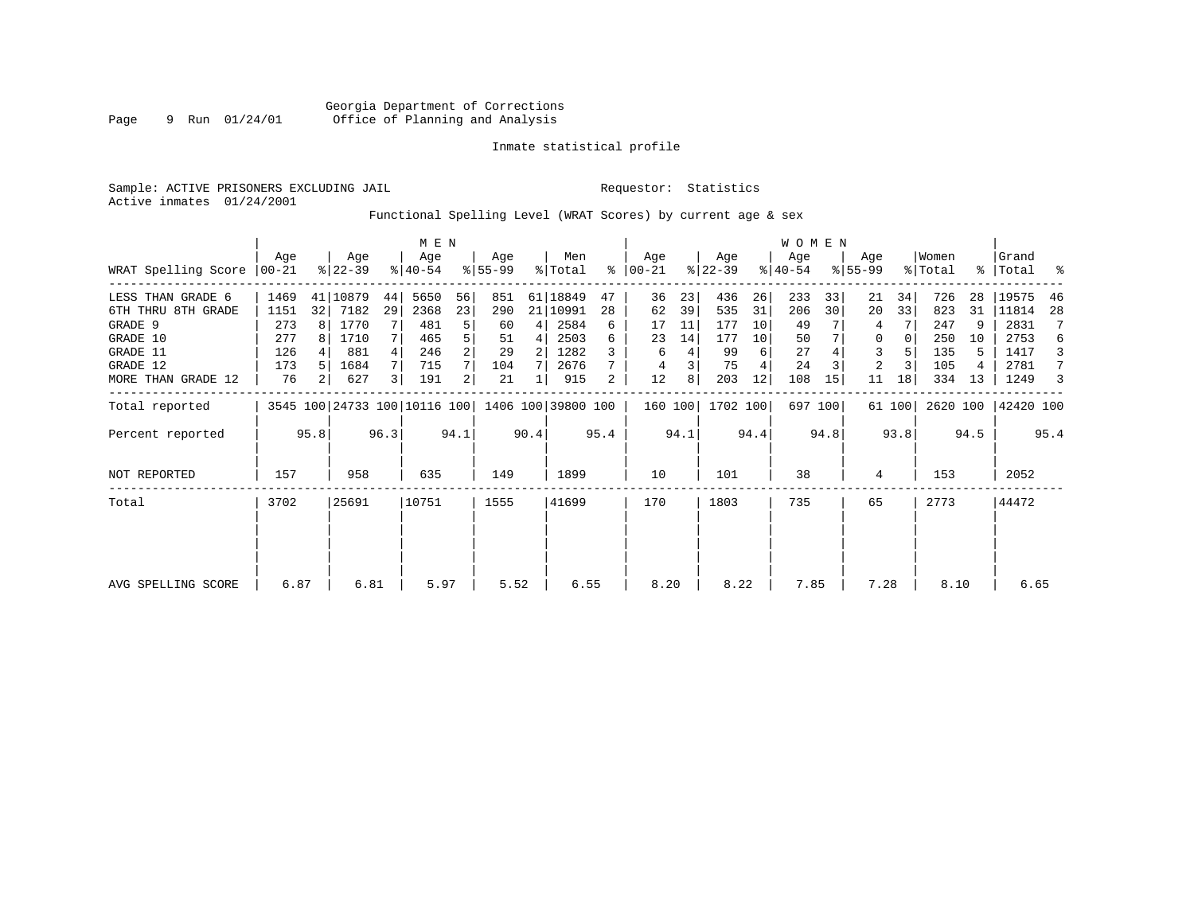Georgia Department of Corrections
Office of Planning and Analysis

Inmate statistical profile

Sample: ACTIVE PRISONERS EXCLUDING JAIL    Requestor: Statistics
Active inmates 01/24/2001

Functional Spelling Level (WRAT Scores) by current age & sex

| WRAT Spelling Score | MEN Age 00-21 | % | Age 22-39 | % | Age 40-54 | % | Age 55-99 | % | Men Total | % | WOMEN Age 00-21 | % | Age 22-39 | % | Age 40-54 | % | Age 55-99 | % | Women Total | % | Grand Total | % |
|---|---|---|---|---|---|---|---|---|---|---|---|---|---|---|---|---|---|---|---|---|---|---|
| LESS THAN GRADE 6 | 1469 | 41 | 10879 | 44 | 5650 | 56 | 851 | 61 | 18849 | 47 | 36 | 23 | 436 | 26 | 233 | 33 | 21 | 34 | 726 | 28 | 19575 | 46 |
| 6TH THRU 8TH GRADE | 1151 | 32 | 7182 | 29 | 2368 | 23 | 290 | 21 | 10991 | 28 | 62 | 39 | 535 | 31 | 206 | 30 | 20 | 33 | 823 | 31 | 11814 | 28 |
| GRADE 9 | 273 | 8 | 1770 | 7 | 481 | 5 | 60 | 4 | 2584 | 6 | 17 | 11 | 177 | 10 | 49 | 7 | 4 | 7 | 247 | 9 | 2831 | 7 |
| GRADE 10 | 277 | 8 | 1710 | 7 | 465 | 5 | 51 | 4 | 2503 | 6 | 23 | 14 | 177 | 10 | 50 | 7 | 0 | 0 | 250 | 10 | 2753 | 6 |
| GRADE 11 | 126 | 4 | 881 | 4 | 246 | 2 | 29 | 2 | 1282 | 3 | 6 | 4 | 99 | 6 | 27 | 4 | 3 | 5 | 135 | 5 | 1417 | 3 |
| GRADE 12 | 173 | 5 | 1684 | 7 | 715 | 7 | 104 | 7 | 2676 | 7 | 4 | 3 | 75 | 4 | 24 | 3 | 2 | 3 | 105 | 4 | 2781 | 7 |
| MORE THAN GRADE 12 | 76 | 2 | 627 | 3 | 191 | 2 | 21 | 1 | 915 | 2 | 12 | 8 | 203 | 12 | 108 | 15 | 11 | 18 | 334 | 13 | 1249 | 3 |
| Total reported | 3545 | 100 | 24733 | 100 | 10116 | 100 | 1406 | 100 | 39800 | 100 | 160 | 100 | 1702 | 100 | 697 | 100 | 61 | 100 | 2620 | 100 | 42420 | 100 |
| Percent reported | | 95.8 | | 96.3 | | 94.1 | | 90.4 | | 95.4 | | 94.1 | | 94.4 | | 94.8 | | 93.8 | | 94.5 | | 95.4 |
| NOT REPORTED | 157 | | 958 | | 635 | | 149 | | 1899 | | 10 | | 101 | | 38 | | 4 | | 153 | | 2052 | |
| Total | 3702 | | 25691 | | 10751 | | 1555 | | 41699 | | 170 | | 1803 | | 735 | | 65 | | 2773 | | 44472 | |
| AVG SPELLING SCORE | 6.87 | | 6.81 | | 5.97 | | 5.52 | | 6.55 | | 8.20 | | 8.22 | | 7.85 | | 7.28 | | 8.10 | | 6.65 | |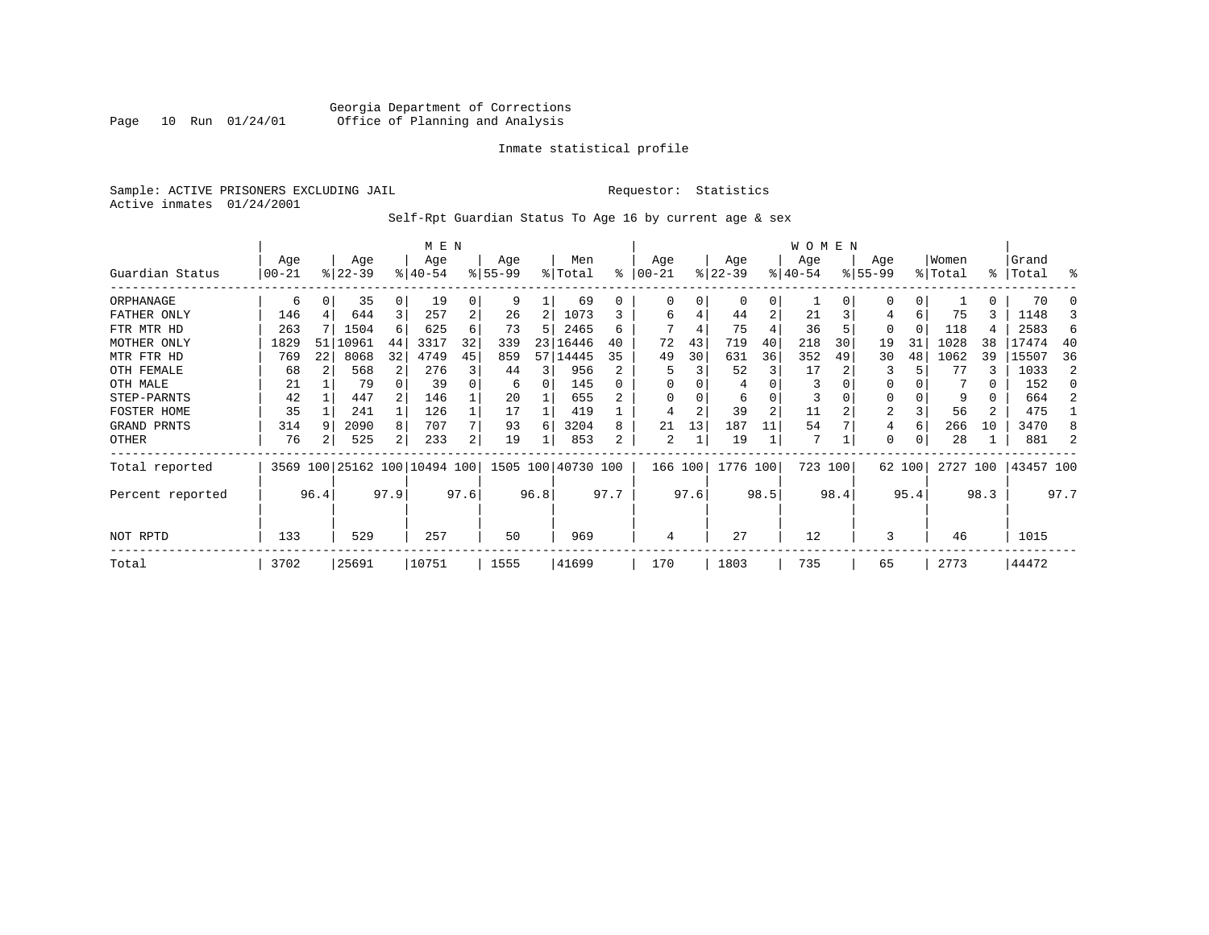Georgia Department of Corrections
Office of Planning and Analysis

Inmate statistical profile

Sample: ACTIVE PRISONERS EXCLUDING JAIL

Requestor: Statistics

Active inmates 01/24/2001

Self-Rpt Guardian Status To Age 16 by current age & sex

| | MEN | | | | | | | | | | WOMEN | | | | | | | | | | | |
|---|---|---|---|---|---|---|---|---|---|---|---|---|---|---|---|---|---|---|---|---|---|---|
| Guardian Status | Age 00-21 | % | Age 22-39 | % | Age 40-54 | % | Age 55-99 | % | Men Total | % | Age 00-21 | % | Age 22-39 | % | Age 40-54 | % | Age 55-99 | % | Women Total | % | Grand Total | % |
| ORPHANAGE | 6 | 0 | 35 | 0 | 19 | 0 | 9 | 1 | 69 | 0 | 0 | 0 | 0 | 0 | 1 | 0 | 0 | 0 | 1 | 0 | 70 | 0 |
| FATHER ONLY | 146 | 4 | 644 | 3 | 257 | 2 | 26 | 2 | 1073 | 3 | 6 | 4 | 44 | 2 | 21 | 3 | 4 | 6 | 75 | 3 | 1148 | 3 |
| FTR MTR HD | 263 | 7 | 1504 | 6 | 625 | 6 | 73 | 5 | 2465 | 6 | 7 | 4 | 75 | 4 | 36 | 5 | 0 | 0 | 118 | 4 | 2583 | 6 |
| MOTHER ONLY | 1829 | 51 | 10961 | 44 | 3317 | 32 | 339 | 23 | 16446 | 40 | 72 | 43 | 719 | 40 | 218 | 30 | 19 | 31 | 1028 | 38 | 17474 | 40 |
| MTR FTR HD | 769 | 22 | 8068 | 32 | 4749 | 45 | 859 | 57 | 14445 | 35 | 49 | 30 | 631 | 36 | 352 | 49 | 30 | 48 | 1062 | 39 | 15507 | 36 |
| OTH FEMALE | 68 | 2 | 568 | 2 | 276 | 3 | 44 | 3 | 956 | 2 | 5 | 3 | 52 | 3 | 17 | 2 | 3 | 5 | 77 | 3 | 1033 | 2 |
| OTH MALE | 21 | 1 | 79 | 0 | 39 | 0 | 6 | 0 | 145 | 0 | 0 | 0 | 4 | 0 | 3 | 0 | 0 | 0 | 7 | 0 | 152 | 0 |
| STEP-PARNTS | 42 | 1 | 447 | 2 | 146 | 1 | 20 | 1 | 655 | 2 | 0 | 0 | 6 | 0 | 3 | 0 | 0 | 0 | 9 | 0 | 664 | 2 |
| FOSTER HOME | 35 | 1 | 241 | 1 | 126 | 1 | 17 | 1 | 419 | 1 | 4 | 2 | 39 | 2 | 11 | 2 | 2 | 3 | 56 | 2 | 475 | 1 |
| GRAND PRNTS | 314 | 9 | 2090 | 8 | 707 | 7 | 93 | 6 | 3204 | 8 | 21 | 13 | 187 | 11 | 54 | 7 | 4 | 6 | 266 | 10 | 3470 | 8 |
| OTHER | 76 | 2 | 525 | 2 | 233 | 2 | 19 | 1 | 853 | 2 | 2 | 1 | 19 | 1 | 7 | 1 | 0 | 0 | 28 | 1 | 881 | 2 |
| Total reported | 3569 | 100 | 25162 | 100 | 10494 | 100 | 1505 | 100 | 40730 | 100 | 166 | 100 | 1776 | 100 | 723 | 100 | 62 | 100 | 2727 | 100 | 43457 | 100 |
| Percent reported | | 96.4 | | 97.9 | | 97.6 | | 96.8 | | 97.7 | | 97.6 | | 98.5 | | 98.4 | | 95.4 | | 98.3 | | 97.7 |
| NOT RPTD | 133 | | 529 | | 257 | | 50 | | 969 | | 4 | | 27 | | 12 | | 3 | | 46 | | 1015 | |
| Total | 3702 | | 25691 | | 10751 | | 1555 | | 41699 | | 170 | | 1803 | | 735 | | 65 | | 2773 | | 44472 | |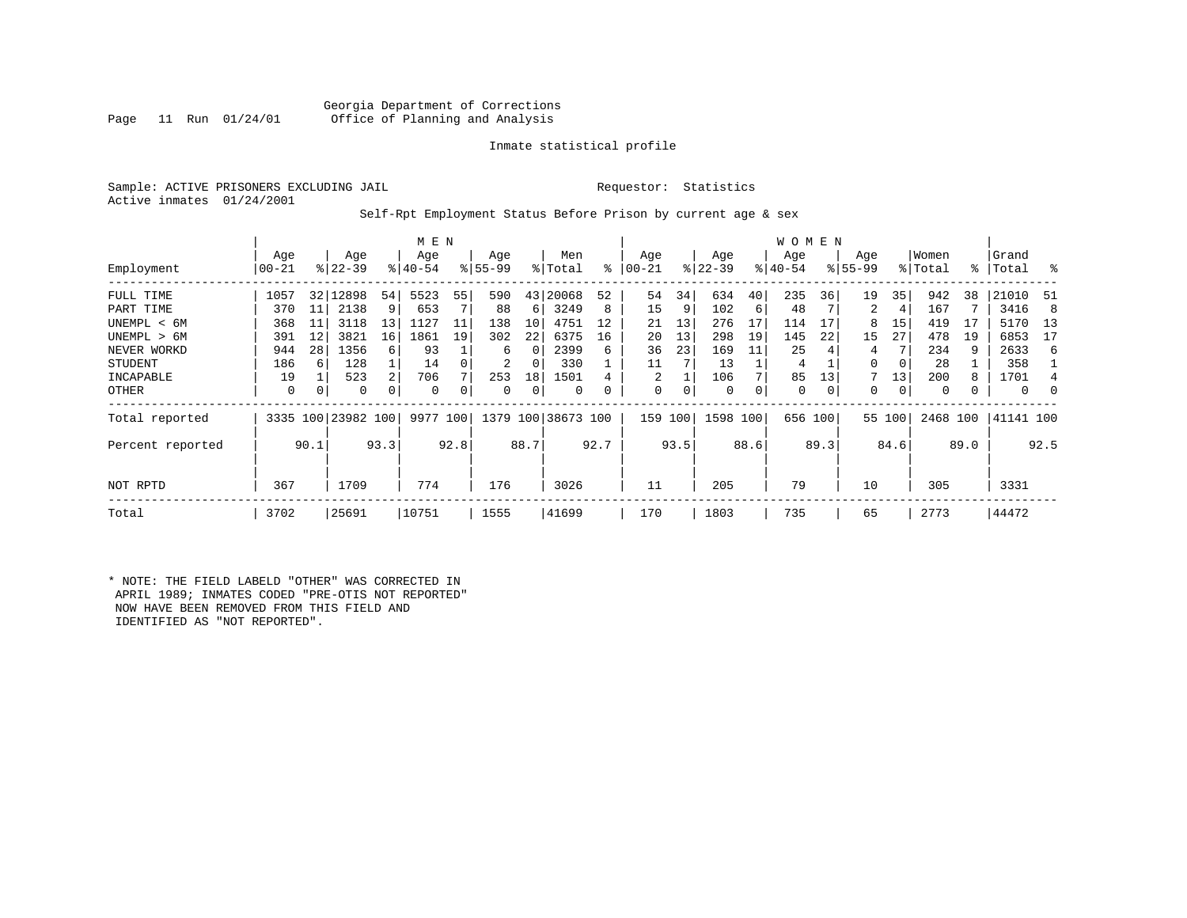Georgia Department of Corrections
Office of Planning and Analysis

Inmate statistical profile

Sample: ACTIVE PRISONERS EXCLUDING JAIL

Requestor: Statistics

Active inmates 01/24/2001

Self-Rpt Employment Status Before Prison by current age & sex

| Employment | MEN Age 00-21 | % | Age 22-39 | % | Age 40-54 | % | Age 55-99 | % | Men Total | % | WOMEN Age 00-21 | % | Age 22-39 | % | Age 40-54 | % | Age 55-99 | % | Women Total | % | Grand Total | % |
|---|---|---|---|---|---|---|---|---|---|---|---|---|---|---|---|---|---|---|---|---|---|---|
| FULL TIME | 1057 | 32 | 12898 | 54 | 5523 | 55 | 590 | 43 | 20068 | 52 | 54 | 34 | 634 | 40 | 235 | 36 | 19 | 35 | 942 | 38 | 21010 | 51 |
| PART TIME | 370 | 11 | 2138 | 9 | 653 | 7 | 88 | 6 | 3249 | 8 | 15 | 9 | 102 | 6 | 48 | 7 | 2 | 4 | 167 | 7 | 3416 | 8 |
| UNEMPL < 6M | 368 | 11 | 3118 | 13 | 1127 | 11 | 138 | 10 | 4751 | 12 | 21 | 13 | 276 | 17 | 114 | 17 | 8 | 15 | 419 | 17 | 5170 | 13 |
| UNEMPL > 6M | 391 | 12 | 3821 | 16 | 1861 | 19 | 302 | 22 | 6375 | 16 | 20 | 13 | 298 | 19 | 145 | 22 | 15 | 27 | 478 | 19 | 6853 | 17 |
| NEVER WORKD | 944 | 28 | 1356 | 6 | 93 | 1 | 6 | 0 | 2399 | 6 | 36 | 23 | 169 | 11 | 25 | 4 | 4 | 7 | 234 | 9 | 2633 | 6 |
| STUDENT | 186 | 6 | 128 | 1 | 14 | 0 | 2 | 0 | 330 | 1 | 11 | 7 | 13 | 1 | 4 | 1 | 0 | 0 | 28 | 1 | 358 | 1 |
| INCAPABLE | 19 | 1 | 523 | 2 | 706 | 7 | 253 | 18 | 1501 | 4 | 2 | 1 | 106 | 7 | 85 | 13 | 7 | 13 | 200 | 8 | 1701 | 4 |
| OTHER | 0 | 0 | 0 | 0 | 0 | 0 | 0 | 0 | 0 | 0 | 0 | 0 | 0 | 0 | 0 | 0 | 0 | 0 | 0 | 0 | 0 | 0 |
| Total reported | 3335 | 100 | 23982 | 100 | 9977 | 100 | 1379 | 100 | 38673 | 100 | 159 | 100 | 1598 | 100 | 656 | 100 | 55 | 100 | 2468 | 100 | 41141 | 100 |
| Percent reported | | 90.1 | | 93.3 | | 92.8 | | 88.7 | | 92.7 | | 93.5 | | 88.6 | | 89.3 | | 84.6 | | 89.0 | | 92.5 |
| NOT RPTD | 367 | | 1709 | | 774 | | 176 | | 3026 | | 11 | | 205 | | 79 | | 10 | | 305 | | 3331 | |
| Total | 3702 | | 25691 | | 10751 | | 1555 | | 41699 | | 170 | | 1803 | | 735 | | 65 | | 2773 | | 44472 | |

* NOTE: THE FIELD LABELD "OTHER" WAS CORRECTED IN APRIL 1989; INMATES CODED "PRE-OTIS NOT REPORTED" NOW HAVE BEEN REMOVED FROM THIS FIELD AND IDENTIFIED AS "NOT REPORTED".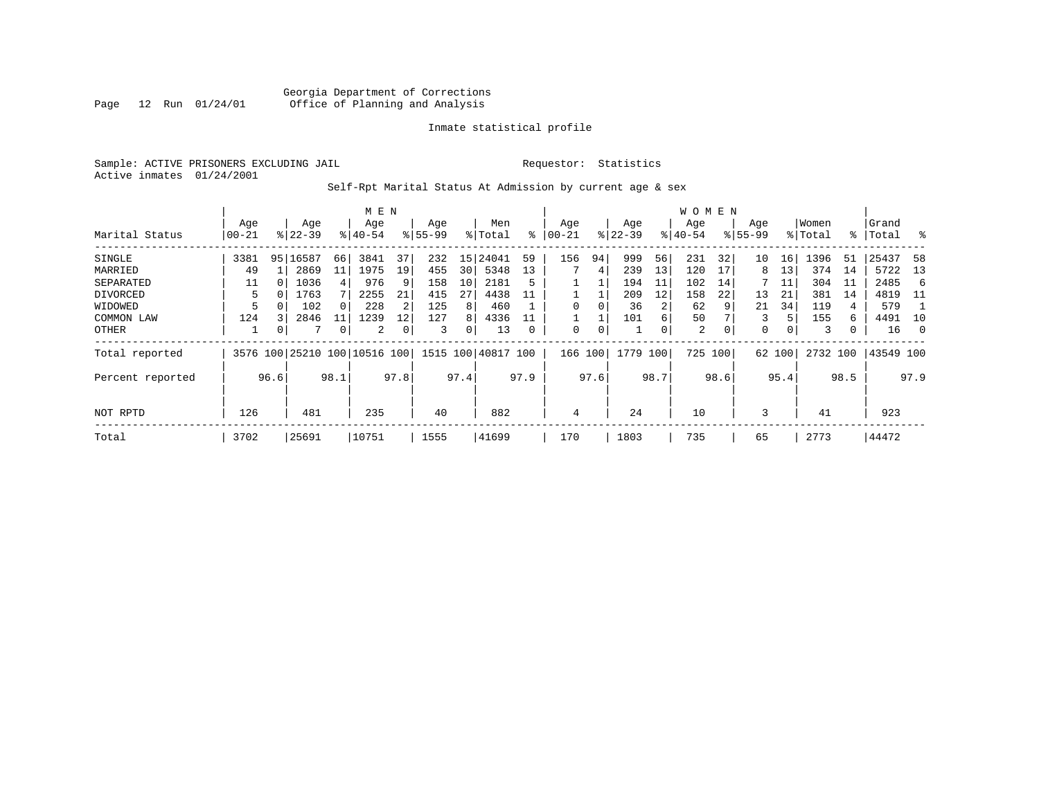Georgia Department of Corrections
Office of Planning and Analysis

Inmate statistical profile

Sample: ACTIVE PRISONERS EXCLUDING JAIL

Requestor: Statistics

Active inmates 01/24/2001

Self-Rpt Marital Status At Admission by current age & sex

| Marital Status | MEN Age 00-21 | % | Age 22-39 | % | Age 40-54 | % | Age 55-99 | % | Men Total | % | WOMEN Age 00-21 | % | Age 22-39 | % | Age 40-54 | % | Age 55-99 | % | Women Total | % | Grand Total | % |
|---|---|---|---|---|---|---|---|---|---|---|---|---|---|---|---|---|---|---|---|---|---|---|
| SINGLE | 3381 | 95 | 16587 | 66 | 3841 | 37 | 232 | 15 | 24041 | 59 | 156 | 94 | 999 | 56 | 231 | 32 | 10 | 16 | 1396 | 51 | 25437 | 58 |
| MARRIED | 49 | 1 | 2869 | 11 | 1975 | 19 | 455 | 30 | 5348 | 13 | 7 | 4 | 239 | 13 | 120 | 17 | 8 | 13 | 374 | 14 | 5722 | 13 |
| SEPARATED | 11 | 0 | 1036 | 4 | 976 | 9 | 158 | 10 | 2181 | 5 | 1 | 1 | 194 | 11 | 102 | 14 | 7 | 11 | 304 | 11 | 2485 | 6 |
| DIVORCED | 5 | 0 | 1763 | 7 | 2255 | 21 | 415 | 27 | 4438 | 11 | 1 | 1 | 209 | 12 | 158 | 22 | 13 | 21 | 381 | 14 | 4819 | 11 |
| WIDOWED | 5 | 0 | 102 | 0 | 228 | 2 | 125 | 8 | 460 | 1 | 0 | 0 | 36 | 2 | 62 | 9 | 21 | 34 | 119 | 4 | 579 | 1 |
| COMMON LAW | 124 | 3 | 2846 | 11 | 1239 | 12 | 127 | 8 | 4336 | 11 | 1 | 1 | 101 | 6 | 50 | 7 | 3 | 5 | 155 | 6 | 4491 | 10 |
| OTHER | 1 | 0 | 7 | 0 | 2 | 0 | 3 | 0 | 13 | 0 | 0 | 0 | 1 | 0 | 2 | 0 | 0 | 0 | 3 | 0 | 16 | 0 |
| Total reported | 3576 | 100 | 25210 | 100 | 10516 | 100 | 1515 | 100 | 40817 | 100 | 166 | 100 | 1779 | 100 | 725 | 100 | 62 | 100 | 2732 | 100 | 43549 | 100 |
| Percent reported | | 96.6 | | 98.1 | | 97.8 | | 97.4 | | 97.9 | | 97.6 | | 98.7 | | 98.6 | | 95.4 | | 98.5 | | 97.9 |
| NOT RPTD | 126 | | 481 | | 235 | | 40 | | 882 | | 4 | | 24 | | 10 | | 3 | | 41 | | 923 | |
| Total | 3702 | | 25691 | | 10751 | | 1555 | | 41699 | | 170 | | 1803 | | 735 | | 65 | | 2773 | | 44472 | |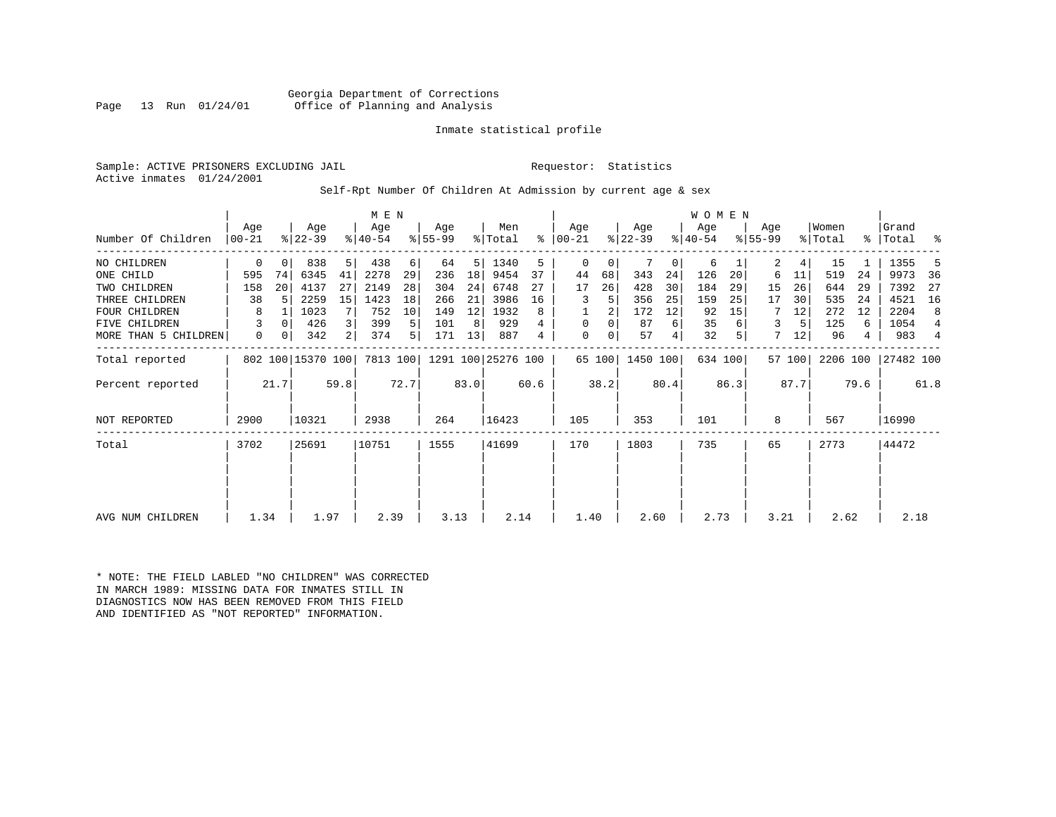Georgia Department of Corrections
Office of Planning and Analysis

Inmate statistical profile

Sample: ACTIVE PRISONERS EXCLUDING JAIL

Requestor: Statistics

Active inmates 01/24/2001

Self-Rpt Number Of Children At Admission by current age & sex

| Number Of Children | MEN Age 00-21 | % | Age 22-39 | % | Age 40-54 | % | Age 55-99 | % | Men Total | % | WOMEN Age 00-21 | % | Age 22-39 | % | Age 40-54 | % | Age 55-99 | % | Women Total | % | Grand Total | % |
|---|---|---|---|---|---|---|---|---|---|---|---|---|---|---|---|---|---|---|---|---|---|---|
| NO CHILDREN | 0 | 0 | 838 | 5 | 438 | 6 | 64 | 5 | 1340 | 5 | 0 | 0 | 7 | 0 | 6 | 1 | 2 | 4 | 15 | 1 | 1355 | 5 |
| ONE CHILD | 595 | 74 | 6345 | 41 | 2278 | 29 | 236 | 18 | 9454 | 37 | 44 | 68 | 343 | 24 | 126 | 20 | 6 | 11 | 519 | 24 | 9973 | 36 |
| TWO CHILDREN | 158 | 20 | 4137 | 27 | 2149 | 28 | 304 | 24 | 6748 | 27 | 17 | 26 | 428 | 30 | 184 | 29 | 15 | 26 | 644 | 29 | 7392 | 27 |
| THREE CHILDREN | 38 | 5 | 2259 | 15 | 1423 | 18 | 266 | 21 | 3986 | 16 | 3 | 5 | 356 | 25 | 159 | 25 | 17 | 30 | 535 | 24 | 4521 | 16 |
| FOUR CHILDREN | 8 | 1 | 1023 | 7 | 752 | 10 | 149 | 12 | 1932 | 8 | 1 | 2 | 172 | 12 | 92 | 15 | 7 | 12 | 272 | 12 | 2204 | 8 |
| FIVE CHILDREN | 3 | 0 | 426 | 3 | 399 | 5 | 101 | 8 | 929 | 4 | 0 | 0 | 87 | 6 | 35 | 6 | 3 | 5 | 125 | 6 | 1054 | 4 |
| MORE THAN 5 CHILDREN | 0 | 0 | 342 | 2 | 374 | 5 | 171 | 13 | 887 | 4 | 0 | 0 | 57 | 4 | 32 | 5 | 7 | 12 | 96 | 4 | 983 | 4 |
| Total reported | 802 | 100 | 15370 | 100 | 7813 | 100 | 1291 | 100 | 25276 | 100 | 65 | 100 | 1450 | 100 | 634 | 100 | 57 | 100 | 2206 | 100 | 27482 | 100 |
| Percent reported | | 21.7 | | 59.8 | | 72.7 | | 83.0 | | 60.6 | | 38.2 | | 80.4 | | 86.3 | | 87.7 | | 79.6 | | 61.8 |
| NOT REPORTED | 2900 | | 10321 | | 2938 | | 264 | | 16423 | | 105 | | 353 | | 101 | | 8 | | 567 | | 16990 | |
| Total | 3702 | | 25691 | | 10751 | | 1555 | | 41699 | | 170 | | 1803 | | 735 | | 65 | | 2773 | | 44472 | |
| AVG NUM CHILDREN | 1.34 | | 1.97 | | 2.39 | | 3.13 | | 2.14 | | 1.40 | | 2.60 | | 2.73 | | 3.21 | | 2.62 | | 2.18 | |

* NOTE: THE FIELD LABLED "NO CHILDREN" WAS CORRECTED IN MARCH 1989: MISSING DATA FOR INMATES STILL IN DIAGNOSTICS NOW HAS BEEN REMOVED FROM THIS FIELD AND IDENTIFIED AS "NOT REPORTED" INFORMATION.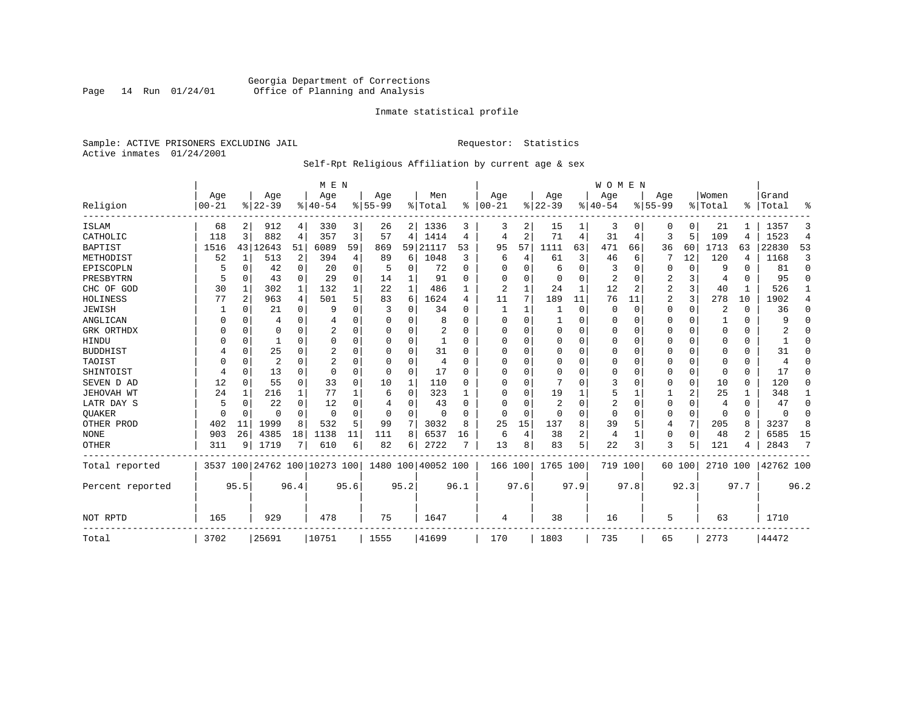Georgia Department of Corrections
Office of Planning and Analysis

Inmate statistical profile

Sample: ACTIVE PRISONERS EXCLUDING JAIL    Requestor: Statistics
Active inmates 01/24/2001

Self-Rpt Religious Affiliation by current age & sex

| Religion | MEN Age 00-21 | % | Age 22-39 | % | Age 40-54 | % | Age 55-99 | % | Men Total | % | WOMEN Age 00-21 | % | Age 22-39 | % | Age 40-54 | % | Age 55-99 | % | Women Total | % | Grand Total | % |
|---|---|---|---|---|---|---|---|---|---|---|---|---|---|---|---|---|---|---|---|---|---|---|
| ISLAM | 68 | 2 | 912 | 4 | 330 | 3 | 26 | 2 | 1336 | 3 | 3 | 2 | 15 | 1 | 3 | 0 | 0 | 0 | 21 | 1 | 1357 | 3 |
| CATHOLIC | 118 | 3 | 882 | 4 | 357 | 3 | 57 | 4 | 1414 | 4 | 4 | 2 | 71 | 4 | 31 | 4 | 3 | 5 | 109 | 4 | 1523 | 4 |
| BAPTIST | 1516 | 43 | 12643 | 51 | 6089 | 59 | 869 | 59 | 21117 | 53 | 95 | 57 | 1111 | 63 | 471 | 66 | 36 | 60 | 1713 | 63 | 22830 | 53 |
| METHODIST | 52 | 1 | 513 | 2 | 394 | 4 | 89 | 6 | 1048 | 3 | 6 | 4 | 61 | 3 | 46 | 6 | 7 | 12 | 120 | 4 | 1168 | 3 |
| EPISCOPLN | 5 | 0 | 42 | 0 | 20 | 0 | 5 | 0 | 72 | 0 | 0 | 0 | 6 | 0 | 3 | 0 | 0 | 0 | 9 | 0 | 81 | 0 |
| PRESBYTRN | 5 | 0 | 43 | 0 | 29 | 0 | 14 | 1 | 91 | 0 | 0 | 0 | 0 | 0 | 2 | 0 | 2 | 3 | 4 | 0 | 95 | 0 |
| CHC OF GOD | 30 | 1 | 302 | 1 | 132 | 1 | 22 | 1 | 486 | 1 | 2 | 1 | 24 | 1 | 12 | 2 | 2 | 3 | 40 | 1 | 526 | 1 |
| HOLINESS | 77 | 2 | 963 | 4 | 501 | 5 | 83 | 6 | 1624 | 4 | 11 | 7 | 189 | 11 | 76 | 11 | 2 | 3 | 278 | 10 | 1902 | 4 |
| JEWISH | 1 | 0 | 21 | 0 | 9 | 0 | 3 | 0 | 34 | 0 | 1 | 1 | 1 | 0 | 0 | 0 | 0 | 0 | 2 | 0 | 36 | 0 |
| ANGLICAN | 0 | 0 | 4 | 0 | 4 | 0 | 0 | 0 | 8 | 0 | 0 | 0 | 1 | 0 | 0 | 0 | 0 | 0 | 1 | 0 | 9 | 0 |
| GRK ORTHDX | 0 | 0 | 0 | 0 | 2 | 0 | 0 | 0 | 2 | 0 | 0 | 0 | 0 | 0 | 0 | 0 | 0 | 0 | 0 | 0 | 2 | 0 |
| HINDU | 0 | 0 | 1 | 0 | 0 | 0 | 0 | 0 | 1 | 0 | 0 | 0 | 0 | 0 | 0 | 0 | 0 | 0 | 0 | 0 | 1 | 0 |
| BUDDHIST | 4 | 0 | 25 | 0 | 2 | 0 | 0 | 0 | 31 | 0 | 0 | 0 | 0 | 0 | 0 | 0 | 0 | 0 | 0 | 0 | 31 | 0 |
| TAOIST | 0 | 0 | 2 | 0 | 2 | 0 | 0 | 0 | 4 | 0 | 0 | 0 | 0 | 0 | 0 | 0 | 0 | 0 | 0 | 0 | 4 | 0 |
| SHINTOIST | 4 | 0 | 13 | 0 | 0 | 0 | 0 | 0 | 17 | 0 | 0 | 0 | 0 | 0 | 0 | 0 | 0 | 0 | 0 | 0 | 17 | 0 |
| SEVEN D AD | 12 | 0 | 55 | 0 | 33 | 0 | 10 | 1 | 110 | 0 | 0 | 0 | 7 | 0 | 3 | 0 | 0 | 0 | 10 | 0 | 120 | 0 |
| JEHOVAH WT | 24 | 1 | 216 | 1 | 77 | 1 | 6 | 0 | 323 | 1 | 0 | 0 | 19 | 1 | 5 | 1 | 1 | 2 | 25 | 1 | 348 | 1 |
| LATR DAY S | 5 | 0 | 22 | 0 | 12 | 0 | 4 | 0 | 43 | 0 | 0 | 0 | 2 | 0 | 2 | 0 | 0 | 0 | 4 | 0 | 47 | 0 |
| QUAKER | 0 | 0 | 0 | 0 | 0 | 0 | 0 | 0 | 0 | 0 | 0 | 0 | 0 | 0 | 0 | 0 | 0 | 0 | 0 | 0 | 0 | 0 |
| OTHER PROD | 402 | 11 | 1999 | 8 | 532 | 5 | 99 | 7 | 3032 | 8 | 25 | 15 | 137 | 8 | 39 | 5 | 4 | 7 | 205 | 8 | 3237 | 8 |
| NONE | 903 | 26 | 4385 | 18 | 1138 | 11 | 111 | 8 | 6537 | 16 | 6 | 4 | 38 | 2 | 4 | 1 | 0 | 0 | 48 | 2 | 6585 | 15 |
| OTHER | 311 | 9 | 1719 | 7 | 610 | 6 | 82 | 6 | 2722 | 7 | 13 | 8 | 83 | 5 | 22 | 3 | 3 | 5 | 121 | 4 | 2843 | 7 |
| Total reported | 3537 | 100 | 24762 | 100 | 10273 | 100 | 1480 | 100 | 40052 | 100 | 166 | 100 | 1765 | 100 | 719 | 100 | 60 | 100 | 2710 | 100 | 42762 | 100 |
| Percent reported | | 95.5 | | 96.4 | | 95.6 | | 95.2 | | 96.1 | | 97.6 | | 97.9 | | 97.8 | | 92.3 | | 97.7 | | 96.2 |
| NOT RPTD | 165 | | 929 | | 478 | | 75 | | 1647 | | 4 | | 38 | | 16 | | 5 | | 63 | | 1710 | |
| Total | 3702 | | 25691 | | 10751 | | 1555 | | 41699 | | 170 | | 1803 | | 735 | | 65 | | 2773 | | 44472 | |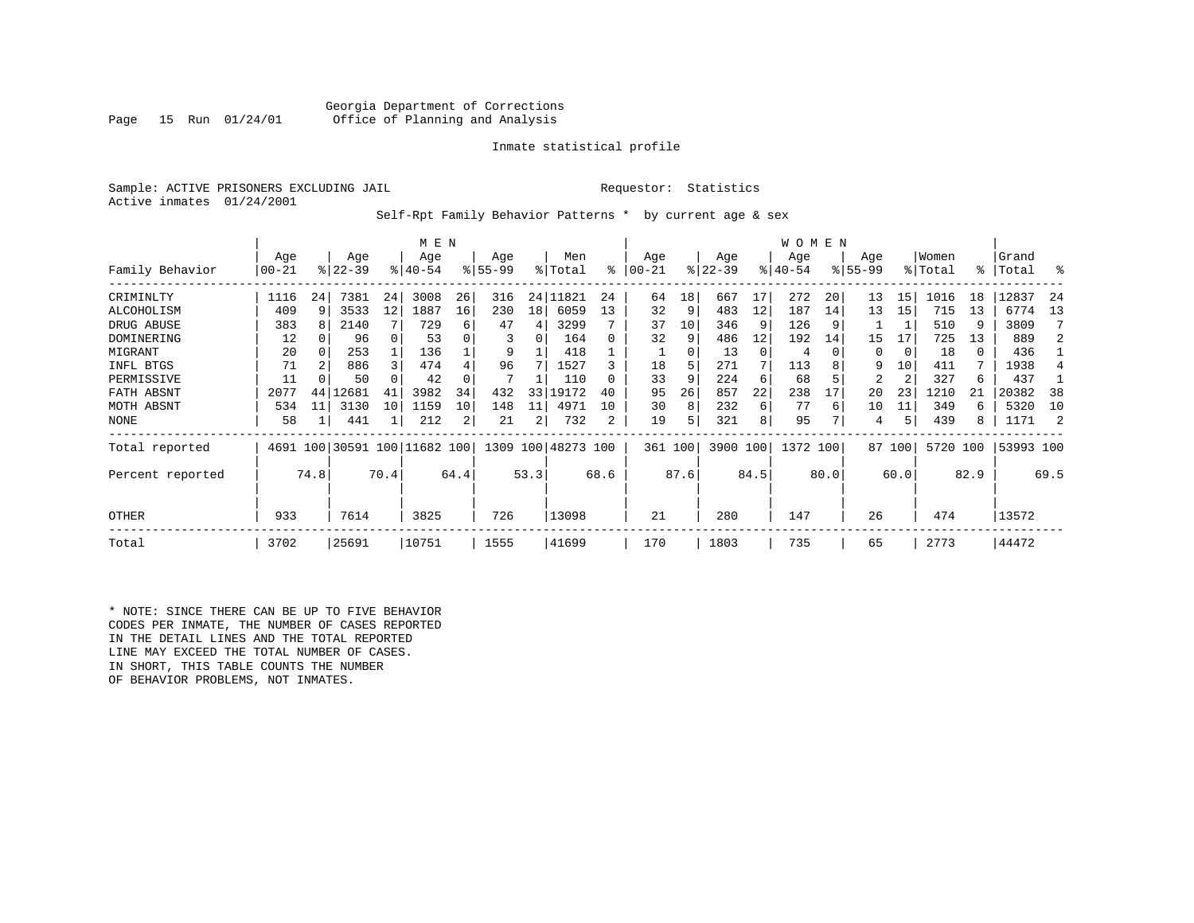Georgia Department of Corrections
Office of Planning and Analysis

Inmate statistical profile

Sample: ACTIVE PRISONERS EXCLUDING JAIL    Requestor: Statistics
Active inmates 01/24/2001

Self-Rpt Family Behavior Patterns * by current age & sex

| Family Behavior | MEN Age 00-21 | % | Age 22-39 | % | Age 40-54 | % | Age 55-99 | % | Men Total | % | WOMEN Age 00-21 | % | Age 22-39 | % | Age 40-54 | % | Age 55-99 | % | Women Total | % | Grand Total | % |
|---|---|---|---|---|---|---|---|---|---|---|---|---|---|---|---|---|---|---|---|---|---|---|
| CRIMINLTY | 1116 | 24 | 7381 | 24 | 3008 | 26 | 316 | 24 | 11821 | 24 | 64 | 18 | 667 | 17 | 272 | 20 | 13 | 15 | 1016 | 18 | 12837 | 24 |
| ALCOHOLISM | 409 | 9 | 3533 | 12 | 1887 | 16 | 230 | 18 | 6059 | 13 | 32 | 9 | 483 | 12 | 187 | 14 | 13 | 15 | 715 | 13 | 6774 | 13 |
| DRUG ABUSE | 383 | 8 | 2140 | 7 | 729 | 6 | 47 | 4 | 3299 | 7 | 37 | 10 | 346 | 9 | 126 | 9 | 1 | 1 | 510 | 9 | 3809 | 7 |
| DOMINERING | 12 | 0 | 96 | 0 | 53 | 0 | 3 | 0 | 164 | 0 | 32 | 9 | 486 | 12 | 192 | 14 | 15 | 17 | 725 | 13 | 889 | 2 |
| MIGRANT | 20 | 0 | 253 | 1 | 136 | 1 | 9 | 1 | 418 | 1 | 1 | 0 | 13 | 0 | 4 | 0 | 0 | 0 | 18 | 0 | 436 | 1 |
| INFL BTGS | 71 | 2 | 886 | 3 | 474 | 4 | 96 | 7 | 1527 | 3 | 18 | 5 | 271 | 7 | 113 | 8 | 9 | 10 | 411 | 7 | 1938 | 4 |
| PERMISSIVE | 11 | 0 | 50 | 0 | 42 | 0 | 7 | 1 | 110 | 0 | 33 | 9 | 224 | 6 | 68 | 5 | 2 | 2 | 327 | 6 | 437 | 1 |
| FATH ABSNT | 2077 | 44 | 12681 | 41 | 3982 | 34 | 432 | 33 | 19172 | 40 | 95 | 26 | 857 | 22 | 238 | 17 | 20 | 23 | 1210 | 21 | 20382 | 38 |
| MOTH ABSNT | 534 | 11 | 3130 | 10 | 1159 | 10 | 148 | 11 | 4971 | 10 | 30 | 8 | 232 | 6 | 77 | 6 | 10 | 11 | 349 | 6 | 5320 | 10 |
| NONE | 58 | 1 | 441 | 1 | 212 | 2 | 21 | 2 | 732 | 2 | 19 | 5 | 321 | 8 | 95 | 7 | 4 | 5 | 439 | 8 | 1171 | 2 |
| Total reported | 4691 | 100 | 30591 | 100 | 11682 | 100 | 1309 | 100 | 48273 | 100 | 361 | 100 | 3900 | 100 | 1372 | 100 | 87 | 100 | 5720 | 100 | 53993 | 100 |
| Percent reported | | 74.8 | | 70.4 | | 64.4 | | 53.3 | | 68.6 | | 87.6 | | 84.5 | | 80.0 | | 60.0 | | 82.9 | | 69.5 |
| OTHER | 933 | | 7614 | | 3825 | | 726 | | 13098 | | 21 | | 280 | | 147 | | 26 | | 474 | | 13572 | |
| Total | 3702 | | 25691 | | 10751 | | 1555 | | 41699 | | 170 | | 1803 | | 735 | | 65 | | 2773 | | 44472 | |

\* NOTE: SINCE THERE CAN BE UP TO FIVE BEHAVIOR CODES PER INMATE, THE NUMBER OF CASES REPORTED IN THE DETAIL LINES AND THE TOTAL REPORTED LINE MAY EXCEED THE TOTAL NUMBER OF CASES. IN SHORT, THIS TABLE COUNTS THE NUMBER OF BEHAVIOR PROBLEMS, NOT INMATES.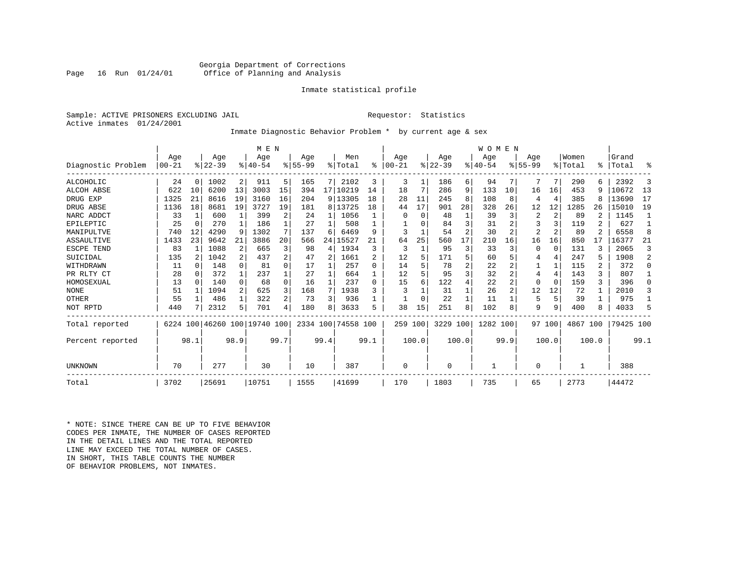Georgia Department of Corrections
Office of Planning and Analysis

Inmate statistical profile

Sample: ACTIVE PRISONERS EXCLUDING JAIL                                        Requestor:  Statistics
Active inmates  01/24/2001

Inmate Diagnostic Behavior Problem *  by current age & sex

| Diagnostic Problem | MEN Age 00-21 | % | Age 22-39 | % | Age 40-54 | % | Age 55-99 | % | Men Total | % | WOMEN Age 00-21 | % | Age 22-39 | % | Age 40-54 | % | Age 55-99 | % | Women Total | % | Grand Total | % |
|---|---|---|---|---|---|---|---|---|---|---|---|---|---|---|---|---|---|---|---|---|---|---|
| ALCOHOLIC | 24 | 0 | 1002 | 2 | 911 | 5 | 165 | 7 | 2102 | 3 | 3 | 1 | 186 | 6 | 94 | 7 | 7 | 7 | 290 | 6 | 2392 | 3 |
| ALCOH ABSE | 622 | 10 | 6200 | 13 | 3003 | 15 | 394 | 17 | 10219 | 14 | 18 | 7 | 286 | 9 | 133 | 10 | 16 | 16 | 453 | 9 | 10672 | 13 |
| DRUG EXP | 1325 | 21 | 8616 | 19 | 3160 | 16 | 204 | 9 | 13305 | 18 | 28 | 11 | 245 | 8 | 108 | 8 | 4 | 4 | 385 | 8 | 13690 | 17 |
| DRUG ABSE | 1136 | 18 | 8681 | 19 | 3727 | 19 | 181 | 8 | 13725 | 18 | 44 | 17 | 901 | 28 | 328 | 26 | 12 | 12 | 1285 | 26 | 15010 | 19 |
| NARC ADDCT | 33 | 1 | 600 | 1 | 399 | 2 | 24 | 1 | 1056 | 1 | 0 | 0 | 48 | 1 | 39 | 3 | 2 | 2 | 89 | 2 | 1145 | 1 |
| EPILEPTIC | 25 | 0 | 270 | 1 | 186 | 1 | 27 | 1 | 508 | 1 | 1 | 0 | 84 | 3 | 31 | 2 | 3 | 3 | 119 | 2 | 627 | 1 |
| MANIPULTVE | 740 | 12 | 4290 | 9 | 1302 | 7 | 137 | 6 | 6469 | 9 | 3 | 1 | 54 | 2 | 30 | 2 | 2 | 2 | 89 | 2 | 6558 | 8 |
| ASSAULTIVE | 1433 | 23 | 9642 | 21 | 3886 | 20 | 566 | 24 | 15527 | 21 | 64 | 25 | 560 | 17 | 210 | 16 | 16 | 16 | 850 | 17 | 16377 | 21 |
| ESCPE TEND | 83 | 1 | 1088 | 2 | 665 | 3 | 98 | 4 | 1934 | 3 | 3 | 1 | 95 | 3 | 33 | 3 | 0 | 0 | 131 | 3 | 2065 | 3 |
| SUICIDAL | 135 | 2 | 1042 | 2 | 437 | 2 | 47 | 2 | 1661 | 2 | 12 | 5 | 171 | 5 | 60 | 5 | 4 | 4 | 247 | 5 | 1908 | 2 |
| WITHDRAWN | 11 | 0 | 148 | 0 | 81 | 0 | 17 | 1 | 257 | 0 | 14 | 5 | 78 | 2 | 22 | 2 | 1 | 1 | 115 | 2 | 372 | 0 |
| PR RLTY CT | 28 | 0 | 372 | 1 | 237 | 1 | 27 | 1 | 664 | 1 | 12 | 5 | 95 | 3 | 32 | 2 | 4 | 4 | 143 | 3 | 807 | 1 |
| HOMOSEXUAL | 13 | 0 | 140 | 0 | 68 | 0 | 16 | 1 | 237 | 0 | 15 | 6 | 122 | 4 | 22 | 2 | 0 | 0 | 159 | 3 | 396 | 0 |
| NONE | 51 | 1 | 1094 | 2 | 625 | 3 | 168 | 7 | 1938 | 3 | 3 | 1 | 31 | 1 | 26 | 2 | 12 | 12 | 72 | 1 | 2010 | 3 |
| OTHER | 55 | 1 | 486 | 1 | 322 | 2 | 73 | 3 | 936 | 1 | 1 | 0 | 22 | 1 | 11 | 1 | 5 | 5 | 39 | 1 | 975 | 1 |
| NOT RPTD | 440 | 7 | 2312 | 5 | 701 | 4 | 180 | 8 | 3633 | 5 | 38 | 15 | 251 | 8 | 102 | 8 | 9 | 9 | 400 | 8 | 4033 | 5 |
| Total reported | 6224 | 100 | 46260 | 100 | 19740 | 100 | 2334 | 100 | 74558 | 100 | 259 | 100 | 3229 | 100 | 1282 | 100 | 97 | 100 | 4867 | 100 | 79425 | 100 |
| Percent reported | | 98.1 | | 98.9 | | 99.7 | | 99.4 | | 99.1 | | 100.0 | | 100.0 | | 99.9 | | 100.0 | | 100.0 | | 99.1 |
| UNKNOWN | 70 | | 277 | | 30 | | 10 | | 387 | | 0 | | 0 | | 1 | | 0 | | 1 | | 388 | |
| Total | 3702 | | 25691 | | 10751 | | 1555 | | 41699 | | 170 | | 1803 | | 735 | | 65 | | 2773 | | 44472 | |

* NOTE: SINCE THERE CAN BE UP TO FIVE BEHAVIOR CODES PER INMATE, THE NUMBER OF CASES REPORTED IN THE DETAIL LINES AND THE TOTAL REPORTED LINE MAY EXCEED THE TOTAL NUMBER OF CASES. IN SHORT, THIS TABLE COUNTS THE NUMBER OF BEHAVIOR PROBLEMS, NOT INMATES.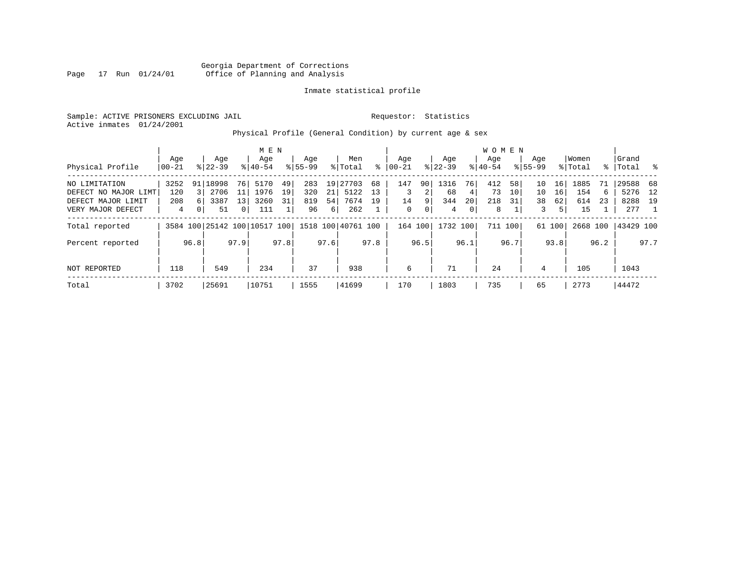Georgia Department of Corrections
Office of Planning and Analysis

Inmate statistical profile

Sample: ACTIVE PRISONERS EXCLUDING JAIL
Active inmates 01/24/2001

Requestor: Statistics

Physical Profile (General Condition) by current age & sex

| Physical Profile | MEN Age 00-21 | % | Age 22-39 | % | Age 40-54 | % | Age 55-99 | % | Men Total | % | WOMEN Age 00-21 | % | Age 22-39 | % | Age 40-54 | % | Age 55-99 | % | Women Total | % | Grand Total | % |
|---|---|---|---|---|---|---|---|---|---|---|---|---|---|---|---|---|---|---|---|---|---|---|
| NO LIMITATION | 3252 | 91 | 18998 | 76 | 5170 | 49 | 283 | 19 | 27703 | 68 | 147 | 90 | 1316 | 76 | 412 | 58 | 10 | 16 | 1885 | 71 | 29588 | 68 |
| DEFECT NO MAJOR LIMT | 120 | 3 | 2706 | 11 | 1976 | 19 | 320 | 21 | 5122 | 13 | 3 | 2 | 68 | 4 | 73 | 10 | 10 | 16 | 154 | 6 | 5276 | 12 |
| DEFECT MAJOR LIMIT | 208 | 6 | 3387 | 13 | 3260 | 31 | 819 | 54 | 7674 | 19 | 14 | 9 | 344 | 20 | 218 | 31 | 38 | 62 | 614 | 23 | 8288 | 19 |
| VERY MAJOR DEFECT | 4 | 0 | 51 | 0 | 111 | 1 | 96 | 6 | 262 | 1 | 0 | 0 | 4 | 0 | 8 | 1 | 3 | 5 | 15 | 1 | 277 | 1 |
| Total reported | 3584 | 100 | 25142 | 100 | 10517 | 100 | 1518 | 100 | 40761 | 100 | 164 | 100 | 1732 | 100 | 711 | 100 | 61 | 100 | 2668 | 100 | 43429 | 100 |
| Percent reported | | 96.8 | | 97.9 | | 97.8 | | 97.6 | | 97.8 | | 96.5 | | 96.1 | | 96.7 | | 93.8 | | 96.2 | | 97.7 |
| NOT REPORTED | 118 | | 549 | | 234 | | 37 | | 938 | | 6 | | 71 | | 24 | | 4 | | 105 | | 1043 | |
| Total | 3702 | | 25691 | | 10751 | | 1555 | | 41699 | | 170 | | 1803 | | 735 | | 65 | | 2773 | | 44472 | |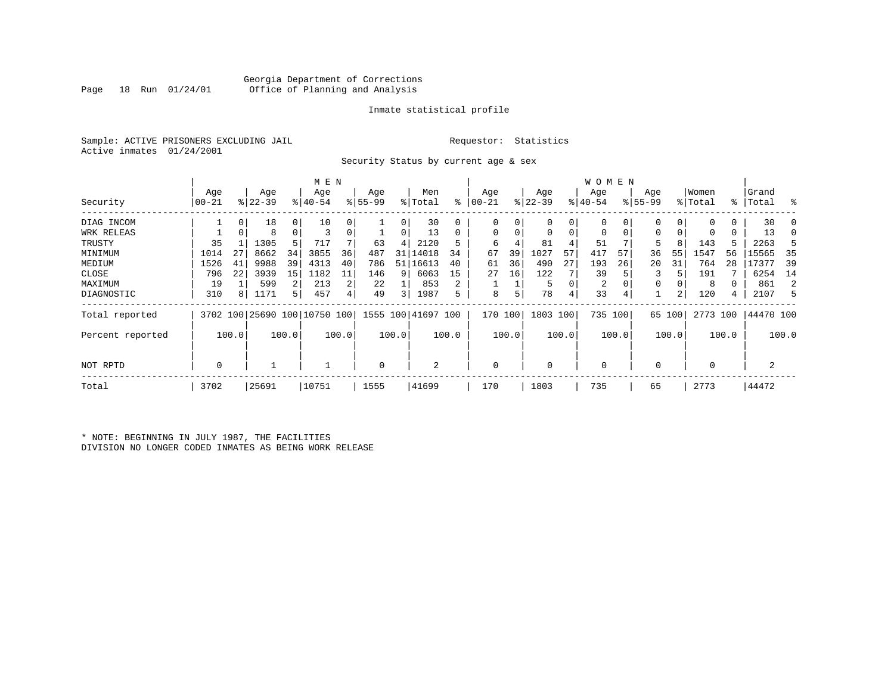Georgia Department of Corrections
Office of Planning and Analysis

Inmate statistical profile

Sample: ACTIVE PRISONERS EXCLUDING JAIL          Requestor: Statistics
Active inmates 01/24/2001

Security Status by current age & sex

| Security | MEN Age 00-21 | % | Age 22-39 | % | Age 40-54 | % | Age 55-99 | % | Men Total | % | WOMEN Age 00-21 | % | Age 22-39 | % | Age 40-54 | % | Age 55-99 | % | Women Total | % | Grand Total | % |
|---|---|---|---|---|---|---|---|---|---|---|---|---|---|---|---|---|---|---|---|---|---|---|
| DIAG INCOM | 1 | 0 | 18 | 0 | 10 | 0 | 1 | 0 | 30 | 0 | 0 | 0 | 0 | 0 | 0 | 0 | 0 | 0 | 0 | 0 | 30 | 0 |
| WRK RELEAS | 1 | 0 | 8 | 0 | 3 | 0 | 1 | 0 | 13 | 0 | 0 | 0 | 0 | 0 | 0 | 0 | 0 | 0 | 0 | 0 | 13 | 0 |
| TRUSTY | 35 | 1 | 1305 | 5 | 717 | 7 | 63 | 4 | 2120 | 5 | 6 | 4 | 81 | 4 | 51 | 7 | 5 | 8 | 143 | 5 | 2263 | 5 |
| MINIMUM | 1014 | 27 | 8662 | 34 | 3855 | 36 | 487 | 31 | 14018 | 34 | 67 | 39 | 1027 | 57 | 417 | 57 | 36 | 55 | 1547 | 56 | 15565 | 35 |
| MEDIUM | 1526 | 41 | 9988 | 39 | 4313 | 40 | 786 | 51 | 16613 | 40 | 61 | 36 | 490 | 27 | 193 | 26 | 20 | 31 | 764 | 28 | 17377 | 39 |
| CLOSE | 796 | 22 | 3939 | 15 | 1182 | 11 | 146 | 9 | 6063 | 15 | 27 | 16 | 122 | 7 | 39 | 5 | 3 | 5 | 191 | 7 | 6254 | 14 |
| MAXIMUM | 19 | 1 | 599 | 2 | 213 | 2 | 22 | 1 | 853 | 2 | 1 | 1 | 5 | 0 | 2 | 0 | 0 | 0 | 8 | 0 | 861 | 2 |
| DIAGNOSTIC | 310 | 8 | 1171 | 5 | 457 | 4 | 49 | 3 | 1987 | 5 | 8 | 5 | 78 | 4 | 33 | 4 | 1 | 2 | 120 | 4 | 2107 | 5 |
| Total reported | 3702 | 100 | 25690 | 100 | 10750 | 100 | 1555 | 100 | 41697 | 100 | 170 | 100 | 1803 | 100 | 735 | 100 | 65 | 100 | 2773 | 100 | 44470 | 100 |
| Percent reported | | 100.0 | | 100.0 | | 100.0 | | 100.0 | | 100.0 | | 100.0 | | 100.0 | | 100.0 | | 100.0 | | 100.0 | | 100.0 |
| NOT RPTD | 0 | | 1 | | 1 | | 0 | | 2 | | 0 | | 0 | | 0 | | 0 | | 0 | | 2 | |
| Total | 3702 | | 25691 | | 10751 | | 1555 | | 41699 | | 170 | | 1803 | | 735 | | 65 | | 2773 | | 44472 | |

* NOTE: BEGINNING IN JULY 1987, THE FACILITIES DIVISION NO LONGER CODED INMATES AS BEING WORK RELEASE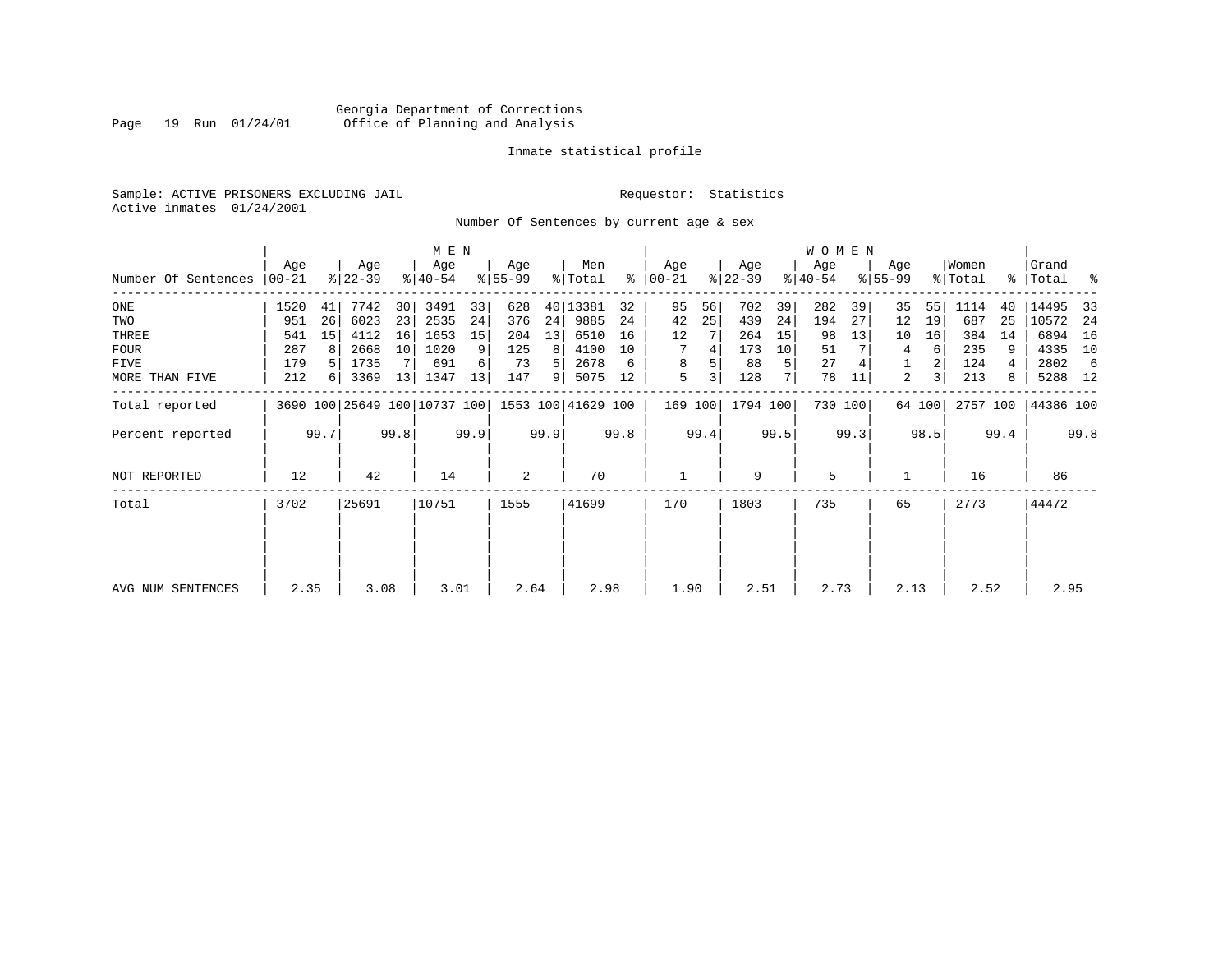Georgia Department of Corrections
Office of Planning and Analysis

Inmate statistical profile

Sample: ACTIVE PRISONERS EXCLUDING JAIL          Requestor: Statistics
Active inmates 01/24/2001

Number Of Sentences by current age & sex

| | MEN | | | | | | | | | | WOMEN | | | | | | | | | | | |
|---|---|---|---|---|---|---|---|---|---|---|---|---|---|---|---|---|---|---|---|---|---|---|
| Number Of Sentences | Age 00-21 | % | Age 22-39 | % | Age 40-54 | % | Age 55-99 | % | Men Total | % | Age 00-21 | % | Age 22-39 | % | Age 40-54 | % | Age 55-99 | % | Women Total | % | Grand Total | % |
| ONE | 1520 | 41 | 7742 | 30 | 3491 | 33 | 628 | 40 | 13381 | 32 | 95 | 56 | 702 | 39 | 282 | 39 | 35 | 55 | 1114 | 40 | 14495 | 33 |
| TWO | 951 | 26 | 6023 | 23 | 2535 | 24 | 376 | 24 | 9885 | 24 | 42 | 25 | 439 | 24 | 194 | 27 | 12 | 19 | 687 | 25 | 10572 | 24 |
| THREE | 541 | 15 | 4112 | 16 | 1653 | 15 | 204 | 13 | 6510 | 16 | 12 | 7 | 264 | 15 | 98 | 13 | 10 | 16 | 384 | 14 | 6894 | 16 |
| FOUR | 287 | 8 | 2668 | 10 | 1020 | 9 | 125 | 8 | 4100 | 10 | 7 | 4 | 173 | 10 | 51 | 7 | 4 | 6 | 235 | 9 | 4335 | 10 |
| FIVE | 179 | 5 | 1735 | 7 | 691 | 6 | 73 | 5 | 2678 | 6 | 8 | 5 | 88 | 5 | 27 | 4 | 1 | 2 | 124 | 4 | 2802 | 6 |
| MORE THAN FIVE | 212 | 6 | 3369 | 13 | 1347 | 13 | 147 | 9 | 5075 | 12 | 5 | 3 | 128 | 7 | 78 | 11 | 2 | 3 | 213 | 8 | 5288 | 12 |
| Total reported | 3690 | 100 | 25649 | 100 | 10737 | 100 | 1553 | 100 | 41629 | 100 | 169 | 100 | 1794 | 100 | 730 | 100 | 64 | 100 | 2757 | 100 | 44386 | 100 |
| Percent reported | | 99.7 | | 99.8 | | 99.9 | | 99.9 | | 99.8 | | 99.4 | | 99.5 | | 99.3 | | 98.5 | | 99.4 | | 99.8 |
| NOT REPORTED | 12 | | 42 | | 14 | | 2 | | 70 | | 1 | | 9 | | 5 | | 1 | | 16 | | 86 | |
| Total | 3702 | | 25691 | | 10751 | | 1555 | | 41699 | | 170 | | 1803 | | 735 | | 65 | | 2773 | | 44472 | |
| AVG NUM SENTENCES | 2.35 | | 3.08 | | 3.01 | | 2.64 | | 2.98 | | 1.90 | | 2.51 | | 2.73 | | 2.13 | | 2.52 | | 2.95 | |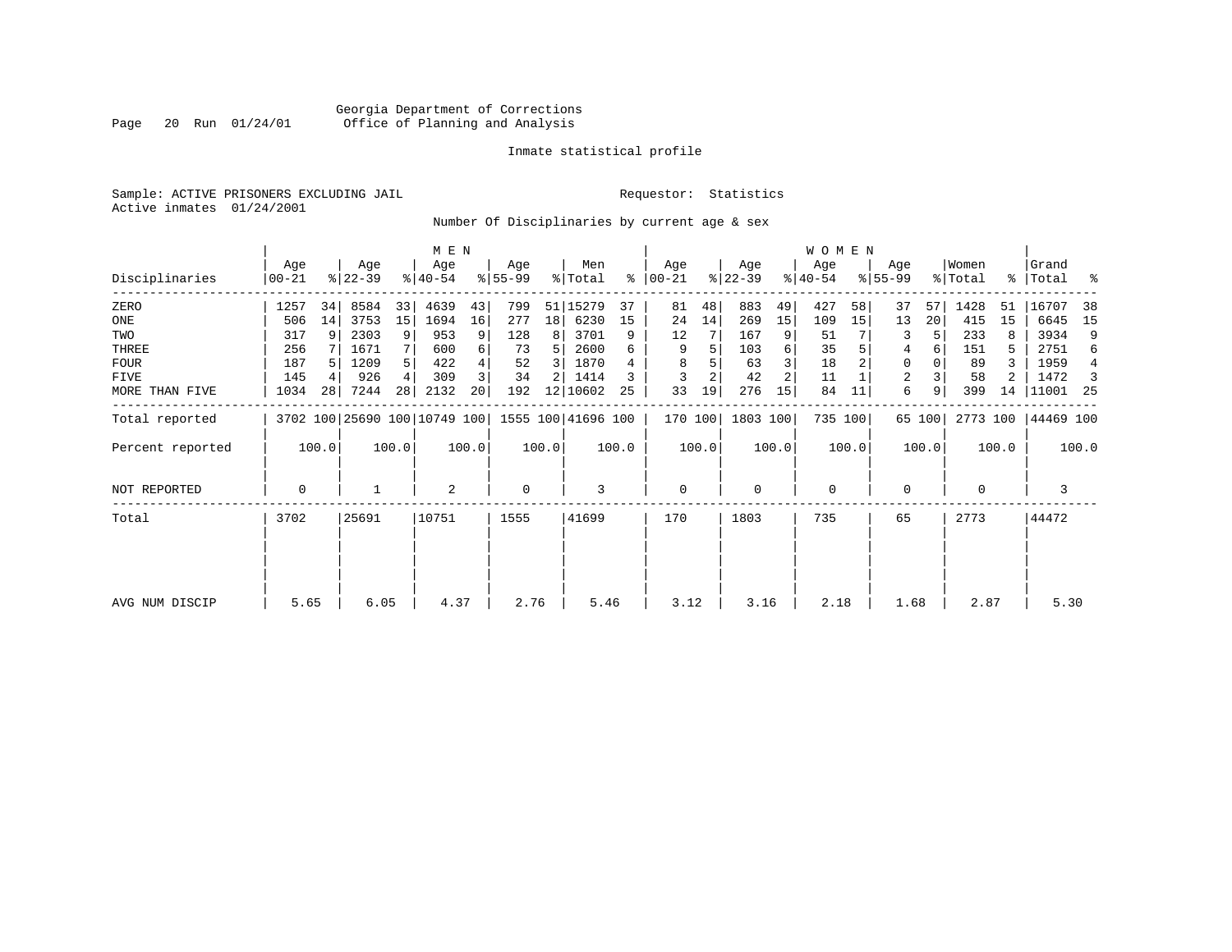Georgia Department of Corrections
Office of Planning and Analysis

Inmate statistical profile

Sample: ACTIVE PRISONERS EXCLUDING JAIL
Active inmates 01/24/2001

Requestor: Statistics

Number Of Disciplinaries by current age & sex

| Disciplinaries | MEN Age 00-21 | % | Age 22-39 | % | Age 40-54 | % | Age 55-99 | % | Men Total | % | WOMEN Age 00-21 | % | Age 22-39 | % | Age 40-54 | % | Age 55-99 | % | Women Total | % | Grand Total | % |
|---|---|---|---|---|---|---|---|---|---|---|---|---|---|---|---|---|---|---|---|---|---|---|
| ZERO | 1257 | 34 | 8584 | 33 | 4639 | 43 | 799 | 51 | 15279 | 37 | 81 | 48 | 883 | 49 | 427 | 58 | 37 | 57 | 1428 | 51 | 16707 | 38 |
| ONE | 506 | 14 | 3753 | 15 | 1694 | 16 | 277 | 18 | 6230 | 15 | 24 | 14 | 269 | 15 | 109 | 15 | 13 | 20 | 415 | 15 | 6645 | 15 |
| TWO | 317 | 9 | 2303 | 9 | 953 | 9 | 128 | 8 | 3701 | 9 | 12 | 7 | 167 | 9 | 51 | 7 | 3 | 5 | 233 | 8 | 3934 | 9 |
| THREE | 256 | 7 | 1671 | 7 | 600 | 6 | 73 | 5 | 2600 | 6 | 9 | 5 | 103 | 6 | 35 | 5 | 4 | 6 | 151 | 5 | 2751 | 6 |
| FOUR | 187 | 5 | 1209 | 5 | 422 | 4 | 52 | 3 | 1870 | 4 | 8 | 5 | 63 | 3 | 18 | 2 | 0 | 0 | 89 | 3 | 1959 | 4 |
| FIVE | 145 | 4 | 926 | 4 | 309 | 3 | 34 | 2 | 1414 | 3 | 3 | 2 | 42 | 2 | 11 | 1 | 2 | 3 | 58 | 2 | 1472 | 3 |
| MORE THAN FIVE | 1034 | 28 | 7244 | 28 | 2132 | 20 | 192 | 12 | 10602 | 25 | 33 | 19 | 276 | 15 | 84 | 11 | 6 | 9 | 399 | 14 | 11001 | 25 |
| Total reported | 3702 | 100 | 25690 | 100 | 10749 | 100 | 1555 | 100 | 41696 | 100 | 170 | 100 | 1803 | 100 | 735 | 100 | 65 | 100 | 2773 | 100 | 44469 | 100 |
| Percent reported | | 100.0 | | 100.0 | | 100.0 | | 100.0 | | 100.0 | | 100.0 | | 100.0 | | 100.0 | | 100.0 | | 100.0 | | 100.0 |
| NOT REPORTED | 0 | | 1 | | 2 | | 0 | | 3 | | 0 | | 0 | | 0 | | 0 | | 0 | | 3 | |
| Total | 3702 | | 25691 | | 10751 | | 1555 | | 41699 | | 170 | | 1803 | | 735 | | 65 | | 2773 | | 44472 | |
| AVG NUM DISCIP | 5.65 | | 6.05 | | 4.37 | | 2.76 | | 5.46 | | 3.12 | | 3.16 | | 2.18 | | 1.68 | | 2.87 | | 5.30 | |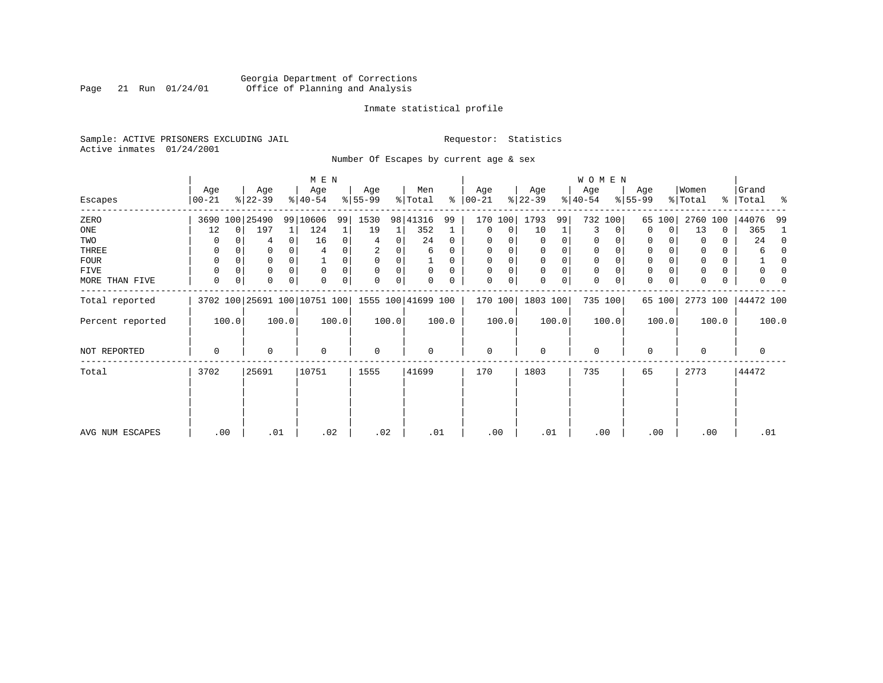Georgia Department of Corrections
Office of Planning and Analysis

Inmate statistical profile

Sample: ACTIVE PRISONERS EXCLUDING JAIL

Active inmates 01/24/2001

Requestor: Statistics

Number Of Escapes by current age & sex

| Escapes | MEN Age 00-21 | % | Age 22-39 | % | Age 40-54 | % | Age 55-99 | % | Men Total | % | WOMEN Age 00-21 | % | Age 22-39 | % | Age 40-54 | % | Age 55-99 | % | Women Total | % | Grand Total | % |
|---|---|---|---|---|---|---|---|---|---|---|---|---|---|---|---|---|---|---|---|---|---|---|
| ZERO | 3690 | 100 | 25490 | 99 | 10606 | 99 | 1530 | 98 | 41316 | 99 | 170 | 100 | 1793 | 99 | 732 | 100 | 65 | 100 | 2760 | 100 | 44076 | 99 |
| ONE | 12 | 0 | 197 | 1 | 124 | 1 | 19 | 1 | 352 | 1 | 0 | 0 | 10 | 1 | 3 | 0 | 0 | 0 | 13 | 0 | 365 | 1 |
| TWO | 0 | 0 | 4 | 0 | 16 | 0 | 4 | 0 | 24 | 0 | 0 | 0 | 0 | 0 | 0 | 0 | 0 | 0 | 0 | 0 | 24 | 0 |
| THREE | 0 | 0 | 0 | 0 | 4 | 0 | 2 | 0 | 6 | 0 | 0 | 0 | 0 | 0 | 0 | 0 | 0 | 0 | 0 | 0 | 6 | 0 |
| FOUR | 0 | 0 | 0 | 0 | 1 | 0 | 0 | 0 | 1 | 0 | 0 | 0 | 0 | 0 | 0 | 0 | 0 | 0 | 0 | 0 | 1 | 0 |
| FIVE | 0 | 0 | 0 | 0 | 0 | 0 | 0 | 0 | 0 | 0 | 0 | 0 | 0 | 0 | 0 | 0 | 0 | 0 | 0 | 0 | 0 | 0 |
| MORE THAN FIVE | 0 | 0 | 0 | 0 | 0 | 0 | 0 | 0 | 0 | 0 | 0 | 0 | 0 | 0 | 0 | 0 | 0 | 0 | 0 | 0 | 0 | 0 |
| Total reported | 3702 | 100 | 25691 | 100 | 10751 | 100 | 1555 | 100 | 41699 | 100 | 170 | 100 | 1803 | 100 | 735 | 100 | 65 | 100 | 2773 | 100 | 44472 | 100 |
| Percent reported | | 100.0 | | 100.0 | | 100.0 | | 100.0 | | 100.0 | | 100.0 | | 100.0 | | 100.0 | | 100.0 | | 100.0 | | 100.0 |
| NOT REPORTED | 0 | | 0 | | 0 | | 0 | | 0 | | 0 | | 0 | | 0 | | 0 | | 0 | | 0 | |
| Total | 3702 | | 25691 | | 10751 | | 1555 | | 41699 | | 170 | | 1803 | | 735 | | 65 | | 2773 | | 44472 | |
| AVG NUM ESCAPES | .00 | | .01 | | .02 | | .02 | | .01 | | .00 | | .01 | | .00 | | .00 | | .00 | | .01 | |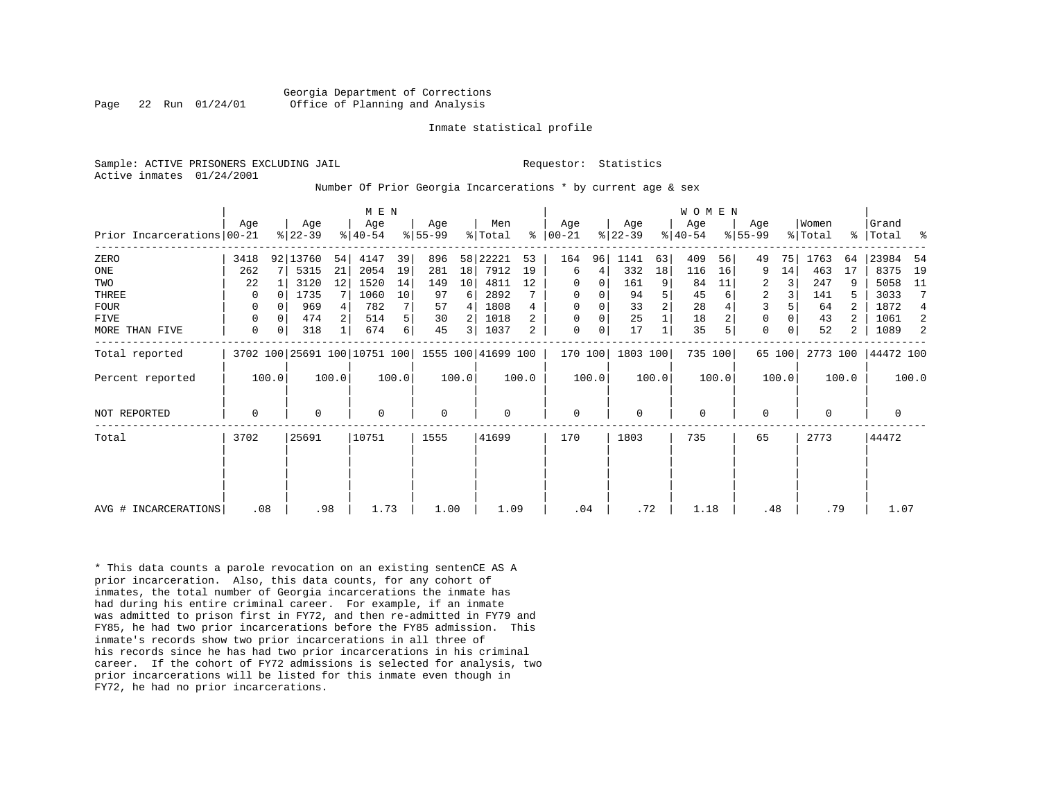Georgia Department of Corrections
Office of Planning and Analysis

Inmate statistical profile

Sample: ACTIVE PRISONERS EXCLUDING JAIL

Requestor: Statistics

Active inmates 01/24/2001

Number Of Prior Georgia Incarcerations * by current age & sex

| | MEN | | | | | | | | | | WOMEN | | | | | | | | | | | |
|---|---|---|---|---|---|---|---|---|---|---|---|---|---|---|---|---|---|---|---|---|---|---|
| Prior Incarcerations | Age 00-21 | % | Age 22-39 | % | Age 40-54 | % | Age 55-99 | % | Men Total | % | Age 00-21 | % | Age 22-39 | % | Age 40-54 | % | Age 55-99 | % | Women Total | % | Grand Total | % |
| ZERO | 3418 | 92 | 13760 | 54 | 4147 | 39 | 896 | 58 | 22221 | 53 | 164 | 96 | 1141 | 63 | 409 | 56 | 49 | 75 | 1763 | 64 | 23984 | 54 |
| ONE | 262 | 7 | 5315 | 21 | 2054 | 19 | 281 | 18 | 7912 | 19 | 6 | 4 | 332 | 18 | 116 | 16 | 9 | 14 | 463 | 17 | 8375 | 19 |
| TWO | 22 | 1 | 3120 | 12 | 1520 | 14 | 149 | 10 | 4811 | 12 | 0 | 0 | 161 | 9 | 84 | 11 | 2 | 3 | 247 | 9 | 5058 | 11 |
| THREE | 0 | 0 | 1735 | 7 | 1060 | 10 | 97 | 6 | 2892 | 7 | 0 | 0 | 94 | 5 | 45 | 6 | 2 | 3 | 141 | 5 | 3033 | 7 |
| FOUR | 0 | 0 | 969 | 4 | 782 | 7 | 57 | 4 | 1808 | 4 | 0 | 0 | 33 | 2 | 28 | 4 | 3 | 5 | 64 | 2 | 1872 | 4 |
| FIVE | 0 | 0 | 474 | 2 | 514 | 5 | 30 | 2 | 1018 | 2 | 0 | 0 | 25 | 1 | 18 | 2 | 0 | 0 | 43 | 2 | 1061 | 2 |
| MORE THAN FIVE | 0 | 0 | 318 | 1 | 674 | 6 | 45 | 3 | 1037 | 2 | 0 | 0 | 17 | 1 | 35 | 5 | 0 | 0 | 52 | 2 | 1089 | 2 |
| Total reported | 3702 | 100 | 25691 | 100 | 10751 | 100 | 1555 | 100 | 41699 | 100 | 170 | 100 | 1803 | 100 | 735 | 100 | 65 | 100 | 2773 | 100 | 44472 | 100 |
| Percent reported | 100.0 | | 100.0 | | 100.0 | | 100.0 | | 100.0 | | 100.0 | | 100.0 | | 100.0 | | 100.0 | | 100.0 | | 100.0 | |
| NOT REPORTED | 0 | | 0 | | 0 | | 0 | | 0 | | 0 | | 0 | | 0 | | 0 | | 0 | | 0 | |
| Total | 3702 | | 25691 | | 10751 | | 1555 | | 41699 | | 170 | | 1803 | | 735 | | 65 | | 2773 | | 44472 | |
| AVG # INCARCERATIONS | .08 | | .98 | | 1.73 | | 1.00 | | 1.09 | | .04 | | .72 | | 1.18 | | .48 | | .79 | | 1.07 | |

* This data counts a parole revocation on an existing sentenCE AS A prior incarceration. Also, this data counts, for any cohort of inmates, the total number of Georgia incarcerations the inmate has had during his entire criminal career. For example, if an inmate was admitted to prison first in FY72, and then re-admitted in FY79 and FY85, he had two prior incarcerations before the FY85 admission. This inmate's records show two prior incarcerations in all three of his records since he has had two prior incarcerations in his criminal career. If the cohort of FY72 admissions is selected for analysis, two prior incarcerations will be listed for this inmate even though in FY72, he had no prior incarcerations.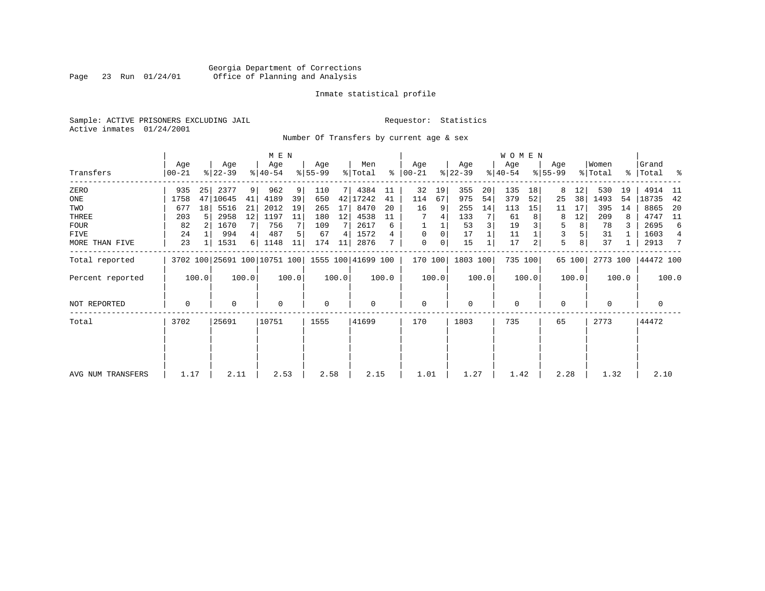Georgia Department of Corrections
Office of Planning and Analysis

Inmate statistical profile

Sample: ACTIVE PRISONERS EXCLUDING JAIL

Requestor: Statistics

Active inmates 01/24/2001

Number Of Transfers by current age & sex

| Transfers | MEN Age 00-21 | % | Age 22-39 | % | Age 40-54 | % | Age 55-99 | % | Men Total | % | WOMEN Age 00-21 | % | Age 22-39 | % | Age 40-54 | % | Age 55-99 | % | Women Total | % | Grand Total | % |
|---|---|---|---|---|---|---|---|---|---|---|---|---|---|---|---|---|---|---|---|---|---|---|
| ZERO | 935 | 25 | 2377 | 9 | 962 | 9 | 110 | 7 | 4384 | 11 | 32 | 19 | 355 | 20 | 135 | 18 | 8 | 12 | 530 | 19 | 4914 | 11 |
| ONE | 1758 | 47 | 10645 | 41 | 4189 | 39 | 650 | 42 | 17242 | 41 | 114 | 67 | 975 | 54 | 379 | 52 | 25 | 38 | 1493 | 54 | 18735 | 42 |
| TWO | 677 | 18 | 5516 | 21 | 2012 | 19 | 265 | 17 | 8470 | 20 | 16 | 9 | 255 | 14 | 113 | 15 | 11 | 17 | 395 | 14 | 8865 | 20 |
| THREE | 203 | 5 | 2958 | 12 | 1197 | 11 | 180 | 12 | 4538 | 11 | 7 | 4 | 133 | 7 | 61 | 8 | 8 | 12 | 209 | 8 | 4747 | 11 |
| FOUR | 82 | 2 | 1670 | 7 | 756 | 7 | 109 | 7 | 2617 | 6 | 1 | 1 | 53 | 3 | 19 | 3 | 5 | 8 | 78 | 3 | 2695 | 6 |
| FIVE | 24 | 1 | 994 | 4 | 487 | 5 | 67 | 4 | 1572 | 4 | 0 | 0 | 17 | 1 | 11 | 1 | 3 | 5 | 31 | 1 | 1603 | 4 |
| MORE THAN FIVE | 23 | 1 | 1531 | 6 | 1148 | 11 | 174 | 11 | 2876 | 7 | 0 | 0 | 15 | 1 | 17 | 2 | 5 | 8 | 37 | 1 | 2913 | 7 |
| Total reported | 3702 | 100 | 25691 | 100 | 10751 | 100 | 1555 | 100 | 41699 | 100 | 170 | 100 | 1803 | 100 | 735 | 100 | 65 | 100 | 2773 | 100 | 44472 | 100 |
| Percent reported | | 100.0 | | 100.0 | | 100.0 | | 100.0 | | 100.0 | | 100.0 | | 100.0 | | 100.0 | | 100.0 | | 100.0 | | 100.0 |
| NOT REPORTED | 0 | | 0 | | 0 | | 0 | | 0 | | 0 | | 0 | | 0 | | 0 | | 0 | | 0 | |
| Total | 3702 | | 25691 | | 10751 | | 1555 | | 41699 | | 170 | | 1803 | | 735 | | 65 | | 2773 | | 44472 | |
| AVG NUM TRANSFERS | 1.17 | | 2.11 | | 2.53 | | 2.58 | | 2.15 | | 1.01 | | 1.27 | | 1.42 | | 2.28 | | 1.32 | | 2.10 | |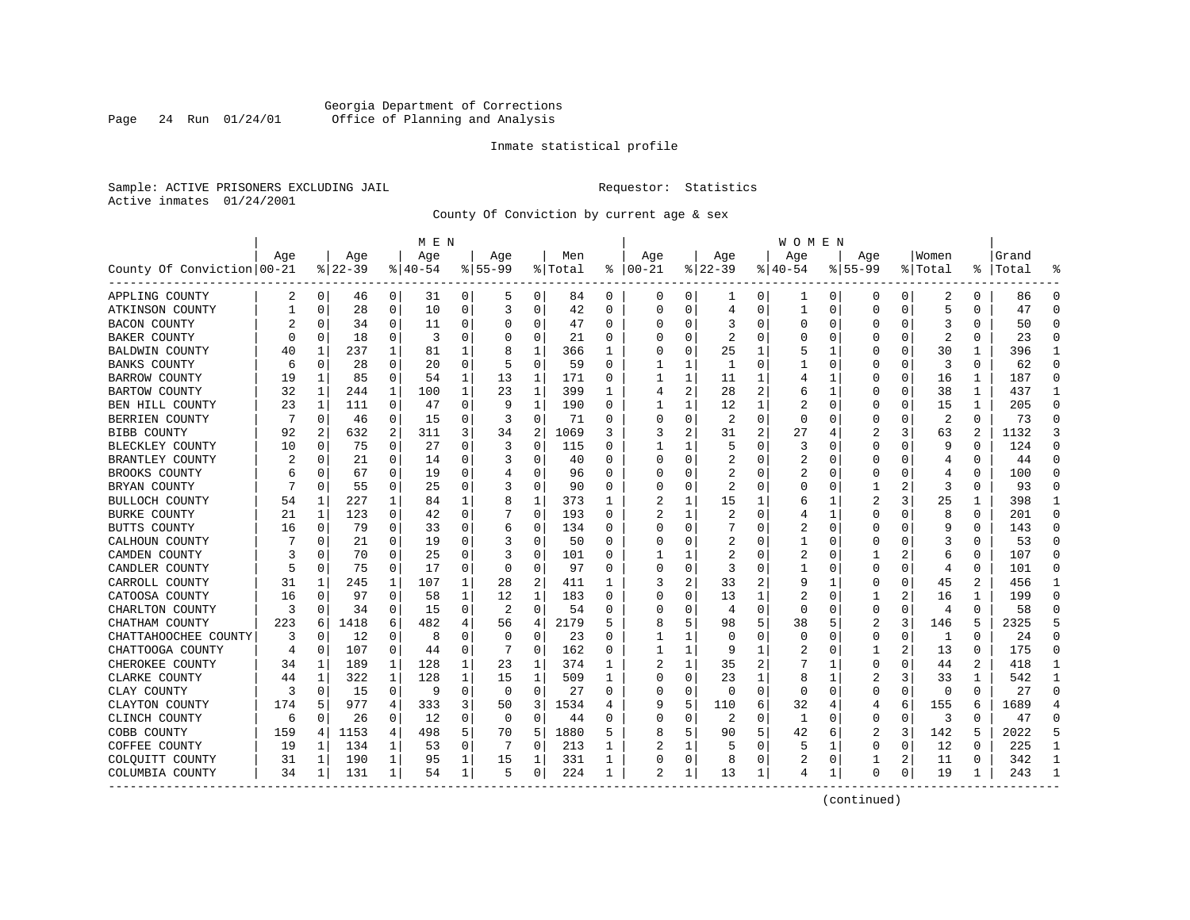Georgia Department of Corrections
Office of Planning and Analysis

Inmate statistical profile

Sample: ACTIVE PRISONERS EXCLUDING JAIL　　　　Requestor: Statistics
Active inmates 01/24/2001

County Of Conviction by current age & sex

| County Of Conviction | MEN Age 00-21 | % | Age 22-39 | % | Age 40-54 | % | Age 55-99 | % | Men Total | % | WOMEN Age 00-21 | % | Age 22-39 | % | Age 40-54 | % | Age 55-99 | % | Women Total | % | Grand Total | % |
|---|---|---|---|---|---|---|---|---|---|---|---|---|---|---|---|---|---|---|---|---|---|---|
| APPLING COUNTY | 2 | 0 | 46 | 0 | 31 | 0 | 5 | 0 | 84 | 0 | 0 | 0 | 1 | 0 | 1 | 0 | 0 | 0 | 2 | 0 | 86 | 0 |
| ATKINSON COUNTY | 1 | 0 | 28 | 0 | 10 | 0 | 3 | 0 | 42 | 0 | 0 | 0 | 4 | 0 | 1 | 0 | 0 | 0 | 5 | 0 | 47 | 0 |
| BACON COUNTY | 2 | 0 | 34 | 0 | 11 | 0 | 0 | 0 | 47 | 0 | 0 | 0 | 3 | 0 | 0 | 0 | 0 | 0 | 3 | 0 | 50 | 0 |
| BAKER COUNTY | 0 | 0 | 18 | 0 | 3 | 0 | 0 | 0 | 21 | 0 | 0 | 0 | 2 | 0 | 0 | 0 | 0 | 0 | 2 | 0 | 23 | 0 |
| BALDWIN COUNTY | 40 | 1 | 237 | 1 | 81 | 1 | 8 | 1 | 366 | 1 | 0 | 0 | 25 | 1 | 5 | 1 | 0 | 0 | 30 | 1 | 396 | 1 |
| BANKS COUNTY | 6 | 0 | 28 | 0 | 20 | 0 | 5 | 0 | 59 | 0 | 1 | 1 | 1 | 0 | 1 | 0 | 0 | 0 | 3 | 0 | 62 | 0 |
| BARROW COUNTY | 19 | 1 | 85 | 0 | 54 | 1 | 13 | 1 | 171 | 0 | 1 | 1 | 11 | 1 | 4 | 1 | 0 | 0 | 16 | 1 | 187 | 0 |
| BARTOW COUNTY | 32 | 1 | 244 | 1 | 100 | 1 | 23 | 1 | 399 | 1 | 4 | 2 | 28 | 2 | 6 | 1 | 0 | 0 | 38 | 1 | 437 | 1 |
| BEN HILL COUNTY | 23 | 1 | 111 | 0 | 47 | 0 | 9 | 1 | 190 | 0 | 1 | 1 | 12 | 1 | 2 | 0 | 0 | 0 | 15 | 1 | 205 | 0 |
| BERRIEN COUNTY | 7 | 0 | 46 | 0 | 15 | 0 | 3 | 0 | 71 | 0 | 0 | 0 | 2 | 0 | 0 | 0 | 0 | 0 | 2 | 0 | 73 | 0 |
| BIBB COUNTY | 92 | 2 | 632 | 2 | 311 | 3 | 34 | 2 | 1069 | 3 | 3 | 2 | 31 | 2 | 27 | 4 | 2 | 3 | 63 | 2 | 1132 | 3 |
| BLECKLEY COUNTY | 10 | 0 | 75 | 0 | 27 | 0 | 3 | 0 | 115 | 0 | 1 | 1 | 5 | 0 | 3 | 0 | 0 | 0 | 9 | 0 | 124 | 0 |
| BRANTLEY COUNTY | 2 | 0 | 21 | 0 | 14 | 0 | 3 | 0 | 40 | 0 | 0 | 0 | 2 | 0 | 2 | 0 | 0 | 0 | 4 | 0 | 44 | 0 |
| BROOKS COUNTY | 6 | 0 | 67 | 0 | 19 | 0 | 4 | 0 | 96 | 0 | 0 | 0 | 2 | 0 | 2 | 0 | 0 | 0 | 4 | 0 | 100 | 0 |
| BRYAN COUNTY | 7 | 0 | 55 | 0 | 25 | 0 | 3 | 0 | 90 | 0 | 0 | 0 | 2 | 0 | 0 | 0 | 1 | 2 | 3 | 0 | 93 | 0 |
| BULLOCH COUNTY | 54 | 1 | 227 | 1 | 84 | 1 | 8 | 1 | 373 | 1 | 2 | 1 | 15 | 1 | 6 | 1 | 2 | 3 | 25 | 1 | 398 | 1 |
| BURKE COUNTY | 21 | 1 | 123 | 0 | 42 | 0 | 7 | 0 | 193 | 0 | 2 | 1 | 2 | 0 | 4 | 1 | 0 | 0 | 8 | 0 | 201 | 0 |
| BUTTS COUNTY | 16 | 0 | 79 | 0 | 33 | 0 | 6 | 0 | 134 | 0 | 0 | 0 | 7 | 0 | 2 | 0 | 0 | 0 | 9 | 0 | 143 | 0 |
| CALHOUN COUNTY | 7 | 0 | 21 | 0 | 19 | 0 | 3 | 0 | 50 | 0 | 0 | 0 | 2 | 0 | 1 | 0 | 0 | 0 | 3 | 0 | 53 | 0 |
| CAMDEN COUNTY | 3 | 0 | 70 | 0 | 25 | 0 | 3 | 0 | 101 | 0 | 1 | 1 | 2 | 0 | 2 | 0 | 1 | 2 | 6 | 0 | 107 | 0 |
| CANDLER COUNTY | 5 | 0 | 75 | 0 | 17 | 0 | 0 | 0 | 97 | 0 | 0 | 0 | 3 | 0 | 1 | 0 | 0 | 0 | 4 | 0 | 101 | 0 |
| CARROLL COUNTY | 31 | 1 | 245 | 1 | 107 | 1 | 28 | 2 | 411 | 1 | 3 | 2 | 33 | 2 | 9 | 1 | 0 | 0 | 45 | 2 | 456 | 1 |
| CATOOSA COUNTY | 16 | 0 | 97 | 0 | 58 | 1 | 12 | 1 | 183 | 0 | 0 | 0 | 13 | 1 | 2 | 0 | 1 | 2 | 16 | 1 | 199 | 0 |
| CHARLTON COUNTY | 3 | 0 | 34 | 0 | 15 | 0 | 2 | 0 | 54 | 0 | 0 | 0 | 4 | 0 | 0 | 0 | 0 | 0 | 4 | 0 | 58 | 0 |
| CHATHAM COUNTY | 223 | 6 | 1418 | 6 | 482 | 4 | 56 | 4 | 2179 | 5 | 8 | 5 | 98 | 5 | 38 | 5 | 2 | 3 | 146 | 5 | 2325 | 5 |
| CHATTAHOOCHEE COUNTY | 3 | 0 | 12 | 0 | 8 | 0 | 0 | 0 | 23 | 0 | 1 | 1 | 0 | 0 | 0 | 0 | 0 | 0 | 1 | 0 | 24 | 0 |
| CHATTOOGA COUNTY | 4 | 0 | 107 | 0 | 44 | 0 | 7 | 0 | 162 | 0 | 1 | 1 | 9 | 1 | 2 | 0 | 1 | 2 | 13 | 0 | 175 | 0 |
| CHEROKEE COUNTY | 34 | 1 | 189 | 1 | 128 | 1 | 23 | 1 | 374 | 1 | 2 | 1 | 35 | 2 | 7 | 1 | 0 | 0 | 44 | 2 | 418 | 1 |
| CLARKE COUNTY | 44 | 1 | 322 | 1 | 128 | 1 | 15 | 1 | 509 | 1 | 0 | 0 | 23 | 1 | 8 | 1 | 2 | 3 | 33 | 1 | 542 | 1 |
| CLAY COUNTY | 3 | 0 | 15 | 0 | 9 | 0 | 0 | 0 | 27 | 0 | 0 | 0 | 0 | 0 | 0 | 0 | 0 | 0 | 0 | 0 | 27 | 0 |
| CLAYTON COUNTY | 174 | 5 | 977 | 4 | 333 | 3 | 50 | 3 | 1534 | 4 | 9 | 5 | 110 | 6 | 32 | 4 | 4 | 6 | 155 | 6 | 1689 | 4 |
| CLINCH COUNTY | 6 | 0 | 26 | 0 | 12 | 0 | 0 | 0 | 44 | 0 | 0 | 0 | 2 | 0 | 1 | 0 | 0 | 0 | 3 | 0 | 47 | 0 |
| COBB COUNTY | 159 | 4 | 1153 | 4 | 498 | 5 | 70 | 5 | 1880 | 5 | 8 | 5 | 90 | 5 | 42 | 6 | 2 | 3 | 142 | 5 | 2022 | 5 |
| COFFEE COUNTY | 19 | 1 | 134 | 1 | 53 | 0 | 7 | 0 | 213 | 1 | 2 | 1 | 5 | 0 | 5 | 1 | 0 | 0 | 12 | 0 | 225 | 1 |
| COLQUITT COUNTY | 31 | 1 | 190 | 1 | 95 | 1 | 15 | 1 | 331 | 1 | 0 | 0 | 8 | 0 | 2 | 0 | 1 | 2 | 11 | 0 | 342 | 1 |
| COLUMBIA COUNTY | 34 | 1 | 131 | 1 | 54 | 1 | 5 | 0 | 224 | 1 | 2 | 1 | 13 | 1 | 4 | 1 | 0 | 0 | 19 | 1 | 243 | 1 |

(continued)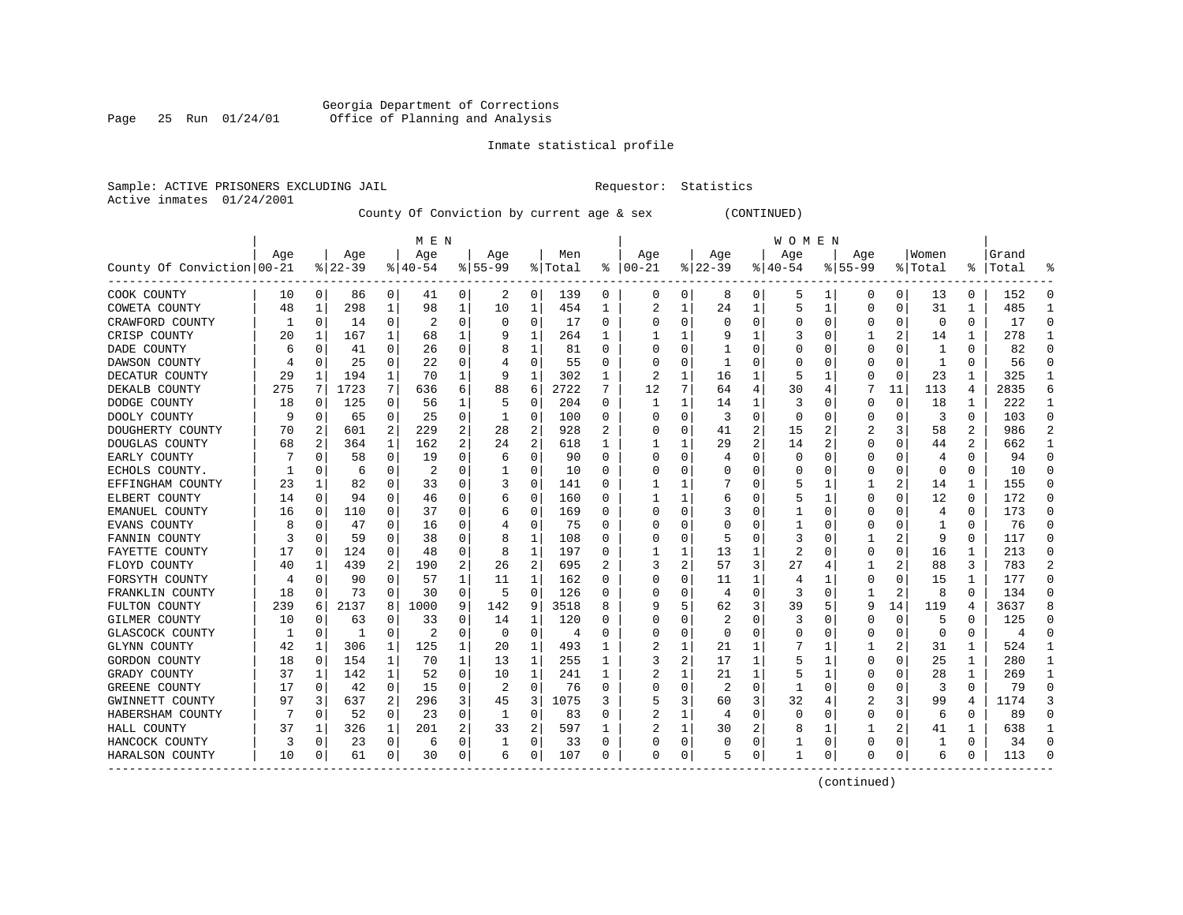Georgia Department of Corrections
Office of Planning and Analysis

Inmate statistical profile

Sample: ACTIVE PRISONERS EXCLUDING JAIL                                   Requestor: Statistics
Active inmates 01/24/2001

County Of Conviction by current age & sex (CONTINUED)

| County Of Conviction | MEN Age 00-21 | % | Age 22-39 | % | Age 40-54 | % | Age 55-99 | % | Men Total | % | WOMEN Age 00-21 | % | Age 22-39 | % | Age 40-54 | % | Age 55-99 | % | Women Total | % | Grand Total | % |
|---|---|---|---|---|---|---|---|---|---|---|---|---|---|---|---|---|---|---|---|---|---|---|
| COOK COUNTY | 10 | 0 | 86 | 0 | 41 | 0 | 2 | 0 | 139 | 0 | 0 | 0 | 8 | 0 | 5 | 1 | 0 | 0 | 13 | 0 | 152 | 0 |
| COWETA COUNTY | 48 | 1 | 298 | 1 | 98 | 1 | 10 | 1 | 454 | 1 | 2 | 1 | 24 | 1 | 5 | 1 | 0 | 0 | 31 | 1 | 485 | 1 |
| CRAWFORD COUNTY | 1 | 0 | 14 | 0 | 2 | 0 | 0 | 0 | 17 | 0 | 0 | 0 | 0 | 0 | 0 | 0 | 0 | 0 | 0 | 0 | 17 | 0 |
| CRISP COUNTY | 20 | 1 | 167 | 1 | 68 | 1 | 9 | 1 | 264 | 1 | 1 | 1 | 9 | 1 | 3 | 0 | 1 | 2 | 14 | 1 | 278 | 1 |
| DADE COUNTY | 6 | 0 | 41 | 0 | 26 | 0 | 8 | 1 | 81 | 0 | 0 | 0 | 1 | 0 | 0 | 0 | 0 | 0 | 1 | 0 | 82 | 0 |
| DAWSON COUNTY | 4 | 0 | 25 | 0 | 22 | 0 | 4 | 0 | 55 | 0 | 0 | 0 | 1 | 0 | 0 | 0 | 0 | 0 | 1 | 0 | 56 | 0 |
| DECATUR COUNTY | 29 | 1 | 194 | 1 | 70 | 1 | 9 | 1 | 302 | 1 | 2 | 1 | 16 | 1 | 5 | 1 | 0 | 0 | 23 | 1 | 325 | 1 |
| DEKALB COUNTY | 275 | 7 | 1723 | 7 | 636 | 6 | 88 | 6 | 2722 | 7 | 12 | 7 | 64 | 4 | 30 | 4 | 7 | 11 | 113 | 4 | 2835 | 6 |
| DODGE COUNTY | 18 | 0 | 125 | 0 | 56 | 1 | 5 | 0 | 204 | 0 | 1 | 1 | 14 | 1 | 3 | 0 | 0 | 0 | 18 | 1 | 222 | 1 |
| DOOLY COUNTY | 9 | 0 | 65 | 0 | 25 | 0 | 1 | 0 | 100 | 0 | 0 | 0 | 3 | 0 | 0 | 0 | 0 | 0 | 3 | 0 | 103 | 0 |
| DOUGHERTY COUNTY | 70 | 2 | 601 | 2 | 229 | 2 | 28 | 2 | 928 | 2 | 0 | 0 | 41 | 2 | 15 | 2 | 2 | 3 | 58 | 2 | 986 | 2 |
| DOUGLAS COUNTY | 68 | 2 | 364 | 1 | 162 | 2 | 24 | 2 | 618 | 1 | 1 | 1 | 29 | 2 | 14 | 2 | 0 | 0 | 44 | 2 | 662 | 1 |
| EARLY COUNTY | 7 | 0 | 58 | 0 | 19 | 0 | 6 | 0 | 90 | 0 | 0 | 0 | 4 | 0 | 0 | 0 | 0 | 0 | 4 | 0 | 94 | 0 |
| ECHOLS COUNTY. | 1 | 0 | 6 | 0 | 2 | 0 | 1 | 0 | 10 | 0 | 0 | 0 | 0 | 0 | 0 | 0 | 0 | 0 | 0 | 0 | 10 | 0 |
| EFFINGHAM COUNTY | 23 | 1 | 82 | 0 | 33 | 0 | 3 | 0 | 141 | 0 | 1 | 1 | 7 | 0 | 5 | 1 | 1 | 2 | 14 | 1 | 155 | 0 |
| ELBERT COUNTY | 14 | 0 | 94 | 0 | 46 | 0 | 6 | 0 | 160 | 0 | 1 | 1 | 6 | 0 | 5 | 1 | 0 | 0 | 12 | 0 | 172 | 0 |
| EMANUEL COUNTY | 16 | 0 | 110 | 0 | 37 | 0 | 6 | 0 | 169 | 0 | 0 | 0 | 3 | 0 | 1 | 0 | 0 | 0 | 4 | 0 | 173 | 0 |
| EVANS COUNTY | 8 | 0 | 47 | 0 | 16 | 0 | 4 | 0 | 75 | 0 | 0 | 0 | 0 | 0 | 1 | 0 | 0 | 0 | 1 | 0 | 76 | 0 |
| FANNIN COUNTY | 3 | 0 | 59 | 0 | 38 | 0 | 8 | 1 | 108 | 0 | 0 | 0 | 5 | 0 | 3 | 0 | 1 | 2 | 9 | 0 | 117 | 0 |
| FAYETTE COUNTY | 17 | 0 | 124 | 0 | 48 | 0 | 8 | 1 | 197 | 0 | 1 | 1 | 13 | 1 | 2 | 0 | 0 | 0 | 16 | 1 | 213 | 0 |
| FLOYD COUNTY | 40 | 1 | 439 | 2 | 190 | 2 | 26 | 2 | 695 | 2 | 3 | 2 | 57 | 3 | 27 | 4 | 1 | 2 | 88 | 3 | 783 | 2 |
| FORSYTH COUNTY | 4 | 0 | 90 | 0 | 57 | 1 | 11 | 1 | 162 | 0 | 0 | 0 | 11 | 1 | 4 | 1 | 0 | 0 | 15 | 1 | 177 | 0 |
| FRANKLIN COUNTY | 18 | 0 | 73 | 0 | 30 | 0 | 5 | 0 | 126 | 0 | 0 | 0 | 4 | 0 | 3 | 0 | 1 | 2 | 8 | 0 | 134 | 0 |
| FULTON COUNTY | 239 | 6 | 2137 | 8 | 1000 | 9 | 142 | 9 | 3518 | 8 | 9 | 5 | 62 | 3 | 39 | 5 | 9 | 14 | 119 | 4 | 3637 | 8 |
| GILMER COUNTY | 10 | 0 | 63 | 0 | 33 | 0 | 14 | 1 | 120 | 0 | 0 | 0 | 2 | 0 | 3 | 0 | 0 | 0 | 5 | 0 | 125 | 0 |
| GLASCOCK COUNTY | 1 | 0 | 1 | 0 | 2 | 0 | 0 | 0 | 4 | 0 | 0 | 0 | 0 | 0 | 0 | 0 | 0 | 0 | 0 | 0 | 4 | 0 |
| GLYNN COUNTY | 42 | 1 | 306 | 1 | 125 | 1 | 20 | 1 | 493 | 1 | 2 | 1 | 21 | 1 | 7 | 1 | 1 | 2 | 31 | 1 | 524 | 1 |
| GORDON COUNTY | 18 | 0 | 154 | 1 | 70 | 1 | 13 | 1 | 255 | 1 | 3 | 2 | 17 | 1 | 5 | 1 | 0 | 0 | 25 | 1 | 280 | 1 |
| GRADY COUNTY | 37 | 1 | 142 | 1 | 52 | 0 | 10 | 1 | 241 | 1 | 2 | 1 | 21 | 1 | 5 | 1 | 0 | 0 | 28 | 1 | 269 | 1 |
| GREENE COUNTY | 17 | 0 | 42 | 0 | 15 | 0 | 2 | 0 | 76 | 0 | 0 | 0 | 2 | 0 | 1 | 0 | 0 | 0 | 3 | 0 | 79 | 0 |
| GWINNETT COUNTY | 97 | 3 | 637 | 2 | 296 | 3 | 45 | 3 | 1075 | 3 | 5 | 3 | 60 | 3 | 32 | 4 | 2 | 3 | 99 | 4 | 1174 | 3 |
| HABERSHAM COUNTY | 7 | 0 | 52 | 0 | 23 | 0 | 1 | 0 | 83 | 0 | 2 | 1 | 4 | 0 | 0 | 0 | 0 | 0 | 6 | 0 | 89 | 0 |
| HALL COUNTY | 37 | 1 | 326 | 1 | 201 | 2 | 33 | 2 | 597 | 1 | 2 | 1 | 30 | 2 | 8 | 1 | 1 | 2 | 41 | 1 | 638 | 1 |
| HANCOCK COUNTY | 3 | 0 | 23 | 0 | 6 | 0 | 1 | 0 | 33 | 0 | 0 | 0 | 0 | 0 | 1 | 0 | 0 | 0 | 1 | 0 | 34 | 0 |
| HARALSON COUNTY | 10 | 0 | 61 | 0 | 30 | 0 | 6 | 0 | 107 | 0 | 0 | 0 | 5 | 0 | 1 | 0 | 0 | 0 | 6 | 0 | 113 | 0 |

(continued)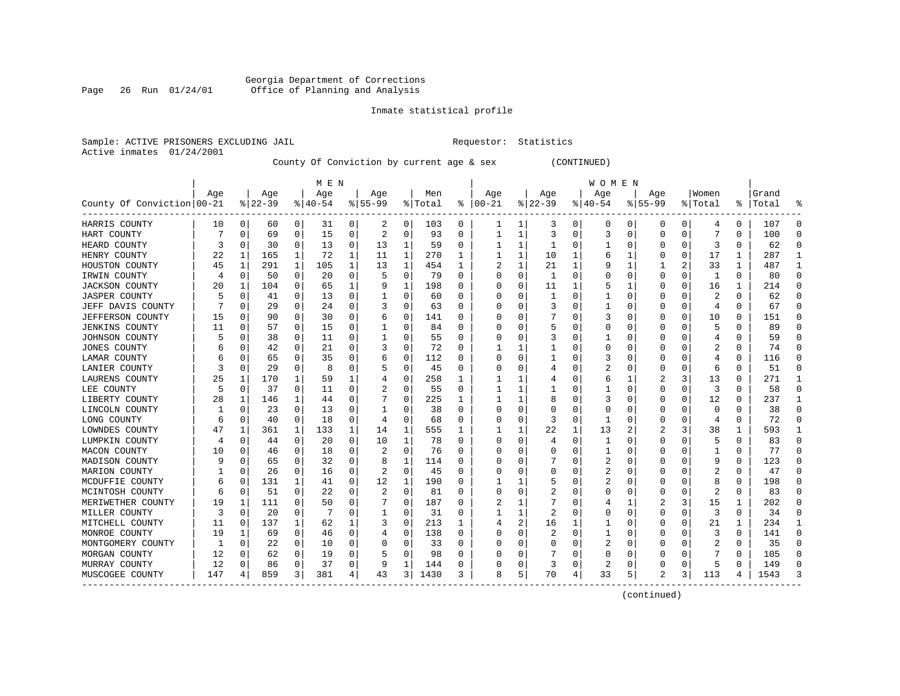Georgia Department of Corrections
Office of Planning and Analysis

Inmate statistical profile

Sample: ACTIVE PRISONERS EXCLUDING JAIL
Requestor: Statistics
Active inmates 01/24/2001

County Of Conviction by current age & sex (CONTINUED)

| County Of Conviction | MEN Age 00-21 | % | Age 22-39 | % | Age 40-54 | % | Age 55-99 | % | Men Total | % | WOMEN Age 00-21 | % | Age 22-39 | % | Age 40-54 | % | Age 55-99 | % | Women Total | % | Grand Total | % |
|---|---|---|---|---|---|---|---|---|---|---|---|---|---|---|---|---|---|---|---|---|---|---|
| HARRIS COUNTY | 10 | 0 | 60 | 0 | 31 | 0 | 2 | 0 | 103 | 0 | 1 | 1 | 3 | 0 | 0 | 0 | 0 | 0 | 4 | 0 | 107 | 0 |
| HART COUNTY | 7 | 0 | 69 | 0 | 15 | 0 | 2 | 0 | 93 | 0 | 1 | 1 | 3 | 0 | 3 | 0 | 0 | 0 | 7 | 0 | 100 | 0 |
| HEARD COUNTY | 3 | 0 | 30 | 0 | 13 | 0 | 13 | 1 | 59 | 0 | 1 | 1 | 1 | 0 | 1 | 0 | 0 | 0 | 3 | 0 | 62 | 0 |
| HENRY COUNTY | 22 | 1 | 165 | 1 | 72 | 1 | 11 | 1 | 270 | 1 | 1 | 1 | 10 | 1 | 6 | 1 | 0 | 0 | 17 | 1 | 287 | 1 |
| HOUSTON COUNTY | 45 | 1 | 291 | 1 | 105 | 1 | 13 | 1 | 454 | 1 | 2 | 1 | 21 | 1 | 9 | 1 | 1 | 2 | 33 | 1 | 487 | 1 |
| IRWIN COUNTY | 4 | 0 | 50 | 0 | 20 | 0 | 5 | 0 | 79 | 0 | 0 | 0 | 1 | 0 | 0 | 0 | 0 | 0 | 1 | 0 | 80 | 0 |
| JACKSON COUNTY | 20 | 1 | 104 | 0 | 65 | 1 | 9 | 1 | 198 | 0 | 0 | 0 | 11 | 1 | 5 | 1 | 0 | 0 | 16 | 1 | 214 | 0 |
| JASPER COUNTY | 5 | 0 | 41 | 0 | 13 | 0 | 1 | 0 | 60 | 0 | 0 | 0 | 1 | 0 | 1 | 0 | 0 | 0 | 2 | 0 | 62 | 0 |
| JEFF DAVIS COUNTY | 7 | 0 | 29 | 0 | 24 | 0 | 3 | 0 | 63 | 0 | 0 | 0 | 3 | 0 | 1 | 0 | 0 | 0 | 4 | 0 | 67 | 0 |
| JEFFERSON COUNTY | 15 | 0 | 90 | 0 | 30 | 0 | 6 | 0 | 141 | 0 | 0 | 0 | 7 | 0 | 3 | 0 | 0 | 0 | 10 | 0 | 151 | 0 |
| JENKINS COUNTY | 11 | 0 | 57 | 0 | 15 | 0 | 1 | 0 | 84 | 0 | 0 | 0 | 5 | 0 | 0 | 0 | 0 | 0 | 5 | 0 | 89 | 0 |
| JOHNSON COUNTY | 5 | 0 | 38 | 0 | 11 | 0 | 1 | 0 | 55 | 0 | 0 | 0 | 3 | 0 | 1 | 0 | 0 | 0 | 4 | 0 | 59 | 0 |
| JONES COUNTY | 6 | 0 | 42 | 0 | 21 | 0 | 3 | 0 | 72 | 0 | 1 | 1 | 1 | 0 | 0 | 0 | 0 | 0 | 2 | 0 | 74 | 0 |
| LAMAR COUNTY | 6 | 0 | 65 | 0 | 35 | 0 | 6 | 0 | 112 | 0 | 0 | 0 | 1 | 0 | 3 | 0 | 0 | 0 | 4 | 0 | 116 | 0 |
| LANIER COUNTY | 3 | 0 | 29 | 0 | 8 | 0 | 5 | 0 | 45 | 0 | 0 | 0 | 4 | 0 | 2 | 0 | 0 | 0 | 6 | 0 | 51 | 0 |
| LAURENS COUNTY | 25 | 1 | 170 | 1 | 59 | 1 | 4 | 0 | 258 | 1 | 1 | 1 | 4 | 0 | 6 | 1 | 2 | 3 | 13 | 0 | 271 | 1 |
| LEE COUNTY | 5 | 0 | 37 | 0 | 11 | 0 | 2 | 0 | 55 | 0 | 1 | 1 | 1 | 0 | 1 | 0 | 0 | 0 | 3 | 0 | 58 | 0 |
| LIBERTY COUNTY | 28 | 1 | 146 | 1 | 44 | 0 | 7 | 0 | 225 | 1 | 1 | 1 | 8 | 0 | 3 | 0 | 0 | 0 | 12 | 0 | 237 | 1 |
| LINCOLN COUNTY | 1 | 0 | 23 | 0 | 13 | 0 | 1 | 0 | 38 | 0 | 0 | 0 | 0 | 0 | 0 | 0 | 0 | 0 | 0 | 0 | 38 | 0 |
| LONG COUNTY | 6 | 0 | 40 | 0 | 18 | 0 | 4 | 0 | 68 | 0 | 0 | 0 | 3 | 0 | 1 | 0 | 0 | 0 | 4 | 0 | 72 | 0 |
| LOWNDES COUNTY | 47 | 1 | 361 | 1 | 133 | 1 | 14 | 1 | 555 | 1 | 1 | 1 | 22 | 1 | 13 | 2 | 2 | 3 | 38 | 1 | 593 | 1 |
| LUMPKIN COUNTY | 4 | 0 | 44 | 0 | 20 | 0 | 10 | 1 | 78 | 0 | 0 | 0 | 4 | 0 | 1 | 0 | 0 | 0 | 5 | 0 | 83 | 0 |
| MACON COUNTY | 10 | 0 | 46 | 0 | 18 | 0 | 2 | 0 | 76 | 0 | 0 | 0 | 0 | 0 | 1 | 0 | 0 | 0 | 1 | 0 | 77 | 0 |
| MADISON COUNTY | 9 | 0 | 65 | 0 | 32 | 0 | 8 | 1 | 114 | 0 | 0 | 0 | 7 | 0 | 2 | 0 | 0 | 0 | 9 | 0 | 123 | 0 |
| MARION COUNTY | 1 | 0 | 26 | 0 | 16 | 0 | 2 | 0 | 45 | 0 | 0 | 0 | 0 | 0 | 2 | 0 | 0 | 0 | 2 | 0 | 47 | 0 |
| MCDUFFIE COUNTY | 6 | 0 | 131 | 1 | 41 | 0 | 12 | 1 | 190 | 0 | 1 | 1 | 5 | 0 | 2 | 0 | 0 | 0 | 8 | 0 | 198 | 0 |
| MCINTOSH COUNTY | 6 | 0 | 51 | 0 | 22 | 0 | 2 | 0 | 81 | 0 | 0 | 0 | 2 | 0 | 0 | 0 | 0 | 0 | 2 | 0 | 83 | 0 |
| MERIWETHER COUNTY | 19 | 1 | 111 | 0 | 50 | 0 | 7 | 0 | 187 | 0 | 2 | 1 | 7 | 0 | 4 | 1 | 2 | 3 | 15 | 1 | 202 | 0 |
| MILLER COUNTY | 3 | 0 | 20 | 0 | 7 | 0 | 1 | 0 | 31 | 0 | 1 | 1 | 2 | 0 | 0 | 0 | 0 | 0 | 3 | 0 | 34 | 0 |
| MITCHELL COUNTY | 11 | 0 | 137 | 1 | 62 | 1 | 3 | 0 | 213 | 1 | 4 | 2 | 16 | 1 | 1 | 0 | 0 | 0 | 21 | 1 | 234 | 1 |
| MONROE COUNTY | 19 | 1 | 69 | 0 | 46 | 0 | 4 | 0 | 138 | 0 | 0 | 0 | 2 | 0 | 1 | 0 | 0 | 0 | 3 | 0 | 141 | 0 |
| MONTGOMERY COUNTY | 1 | 0 | 22 | 0 | 10 | 0 | 0 | 0 | 33 | 0 | 0 | 0 | 0 | 0 | 2 | 0 | 0 | 0 | 2 | 0 | 35 | 0 |
| MORGAN COUNTY | 12 | 0 | 62 | 0 | 19 | 0 | 5 | 0 | 98 | 0 | 0 | 0 | 7 | 0 | 0 | 0 | 0 | 0 | 7 | 0 | 105 | 0 |
| MURRAY COUNTY | 12 | 0 | 86 | 0 | 37 | 0 | 9 | 1 | 144 | 0 | 0 | 0 | 3 | 0 | 2 | 0 | 0 | 0 | 5 | 0 | 149 | 0 |
| MUSCOGEE COUNTY | 147 | 4 | 859 | 3 | 381 | 4 | 43 | 3 | 1430 | 3 | 8 | 5 | 70 | 4 | 33 | 5 | 2 | 3 | 113 | 4 | 1543 | 3 |

(continued)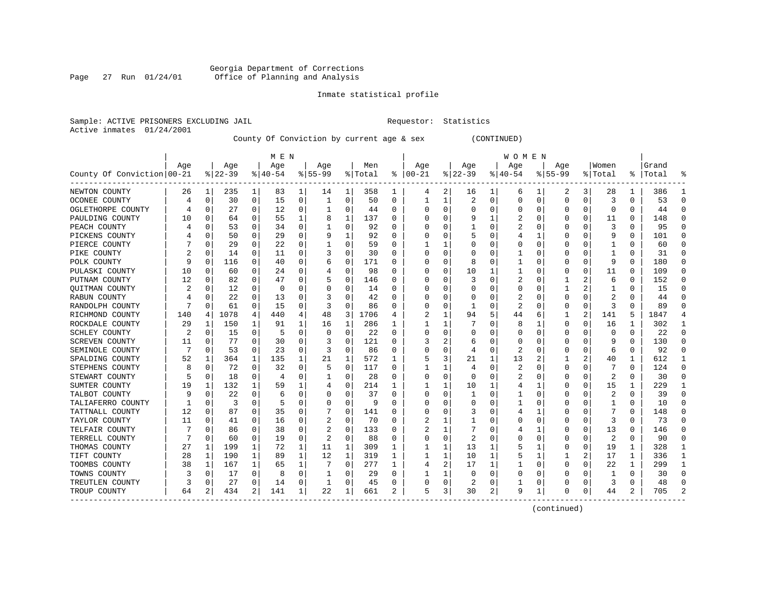Georgia Department of Corrections
Office of Planning and Analysis

Inmate statistical profile

Sample: ACTIVE PRISONERS EXCLUDING JAIL                Requestor: Statistics
Active inmates 01/24/2001

County Of Conviction by current age & sex (CONTINUED)

| County Of Conviction | MEN Age 00-21 | % | Age 22-39 | % | Age 40-54 | % | Age 55-99 | % | Men Total | % | WOMEN Age 00-21 | % | Age 22-39 | % | Age 40-54 | % | Age 55-99 | % | Women Total | % | Grand Total | % |
|---|---|---|---|---|---|---|---|---|---|---|---|---|---|---|---|---|---|---|---|---|---|---|
| NEWTON COUNTY | 26 | 1 | 235 | 1 | 83 | 1 | 14 | 1 | 358 | 1 | 4 | 2 | 16 | 1 | 6 | 1 | 2 | 3 | 28 | 1 | 386 | 1 |
| OCONEE COUNTY | 4 | 0 | 30 | 0 | 15 | 0 | 1 | 0 | 50 | 0 | 1 | 1 | 2 | 0 | 0 | 0 | 0 | 0 | 3 | 0 | 53 | 0 |
| OGLETHORPE COUNTY | 4 | 0 | 27 | 0 | 12 | 0 | 1 | 0 | 44 | 0 | 0 | 0 | 0 | 0 | 0 | 0 | 0 | 0 | 0 | 0 | 44 | 0 |
| PAULDING COUNTY | 10 | 0 | 64 | 0 | 55 | 1 | 8 | 1 | 137 | 0 | 0 | 0 | 9 | 1 | 2 | 0 | 0 | 0 | 11 | 0 | 148 | 0 |
| PEACH COUNTY | 4 | 0 | 53 | 0 | 34 | 0 | 1 | 0 | 92 | 0 | 0 | 0 | 1 | 0 | 2 | 0 | 0 | 0 | 3 | 0 | 95 | 0 |
| PICKENS COUNTY | 4 | 0 | 50 | 0 | 29 | 0 | 9 | 1 | 92 | 0 | 0 | 0 | 5 | 0 | 4 | 1 | 0 | 0 | 9 | 0 | 101 | 0 |
| PIERCE COUNTY | 7 | 0 | 29 | 0 | 22 | 0 | 1 | 0 | 59 | 0 | 1 | 1 | 0 | 0 | 0 | 0 | 0 | 0 | 1 | 0 | 60 | 0 |
| PIKE COUNTY | 2 | 0 | 14 | 0 | 11 | 0 | 3 | 0 | 30 | 0 | 0 | 0 | 0 | 0 | 1 | 0 | 0 | 0 | 1 | 0 | 31 | 0 |
| POLK COUNTY | 9 | 0 | 116 | 0 | 40 | 0 | 6 | 0 | 171 | 0 | 0 | 0 | 8 | 0 | 1 | 0 | 0 | 0 | 9 | 0 | 180 | 0 |
| PULASKI COUNTY | 10 | 0 | 60 | 0 | 24 | 0 | 4 | 0 | 98 | 0 | 0 | 0 | 10 | 1 | 1 | 0 | 0 | 0 | 11 | 0 | 109 | 0 |
| PUTNAM COUNTY | 12 | 0 | 82 | 0 | 47 | 0 | 5 | 0 | 146 | 0 | 0 | 0 | 3 | 0 | 2 | 0 | 1 | 2 | 6 | 0 | 152 | 0 |
| QUITMAN COUNTY | 2 | 0 | 12 | 0 | 0 | 0 | 0 | 0 | 14 | 0 | 0 | 0 | 0 | 0 | 0 | 0 | 1 | 2 | 1 | 0 | 15 | 0 |
| RABUN COUNTY | 4 | 0 | 22 | 0 | 13 | 0 | 3 | 0 | 42 | 0 | 0 | 0 | 0 | 0 | 2 | 0 | 0 | 0 | 2 | 0 | 44 | 0 |
| RANDOLPH COUNTY | 7 | 0 | 61 | 0 | 15 | 0 | 3 | 0 | 86 | 0 | 0 | 0 | 1 | 0 | 2 | 0 | 0 | 0 | 3 | 0 | 89 | 0 |
| RICHMOND COUNTY | 140 | 4 | 1078 | 4 | 440 | 4 | 48 | 3 | 1706 | 4 | 2 | 1 | 94 | 5 | 44 | 6 | 1 | 2 | 141 | 5 | 1847 | 4 |
| ROCKDALE COUNTY | 29 | 1 | 150 | 1 | 91 | 1 | 16 | 1 | 286 | 1 | 1 | 1 | 7 | 0 | 8 | 1 | 0 | 0 | 16 | 1 | 302 | 1 |
| SCHLEY COUNTY | 2 | 0 | 15 | 0 | 5 | 0 | 0 | 0 | 22 | 0 | 0 | 0 | 0 | 0 | 0 | 0 | 0 | 0 | 0 | 0 | 22 | 0 |
| SCREVEN COUNTY | 11 | 0 | 77 | 0 | 30 | 0 | 3 | 0 | 121 | 0 | 3 | 2 | 6 | 0 | 0 | 0 | 0 | 0 | 9 | 0 | 130 | 0 |
| SEMINOLE COUNTY | 7 | 0 | 53 | 0 | 23 | 0 | 3 | 0 | 86 | 0 | 0 | 0 | 4 | 0 | 2 | 0 | 0 | 0 | 6 | 0 | 92 | 0 |
| SPALDING COUNTY | 52 | 1 | 364 | 1 | 135 | 1 | 21 | 1 | 572 | 1 | 5 | 3 | 21 | 1 | 13 | 2 | 1 | 2 | 40 | 1 | 612 | 1 |
| STEPHENS COUNTY | 8 | 0 | 72 | 0 | 32 | 0 | 5 | 0 | 117 | 0 | 1 | 1 | 4 | 0 | 2 | 0 | 0 | 0 | 7 | 0 | 124 | 0 |
| STEWART COUNTY | 5 | 0 | 18 | 0 | 4 | 0 | 1 | 0 | 28 | 0 | 0 | 0 | 0 | 0 | 2 | 0 | 0 | 0 | 2 | 0 | 30 | 0 |
| SUMTER COUNTY | 19 | 1 | 132 | 1 | 59 | 1 | 4 | 0 | 214 | 1 | 1 | 1 | 10 | 1 | 4 | 1 | 0 | 0 | 15 | 1 | 229 | 1 |
| TALBOT COUNTY | 9 | 0 | 22 | 0 | 6 | 0 | 0 | 0 | 37 | 0 | 0 | 0 | 1 | 0 | 1 | 0 | 0 | 0 | 2 | 0 | 39 | 0 |
| TALIAFERRO COUNTY | 1 | 0 | 3 | 0 | 5 | 0 | 0 | 0 | 9 | 0 | 0 | 0 | 0 | 0 | 1 | 0 | 0 | 0 | 1 | 0 | 10 | 0 |
| TATTNALL COUNTY | 12 | 0 | 87 | 0 | 35 | 0 | 7 | 0 | 141 | 0 | 0 | 0 | 3 | 0 | 4 | 1 | 0 | 0 | 7 | 0 | 148 | 0 |
| TAYLOR COUNTY | 11 | 0 | 41 | 0 | 16 | 0 | 2 | 0 | 70 | 0 | 2 | 1 | 1 | 0 | 0 | 0 | 0 | 0 | 3 | 0 | 73 | 0 |
| TELFAIR COUNTY | 7 | 0 | 86 | 0 | 38 | 0 | 2 | 0 | 133 | 0 | 2 | 1 | 7 | 0 | 4 | 1 | 0 | 0 | 13 | 0 | 146 | 0 |
| TERRELL COUNTY | 7 | 0 | 60 | 0 | 19 | 0 | 2 | 0 | 88 | 0 | 0 | 0 | 2 | 0 | 0 | 0 | 0 | 0 | 2 | 0 | 90 | 0 |
| THOMAS COUNTY | 27 | 1 | 199 | 1 | 72 | 1 | 11 | 1 | 309 | 1 | 1 | 1 | 13 | 1 | 5 | 1 | 0 | 0 | 19 | 1 | 328 | 1 |
| TIFT COUNTY | 28 | 1 | 190 | 1 | 89 | 1 | 12 | 1 | 319 | 1 | 1 | 1 | 10 | 1 | 5 | 1 | 1 | 2 | 17 | 1 | 336 | 1 |
| TOOMBS COUNTY | 38 | 1 | 167 | 1 | 65 | 1 | 7 | 0 | 277 | 1 | 4 | 2 | 17 | 1 | 1 | 0 | 0 | 0 | 22 | 1 | 299 | 1 |
| TOWNS COUNTY | 3 | 0 | 17 | 0 | 8 | 0 | 1 | 0 | 29 | 0 | 1 | 1 | 0 | 0 | 0 | 0 | 0 | 0 | 1 | 0 | 30 | 0 |
| TREUTLEN COUNTY | 3 | 0 | 27 | 0 | 14 | 0 | 1 | 0 | 45 | 0 | 0 | 0 | 2 | 0 | 1 | 0 | 0 | 0 | 3 | 0 | 48 | 0 |
| TROUP COUNTY | 64 | 2 | 434 | 2 | 141 | 1 | 22 | 1 | 661 | 2 | 5 | 3 | 30 | 2 | 9 | 1 | 0 | 0 | 44 | 2 | 705 | 2 |

(continued)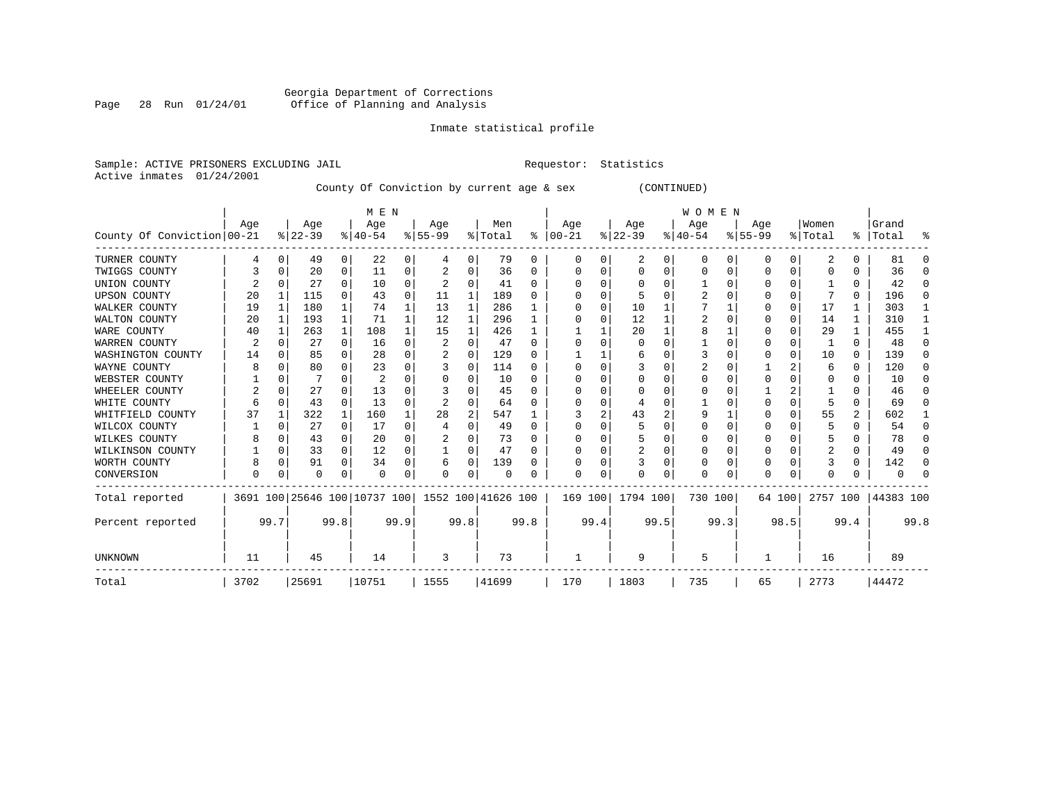Georgia Department of Corrections
Office of Planning and Analysis

Inmate statistical profile

Sample: ACTIVE PRISONERS EXCLUDING JAIL

Requestor: Statistics

Active inmates 01/24/2001

County Of Conviction by current age & sex (CONTINUED)

| County Of Conviction | MEN Age 00-21 | % | Age 22-39 | % | Age 40-54 | % | Age 55-99 | % | Men Total | % | WOMEN Age 00-21 | % | Age 22-39 | % | Age 40-54 | % | Age 55-99 | % | Women Total | % | Grand Total | % |
|---|---|---|---|---|---|---|---|---|---|---|---|---|---|---|---|---|---|---|---|---|---|---|
| TURNER COUNTY | 4 | 0 | 49 | 0 | 22 | 0 | 4 | 0 | 79 | 0 | 0 | 0 | 2 | 0 | 0 | 0 | 0 | 0 | 2 | 0 | 81 | 0 |
| TWIGGS COUNTY | 3 | 0 | 20 | 0 | 11 | 0 | 2 | 0 | 36 | 0 | 0 | 0 | 0 | 0 | 0 | 0 | 0 | 0 | 0 | 0 | 36 | 0 |
| UNION COUNTY | 2 | 0 | 27 | 0 | 10 | 0 | 2 | 0 | 41 | 0 | 0 | 0 | 0 | 0 | 1 | 0 | 0 | 0 | 1 | 0 | 42 | 0 |
| UPSON COUNTY | 20 | 1 | 115 | 0 | 43 | 0 | 11 | 1 | 189 | 0 | 0 | 0 | 5 | 0 | 2 | 0 | 0 | 0 | 7 | 0 | 196 | 0 |
| WALKER COUNTY | 19 | 1 | 180 | 1 | 74 | 1 | 13 | 1 | 286 | 1 | 0 | 0 | 10 | 1 | 7 | 1 | 0 | 0 | 17 | 1 | 303 | 1 |
| WALTON COUNTY | 20 | 1 | 193 | 1 | 71 | 1 | 12 | 1 | 296 | 1 | 0 | 0 | 12 | 1 | 2 | 0 | 0 | 0 | 14 | 1 | 310 | 1 |
| WARE COUNTY | 40 | 1 | 263 | 1 | 108 | 1 | 15 | 1 | 426 | 1 | 1 | 1 | 20 | 1 | 8 | 1 | 0 | 0 | 29 | 1 | 455 | 1 |
| WARREN COUNTY | 2 | 0 | 27 | 0 | 16 | 0 | 2 | 0 | 47 | 0 | 0 | 0 | 0 | 0 | 1 | 0 | 0 | 0 | 1 | 0 | 48 | 0 |
| WASHINGTON COUNTY | 14 | 0 | 85 | 0 | 28 | 0 | 2 | 0 | 129 | 0 | 1 | 1 | 6 | 0 | 3 | 0 | 0 | 0 | 10 | 0 | 139 | 0 |
| WAYNE COUNTY | 8 | 0 | 80 | 0 | 23 | 0 | 3 | 0 | 114 | 0 | 0 | 0 | 3 | 0 | 2 | 0 | 1 | 2 | 6 | 0 | 120 | 0 |
| WEBSTER COUNTY | 1 | 0 | 7 | 0 | 2 | 0 | 0 | 0 | 10 | 0 | 0 | 0 | 0 | 0 | 0 | 0 | 0 | 0 | 0 | 0 | 10 | 0 |
| WHEELER COUNTY | 2 | 0 | 27 | 0 | 13 | 0 | 3 | 0 | 45 | 0 | 0 | 0 | 0 | 0 | 0 | 0 | 1 | 2 | 1 | 0 | 46 | 0 |
| WHITE COUNTY | 6 | 0 | 43 | 0 | 13 | 0 | 2 | 0 | 64 | 0 | 0 | 0 | 4 | 0 | 1 | 0 | 0 | 0 | 5 | 0 | 69 | 0 |
| WHITFIELD COUNTY | 37 | 1 | 322 | 1 | 160 | 1 | 28 | 2 | 547 | 1 | 3 | 2 | 43 | 2 | 9 | 1 | 0 | 0 | 55 | 2 | 602 | 1 |
| WILCOX COUNTY | 1 | 0 | 27 | 0 | 17 | 0 | 4 | 0 | 49 | 0 | 0 | 0 | 5 | 0 | 0 | 0 | 0 | 0 | 5 | 0 | 54 | 0 |
| WILKES COUNTY | 8 | 0 | 43 | 0 | 20 | 0 | 2 | 0 | 73 | 0 | 0 | 0 | 5 | 0 | 0 | 0 | 0 | 0 | 5 | 0 | 78 | 0 |
| WILKINSON COUNTY | 1 | 0 | 33 | 0 | 12 | 0 | 1 | 0 | 47 | 0 | 0 | 0 | 2 | 0 | 0 | 0 | 0 | 0 | 2 | 0 | 49 | 0 |
| WORTH COUNTY | 8 | 0 | 91 | 0 | 34 | 0 | 6 | 0 | 139 | 0 | 0 | 0 | 3 | 0 | 0 | 0 | 0 | 0 | 3 | 0 | 142 | 0 |
| CONVERSION | 0 | 0 | 0 | 0 | 0 | 0 | 0 | 0 | 0 | 0 | 0 | 0 | 0 | 0 | 0 | 0 | 0 | 0 | 0 | 0 | 0 | 0 |
| Total reported | 3691 | 100 | 25646 | 100 | 10737 | 100 | 1552 | 100 | 41626 | 100 | 169 | 100 | 1794 | 100 | 730 | 100 | 64 | 100 | 2757 | 100 | 44383 | 100 |
| Percent reported | | 99.7 | | 99.8 | | 99.9 | | 99.8 | | 99.8 | | 99.4 | | 99.5 | | 99.3 | | 98.5 | | 99.4 | | 99.8 |
| UNKNOWN | 11 | | 45 | | 14 | | 3 | | 73 | | 1 | | 9 | | 5 | | 1 | | 16 | | 89 | |
| Total | 3702 | | 25691 | | 10751 | | 1555 | | 41699 | | 170 | | 1803 | | 735 | | 65 | | 2773 | | 44472 | |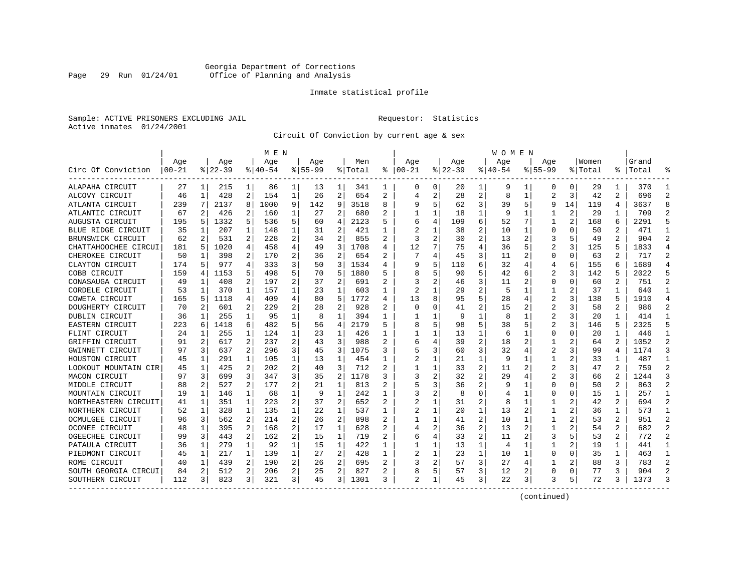Georgia Department of Corrections
Office of Planning and Analysis

Inmate statistical profile

Sample: ACTIVE PRISONERS EXCLUDING JAIL        Requestor: Statistics
Active inmates 01/24/2001

Circuit Of Conviction by current age & sex

| Circ Of Conviction | MEN Age 00-21 | % | Age 22-39 | % | Age 40-54 | % | Age 55-99 | % | Men Total | % | WOMEN Age 00-21 | % | Age 22-39 | % | Age 40-54 | % | Age 55-99 | % | Women Total | % | Grand Total | % |
|---|---|---|---|---|---|---|---|---|---|---|---|---|---|---|---|---|---|---|---|---|---|---|
| ALAPAHA CIRCUIT | 27 | 1 | 215 | 1 | 86 | 1 | 13 | 1 | 341 | 1 | 0 | 0 | 20 | 1 | 9 | 1 | 0 | 0 | 29 | 1 | 370 | 1 |
| ALCOVY CIRCUIT | 46 | 1 | 428 | 2 | 154 | 1 | 26 | 2 | 654 | 2 | 4 | 2 | 28 | 2 | 8 | 1 | 2 | 3 | 42 | 2 | 696 | 2 |
| ATLANTA CIRCUIT | 239 | 7 | 2137 | 8 | 1000 | 9 | 142 | 9 | 3518 | 8 | 9 | 5 | 62 | 3 | 39 | 5 | 9 | 14 | 119 | 4 | 3637 | 8 |
| ATLANTIC CIRCUIT | 67 | 2 | 426 | 2 | 160 | 1 | 27 | 2 | 680 | 2 | 1 | 1 | 18 | 1 | 9 | 1 | 1 | 2 | 29 | 1 | 709 | 2 |
| AUGUSTA CIRCUIT | 195 | 5 | 1332 | 5 | 536 | 5 | 60 | 4 | 2123 | 5 | 6 | 4 | 109 | 6 | 52 | 7 | 1 | 2 | 168 | 6 | 2291 | 5 |
| BLUE RIDGE CIRCUIT | 35 | 1 | 207 | 1 | 148 | 1 | 31 | 2 | 421 | 1 | 2 | 1 | 38 | 2 | 10 | 1 | 0 | 0 | 50 | 2 | 471 | 1 |
| BRUNSWICK CIRCUIT | 62 | 2 | 531 | 2 | 228 | 2 | 34 | 2 | 855 | 2 | 3 | 2 | 30 | 2 | 13 | 2 | 3 | 5 | 49 | 2 | 904 | 2 |
| CHATTAHOOCHEE CIRCUI | 181 | 5 | 1020 | 4 | 458 | 4 | 49 | 3 | 1708 | 4 | 12 | 7 | 75 | 4 | 36 | 5 | 2 | 3 | 125 | 5 | 1833 | 4 |
| CHEROKEE CIRCUIT | 50 | 1 | 398 | 2 | 170 | 2 | 36 | 2 | 654 | 2 | 7 | 4 | 45 | 3 | 11 | 2 | 0 | 0 | 63 | 2 | 717 | 2 |
| CLAYTON CIRCUIT | 174 | 5 | 977 | 4 | 333 | 3 | 50 | 3 | 1534 | 4 | 9 | 5 | 110 | 6 | 32 | 4 | 4 | 6 | 155 | 6 | 1689 | 4 |
| COBB CIRCUIT | 159 | 4 | 1153 | 5 | 498 | 5 | 70 | 5 | 1880 | 5 | 8 | 5 | 90 | 5 | 42 | 6 | 2 | 3 | 142 | 5 | 2022 | 5 |
| CONASAUGA CIRCUIT | 49 | 1 | 408 | 2 | 197 | 2 | 37 | 2 | 691 | 2 | 3 | 2 | 46 | 3 | 11 | 2 | 0 | 0 | 60 | 2 | 751 | 2 |
| CORDELE CIRCUIT | 53 | 1 | 370 | 1 | 157 | 1 | 23 | 1 | 603 | 1 | 2 | 1 | 29 | 2 | 5 | 1 | 1 | 2 | 37 | 1 | 640 | 1 |
| COWETA CIRCUIT | 165 | 5 | 1118 | 4 | 409 | 4 | 80 | 5 | 1772 | 4 | 13 | 8 | 95 | 5 | 28 | 4 | 2 | 3 | 138 | 5 | 1910 | 4 |
| DOUGHERTY CIRCUIT | 70 | 2 | 601 | 2 | 229 | 2 | 28 | 2 | 928 | 2 | 0 | 0 | 41 | 2 | 15 | 2 | 2 | 3 | 58 | 2 | 986 | 2 |
| DUBLIN CIRCUIT | 36 | 1 | 255 | 1 | 95 | 1 | 8 | 1 | 394 | 1 | 1 | 1 | 9 | 1 | 8 | 1 | 2 | 3 | 20 | 1 | 414 | 1 |
| EASTERN CIRCUIT | 223 | 6 | 1418 | 6 | 482 | 5 | 56 | 4 | 2179 | 5 | 8 | 5 | 98 | 5 | 38 | 5 | 2 | 3 | 146 | 5 | 2325 | 5 |
| FLINT CIRCUIT | 24 | 1 | 255 | 1 | 124 | 1 | 23 | 1 | 426 | 1 | 1 | 1 | 13 | 1 | 6 | 1 | 0 | 0 | 20 | 1 | 446 | 1 |
| GRIFFIN CIRCUIT | 91 | 2 | 617 | 2 | 237 | 2 | 43 | 3 | 988 | 2 | 6 | 4 | 39 | 2 | 18 | 2 | 1 | 2 | 64 | 2 | 1052 | 2 |
| GWINNETT CIRCUIT | 97 | 3 | 637 | 2 | 296 | 3 | 45 | 3 | 1075 | 3 | 5 | 3 | 60 | 3 | 32 | 4 | 2 | 3 | 99 | 4 | 1174 | 3 |
| HOUSTON CIRCUIT | 45 | 1 | 291 | 1 | 105 | 1 | 13 | 1 | 454 | 1 | 2 | 1 | 21 | 1 | 9 | 1 | 1 | 2 | 33 | 1 | 487 | 1 |
| LOOKOUT MOUNTAIN CIR | 45 | 1 | 425 | 2 | 202 | 2 | 40 | 3 | 712 | 2 | 1 | 1 | 33 | 2 | 11 | 2 | 2 | 3 | 47 | 2 | 759 | 2 |
| MACON CIRCUIT | 97 | 3 | 699 | 3 | 347 | 3 | 35 | 2 | 1178 | 3 | 3 | 2 | 32 | 2 | 29 | 4 | 2 | 3 | 66 | 2 | 1244 | 3 |
| MIDDLE CIRCUIT | 88 | 2 | 527 | 2 | 177 | 2 | 21 | 1 | 813 | 2 | 5 | 3 | 36 | 2 | 9 | 1 | 0 | 0 | 50 | 2 | 863 | 2 |
| MOUNTAIN CIRCUIT | 19 | 1 | 146 | 1 | 68 | 1 | 9 | 1 | 242 | 1 | 3 | 2 | 8 | 0 | 4 | 1 | 0 | 0 | 15 | 1 | 257 | 1 |
| NORTHEASTERN CIRCUIT | 41 | 1 | 351 | 1 | 223 | 2 | 37 | 2 | 652 | 2 | 2 | 1 | 31 | 2 | 8 | 1 | 1 | 2 | 42 | 2 | 694 | 2 |
| NORTHERN CIRCUIT | 52 | 1 | 328 | 1 | 135 | 1 | 22 | 1 | 537 | 1 | 2 | 1 | 20 | 1 | 13 | 2 | 1 | 2 | 36 | 1 | 573 | 1 |
| OCMULGEE CIRCUIT | 96 | 3 | 562 | 2 | 214 | 2 | 26 | 2 | 898 | 2 | 1 | 1 | 41 | 2 | 10 | 1 | 1 | 2 | 53 | 2 | 951 | 2 |
| OCONEE CIRCUIT | 48 | 1 | 395 | 2 | 168 | 2 | 17 | 1 | 628 | 2 | 4 | 2 | 36 | 2 | 13 | 2 | 1 | 2 | 54 | 2 | 682 | 2 |
| OGEECHEE CIRCUIT | 99 | 3 | 443 | 2 | 162 | 2 | 15 | 1 | 719 | 2 | 6 | 4 | 33 | 2 | 11 | 2 | 3 | 5 | 53 | 2 | 772 | 2 |
| PATAULA CIRCUIT | 36 | 1 | 279 | 1 | 92 | 1 | 15 | 1 | 422 | 1 | 1 | 1 | 13 | 1 | 4 | 1 | 1 | 2 | 19 | 1 | 441 | 1 |
| PIEDMONT CIRCUIT | 45 | 1 | 217 | 1 | 139 | 1 | 27 | 2 | 428 | 1 | 2 | 1 | 23 | 1 | 10 | 1 | 0 | 0 | 35 | 1 | 463 | 1 |
| ROME CIRCUIT | 40 | 1 | 439 | 2 | 190 | 2 | 26 | 2 | 695 | 2 | 3 | 2 | 57 | 3 | 27 | 4 | 1 | 2 | 88 | 3 | 783 | 2 |
| SOUTH GEORGIA CIRCUI | 84 | 2 | 512 | 2 | 206 | 2 | 25 | 2 | 827 | 2 | 8 | 5 | 57 | 3 | 12 | 2 | 0 | 0 | 77 | 3 | 904 | 2 |
| SOUTHERN CIRCUIT | 112 | 3 | 823 | 3 | 321 | 3 | 45 | 3 | 1301 | 3 | 2 | 1 | 45 | 3 | 22 | 3 | 3 | 5 | 72 | 3 | 1373 | 3 |

(continued)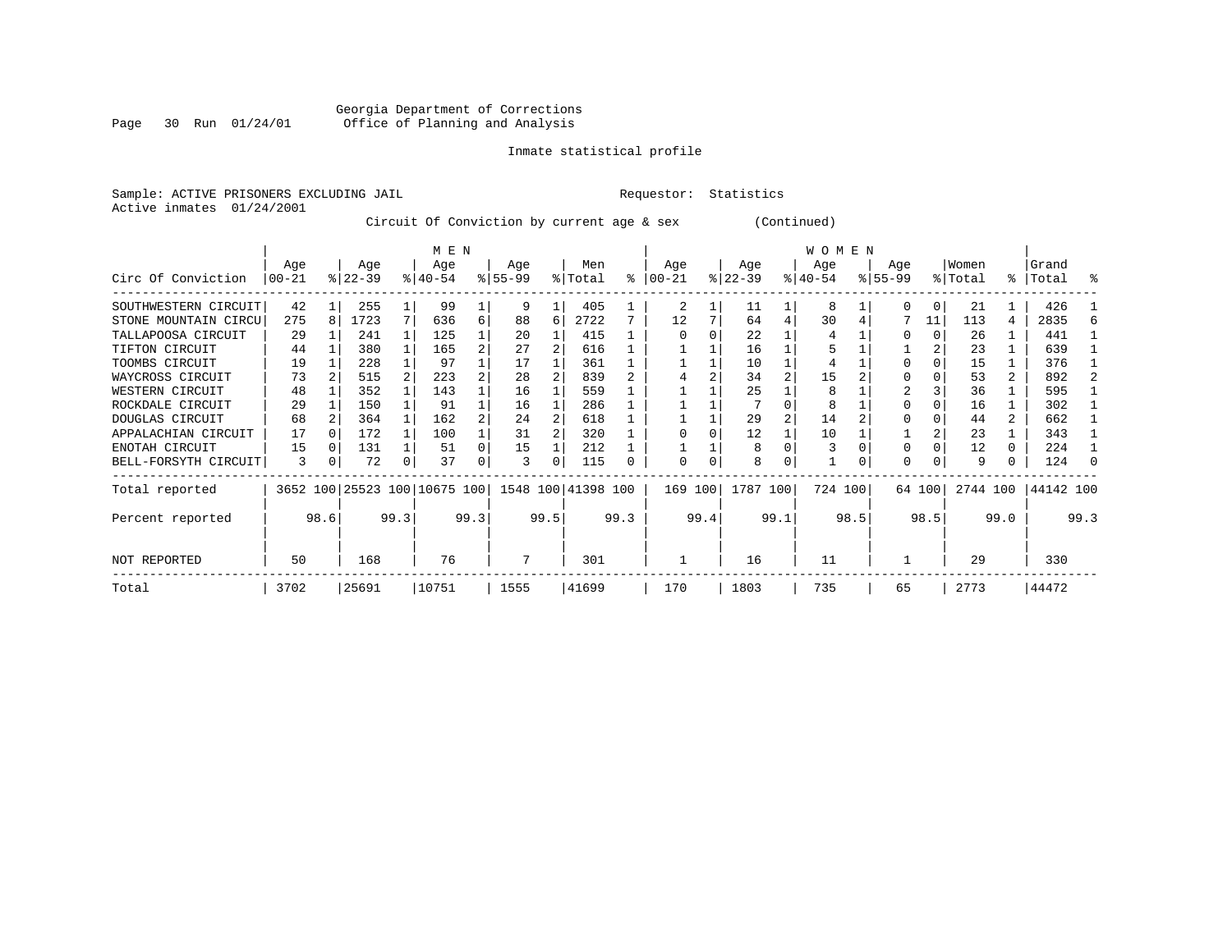Georgia Department of Corrections
Office of Planning and Analysis

Inmate statistical profile

Sample: ACTIVE PRISONERS EXCLUDING JAIL                Requestor: Statistics
Active inmates 01/24/2001

Circuit Of Conviction by current age & sex (Continued)

| Circ Of Conviction | MEN Age 00-21 | % | Age 22-39 | % | Age 40-54 | % | Age 55-99 | % | Men Total | % | WOMEN Age 00-21 | % | Age 22-39 | % | Age 40-54 | % | Age 55-99 | % | Women Total | % | Grand Total | % |
|---|---|---|---|---|---|---|---|---|---|---|---|---|---|---|---|---|---|---|---|---|---|---|
| SOUTHWESTERN CIRCUIT | 42 | 1 | 255 | 1 | 99 | 1 | 9 | 1 | 405 | 1 | 2 | 1 | 11 | 1 | 8 | 1 | 0 | 0 | 21 | 1 | 426 | 1 |
| STONE MOUNTAIN CIRCU | 275 | 8 | 1723 | 7 | 636 | 6 | 88 | 6 | 2722 | 7 | 12 | 7 | 64 | 4 | 30 | 4 | 7 | 11 | 113 | 4 | 2835 | 6 |
| TALLAPOOSA CIRCUIT | 29 | 1 | 241 | 1 | 125 | 1 | 20 | 1 | 415 | 1 | 0 | 0 | 22 | 1 | 4 | 1 | 0 | 0 | 26 | 1 | 441 | 1 |
| TIFTON CIRCUIT | 44 | 1 | 380 | 1 | 165 | 2 | 27 | 2 | 616 | 1 | 1 | 1 | 16 | 1 | 5 | 1 | 1 | 2 | 23 | 1 | 639 | 1 |
| TOOMBS CIRCUIT | 19 | 1 | 228 | 1 | 97 | 1 | 17 | 1 | 361 | 1 | 1 | 1 | 10 | 1 | 4 | 1 | 0 | 0 | 15 | 1 | 376 | 1 |
| WAYCROSS CIRCUIT | 73 | 2 | 515 | 2 | 223 | 2 | 28 | 2 | 839 | 2 | 4 | 2 | 34 | 2 | 15 | 2 | 0 | 0 | 53 | 2 | 892 | 2 |
| WESTERN CIRCUIT | 48 | 1 | 352 | 1 | 143 | 1 | 16 | 1 | 559 | 1 | 1 | 1 | 25 | 1 | 8 | 1 | 2 | 3 | 36 | 1 | 595 | 1 |
| ROCKDALE CIRCUIT | 29 | 1 | 150 | 1 | 91 | 1 | 16 | 1 | 286 | 1 | 1 | 1 | 7 | 0 | 8 | 1 | 0 | 0 | 16 | 1 | 302 | 1 |
| DOUGLAS CIRCUIT | 68 | 2 | 364 | 1 | 162 | 2 | 24 | 2 | 618 | 1 | 1 | 1 | 29 | 2 | 14 | 2 | 0 | 0 | 44 | 2 | 662 | 1 |
| APPALACHIAN CIRCUIT | 17 | 0 | 172 | 1 | 100 | 1 | 31 | 2 | 320 | 1 | 0 | 0 | 12 | 1 | 10 | 1 | 1 | 2 | 23 | 1 | 343 | 1 |
| ENOTAH CIRCUIT | 15 | 0 | 131 | 1 | 51 | 0 | 15 | 1 | 212 | 1 | 1 | 1 | 8 | 0 | 3 | 0 | 0 | 0 | 12 | 0 | 224 | 1 |
| BELL-FORSYTH CIRCUIT | 3 | 0 | 72 | 0 | 37 | 0 | 3 | 0 | 115 | 0 | 0 | 0 | 8 | 0 | 1 | 0 | 0 | 0 | 9 | 0 | 124 | 0 |
| Total reported | 3652 | 100 | 25523 | 100 | 10675 | 100 | 1548 | 100 | 41398 | 100 | 169 | 100 | 1787 | 100 | 724 | 100 | 64 | 100 | 2744 | 100 | 44142 | 100 |
| Percent reported | | 98.6 | | 99.3 | | 99.3 | | 99.5 | | 99.3 | | 99.4 | | 99.1 | | 98.5 | | 98.5 | | 99.0 | | 99.3 |
| NOT REPORTED | 50 | | 168 | | 76 | | 7 | | 301 | | 1 | | 16 | | 11 | | 1 | | 29 | | 330 | |
| Total | 3702 | | 25691 | | 10751 | | 1555 | | 41699 | | 170 | | 1803 | | 735 | | 65 | | 2773 | | 44472 | |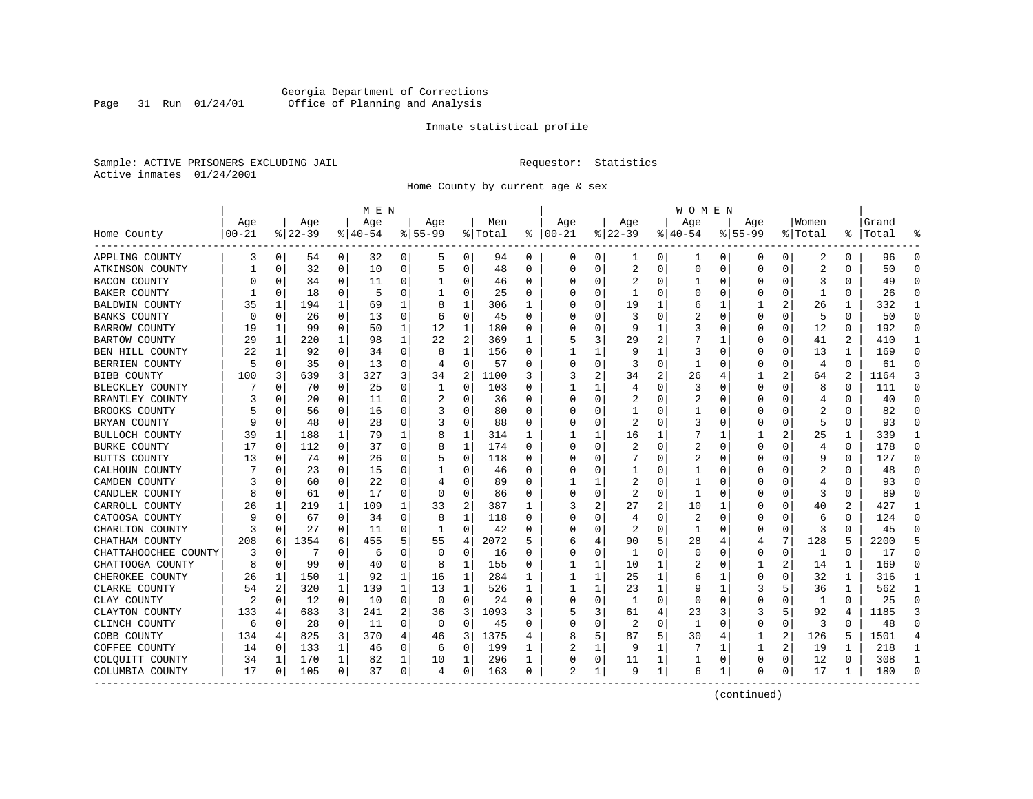Georgia Department of Corrections
Office of Planning and Analysis

Inmate statistical profile

Sample: ACTIVE PRISONERS EXCLUDING JAIL

Requestor: Statistics

Active inmates 01/24/2001

Home County by current age & sex

| Home County | MEN Age 00-21 | % | Age 22-39 | % | Age 40-54 | % | Age 55-99 | % | Men Total | % | WOMEN Age 00-21 | % | Age 22-39 | % | Age 40-54 | % | Age 55-99 | % | Women Total | % | Grand Total | % |
|---|---|---|---|---|---|---|---|---|---|---|---|---|---|---|---|---|---|---|---|---|---|---|
| APPLING COUNTY | 3 | 0 | 54 | 0 | 32 | 0 | 5 | 0 | 94 | 0 | 0 | 0 | 1 | 0 | 1 | 0 | 0 | 0 | 2 | 0 | 96 | 0 |
| ATKINSON COUNTY | 1 | 0 | 32 | 0 | 10 | 0 | 5 | 0 | 48 | 0 | 0 | 0 | 2 | 0 | 0 | 0 | 0 | 0 | 2 | 0 | 50 | 0 |
| BACON COUNTY | 0 | 0 | 34 | 0 | 11 | 0 | 1 | 0 | 46 | 0 | 0 | 0 | 2 | 0 | 1 | 0 | 0 | 0 | 3 | 0 | 49 | 0 |
| BAKER COUNTY | 1 | 0 | 18 | 0 | 5 | 0 | 1 | 0 | 25 | 0 | 0 | 0 | 1 | 0 | 0 | 0 | 0 | 0 | 1 | 0 | 26 | 0 |
| BALDWIN COUNTY | 35 | 1 | 194 | 1 | 69 | 1 | 8 | 1 | 306 | 1 | 0 | 0 | 19 | 1 | 6 | 1 | 1 | 2 | 26 | 1 | 332 | 1 |
| BANKS COUNTY | 0 | 0 | 26 | 0 | 13 | 0 | 6 | 0 | 45 | 0 | 0 | 0 | 3 | 0 | 2 | 0 | 0 | 0 | 5 | 0 | 50 | 0 |
| BARROW COUNTY | 19 | 1 | 99 | 0 | 50 | 1 | 12 | 1 | 180 | 0 | 0 | 0 | 9 | 1 | 3 | 0 | 0 | 0 | 12 | 0 | 192 | 0 |
| BARTOW COUNTY | 29 | 1 | 220 | 1 | 98 | 1 | 22 | 2 | 369 | 1 | 5 | 3 | 29 | 2 | 7 | 1 | 0 | 0 | 41 | 2 | 410 | 1 |
| BEN HILL COUNTY | 22 | 1 | 92 | 0 | 34 | 0 | 8 | 1 | 156 | 0 | 1 | 1 | 9 | 1 | 3 | 0 | 0 | 0 | 13 | 1 | 169 | 0 |
| BERRIEN COUNTY | 5 | 0 | 35 | 0 | 13 | 0 | 4 | 0 | 57 | 0 | 0 | 0 | 3 | 0 | 1 | 0 | 0 | 0 | 4 | 0 | 61 | 0 |
| BIBB COUNTY | 100 | 3 | 639 | 3 | 327 | 3 | 34 | 2 | 1100 | 3 | 3 | 2 | 34 | 2 | 26 | 4 | 1 | 2 | 64 | 2 | 1164 | 3 |
| BLECKLEY COUNTY | 7 | 0 | 70 | 0 | 25 | 0 | 1 | 0 | 103 | 0 | 1 | 1 | 4 | 0 | 3 | 0 | 0 | 0 | 8 | 0 | 111 | 0 |
| BRANTLEY COUNTY | 3 | 0 | 20 | 0 | 11 | 0 | 2 | 0 | 36 | 0 | 0 | 0 | 2 | 0 | 2 | 0 | 0 | 0 | 4 | 0 | 40 | 0 |
| BROOKS COUNTY | 5 | 0 | 56 | 0 | 16 | 0 | 3 | 0 | 80 | 0 | 0 | 0 | 1 | 0 | 1 | 0 | 0 | 0 | 2 | 0 | 82 | 0 |
| BRYAN COUNTY | 9 | 0 | 48 | 0 | 28 | 0 | 3 | 0 | 88 | 0 | 0 | 0 | 2 | 0 | 3 | 0 | 0 | 0 | 5 | 0 | 93 | 0 |
| BULLOCH COUNTY | 39 | 1 | 188 | 1 | 79 | 1 | 8 | 1 | 314 | 1 | 1 | 1 | 16 | 1 | 7 | 1 | 1 | 2 | 25 | 1 | 339 | 1 |
| BURKE COUNTY | 17 | 0 | 112 | 0 | 37 | 0 | 8 | 1 | 174 | 0 | 0 | 0 | 2 | 0 | 2 | 0 | 0 | 0 | 4 | 0 | 178 | 0 |
| BUTTS COUNTY | 13 | 0 | 74 | 0 | 26 | 0 | 5 | 0 | 118 | 0 | 0 | 0 | 7 | 0 | 2 | 0 | 0 | 0 | 9 | 0 | 127 | 0 |
| CALHOUN COUNTY | 7 | 0 | 23 | 0 | 15 | 0 | 1 | 0 | 46 | 0 | 0 | 0 | 1 | 0 | 1 | 0 | 0 | 0 | 2 | 0 | 48 | 0 |
| CAMDEN COUNTY | 3 | 0 | 60 | 0 | 22 | 0 | 4 | 0 | 89 | 0 | 1 | 1 | 2 | 0 | 1 | 0 | 0 | 0 | 4 | 0 | 93 | 0 |
| CANDLER COUNTY | 8 | 0 | 61 | 0 | 17 | 0 | 0 | 0 | 86 | 0 | 0 | 0 | 2 | 0 | 1 | 0 | 0 | 0 | 3 | 0 | 89 | 0 |
| CARROLL COUNTY | 26 | 1 | 219 | 1 | 109 | 1 | 33 | 2 | 387 | 1 | 3 | 2 | 27 | 2 | 10 | 1 | 0 | 0 | 40 | 2 | 427 | 1 |
| CATOOSA COUNTY | 9 | 0 | 67 | 0 | 34 | 0 | 8 | 1 | 118 | 0 | 0 | 0 | 4 | 0 | 2 | 0 | 0 | 0 | 6 | 0 | 124 | 0 |
| CHARLTON COUNTY | 3 | 0 | 27 | 0 | 11 | 0 | 1 | 0 | 42 | 0 | 0 | 0 | 2 | 0 | 1 | 0 | 0 | 0 | 3 | 0 | 45 | 0 |
| CHATHAM COUNTY | 208 | 6 | 1354 | 6 | 455 | 5 | 55 | 4 | 2072 | 5 | 6 | 4 | 90 | 5 | 28 | 4 | 4 | 7 | 128 | 5 | 2200 | 5 |
| CHATTAHOOCHEE COUNTY | 3 | 0 | 7 | 0 | 6 | 0 | 0 | 0 | 16 | 0 | 0 | 0 | 1 | 0 | 0 | 0 | 0 | 0 | 1 | 0 | 17 | 0 |
| CHATTOOGA COUNTY | 8 | 0 | 99 | 0 | 40 | 0 | 8 | 1 | 155 | 0 | 1 | 1 | 10 | 1 | 2 | 0 | 1 | 2 | 14 | 1 | 169 | 0 |
| CHEROKEE COUNTY | 26 | 1 | 150 | 1 | 92 | 1 | 16 | 1 | 284 | 1 | 1 | 1 | 25 | 1 | 6 | 1 | 0 | 0 | 32 | 1 | 316 | 1 |
| CLARKE COUNTY | 54 | 2 | 320 | 1 | 139 | 1 | 13 | 1 | 526 | 1 | 1 | 1 | 23 | 1 | 9 | 1 | 3 | 5 | 36 | 1 | 562 | 1 |
| CLAY COUNTY | 2 | 0 | 12 | 0 | 10 | 0 | 0 | 0 | 24 | 0 | 0 | 0 | 1 | 0 | 0 | 0 | 0 | 0 | 1 | 0 | 25 | 0 |
| CLAYTON COUNTY | 133 | 4 | 683 | 3 | 241 | 2 | 36 | 3 | 1093 | 3 | 5 | 3 | 61 | 4 | 23 | 3 | 3 | 5 | 92 | 4 | 1185 | 3 |
| CLINCH COUNTY | 6 | 0 | 28 | 0 | 11 | 0 | 0 | 0 | 45 | 0 | 0 | 0 | 2 | 0 | 1 | 0 | 0 | 0 | 3 | 0 | 48 | 0 |
| COBB COUNTY | 134 | 4 | 825 | 3 | 370 | 4 | 46 | 3 | 1375 | 4 | 8 | 5 | 87 | 5 | 30 | 4 | 1 | 2 | 126 | 5 | 1501 | 4 |
| COFFEE COUNTY | 14 | 0 | 133 | 1 | 46 | 0 | 6 | 0 | 199 | 1 | 2 | 1 | 9 | 1 | 7 | 1 | 1 | 2 | 19 | 1 | 218 | 1 |
| COLQUITT COUNTY | 34 | 1 | 170 | 1 | 82 | 1 | 10 | 1 | 296 | 1 | 0 | 0 | 11 | 1 | 1 | 0 | 0 | 0 | 12 | 0 | 308 | 1 |
| COLUMBIA COUNTY | 17 | 0 | 105 | 0 | 37 | 0 | 4 | 0 | 163 | 0 | 2 | 1 | 9 | 1 | 6 | 1 | 0 | 0 | 17 | 1 | 180 | 0 |

(continued)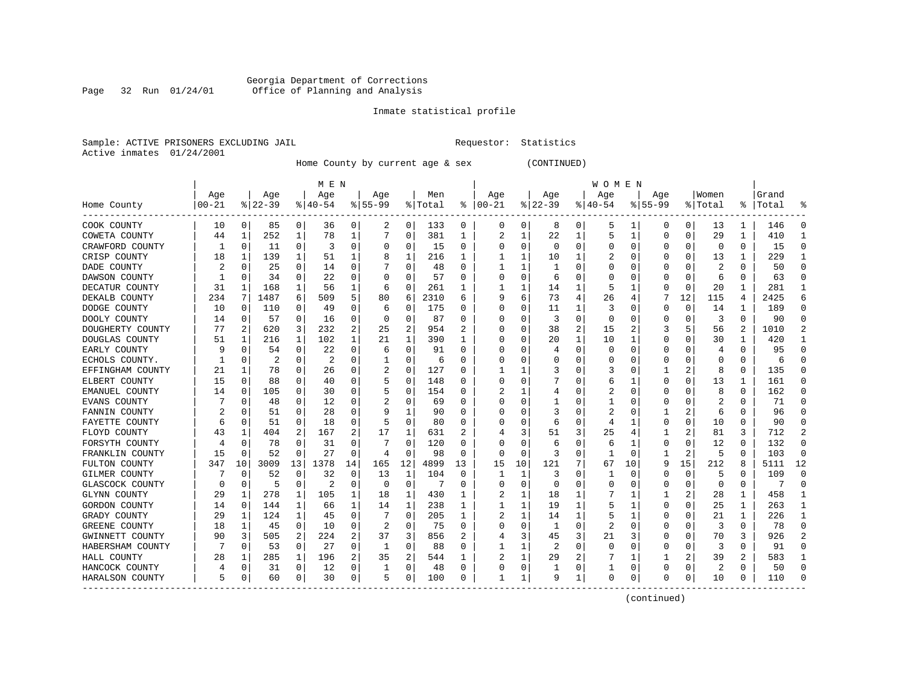Georgia Department of Corrections
Office of Planning and Analysis

Inmate statistical profile

Sample: ACTIVE PRISONERS EXCLUDING JAIL    Requestor: Statistics
Active inmates 01/24/2001

Home County by current age & sex (CONTINUED)

| Home County | MEN Age 00-21 | % | Age 22-39 | % | Age 40-54 | % | Age 55-99 | % | Men Total | % | WOMEN Age 00-21 | % | Age 22-39 | % | Age 40-54 | % | Age 55-99 | % | Women Total | % | Grand Total | % |
|---|---|---|---|---|---|---|---|---|---|---|---|---|---|---|---|---|---|---|---|---|---|---|
| COOK COUNTY | 10 | 0 | 85 | 0 | 36 | 0 | 2 | 0 | 133 | 0 | 0 | 0 | 8 | 0 | 5 | 1 | 0 | 0 | 13 | 1 | 146 | 0 |
| COWETA COUNTY | 44 | 1 | 252 | 1 | 78 | 1 | 7 | 0 | 381 | 1 | 2 | 1 | 22 | 1 | 5 | 1 | 0 | 0 | 29 | 1 | 410 | 1 |
| CRAWFORD COUNTY | 1 | 0 | 11 | 0 | 3 | 0 | 0 | 0 | 15 | 0 | 0 | 0 | 0 | 0 | 0 | 0 | 0 | 0 | 0 | 0 | 15 | 0 |
| CRISP COUNTY | 18 | 1 | 139 | 1 | 51 | 1 | 8 | 1 | 216 | 1 | 1 | 1 | 10 | 1 | 2 | 0 | 0 | 0 | 13 | 1 | 229 | 1 |
| DADE COUNTY | 2 | 0 | 25 | 0 | 14 | 0 | 7 | 0 | 48 | 0 | 1 | 1 | 1 | 0 | 0 | 0 | 0 | 0 | 2 | 0 | 50 | 0 |
| DAWSON COUNTY | 1 | 0 | 34 | 0 | 22 | 0 | 0 | 0 | 57 | 0 | 0 | 0 | 6 | 0 | 0 | 0 | 0 | 0 | 6 | 0 | 63 | 0 |
| DECATUR COUNTY | 31 | 1 | 168 | 1 | 56 | 1 | 6 | 0 | 261 | 1 | 1 | 1 | 14 | 1 | 5 | 1 | 0 | 0 | 20 | 1 | 281 | 1 |
| DEKALB COUNTY | 234 | 7 | 1487 | 6 | 509 | 5 | 80 | 6 | 2310 | 6 | 9 | 6 | 73 | 4 | 26 | 4 | 7 | 12 | 115 | 4 | 2425 | 6 |
| DODGE COUNTY | 10 | 0 | 110 | 0 | 49 | 0 | 6 | 0 | 175 | 0 | 0 | 0 | 11 | 1 | 3 | 0 | 0 | 0 | 14 | 1 | 189 | 0 |
| DOOLY COUNTY | 14 | 0 | 57 | 0 | 16 | 0 | 0 | 0 | 87 | 0 | 0 | 0 | 3 | 0 | 0 | 0 | 0 | 0 | 3 | 0 | 90 | 0 |
| DOUGHERTY COUNTY | 77 | 2 | 620 | 3 | 232 | 2 | 25 | 2 | 954 | 2 | 0 | 0 | 38 | 2 | 15 | 2 | 3 | 5 | 56 | 2 | 1010 | 2 |
| DOUGLAS COUNTY | 51 | 1 | 216 | 1 | 102 | 1 | 21 | 1 | 390 | 1 | 0 | 0 | 20 | 1 | 10 | 1 | 0 | 0 | 30 | 1 | 420 | 1 |
| EARLY COUNTY | 9 | 0 | 54 | 0 | 22 | 0 | 6 | 0 | 91 | 0 | 0 | 0 | 4 | 0 | 0 | 0 | 0 | 0 | 4 | 0 | 95 | 0 |
| ECHOLS COUNTY. | 1 | 0 | 2 | 0 | 2 | 0 | 1 | 0 | 6 | 0 | 0 | 0 | 0 | 0 | 0 | 0 | 0 | 0 | 0 | 0 | 6 | 0 |
| EFFINGHAM COUNTY | 21 | 1 | 78 | 0 | 26 | 0 | 2 | 0 | 127 | 0 | 1 | 1 | 3 | 0 | 3 | 0 | 1 | 2 | 8 | 0 | 135 | 0 |
| ELBERT COUNTY | 15 | 0 | 88 | 0 | 40 | 0 | 5 | 0 | 148 | 0 | 0 | 0 | 7 | 0 | 6 | 1 | 0 | 0 | 13 | 1 | 161 | 0 |
| EMANUEL COUNTY | 14 | 0 | 105 | 0 | 30 | 0 | 5 | 0 | 154 | 0 | 2 | 1 | 4 | 0 | 2 | 0 | 0 | 0 | 8 | 0 | 162 | 0 |
| EVANS COUNTY | 7 | 0 | 48 | 0 | 12 | 0 | 2 | 0 | 69 | 0 | 0 | 0 | 1 | 0 | 1 | 0 | 0 | 0 | 2 | 0 | 71 | 0 |
| FANNIN COUNTY | 2 | 0 | 51 | 0 | 28 | 0 | 9 | 1 | 90 | 0 | 0 | 0 | 3 | 0 | 2 | 0 | 1 | 2 | 6 | 0 | 96 | 0 |
| FAYETTE COUNTY | 6 | 0 | 51 | 0 | 18 | 0 | 5 | 0 | 80 | 0 | 0 | 0 | 6 | 0 | 4 | 1 | 0 | 0 | 10 | 0 | 90 | 0 |
| FLOYD COUNTY | 43 | 1 | 404 | 2 | 167 | 2 | 17 | 1 | 631 | 2 | 4 | 3 | 51 | 3 | 25 | 4 | 1 | 2 | 81 | 3 | 712 | 2 |
| FORSYTH COUNTY | 4 | 0 | 78 | 0 | 31 | 0 | 7 | 0 | 120 | 0 | 0 | 0 | 6 | 0 | 6 | 1 | 0 | 0 | 12 | 0 | 132 | 0 |
| FRANKLIN COUNTY | 15 | 0 | 52 | 0 | 27 | 0 | 4 | 0 | 98 | 0 | 0 | 0 | 3 | 0 | 1 | 0 | 1 | 2 | 5 | 0 | 103 | 0 |
| FULTON COUNTY | 347 | 10 | 3009 | 13 | 1378 | 14 | 165 | 12 | 4899 | 13 | 15 | 10 | 121 | 7 | 67 | 10 | 9 | 15 | 212 | 8 | 5111 | 12 |
| GILMER COUNTY | 7 | 0 | 52 | 0 | 32 | 0 | 13 | 1 | 104 | 0 | 1 | 1 | 3 | 0 | 1 | 0 | 0 | 0 | 5 | 0 | 109 | 0 |
| GLASCOCK COUNTY | 0 | 0 | 5 | 0 | 2 | 0 | 0 | 0 | 7 | 0 | 0 | 0 | 0 | 0 | 0 | 0 | 0 | 0 | 0 | 0 | 7 | 0 |
| GLYNN COUNTY | 29 | 1 | 278 | 1 | 105 | 1 | 18 | 1 | 430 | 1 | 2 | 1 | 18 | 1 | 7 | 1 | 1 | 2 | 28 | 1 | 458 | 1 |
| GORDON COUNTY | 14 | 0 | 144 | 1 | 66 | 1 | 14 | 1 | 238 | 1 | 1 | 1 | 19 | 1 | 5 | 1 | 0 | 0 | 25 | 1 | 263 | 1 |
| GRADY COUNTY | 29 | 1 | 124 | 1 | 45 | 0 | 7 | 0 | 205 | 1 | 2 | 1 | 14 | 1 | 5 | 1 | 0 | 0 | 21 | 1 | 226 | 1 |
| GREENE COUNTY | 18 | 1 | 45 | 0 | 10 | 0 | 2 | 0 | 75 | 0 | 0 | 0 | 1 | 0 | 2 | 0 | 0 | 0 | 3 | 0 | 78 | 0 |
| GWINNETT COUNTY | 90 | 3 | 505 | 2 | 224 | 2 | 37 | 3 | 856 | 2 | 4 | 3 | 45 | 3 | 21 | 3 | 0 | 0 | 70 | 3 | 926 | 2 |
| HABERSHAM COUNTY | 7 | 0 | 53 | 0 | 27 | 0 | 1 | 0 | 88 | 0 | 1 | 1 | 2 | 0 | 0 | 0 | 0 | 0 | 3 | 0 | 91 | 0 |
| HALL COUNTY | 28 | 1 | 285 | 1 | 196 | 2 | 35 | 2 | 544 | 1 | 2 | 1 | 29 | 2 | 7 | 1 | 1 | 2 | 39 | 2 | 583 | 1 |
| HANCOCK COUNTY | 4 | 0 | 31 | 0 | 12 | 0 | 1 | 0 | 48 | 0 | 0 | 0 | 1 | 0 | 1 | 0 | 0 | 0 | 2 | 0 | 50 | 0 |
| HARALSON COUNTY | 5 | 0 | 60 | 0 | 30 | 0 | 5 | 0 | 100 | 0 | 1 | 1 | 9 | 1 | 0 | 0 | 0 | 0 | 10 | 0 | 110 | 0 |

(continued)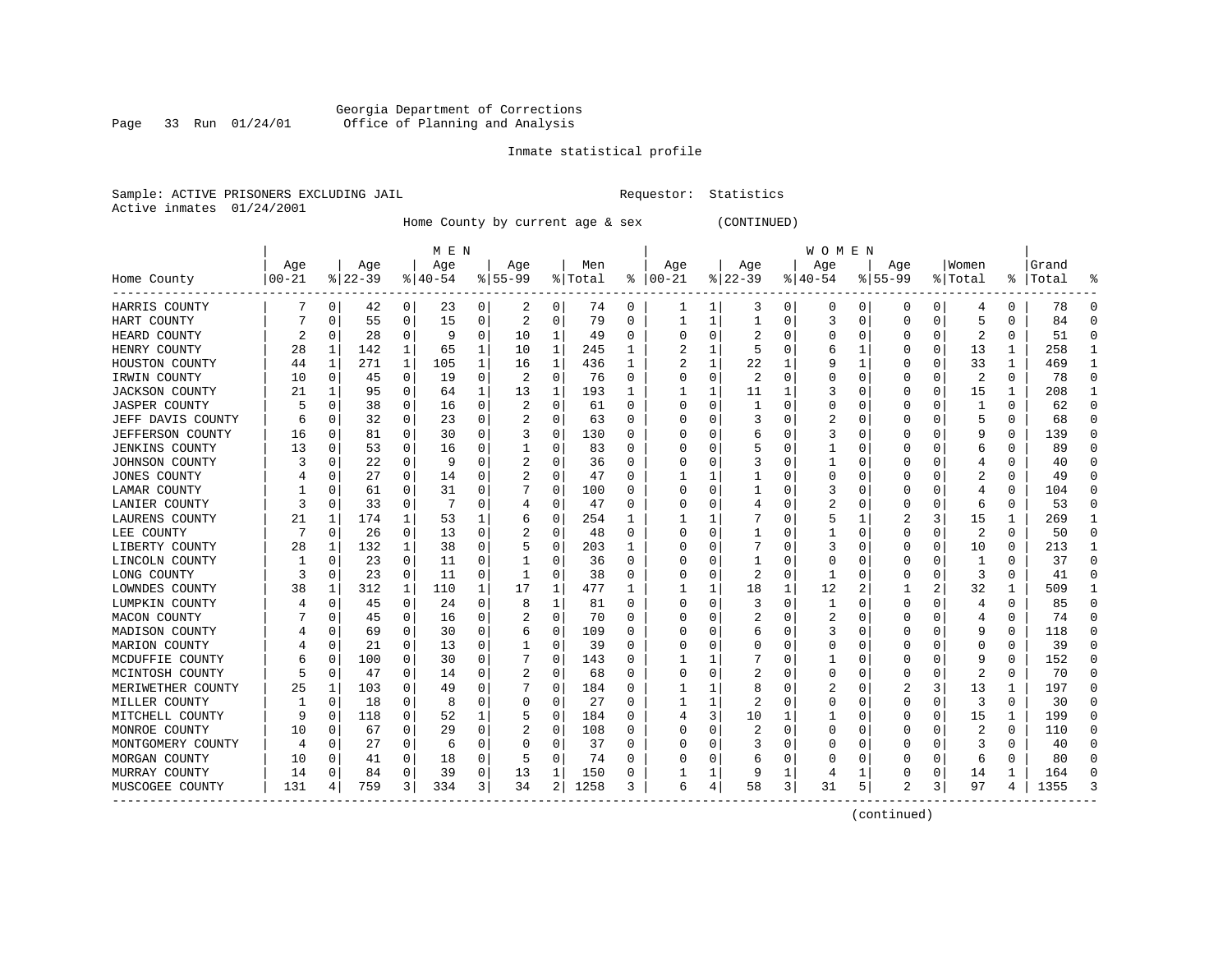Georgia Department of Corrections
Office of Planning and Analysis

Inmate statistical profile

Sample: ACTIVE PRISONERS EXCLUDING JAIL    Requestor: Statistics
Active inmates 01/24/2001

Home County by current age & sex (CONTINUED)

| Home County | MEN Age 00-21 | % | Age 22-39 | % | Age 40-54 | % | Age 55-99 | % | Men Total | % | WOMEN Age 00-21 | % | Age 22-39 | % | Age 40-54 | % | Age 55-99 | % | Women Total | % | Grand Total | % |
|---|---|---|---|---|---|---|---|---|---|---|---|---|---|---|---|---|---|---|---|---|---|---|
| HARRIS COUNTY | 7 | 0 | 42 | 0 | 23 | 0 | 2 | 0 | 74 | 0 | 1 | 1 | 3 | 0 | 0 | 0 | 0 | 0 | 4 | 0 | 78 | 0 |
| HART COUNTY | 7 | 0 | 55 | 0 | 15 | 0 | 2 | 0 | 79 | 0 | 1 | 1 | 1 | 0 | 3 | 0 | 0 | 0 | 5 | 0 | 84 | 0 |
| HEARD COUNTY | 2 | 0 | 28 | 0 | 9 | 0 | 10 | 1 | 49 | 0 | 0 | 0 | 2 | 0 | 0 | 0 | 0 | 0 | 2 | 0 | 51 | 0 |
| HENRY COUNTY | 28 | 1 | 142 | 1 | 65 | 1 | 10 | 1 | 245 | 1 | 2 | 1 | 5 | 0 | 6 | 1 | 0 | 0 | 13 | 1 | 258 | 1 |
| HOUSTON COUNTY | 44 | 1 | 271 | 1 | 105 | 1 | 16 | 1 | 436 | 1 | 2 | 1 | 22 | 1 | 9 | 1 | 0 | 0 | 33 | 1 | 469 | 1 |
| IRWIN COUNTY | 10 | 0 | 45 | 0 | 19 | 0 | 2 | 0 | 76 | 0 | 0 | 0 | 2 | 0 | 0 | 0 | 0 | 0 | 2 | 0 | 78 | 0 |
| JACKSON COUNTY | 21 | 1 | 95 | 0 | 64 | 1 | 13 | 1 | 193 | 1 | 1 | 1 | 11 | 1 | 3 | 0 | 0 | 0 | 15 | 1 | 208 | 1 |
| JASPER COUNTY | 5 | 0 | 38 | 0 | 16 | 0 | 2 | 0 | 61 | 0 | 0 | 0 | 1 | 0 | 0 | 0 | 0 | 0 | 1 | 0 | 62 | 0 |
| JEFF DAVIS COUNTY | 6 | 0 | 32 | 0 | 23 | 0 | 2 | 0 | 63 | 0 | 0 | 0 | 3 | 0 | 2 | 0 | 0 | 0 | 5 | 0 | 68 | 0 |
| JEFFERSON COUNTY | 16 | 0 | 81 | 0 | 30 | 0 | 3 | 0 | 130 | 0 | 0 | 0 | 6 | 0 | 3 | 0 | 0 | 0 | 9 | 0 | 139 | 0 |
| JENKINS COUNTY | 13 | 0 | 53 | 0 | 16 | 0 | 1 | 0 | 83 | 0 | 0 | 0 | 5 | 0 | 1 | 0 | 0 | 0 | 6 | 0 | 89 | 0 |
| JOHNSON COUNTY | 3 | 0 | 22 | 0 | 9 | 0 | 2 | 0 | 36 | 0 | 0 | 0 | 3 | 0 | 1 | 0 | 0 | 0 | 4 | 0 | 40 | 0 |
| JONES COUNTY | 4 | 0 | 27 | 0 | 14 | 0 | 2 | 0 | 47 | 0 | 1 | 1 | 1 | 0 | 0 | 0 | 0 | 0 | 2 | 0 | 49 | 0 |
| LAMAR COUNTY | 1 | 0 | 61 | 0 | 31 | 0 | 7 | 0 | 100 | 0 | 0 | 0 | 1 | 0 | 3 | 0 | 0 | 0 | 4 | 0 | 104 | 0 |
| LANIER COUNTY | 3 | 0 | 33 | 0 | 7 | 0 | 4 | 0 | 47 | 0 | 0 | 0 | 4 | 0 | 2 | 0 | 0 | 0 | 6 | 0 | 53 | 0 |
| LAURENS COUNTY | 21 | 1 | 174 | 1 | 53 | 1 | 6 | 0 | 254 | 1 | 1 | 1 | 7 | 0 | 5 | 1 | 2 | 3 | 15 | 1 | 269 | 1 |
| LEE COUNTY | 7 | 0 | 26 | 0 | 13 | 0 | 2 | 0 | 48 | 0 | 0 | 0 | 1 | 0 | 1 | 0 | 0 | 0 | 2 | 0 | 50 | 0 |
| LIBERTY COUNTY | 28 | 1 | 132 | 1 | 38 | 0 | 5 | 0 | 203 | 1 | 0 | 0 | 7 | 0 | 3 | 0 | 0 | 0 | 10 | 0 | 213 | 1 |
| LINCOLN COUNTY | 1 | 0 | 23 | 0 | 11 | 0 | 1 | 0 | 36 | 0 | 0 | 0 | 1 | 0 | 0 | 0 | 0 | 0 | 1 | 0 | 37 | 0 |
| LONG COUNTY | 3 | 0 | 23 | 0 | 11 | 0 | 1 | 0 | 38 | 0 | 0 | 0 | 2 | 0 | 1 | 0 | 0 | 0 | 3 | 0 | 41 | 0 |
| LOWNDES COUNTY | 38 | 1 | 312 | 1 | 110 | 1 | 17 | 1 | 477 | 1 | 1 | 1 | 18 | 1 | 12 | 2 | 1 | 2 | 32 | 1 | 509 | 1 |
| LUMPKIN COUNTY | 4 | 0 | 45 | 0 | 24 | 0 | 8 | 1 | 81 | 0 | 0 | 0 | 3 | 0 | 1 | 0 | 0 | 0 | 4 | 0 | 85 | 0 |
| MACON COUNTY | 7 | 0 | 45 | 0 | 16 | 0 | 2 | 0 | 70 | 0 | 0 | 0 | 2 | 0 | 2 | 0 | 0 | 0 | 4 | 0 | 74 | 0 |
| MADISON COUNTY | 4 | 0 | 69 | 0 | 30 | 0 | 6 | 0 | 109 | 0 | 0 | 0 | 6 | 0 | 3 | 0 | 0 | 0 | 9 | 0 | 118 | 0 |
| MARION COUNTY | 4 | 0 | 21 | 0 | 13 | 0 | 1 | 0 | 39 | 0 | 0 | 0 | 0 | 0 | 0 | 0 | 0 | 0 | 0 | 0 | 39 | 0 |
| MCDUFFIE COUNTY | 6 | 0 | 100 | 0 | 30 | 0 | 7 | 0 | 143 | 0 | 1 | 1 | 7 | 0 | 1 | 0 | 0 | 0 | 9 | 0 | 152 | 0 |
| MCINTOSH COUNTY | 5 | 0 | 47 | 0 | 14 | 0 | 2 | 0 | 68 | 0 | 0 | 0 | 2 | 0 | 0 | 0 | 0 | 0 | 2 | 0 | 70 | 0 |
| MERIWETHER COUNTY | 25 | 1 | 103 | 0 | 49 | 0 | 7 | 0 | 184 | 0 | 1 | 1 | 8 | 0 | 2 | 0 | 2 | 3 | 13 | 1 | 197 | 0 |
| MILLER COUNTY | 1 | 0 | 18 | 0 | 8 | 0 | 0 | 0 | 27 | 0 | 1 | 1 | 2 | 0 | 0 | 0 | 0 | 0 | 3 | 0 | 30 | 0 |
| MITCHELL COUNTY | 9 | 0 | 118 | 0 | 52 | 1 | 5 | 0 | 184 | 0 | 4 | 3 | 10 | 1 | 1 | 0 | 0 | 0 | 15 | 1 | 199 | 0 |
| MONROE COUNTY | 10 | 0 | 67 | 0 | 29 | 0 | 2 | 0 | 108 | 0 | 0 | 0 | 2 | 0 | 0 | 0 | 0 | 0 | 2 | 0 | 110 | 0 |
| MONTGOMERY COUNTY | 4 | 0 | 27 | 0 | 6 | 0 | 0 | 0 | 37 | 0 | 0 | 0 | 3 | 0 | 0 | 0 | 0 | 0 | 3 | 0 | 40 | 0 |
| MORGAN COUNTY | 10 | 0 | 41 | 0 | 18 | 0 | 5 | 0 | 74 | 0 | 0 | 0 | 6 | 0 | 0 | 0 | 0 | 0 | 6 | 0 | 80 | 0 |
| MURRAY COUNTY | 14 | 0 | 84 | 0 | 39 | 0 | 13 | 1 | 150 | 0 | 1 | 1 | 9 | 1 | 4 | 1 | 0 | 0 | 14 | 1 | 164 | 0 |
| MUSCOGEE COUNTY | 131 | 4 | 759 | 3 | 334 | 3 | 34 | 2 | 1258 | 3 | 6 | 4 | 58 | 3 | 31 | 5 | 2 | 3 | 97 | 4 | 1355 | 3 |

(continued)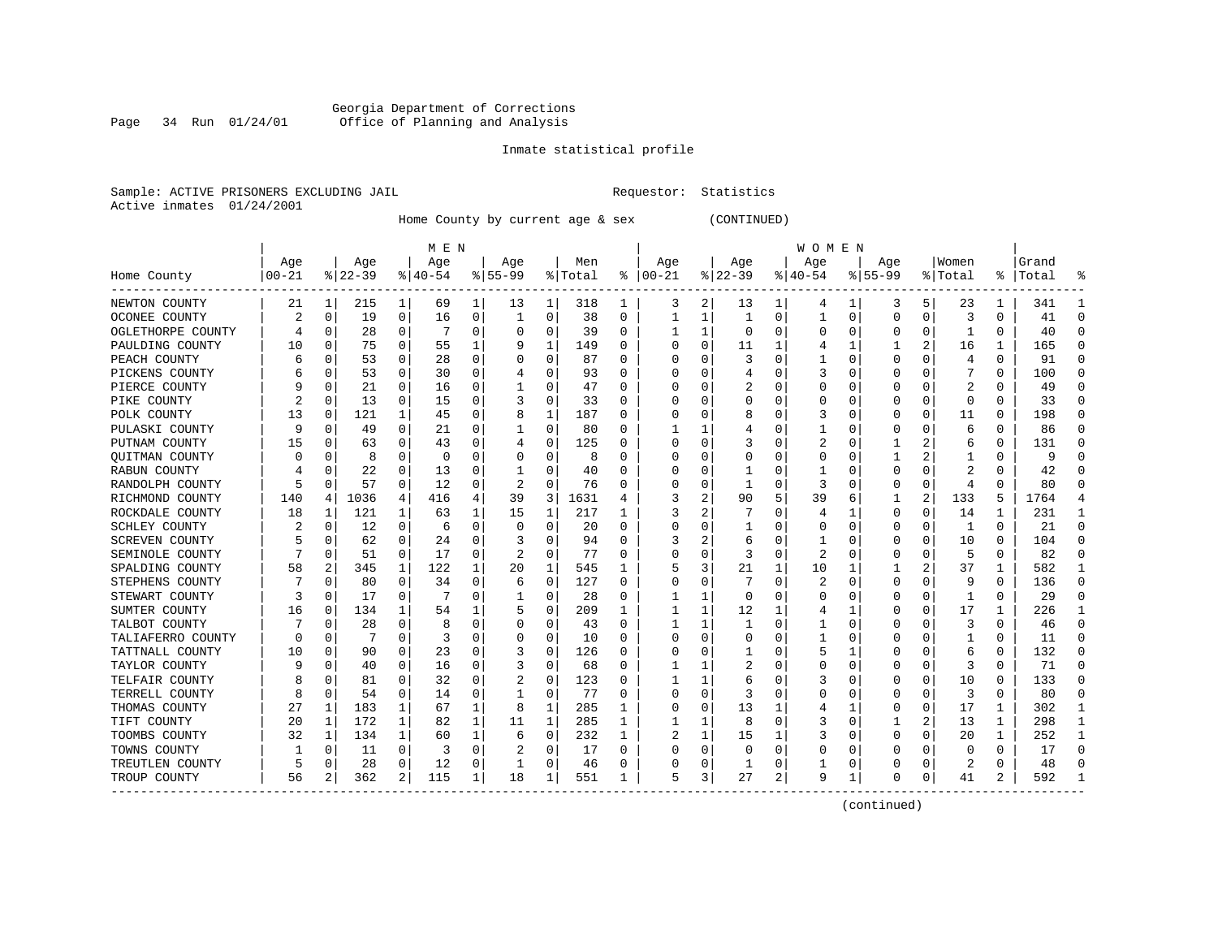Georgia Department of Corrections
Office of Planning and Analysis

Inmate statistical profile

Sample: ACTIVE PRISONERS EXCLUDING JAIL                Requestor: Statistics
Active inmates 01/24/2001

Home County by current age & sex (CONTINUED)

| Home County | MEN Age 00-21 | % | Age 22-39 | % | Age 40-54 | % | Age 55-99 | % | Men Total | % | WOMEN Age 00-21 | % | Age 22-39 | % | Age 40-54 | % | Age 55-99 | % | Women Total | % | Grand Total | % |
|---|---|---|---|---|---|---|---|---|---|---|---|---|---|---|---|---|---|---|---|---|---|---|
| NEWTON COUNTY | 21 | 1 | 215 | 1 | 69 | 1 | 13 | 1 | 318 | 1 | 3 | 2 | 13 | 1 | 4 | 1 | 3 | 5 | 23 | 1 | 341 | 1 |
| OCONEE COUNTY | 2 | 0 | 19 | 0 | 16 | 0 | 1 | 0 | 38 | 0 | 1 | 1 | 1 | 0 | 1 | 0 | 0 | 0 | 3 | 0 | 41 | 0 |
| OGLETHORPE COUNTY | 4 | 0 | 28 | 0 | 7 | 0 | 0 | 0 | 39 | 0 | 1 | 1 | 0 | 0 | 0 | 0 | 0 | 0 | 1 | 0 | 40 | 0 |
| PAULDING COUNTY | 10 | 0 | 75 | 0 | 55 | 1 | 9 | 1 | 149 | 0 | 0 | 0 | 11 | 1 | 4 | 1 | 1 | 2 | 16 | 1 | 165 | 0 |
| PEACH COUNTY | 6 | 0 | 53 | 0 | 28 | 0 | 0 | 0 | 87 | 0 | 0 | 0 | 3 | 0 | 1 | 0 | 0 | 0 | 4 | 0 | 91 | 0 |
| PICKENS COUNTY | 6 | 0 | 53 | 0 | 30 | 0 | 4 | 0 | 93 | 0 | 0 | 0 | 4 | 0 | 3 | 0 | 0 | 0 | 7 | 0 | 100 | 0 |
| PIERCE COUNTY | 9 | 0 | 21 | 0 | 16 | 0 | 1 | 0 | 47 | 0 | 0 | 0 | 2 | 0 | 0 | 0 | 0 | 0 | 2 | 0 | 49 | 0 |
| PIKE COUNTY | 2 | 0 | 13 | 0 | 15 | 0 | 3 | 0 | 33 | 0 | 0 | 0 | 0 | 0 | 0 | 0 | 0 | 0 | 0 | 0 | 33 | 0 |
| POLK COUNTY | 13 | 0 | 121 | 1 | 45 | 0 | 8 | 1 | 187 | 0 | 0 | 0 | 8 | 0 | 3 | 0 | 0 | 0 | 11 | 0 | 198 | 0 |
| PULASKI COUNTY | 9 | 0 | 49 | 0 | 21 | 0 | 1 | 0 | 80 | 0 | 1 | 1 | 4 | 0 | 1 | 0 | 0 | 0 | 6 | 0 | 86 | 0 |
| PUTNAM COUNTY | 15 | 0 | 63 | 0 | 43 | 0 | 4 | 0 | 125 | 0 | 0 | 0 | 3 | 0 | 2 | 0 | 1 | 2 | 6 | 0 | 131 | 0 |
| QUITMAN COUNTY | 0 | 0 | 8 | 0 | 0 | 0 | 0 | 0 | 8 | 0 | 0 | 0 | 0 | 0 | 0 | 0 | 1 | 2 | 1 | 0 | 9 | 0 |
| RABUN COUNTY | 4 | 0 | 22 | 0 | 13 | 0 | 1 | 0 | 40 | 0 | 0 | 0 | 1 | 0 | 1 | 0 | 0 | 0 | 2 | 0 | 42 | 0 |
| RANDOLPH COUNTY | 5 | 0 | 57 | 0 | 12 | 0 | 2 | 0 | 76 | 0 | 0 | 0 | 1 | 0 | 3 | 0 | 0 | 0 | 4 | 0 | 80 | 0 |
| RICHMOND COUNTY | 140 | 4 | 1036 | 4 | 416 | 4 | 39 | 3 | 1631 | 4 | 3 | 2 | 90 | 5 | 39 | 6 | 1 | 2 | 133 | 5 | 1764 | 4 |
| ROCKDALE COUNTY | 18 | 1 | 121 | 1 | 63 | 1 | 15 | 1 | 217 | 1 | 3 | 2 | 7 | 0 | 4 | 1 | 0 | 0 | 14 | 1 | 231 | 1 |
| SCHLEY COUNTY | 2 | 0 | 12 | 0 | 6 | 0 | 0 | 0 | 20 | 0 | 0 | 0 | 1 | 0 | 0 | 0 | 0 | 0 | 1 | 0 | 21 | 0 |
| SCREVEN COUNTY | 5 | 0 | 62 | 0 | 24 | 0 | 3 | 0 | 94 | 0 | 3 | 2 | 6 | 0 | 1 | 0 | 0 | 0 | 10 | 0 | 104 | 0 |
| SEMINOLE COUNTY | 7 | 0 | 51 | 0 | 17 | 0 | 2 | 0 | 77 | 0 | 0 | 0 | 3 | 0 | 2 | 0 | 0 | 0 | 5 | 0 | 82 | 0 |
| SPALDING COUNTY | 58 | 2 | 345 | 1 | 122 | 1 | 20 | 1 | 545 | 1 | 5 | 3 | 21 | 1 | 10 | 1 | 1 | 2 | 37 | 1 | 582 | 1 |
| STEPHENS COUNTY | 7 | 0 | 80 | 0 | 34 | 0 | 6 | 0 | 127 | 0 | 0 | 0 | 7 | 0 | 2 | 0 | 0 | 0 | 9 | 0 | 136 | 0 |
| STEWART COUNTY | 3 | 0 | 17 | 0 | 7 | 0 | 1 | 0 | 28 | 0 | 1 | 1 | 0 | 0 | 0 | 0 | 0 | 0 | 1 | 0 | 29 | 0 |
| SUMTER COUNTY | 16 | 0 | 134 | 1 | 54 | 1 | 5 | 0 | 209 | 1 | 1 | 1 | 12 | 1 | 4 | 1 | 0 | 0 | 17 | 1 | 226 | 1 |
| TALBOT COUNTY | 7 | 0 | 28 | 0 | 8 | 0 | 0 | 0 | 43 | 0 | 1 | 1 | 1 | 0 | 1 | 0 | 0 | 0 | 3 | 0 | 46 | 0 |
| TALIAFERRO COUNTY | 0 | 0 | 7 | 0 | 3 | 0 | 0 | 0 | 10 | 0 | 0 | 0 | 0 | 0 | 1 | 0 | 0 | 0 | 1 | 0 | 11 | 0 |
| TATTNALL COUNTY | 10 | 0 | 90 | 0 | 23 | 0 | 3 | 0 | 126 | 0 | 0 | 0 | 1 | 0 | 5 | 1 | 0 | 0 | 6 | 0 | 132 | 0 |
| TAYLOR COUNTY | 9 | 0 | 40 | 0 | 16 | 0 | 3 | 0 | 68 | 0 | 1 | 1 | 2 | 0 | 0 | 0 | 0 | 0 | 3 | 0 | 71 | 0 |
| TELFAIR COUNTY | 8 | 0 | 81 | 0 | 32 | 0 | 2 | 0 | 123 | 0 | 1 | 1 | 6 | 0 | 3 | 0 | 0 | 0 | 10 | 0 | 133 | 0 |
| TERRELL COUNTY | 8 | 0 | 54 | 0 | 14 | 0 | 1 | 0 | 77 | 0 | 0 | 0 | 3 | 0 | 0 | 0 | 0 | 0 | 3 | 0 | 80 | 0 |
| THOMAS COUNTY | 27 | 1 | 183 | 1 | 67 | 1 | 8 | 1 | 285 | 1 | 0 | 0 | 13 | 1 | 4 | 1 | 0 | 0 | 17 | 1 | 302 | 1 |
| TIFT COUNTY | 20 | 1 | 172 | 1 | 82 | 1 | 11 | 1 | 285 | 1 | 1 | 1 | 8 | 0 | 3 | 0 | 1 | 2 | 13 | 1 | 298 | 1 |
| TOOMBS COUNTY | 32 | 1 | 134 | 1 | 60 | 1 | 6 | 0 | 232 | 1 | 2 | 1 | 15 | 1 | 3 | 0 | 0 | 0 | 20 | 1 | 252 | 1 |
| TOWNS COUNTY | 1 | 0 | 11 | 0 | 3 | 0 | 2 | 0 | 17 | 0 | 0 | 0 | 0 | 0 | 0 | 0 | 0 | 0 | 0 | 0 | 17 | 0 |
| TREUTLEN COUNTY | 5 | 0 | 28 | 0 | 12 | 0 | 1 | 0 | 46 | 0 | 0 | 0 | 1 | 0 | 1 | 0 | 0 | 0 | 2 | 0 | 48 | 0 |
| TROUP COUNTY | 56 | 2 | 362 | 2 | 115 | 1 | 18 | 1 | 551 | 1 | 5 | 3 | 27 | 2 | 9 | 1 | 0 | 0 | 41 | 2 | 592 | 1 |

(continued)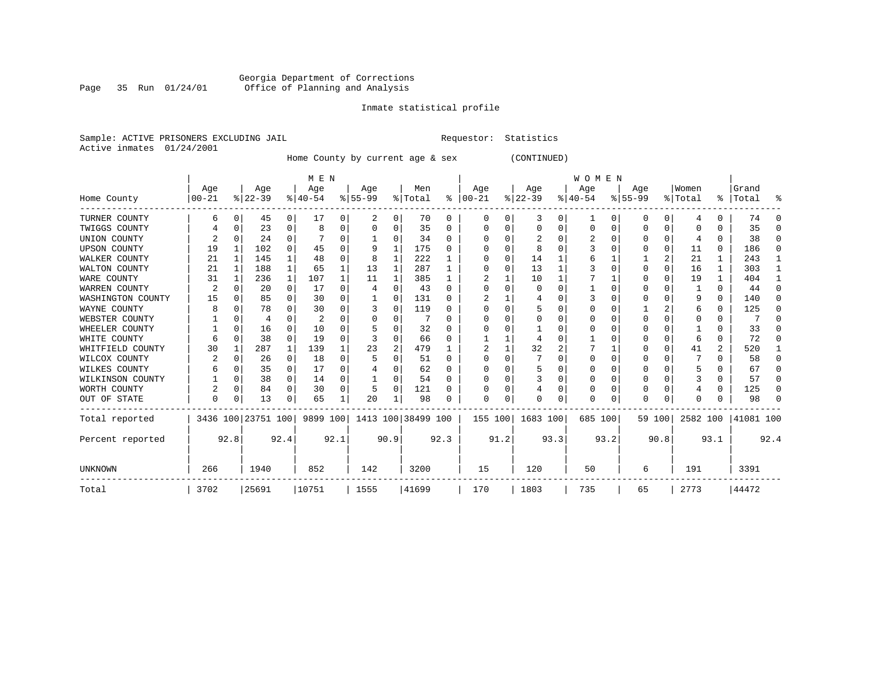Georgia Department of Corrections
Office of Planning and Analysis

Inmate statistical profile

Sample: ACTIVE PRISONERS EXCLUDING JAIL                    Requestor: Statistics
Active inmates 01/24/2001

Home County by current age & sex (CONTINUED)

| Home County | MEN Age 00-21 | % | Age 22-39 | % | Age 40-54 | % | Age 55-99 | % | Men Total | % | WOMEN Age 00-21 | % | Age 22-39 | % | Age 40-54 | % | Age 55-99 | % | Women Total | % | Grand Total | % |
|---|---|---|---|---|---|---|---|---|---|---|---|---|---|---|---|---|---|---|---|---|---|---|
| TURNER COUNTY | 6 | 0 | 45 | 0 | 17 | 0 | 2 | 0 | 70 | 0 | 0 | 0 | 3 | 0 | 1 | 0 | 0 | 0 | 4 | 0 | 74 | 0 |
| TWIGGS COUNTY | 4 | 0 | 23 | 0 | 8 | 0 | 0 | 0 | 35 | 0 | 0 | 0 | 0 | 0 | 0 | 0 | 0 | 0 | 0 | 0 | 35 | 0 |
| UNION COUNTY | 2 | 0 | 24 | 0 | 7 | 0 | 1 | 0 | 34 | 0 | 0 | 0 | 2 | 0 | 2 | 0 | 0 | 0 | 4 | 0 | 38 | 0 |
| UPSON COUNTY | 19 | 1 | 102 | 0 | 45 | 0 | 9 | 1 | 175 | 0 | 0 | 0 | 8 | 0 | 3 | 0 | 0 | 0 | 11 | 0 | 186 | 0 |
| WALKER COUNTY | 21 | 1 | 145 | 1 | 48 | 0 | 8 | 1 | 222 | 1 | 0 | 0 | 14 | 1 | 6 | 1 | 1 | 2 | 21 | 1 | 243 | 1 |
| WALTON COUNTY | 21 | 1 | 188 | 1 | 65 | 1 | 13 | 1 | 287 | 1 | 0 | 0 | 13 | 1 | 3 | 0 | 0 | 0 | 16 | 1 | 303 | 1 |
| WARE COUNTY | 31 | 1 | 236 | 1 | 107 | 1 | 11 | 1 | 385 | 1 | 2 | 1 | 10 | 1 | 7 | 1 | 0 | 0 | 19 | 1 | 404 | 1 |
| WARREN COUNTY | 2 | 0 | 20 | 0 | 17 | 0 | 4 | 0 | 43 | 0 | 0 | 0 | 0 | 0 | 1 | 0 | 0 | 0 | 1 | 0 | 44 | 0 |
| WASHINGTON COUNTY | 15 | 0 | 85 | 0 | 30 | 0 | 1 | 0 | 131 | 0 | 2 | 1 | 4 | 0 | 3 | 0 | 0 | 0 | 9 | 0 | 140 | 0 |
| WAYNE COUNTY | 8 | 0 | 78 | 0 | 30 | 0 | 3 | 0 | 119 | 0 | 0 | 0 | 5 | 0 | 0 | 0 | 1 | 2 | 6 | 0 | 125 | 0 |
| WEBSTER COUNTY | 1 | 0 | 4 | 0 | 2 | 0 | 0 | 0 | 7 | 0 | 0 | 0 | 0 | 0 | 0 | 0 | 0 | 0 | 0 | 0 | 7 | 0 |
| WHEELER COUNTY | 1 | 0 | 16 | 0 | 10 | 0 | 5 | 0 | 32 | 0 | 0 | 0 | 1 | 0 | 0 | 0 | 0 | 0 | 1 | 0 | 33 | 0 |
| WHITE COUNTY | 6 | 0 | 38 | 0 | 19 | 0 | 3 | 0 | 66 | 0 | 1 | 1 | 4 | 0 | 1 | 0 | 0 | 0 | 6 | 0 | 72 | 0 |
| WHITFIELD COUNTY | 30 | 1 | 287 | 1 | 139 | 1 | 23 | 2 | 479 | 1 | 2 | 1 | 32 | 2 | 7 | 1 | 0 | 0 | 41 | 2 | 520 | 1 |
| WILCOX COUNTY | 2 | 0 | 26 | 0 | 18 | 0 | 5 | 0 | 51 | 0 | 0 | 0 | 7 | 0 | 0 | 0 | 0 | 0 | 7 | 0 | 58 | 0 |
| WILKES COUNTY | 6 | 0 | 35 | 0 | 17 | 0 | 4 | 0 | 62 | 0 | 0 | 0 | 5 | 0 | 0 | 0 | 0 | 0 | 5 | 0 | 67 | 0 |
| WILKINSON COUNTY | 1 | 0 | 38 | 0 | 14 | 0 | 1 | 0 | 54 | 0 | 0 | 0 | 3 | 0 | 0 | 0 | 0 | 0 | 3 | 0 | 57 | 0 |
| WORTH COUNTY | 2 | 0 | 84 | 0 | 30 | 0 | 5 | 0 | 121 | 0 | 0 | 0 | 4 | 0 | 0 | 0 | 0 | 0 | 4 | 0 | 125 | 0 |
| OUT OF STATE | 0 | 0 | 13 | 0 | 65 | 1 | 20 | 1 | 98 | 0 | 0 | 0 | 0 | 0 | 0 | 0 | 0 | 0 | 0 | 0 | 98 | 0 |
| Total reported | 3436 | 100 | 23751 | 100 | 9899 | 100 | 1413 | 100 | 38499 | 100 | 155 | 100 | 1683 | 100 | 685 | 100 | 59 | 100 | 2582 | 100 | 41081 | 100 |
| Percent reported | | 92.8 | | 92.4 | | 92.1 | | 90.9 | | 92.3 | | 91.2 | | 93.3 | | 93.2 | | 90.8 | | 93.1 | | 92.4 |
| UNKNOWN | 266 | | 1940 | | 852 | | 142 | | 3200 | | 15 | | 120 | | 50 | | 6 | | 191 | | 3391 | |
| Total | 3702 | | 25691 | | 10751 | | 1555 | | 41699 | | 170 | | 1803 | | 735 | | 65 | | 2773 | | 44472 | |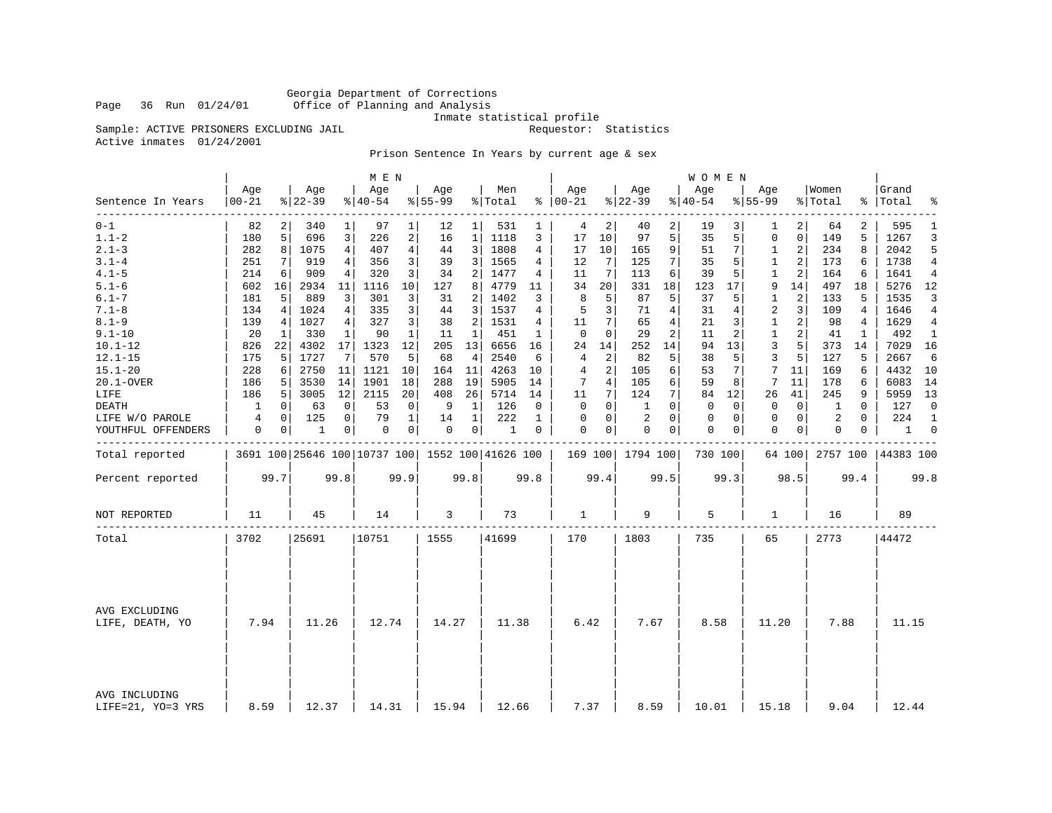Georgia Department of Corrections
Office of Planning and Analysis
Inmate statistical profile

Page 36 Run 01/24/01

Sample: ACTIVE PRISONERS EXCLUDING JAIL    Requestor: Statistics

Active inmates 01/24/2001

## Prison Sentence In Years by current age & sex

| Sentence In Years | MEN Age 00-21 | % | Age 22-39 | % | Age 40-54 | % | Age 55-99 | % | Men Total | % | WOMEN Age 00-21 | % | Age 22-39 | % | Age 40-54 | % | Age 55-99 | % | Women Total | % | Grand Total | % |
|---|---|---|---|---|---|---|---|---|---|---|---|---|---|---|---|---|---|---|---|---|---|---|
| 0-1 | 82 | 2 | 340 | 1 | 97 | 1 | 12 | 1 | 531 | 1 | 4 | 2 | 40 | 2 | 19 | 3 | 1 | 2 | 64 | 2 | 595 | 1 |
| 1.1-2 | 180 | 5 | 696 | 3 | 226 | 2 | 16 | 1 | 1118 | 3 | 17 | 10 | 97 | 5 | 35 | 5 | 0 | 0 | 149 | 5 | 1267 | 3 |
| 2.1-3 | 282 | 8 | 1075 | 4 | 407 | 4 | 44 | 3 | 1808 | 4 | 17 | 10 | 165 | 9 | 51 | 7 | 1 | 2 | 234 | 8 | 2042 | 5 |
| 3.1-4 | 251 | 7 | 919 | 4 | 356 | 3 | 39 | 3 | 1565 | 4 | 12 | 7 | 125 | 7 | 35 | 5 | 1 | 2 | 173 | 6 | 1738 | 4 |
| 4.1-5 | 214 | 6 | 909 | 4 | 320 | 3 | 34 | 2 | 1477 | 4 | 11 | 7 | 113 | 6 | 39 | 5 | 1 | 2 | 164 | 6 | 1641 | 4 |
| 5.1-6 | 602 | 16 | 2934 | 11 | 1116 | 10 | 127 | 8 | 4779 | 11 | 34 | 20 | 331 | 18 | 123 | 17 | 9 | 14 | 497 | 18 | 5276 | 12 |
| 6.1-7 | 181 | 5 | 889 | 3 | 301 | 3 | 31 | 2 | 1402 | 3 | 8 | 5 | 87 | 5 | 37 | 5 | 1 | 2 | 133 | 5 | 1535 | 3 |
| 7.1-8 | 134 | 4 | 1024 | 4 | 335 | 3 | 44 | 3 | 1537 | 4 | 5 | 3 | 71 | 4 | 31 | 4 | 2 | 3 | 109 | 4 | 1646 | 4 |
| 8.1-9 | 139 | 4 | 1027 | 4 | 327 | 3 | 38 | 2 | 1531 | 4 | 11 | 7 | 65 | 4 | 21 | 3 | 1 | 2 | 98 | 4 | 1629 | 4 |
| 9.1-10 | 20 | 1 | 330 | 1 | 90 | 1 | 11 | 1 | 451 | 1 | 0 | 0 | 29 | 2 | 11 | 2 | 1 | 2 | 41 | 1 | 492 | 1 |
| 10.1-12 | 826 | 22 | 4302 | 17 | 1323 | 12 | 205 | 13 | 6656 | 16 | 24 | 14 | 252 | 14 | 94 | 13 | 3 | 5 | 373 | 14 | 7029 | 16 |
| 12.1-15 | 175 | 5 | 1727 | 7 | 570 | 5 | 68 | 4 | 2540 | 6 | 4 | 2 | 82 | 5 | 38 | 5 | 3 | 5 | 127 | 5 | 2667 | 6 |
| 15.1-20 | 228 | 6 | 2750 | 11 | 1121 | 10 | 164 | 11 | 4263 | 10 | 4 | 2 | 105 | 6 | 53 | 7 | 7 | 11 | 169 | 6 | 4432 | 10 |
| 20.1-OVER | 186 | 5 | 3530 | 14 | 1901 | 18 | 288 | 19 | 5905 | 14 | 7 | 4 | 105 | 6 | 59 | 8 | 7 | 11 | 178 | 6 | 6083 | 14 |
| LIFE | 186 | 5 | 3005 | 12 | 2115 | 20 | 408 | 26 | 5714 | 14 | 11 | 7 | 124 | 7 | 84 | 12 | 26 | 41 | 245 | 9 | 5959 | 13 |
| DEATH | 1 | 0 | 63 | 0 | 53 | 0 | 9 | 1 | 126 | 0 | 0 | 0 | 1 | 0 | 0 | 0 | 0 | 0 | 1 | 0 | 127 | 0 |
| LIFE W/O PAROLE | 4 | 0 | 125 | 0 | 79 | 1 | 14 | 1 | 222 | 1 | 0 | 0 | 2 | 0 | 0 | 0 | 0 | 0 | 2 | 0 | 224 | 1 |
| YOUTHFUL OFFENDERS | 0 | 0 | 1 | 0 | 0 | 0 | 0 | 0 | 1 | 0 | 0 | 0 | 0 | 0 | 0 | 0 | 0 | 0 | 0 | 0 | 1 | 0 |
| Total reported | 3691 | 100 | 25646 | 100 | 10737 | 100 | 1552 | 100 | 41626 | 100 | 169 | 100 | 1794 | 100 | 730 | 100 | 64 | 100 | 2757 | 100 | 44383 | 100 |
| Percent reported | | 99.7 | | 99.8 | | 99.9 | | 99.8 | | 99.8 | | 99.4 | | 99.5 | | 99.3 | | 98.5 | | 99.4 | | 99.8 |
| NOT REPORTED | 11 | | 45 | | 14 | | 3 | | 73 | | 1 | | 9 | | 5 | | 1 | | 16 | | 89 | |
| Total | 3702 | | 25691 | | 10751 | | 1555 | | 41699 | | 170 | | 1803 | | 735 | | 65 | | 2773 | | 44472 | |
| AVG EXCLUDING LIFE, DEATH, YO | 7.94 | | 11.26 | | 12.74 | | 14.27 | | 11.38 | | 6.42 | | 7.67 | | 8.58 | | 11.20 | | 7.88 | | 11.15 | |
| AVG INCLUDING LIFE=21, YO=3 YRS | 8.59 | | 12.37 | | 14.31 | | 15.94 | | 12.66 | | 7.37 | | 8.59 | | 10.01 | | 15.18 | | 9.04 | | 12.44 | |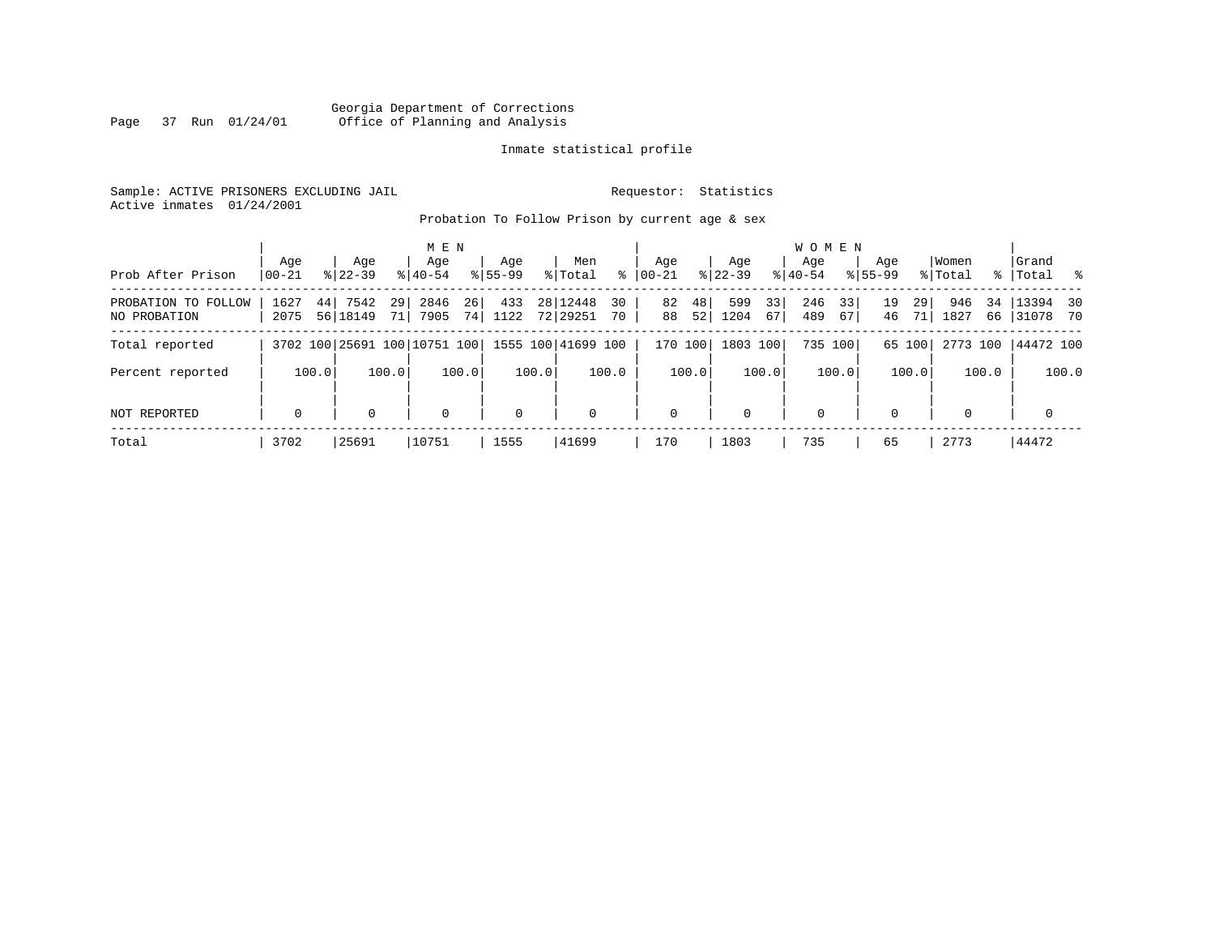Georgia Department of Corrections
Office of Planning and Analysis

Inmate statistical profile

Sample: ACTIVE PRISONERS EXCLUDING JAIL

Requestor: Statistics

Active inmates 01/24/2001

Probation To Follow Prison by current age & sex

| Prob After Prison | MEN Age 00-21 | % | Age 22-39 | % | Age 40-54 | % | Age 55-99 | % | Men Total | % | WOMEN Age 00-21 | % | Age 22-39 | % | Age 40-54 | % | Age 55-99 | % | Women Total | % | Grand Total | % |
|---|---|---|---|---|---|---|---|---|---|---|---|---|---|---|---|---|---|---|---|---|---|---|
| PROBATION TO FOLLOW | 1627 | 44 | 7542 | 29 | 2846 | 26 | 433 | 28 | 12448 | 30 | 82 | 48 | 599 | 33 | 246 | 33 | 19 | 29 | 946 | 34 | 13394 | 30 |
| NO PROBATION | 2075 | 56 | 18149 | 71 | 7905 | 74 | 1122 | 72 | 29251 | 70 | 88 | 52 | 1204 | 67 | 489 | 67 | 46 | 71 | 1827 | 66 | 31078 | 70 |
| Total reported | 3702 | 100 | 25691 | 100 | 10751 | 100 | 1555 | 100 | 41699 | 100 | 170 | 100 | 1803 | 100 | 735 | 100 | 65 | 100 | 2773 | 100 | 44472 | 100 |
| Percent reported | | 100.0 | | 100.0 | | 100.0 | | 100.0 | | 100.0 | | 100.0 | | 100.0 | | 100.0 | | 100.0 | | 100.0 | | 100.0 |
| NOT REPORTED | 0 | | 0 | | 0 | | 0 | | 0 | | 0 | | 0 | | 0 | | 0 | | 0 | | 0 | |
| Total | 3702 | | 25691 | | 10751 | | 1555 | | 41699 | | 170 | | 1803 | | 735 | | 65 | | 2773 | | 44472 | |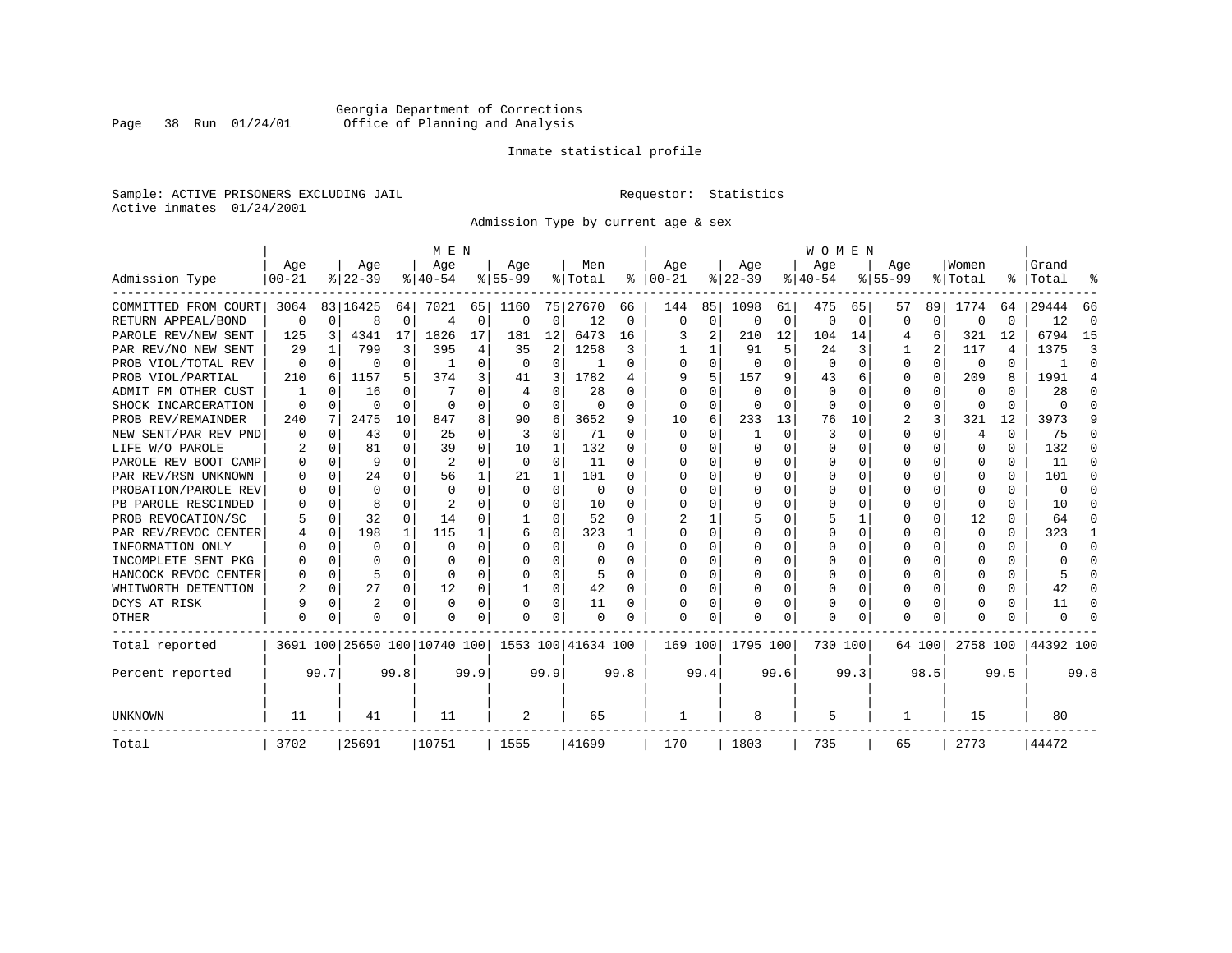Georgia Department of Corrections
Office of Planning and Analysis

Inmate statistical profile

Sample: ACTIVE PRISONERS EXCLUDING JAIL

Requestor: Statistics

Active inmates 01/24/2001

Admission Type by current age & sex

| Admission Type | MEN Age 00-21 | % | Age 22-39 | % | Age 40-54 | % | Age 55-99 | % | Men Total | % | WOMEN Age 00-21 | % | Age 22-39 | % | Age 40-54 | % | Age 55-99 | % | Women Total | % | Grand Total | % |
|---|---|---|---|---|---|---|---|---|---|---|---|---|---|---|---|---|---|---|---|---|---|---|
| COMMITTED FROM COURT | 3064 | 83 | 16425 | 64 | 7021 | 65 | 1160 | 75 | 27670 | 66 | 144 | 85 | 1098 | 61 | 475 | 65 | 57 | 89 | 1774 | 64 | 29444 | 66 |
| RETURN APPEAL/BOND | 0 | 0 | 8 | 0 | 4 | 0 | 0 | 0 | 12 | 0 | 0 | 0 | 0 | 0 | 0 | 0 | 0 | 0 | 0 | 0 | 12 | 0 |
| PAROLE REV/NEW SENT | 125 | 3 | 4341 | 17 | 1826 | 17 | 181 | 12 | 6473 | 16 | 3 | 2 | 210 | 12 | 104 | 14 | 4 | 6 | 321 | 12 | 6794 | 15 |
| PAR REV/NO NEW SENT | 29 | 1 | 799 | 3 | 395 | 4 | 35 | 2 | 1258 | 3 | 1 | 1 | 91 | 5 | 24 | 3 | 1 | 2 | 117 | 4 | 1375 | 3 |
| PROB VIOL/TOTAL REV | 0 | 0 | 0 | 0 | 1 | 0 | 0 | 0 | 1 | 0 | 0 | 0 | 0 | 0 | 0 | 0 | 0 | 0 | 0 | 0 | 1 | 0 |
| PROB VIOL/PARTIAL | 210 | 6 | 1157 | 5 | 374 | 3 | 41 | 3 | 1782 | 4 | 9 | 5 | 157 | 9 | 43 | 6 | 0 | 0 | 209 | 8 | 1991 | 4 |
| ADMIT FM OTHER CUST | 1 | 0 | 16 | 0 | 7 | 0 | 4 | 0 | 28 | 0 | 0 | 0 | 0 | 0 | 0 | 0 | 0 | 0 | 0 | 0 | 28 | 0 |
| SHOCK INCARCERATION | 0 | 0 | 0 | 0 | 0 | 0 | 0 | 0 | 0 | 0 | 0 | 0 | 0 | 0 | 0 | 0 | 0 | 0 | 0 | 0 | 0 | 0 |
| PROB REV/REMAINDER | 240 | 7 | 2475 | 10 | 847 | 8 | 90 | 6 | 3652 | 9 | 10 | 6 | 233 | 13 | 76 | 10 | 2 | 3 | 321 | 12 | 3973 | 9 |
| NEW SENT/PAR REV PND | 0 | 0 | 43 | 0 | 25 | 0 | 3 | 0 | 71 | 0 | 0 | 0 | 1 | 0 | 3 | 0 | 0 | 0 | 4 | 0 | 75 | 0 |
| LIFE W/O PAROLE | 2 | 0 | 81 | 0 | 39 | 0 | 10 | 1 | 132 | 0 | 0 | 0 | 0 | 0 | 0 | 0 | 0 | 0 | 0 | 0 | 132 | 0 |
| PAROLE REV BOOT CAMP | 0 | 0 | 9 | 0 | 2 | 0 | 0 | 0 | 11 | 0 | 0 | 0 | 0 | 0 | 0 | 0 | 0 | 0 | 0 | 0 | 11 | 0 |
| PAR REV/RSN UNKNOWN | 0 | 0 | 24 | 0 | 56 | 1 | 21 | 1 | 101 | 0 | 0 | 0 | 0 | 0 | 0 | 0 | 0 | 0 | 0 | 0 | 101 | 0 |
| PROBATION/PAROLE REV | 0 | 0 | 0 | 0 | 0 | 0 | 0 | 0 | 0 | 0 | 0 | 0 | 0 | 0 | 0 | 0 | 0 | 0 | 0 | 0 | 0 | 0 |
| PB PAROLE RESCINDED | 0 | 0 | 8 | 0 | 2 | 0 | 0 | 0 | 10 | 0 | 0 | 0 | 0 | 0 | 0 | 0 | 0 | 0 | 0 | 0 | 10 | 0 |
| PROB REVOCATION/SC | 5 | 0 | 32 | 0 | 14 | 0 | 1 | 0 | 52 | 0 | 2 | 1 | 5 | 0 | 5 | 1 | 0 | 0 | 12 | 0 | 64 | 0 |
| PAR REV/REVOC CENTER | 4 | 0 | 198 | 1 | 115 | 1 | 6 | 0 | 323 | 1 | 0 | 0 | 0 | 0 | 0 | 0 | 0 | 0 | 0 | 0 | 323 | 1 |
| INFORMATION ONLY | 0 | 0 | 0 | 0 | 0 | 0 | 0 | 0 | 0 | 0 | 0 | 0 | 0 | 0 | 0 | 0 | 0 | 0 | 0 | 0 | 0 | 0 |
| INCOMPLETE SENT PKG | 0 | 0 | 0 | 0 | 0 | 0 | 0 | 0 | 0 | 0 | 0 | 0 | 0 | 0 | 0 | 0 | 0 | 0 | 0 | 0 | 0 | 0 |
| HANCOCK REVOC CENTER | 0 | 0 | 5 | 0 | 0 | 0 | 0 | 0 | 5 | 0 | 0 | 0 | 0 | 0 | 0 | 0 | 0 | 0 | 0 | 0 | 5 | 0 |
| WHITWORTH DETENTION | 2 | 0 | 27 | 0 | 12 | 0 | 1 | 0 | 42 | 0 | 0 | 0 | 0 | 0 | 0 | 0 | 0 | 0 | 0 | 0 | 42 | 0 |
| DCYS AT RISK | 9 | 0 | 2 | 0 | 0 | 0 | 0 | 0 | 11 | 0 | 0 | 0 | 0 | 0 | 0 | 0 | 0 | 0 | 0 | 0 | 11 | 0 |
| OTHER | 0 | 0 | 0 | 0 | 0 | 0 | 0 | 0 | 0 | 0 | 0 | 0 | 0 | 0 | 0 | 0 | 0 | 0 | 0 | 0 | 0 | 0 |
| Total reported | 3691 | 100 | 25650 | 100 | 10740 | 100 | 1553 | 100 | 41634 | 100 | 169 | 100 | 1795 | 100 | 730 | 100 | 64 | 100 | 2758 | 100 | 44392 | 100 |
| Percent reported | | 99.7 | | 99.8 | | 99.9 | | 99.9 | | 99.8 | | 99.4 | | 99.6 | | 99.3 | | 98.5 | | 99.5 | | 99.8 |
| UNKNOWN | 11 | | 41 | | 11 | | 2 | | 65 | | 1 | | 8 | | 5 | | 1 | | 15 | | 80 | |
| Total | 3702 | | 25691 | | 10751 | | 1555 | | 41699 | | 170 | | 1803 | | 735 | | 65 | | 2773 | | 44472 | |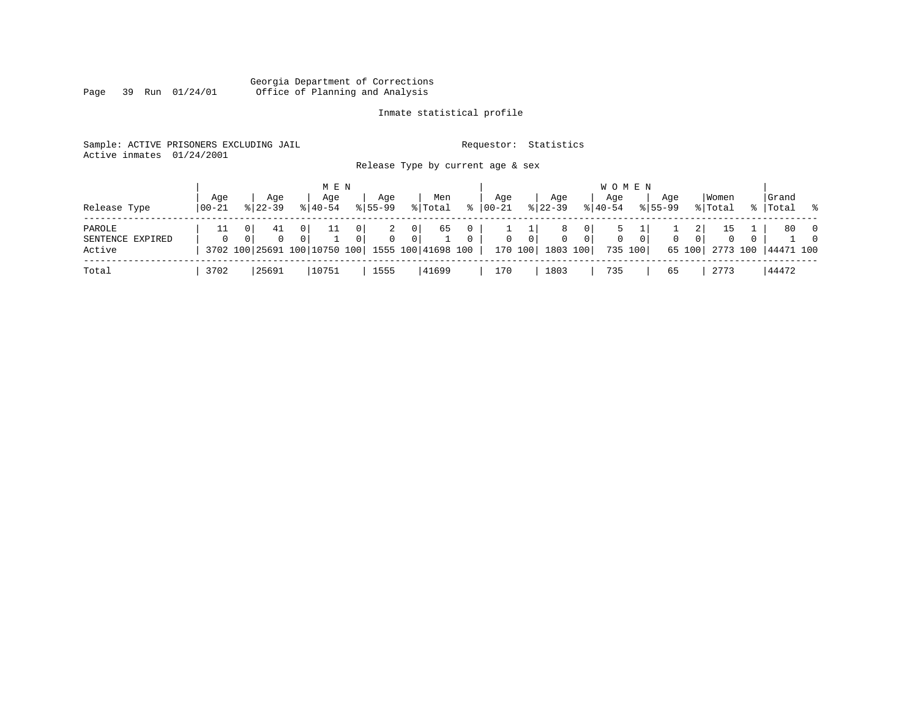Georgia Department of Corrections
Office of Planning and Analysis

Inmate statistical profile

Sample: ACTIVE PRISONERS EXCLUDING JAIL　　　　Requestor: Statistics
Active inmates 01/24/2001

Release Type by current age & sex

| Release Type | MEN Age 00-21 | % | Age 22-39 | % | Age 40-54 | % | Age 55-99 | % | Men Total | % | WOMEN Age 00-21 | % | Age 22-39 | % | Age 40-54 | % | Age 55-99 | % | Women Total | % | Grand Total | % |
|---|---|---|---|---|---|---|---|---|---|---|---|---|---|---|---|---|---|---|---|---|---|---|
| PAROLE | 11 | 0 | 41 | 0 | 11 | 0 | 2 | 0 | 65 | 0 | 1 | 1 | 8 | 0 | 5 | 1 | 1 | 2 | 15 | 1 | 80 | 0 |
| SENTENCE EXPIRED | 0 | 0 | 0 | 0 | 1 | 0 | 0 | 0 | 1 | 0 | 0 | 0 | 0 | 0 | 0 | 0 | 0 | 0 | 0 | 0 | 1 | 0 |
| Active | 3702 | 100 | 25691 | 100 | 10750 | 100 | 1555 | 100 | 41698 | 100 | 170 | 100 | 1803 | 100 | 735 | 100 | 65 | 100 | 2773 | 100 | 44471 | 100 |
| Total | 3702 | | 25691 | | 10751 | | 1555 | | 41699 | | 170 | | 1803 | | 735 | | 65 | | 2773 | | 44472 | |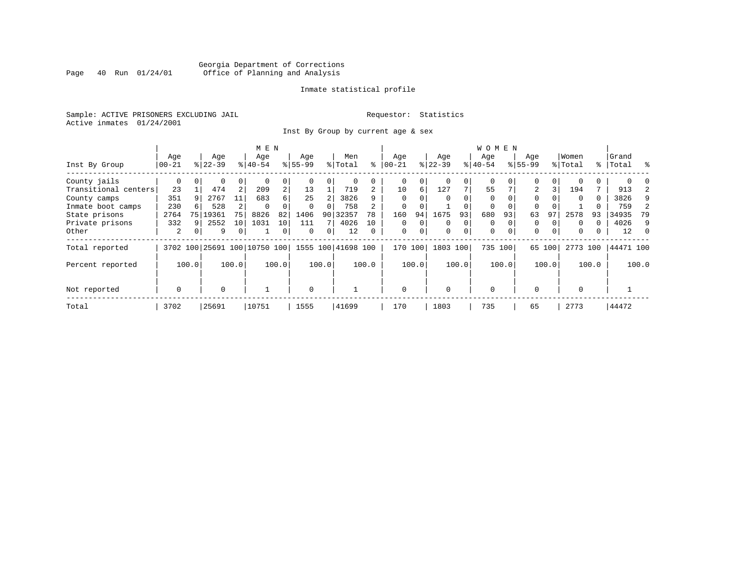Georgia Department of Corrections
Office of Planning and Analysis

Inmate statistical profile

Sample: ACTIVE PRISONERS EXCLUDING JAIL

Requestor: Statistics

Active inmates 01/24/2001

Inst By Group by current age & sex

| Inst By Group | MEN Age 00-21 | % | Age 22-39 | % | Age 40-54 | % | Age 55-99 | % | Men Total | % | WOMEN Age 00-21 | % | Age 22-39 | % | Age 40-54 | % | Age 55-99 | % | Women Total | % | Grand Total | % |
|---|---|---|---|---|---|---|---|---|---|---|---|---|---|---|---|---|---|---|---|---|---|---|
| County jails | 0 | 0 | 0 | 0 | 0 | 0 | 0 | 0 | 0 | 0 | 0 | 0 | 0 | 0 | 0 | 0 | 0 | 0 | 0 | 0 | 0 | 0 |
| Transitional centers | 23 | 1 | 474 | 2 | 209 | 2 | 13 | 1 | 719 | 2 | 10 | 6 | 127 | 7 | 55 | 7 | 2 | 3 | 194 | 7 | 913 | 2 |
| County camps | 351 | 9 | 2767 | 11 | 683 | 6 | 25 | 2 | 3826 | 9 | 0 | 0 | 0 | 0 | 0 | 0 | 0 | 0 | 0 | 0 | 3826 | 9 |
| Inmate boot camps | 230 | 6 | 528 | 2 | 0 | 0 | 0 | 0 | 758 | 2 | 0 | 0 | 1 | 0 | 0 | 0 | 0 | 0 | 1 | 0 | 759 | 2 |
| State prisons | 2764 | 75 | 19361 | 75 | 8826 | 82 | 1406 | 90 | 32357 | 78 | 160 | 94 | 1675 | 93 | 680 | 93 | 63 | 97 | 2578 | 93 | 34935 | 79 |
| Private prisons | 332 | 9 | 2552 | 10 | 1031 | 10 | 111 | 7 | 4026 | 10 | 0 | 0 | 0 | 0 | 0 | 0 | 0 | 0 | 0 | 0 | 4026 | 9 |
| Other | 2 | 0 | 9 | 0 | 1 | 0 | 0 | 0 | 12 | 0 | 0 | 0 | 0 | 0 | 0 | 0 | 0 | 0 | 0 | 0 | 12 | 0 |
| Total reported | 3702 | 100 | 25691 | 100 | 10750 | 100 | 1555 | 100 | 41698 | 100 | 170 | 100 | 1803 | 100 | 735 | 100 | 65 | 100 | 2773 | 100 | 44471 | 100 |
| Percent reported | | 100.0 | | 100.0 | | 100.0 | | 100.0 | | 100.0 | | 100.0 | | 100.0 | | 100.0 | | 100.0 | | 100.0 | | 100.0 |
| Not reported | 0 | | 0 | | 1 | | 0 | | 1 | | 0 | | 0 | | 0 | | 0 | | 0 | | 1 | |
| Total | 3702 | | 25691 | | 10751 | | 1555 | | 41699 | | 170 | | 1803 | | 735 | | 65 | | 2773 | | 44472 | |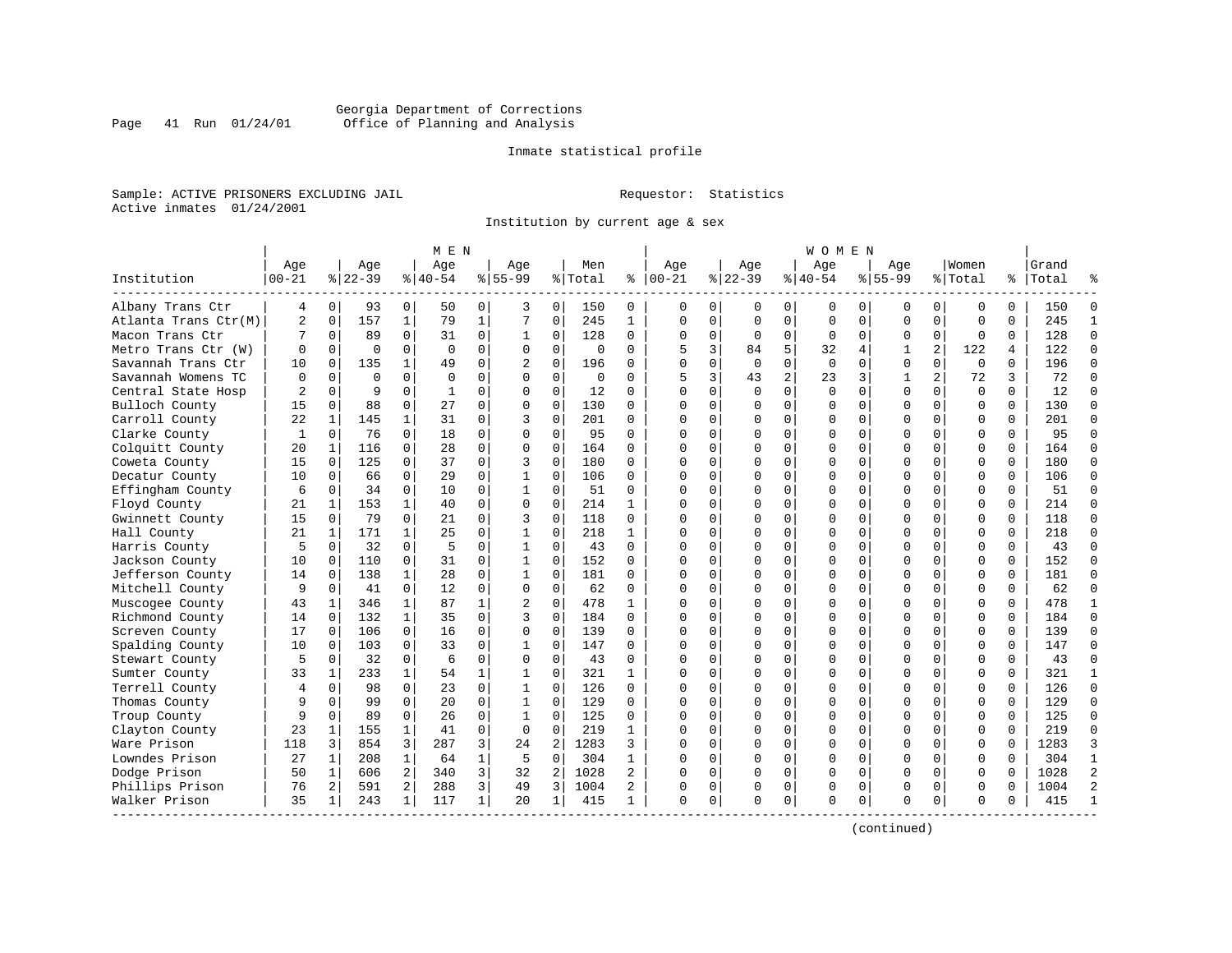Georgia Department of Corrections
Office of Planning and Analysis

Inmate statistical profile

Sample: ACTIVE PRISONERS EXCLUDING JAIL

Requestor: Statistics

Active inmates 01/24/2001

Institution by current age & sex

| Institution | MEN Age 00-21 | % | Age 22-39 | % | Age 40-54 | % | Age 55-99 | % | Men Total | % | WOMEN Age 00-21 | % | Age 22-39 | % | Age 40-54 | % | Age 55-99 | % | Women Total | % | Grand Total | % |
|---|---|---|---|---|---|---|---|---|---|---|---|---|---|---|---|---|---|---|---|---|---|---|
| Albany Trans Ctr | 4 | 0 | 93 | 0 | 50 | 0 | 3 | 0 | 150 | 0 | 0 | 0 | 0 | 0 | 0 | 0 | 0 | 0 | 0 | 0 | 150 | 0 |
| Atlanta Trans Ctr(M) | 2 | 0 | 157 | 1 | 79 | 1 | 7 | 0 | 245 | 1 | 0 | 0 | 0 | 0 | 0 | 0 | 0 | 0 | 0 | 0 | 245 | 1 |
| Macon Trans Ctr | 7 | 0 | 89 | 0 | 31 | 0 | 1 | 0 | 128 | 0 | 0 | 0 | 0 | 0 | 0 | 0 | 0 | 0 | 0 | 0 | 128 | 0 |
| Metro Trans Ctr (W) | 0 | 0 | 0 | 0 | 0 | 0 | 0 | 0 | 0 | 0 | 5 | 3 | 84 | 5 | 32 | 4 | 1 | 2 | 122 | 4 | 122 | 0 |
| Savannah Trans Ctr | 10 | 0 | 135 | 1 | 49 | 0 | 2 | 0 | 196 | 0 | 0 | 0 | 0 | 0 | 0 | 0 | 0 | 0 | 0 | 0 | 196 | 0 |
| Savannah Womens TC | 0 | 0 | 0 | 0 | 0 | 0 | 0 | 0 | 0 | 0 | 5 | 3 | 43 | 2 | 23 | 3 | 1 | 2 | 72 | 3 | 72 | 0 |
| Central State Hosp | 2 | 0 | 9 | 0 | 1 | 0 | 0 | 0 | 12 | 0 | 0 | 0 | 0 | 0 | 0 | 0 | 0 | 0 | 0 | 0 | 12 | 0 |
| Bulloch County | 15 | 0 | 88 | 0 | 27 | 0 | 0 | 0 | 130 | 0 | 0 | 0 | 0 | 0 | 0 | 0 | 0 | 0 | 0 | 0 | 130 | 0 |
| Carroll County | 22 | 1 | 145 | 1 | 31 | 0 | 3 | 0 | 201 | 0 | 0 | 0 | 0 | 0 | 0 | 0 | 0 | 0 | 0 | 0 | 201 | 0 |
| Clarke County | 1 | 0 | 76 | 0 | 18 | 0 | 0 | 0 | 95 | 0 | 0 | 0 | 0 | 0 | 0 | 0 | 0 | 0 | 0 | 0 | 95 | 0 |
| Colquitt County | 20 | 1 | 116 | 0 | 28 | 0 | 0 | 0 | 164 | 0 | 0 | 0 | 0 | 0 | 0 | 0 | 0 | 0 | 0 | 0 | 164 | 0 |
| Coweta County | 15 | 0 | 125 | 0 | 37 | 0 | 3 | 0 | 180 | 0 | 0 | 0 | 0 | 0 | 0 | 0 | 0 | 0 | 0 | 0 | 180 | 0 |
| Decatur County | 10 | 0 | 66 | 0 | 29 | 0 | 1 | 0 | 106 | 0 | 0 | 0 | 0 | 0 | 0 | 0 | 0 | 0 | 0 | 0 | 106 | 0 |
| Effingham County | 6 | 0 | 34 | 0 | 10 | 0 | 1 | 0 | 51 | 0 | 0 | 0 | 0 | 0 | 0 | 0 | 0 | 0 | 0 | 0 | 51 | 0 |
| Floyd County | 21 | 1 | 153 | 1 | 40 | 0 | 0 | 0 | 214 | 1 | 0 | 0 | 0 | 0 | 0 | 0 | 0 | 0 | 0 | 0 | 214 | 0 |
| Gwinnett County | 15 | 0 | 79 | 0 | 21 | 0 | 3 | 0 | 118 | 0 | 0 | 0 | 0 | 0 | 0 | 0 | 0 | 0 | 0 | 0 | 118 | 0 |
| Hall County | 21 | 1 | 171 | 1 | 25 | 0 | 1 | 0 | 218 | 1 | 0 | 0 | 0 | 0 | 0 | 0 | 0 | 0 | 0 | 0 | 218 | 0 |
| Harris County | 5 | 0 | 32 | 0 | 5 | 0 | 1 | 0 | 43 | 0 | 0 | 0 | 0 | 0 | 0 | 0 | 0 | 0 | 0 | 0 | 43 | 0 |
| Jackson County | 10 | 0 | 110 | 0 | 31 | 0 | 1 | 0 | 152 | 0 | 0 | 0 | 0 | 0 | 0 | 0 | 0 | 0 | 0 | 0 | 152 | 0 |
| Jefferson County | 14 | 0 | 138 | 1 | 28 | 0 | 1 | 0 | 181 | 0 | 0 | 0 | 0 | 0 | 0 | 0 | 0 | 0 | 0 | 0 | 181 | 0 |
| Mitchell County | 9 | 0 | 41 | 0 | 12 | 0 | 0 | 0 | 62 | 0 | 0 | 0 | 0 | 0 | 0 | 0 | 0 | 0 | 0 | 0 | 62 | 0 |
| Muscogee County | 43 | 1 | 346 | 1 | 87 | 1 | 2 | 0 | 478 | 1 | 0 | 0 | 0 | 0 | 0 | 0 | 0 | 0 | 0 | 0 | 478 | 1 |
| Richmond County | 14 | 0 | 132 | 1 | 35 | 0 | 3 | 0 | 184 | 0 | 0 | 0 | 0 | 0 | 0 | 0 | 0 | 0 | 0 | 0 | 184 | 0 |
| Screven County | 17 | 0 | 106 | 0 | 16 | 0 | 0 | 0 | 139 | 0 | 0 | 0 | 0 | 0 | 0 | 0 | 0 | 0 | 0 | 0 | 139 | 0 |
| Spalding County | 10 | 0 | 103 | 0 | 33 | 0 | 1 | 0 | 147 | 0 | 0 | 0 | 0 | 0 | 0 | 0 | 0 | 0 | 0 | 0 | 147 | 0 |
| Stewart County | 5 | 0 | 32 | 0 | 6 | 0 | 0 | 0 | 43 | 0 | 0 | 0 | 0 | 0 | 0 | 0 | 0 | 0 | 0 | 0 | 43 | 0 |
| Sumter County | 33 | 1 | 233 | 1 | 54 | 1 | 1 | 0 | 321 | 1 | 0 | 0 | 0 | 0 | 0 | 0 | 0 | 0 | 0 | 0 | 321 | 1 |
| Terrell County | 4 | 0 | 98 | 0 | 23 | 0 | 1 | 0 | 126 | 0 | 0 | 0 | 0 | 0 | 0 | 0 | 0 | 0 | 0 | 0 | 126 | 0 |
| Thomas County | 9 | 0 | 99 | 0 | 20 | 0 | 1 | 0 | 129 | 0 | 0 | 0 | 0 | 0 | 0 | 0 | 0 | 0 | 0 | 0 | 129 | 0 |
| Troup County | 9 | 0 | 89 | 0 | 26 | 0 | 1 | 0 | 125 | 0 | 0 | 0 | 0 | 0 | 0 | 0 | 0 | 0 | 0 | 0 | 125 | 0 |
| Clayton County | 23 | 1 | 155 | 1 | 41 | 0 | 0 | 0 | 219 | 1 | 0 | 0 | 0 | 0 | 0 | 0 | 0 | 0 | 0 | 0 | 219 | 0 |
| Ware Prison | 118 | 3 | 854 | 3 | 287 | 3 | 24 | 2 | 1283 | 3 | 0 | 0 | 0 | 0 | 0 | 0 | 0 | 0 | 0 | 0 | 1283 | 3 |
| Lowndes Prison | 27 | 1 | 208 | 1 | 64 | 1 | 5 | 0 | 304 | 1 | 0 | 0 | 0 | 0 | 0 | 0 | 0 | 0 | 0 | 0 | 304 | 1 |
| Dodge Prison | 50 | 1 | 606 | 2 | 340 | 3 | 32 | 2 | 1028 | 2 | 0 | 0 | 0 | 0 | 0 | 0 | 0 | 0 | 0 | 0 | 1028 | 2 |
| Phillips Prison | 76 | 2 | 591 | 2 | 288 | 3 | 49 | 3 | 1004 | 2 | 0 | 0 | 0 | 0 | 0 | 0 | 0 | 0 | 0 | 0 | 1004 | 2 |
| Walker Prison | 35 | 1 | 243 | 1 | 117 | 1 | 20 | 1 | 415 | 1 | 0 | 0 | 0 | 0 | 0 | 0 | 0 | 0 | 0 | 0 | 415 | 1 |

(continued)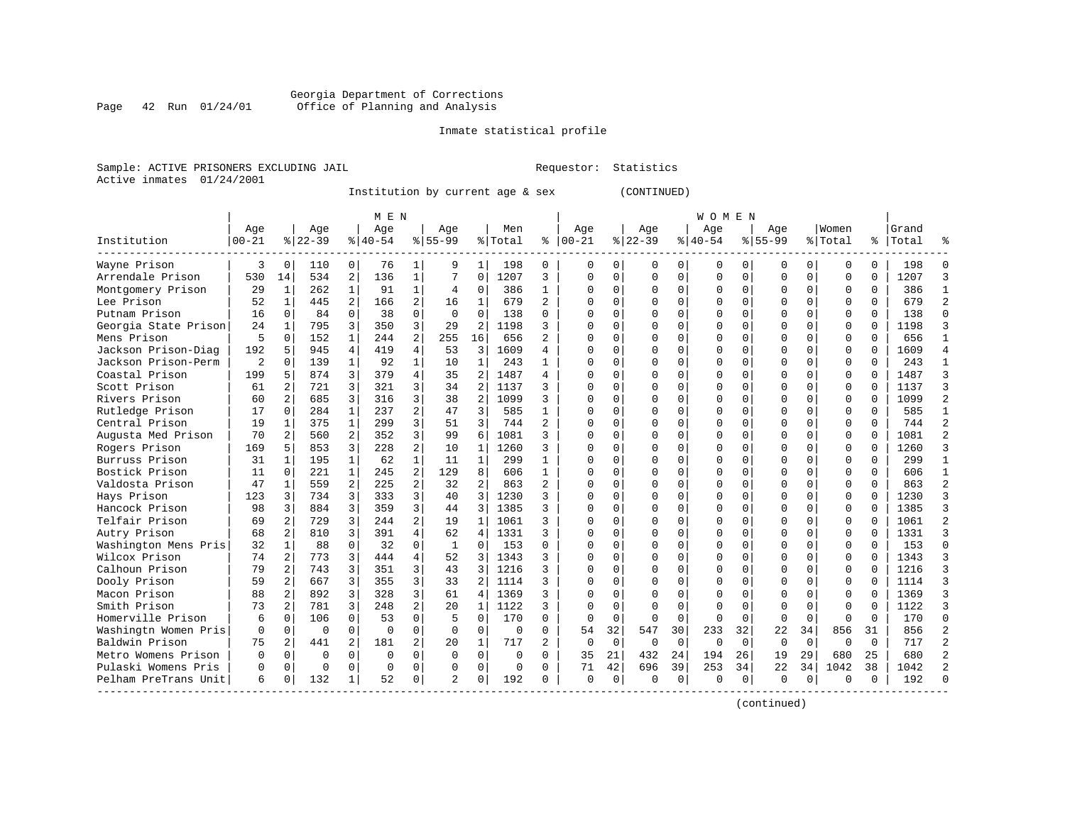Georgia Department of Corrections
Office of Planning and Analysis

Inmate statistical profile

Sample: ACTIVE PRISONERS EXCLUDING JAIL    Requestor: Statistics
Active inmates 01/24/2001

Institution by current age & sex (CONTINUED)

| Institution | MEN Age 00-21 | % | Age 22-39 | % | Age 40-54 | % | Age 55-99 | % | Men Total | % | WOMEN Age 00-21 | % | Age 22-39 | % | Age 40-54 | % | Age 55-99 | % | Women Total | % | Grand Total | % |
|---|---|---|---|---|---|---|---|---|---|---|---|---|---|---|---|---|---|---|---|---|---|---|
| Wayne Prison | 3 | 0 | 110 | 0 | 76 | 1 | 9 | 1 | 198 | 0 | 0 | 0 | 0 | 0 | 0 | 0 | 0 | 0 | 0 | 0 | 198 | 0 |
| Arrendale Prison | 530 | 14 | 534 | 2 | 136 | 1 | 7 | 0 | 1207 | 3 | 0 | 0 | 0 | 0 | 0 | 0 | 0 | 0 | 0 | 0 | 1207 | 3 |
| Montgomery Prison | 29 | 1 | 262 | 1 | 91 | 1 | 4 | 0 | 386 | 1 | 0 | 0 | 0 | 0 | 0 | 0 | 0 | 0 | 0 | 0 | 386 | 1 |
| Lee Prison | 52 | 1 | 445 | 2 | 166 | 2 | 16 | 1 | 679 | 2 | 0 | 0 | 0 | 0 | 0 | 0 | 0 | 0 | 0 | 0 | 679 | 2 |
| Putnam Prison | 16 | 0 | 84 | 0 | 38 | 0 | 0 | 0 | 138 | 0 | 0 | 0 | 0 | 0 | 0 | 0 | 0 | 0 | 0 | 0 | 138 | 0 |
| Georgia State Prison | 24 | 1 | 795 | 3 | 350 | 3 | 29 | 2 | 1198 | 3 | 0 | 0 | 0 | 0 | 0 | 0 | 0 | 0 | 0 | 0 | 1198 | 3 |
| Mens Prison | 5 | 0 | 152 | 1 | 244 | 2 | 255 | 16 | 656 | 2 | 0 | 0 | 0 | 0 | 0 | 0 | 0 | 0 | 0 | 0 | 656 | 1 |
| Jackson Prison-Diag | 192 | 5 | 945 | 4 | 419 | 4 | 53 | 3 | 1609 | 4 | 0 | 0 | 0 | 0 | 0 | 0 | 0 | 0 | 0 | 0 | 1609 | 4 |
| Jackson Prison-Perm | 2 | 0 | 139 | 1 | 92 | 1 | 10 | 1 | 243 | 1 | 0 | 0 | 0 | 0 | 0 | 0 | 0 | 0 | 0 | 0 | 243 | 1 |
| Coastal Prison | 199 | 5 | 874 | 3 | 379 | 4 | 35 | 2 | 1487 | 4 | 0 | 0 | 0 | 0 | 0 | 0 | 0 | 0 | 0 | 0 | 1487 | 3 |
| Scott Prison | 61 | 2 | 721 | 3 | 321 | 3 | 34 | 2 | 1137 | 3 | 0 | 0 | 0 | 0 | 0 | 0 | 0 | 0 | 0 | 0 | 1137 | 3 |
| Rivers Prison | 60 | 2 | 685 | 3 | 316 | 3 | 38 | 2 | 1099 | 3 | 0 | 0 | 0 | 0 | 0 | 0 | 0 | 0 | 0 | 0 | 1099 | 2 |
| Rutledge Prison | 17 | 0 | 284 | 1 | 237 | 2 | 47 | 3 | 585 | 1 | 0 | 0 | 0 | 0 | 0 | 0 | 0 | 0 | 0 | 0 | 585 | 1 |
| Central Prison | 19 | 1 | 375 | 1 | 299 | 3 | 51 | 3 | 744 | 2 | 0 | 0 | 0 | 0 | 0 | 0 | 0 | 0 | 0 | 0 | 744 | 2 |
| Augusta Med Prison | 70 | 2 | 560 | 2 | 352 | 3 | 99 | 6 | 1081 | 3 | 0 | 0 | 0 | 0 | 0 | 0 | 0 | 0 | 0 | 0 | 1081 | 2 |
| Rogers Prison | 169 | 5 | 853 | 3 | 228 | 2 | 10 | 1 | 1260 | 3 | 0 | 0 | 0 | 0 | 0 | 0 | 0 | 0 | 0 | 0 | 1260 | 3 |
| Burruss Prison | 31 | 1 | 195 | 1 | 62 | 1 | 11 | 1 | 299 | 1 | 0 | 0 | 0 | 0 | 0 | 0 | 0 | 0 | 0 | 0 | 299 | 1 |
| Bostick Prison | 11 | 0 | 221 | 1 | 245 | 2 | 129 | 8 | 606 | 1 | 0 | 0 | 0 | 0 | 0 | 0 | 0 | 0 | 0 | 0 | 606 | 1 |
| Valdosta Prison | 47 | 1 | 559 | 2 | 225 | 2 | 32 | 2 | 863 | 2 | 0 | 0 | 0 | 0 | 0 | 0 | 0 | 0 | 0 | 0 | 863 | 2 |
| Hays Prison | 123 | 3 | 734 | 3 | 333 | 3 | 40 | 3 | 1230 | 3 | 0 | 0 | 0 | 0 | 0 | 0 | 0 | 0 | 0 | 0 | 1230 | 3 |
| Hancock Prison | 98 | 3 | 884 | 3 | 359 | 3 | 44 | 3 | 1385 | 3 | 0 | 0 | 0 | 0 | 0 | 0 | 0 | 0 | 0 | 0 | 1385 | 3 |
| Telfair Prison | 69 | 2 | 729 | 3 | 244 | 2 | 19 | 1 | 1061 | 3 | 0 | 0 | 0 | 0 | 0 | 0 | 0 | 0 | 0 | 0 | 1061 | 2 |
| Autry Prison | 68 | 2 | 810 | 3 | 391 | 4 | 62 | 4 | 1331 | 3 | 0 | 0 | 0 | 0 | 0 | 0 | 0 | 0 | 0 | 0 | 1331 | 3 |
| Washington Mens Pris | 32 | 1 | 88 | 0 | 32 | 0 | 1 | 0 | 153 | 0 | 0 | 0 | 0 | 0 | 0 | 0 | 0 | 0 | 0 | 0 | 153 | 0 |
| Wilcox Prison | 74 | 2 | 773 | 3 | 444 | 4 | 52 | 3 | 1343 | 3 | 0 | 0 | 0 | 0 | 0 | 0 | 0 | 0 | 0 | 0 | 1343 | 3 |
| Calhoun Prison | 79 | 2 | 743 | 3 | 351 | 3 | 43 | 3 | 1216 | 3 | 0 | 0 | 0 | 0 | 0 | 0 | 0 | 0 | 0 | 0 | 1216 | 3 |
| Dooly Prison | 59 | 2 | 667 | 3 | 355 | 3 | 33 | 2 | 1114 | 3 | 0 | 0 | 0 | 0 | 0 | 0 | 0 | 0 | 0 | 0 | 1114 | 3 |
| Macon Prison | 88 | 2 | 892 | 3 | 328 | 3 | 61 | 4 | 1369 | 3 | 0 | 0 | 0 | 0 | 0 | 0 | 0 | 0 | 0 | 0 | 1369 | 3 |
| Smith Prison | 73 | 2 | 781 | 3 | 248 | 2 | 20 | 1 | 1122 | 3 | 0 | 0 | 0 | 0 | 0 | 0 | 0 | 0 | 0 | 0 | 1122 | 3 |
| Homerville Prison | 6 | 0 | 106 | 0 | 53 | 0 | 5 | 0 | 170 | 0 | 0 | 0 | 0 | 0 | 0 | 0 | 0 | 0 | 0 | 0 | 170 | 0 |
| Washingtn Women Pris | 0 | 0 | 0 | 0 | 0 | 0 | 0 | 0 | 0 | 0 | 54 | 32 | 547 | 30 | 233 | 32 | 22 | 34 | 856 | 31 | 856 | 2 |
| Baldwin Prison | 75 | 2 | 441 | 2 | 181 | 2 | 20 | 1 | 717 | 2 | 0 | 0 | 0 | 0 | 0 | 0 | 0 | 0 | 0 | 0 | 717 | 2 |
| Metro Womens Prison | 0 | 0 | 0 | 0 | 0 | 0 | 0 | 0 | 0 | 0 | 35 | 21 | 432 | 24 | 194 | 26 | 19 | 29 | 680 | 25 | 680 | 2 |
| Pulaski Womens Pris | 0 | 0 | 0 | 0 | 0 | 0 | 0 | 0 | 0 | 0 | 71 | 42 | 696 | 39 | 253 | 34 | 22 | 34 | 1042 | 38 | 1042 | 2 |
| Pelham PreTrans Unit | 6 | 0 | 132 | 1 | 52 | 0 | 2 | 0 | 192 | 0 | 0 | 0 | 0 | 0 | 0 | 0 | 0 | 0 | 0 | 0 | 192 | 0 |

(continued)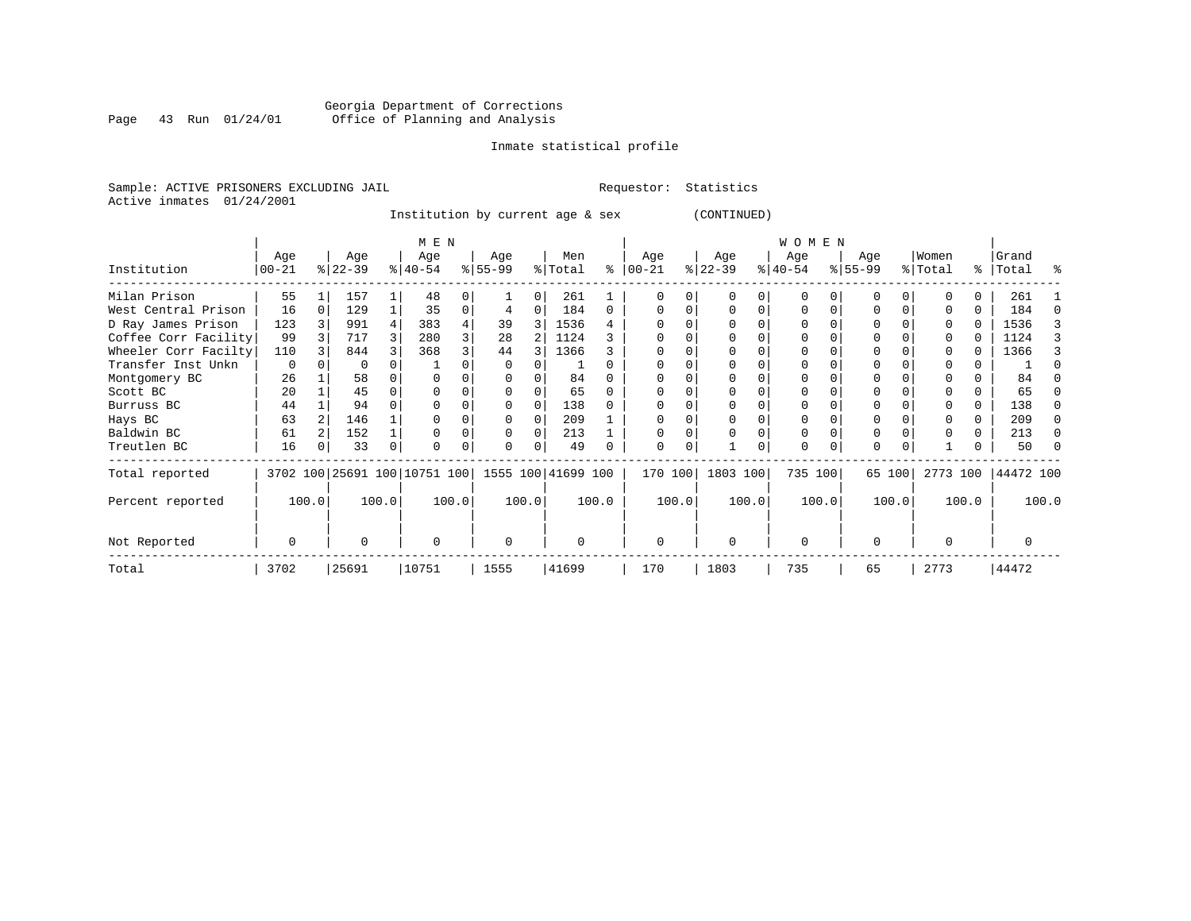Georgia Department of Corrections
Office of Planning and Analysis

Inmate statistical profile

Sample: ACTIVE PRISONERS EXCLUDING JAIL    Requestor: Statistics
Active inmates 01/24/2001

Institution by current age & sex (CONTINUED)

| Institution | MEN Age 00-21 | % | Age 22-39 | % | Age 40-54 | % | Age 55-99 | % | Men Total | % | WOMEN Age 00-21 | % | Age 22-39 | % | Age 40-54 | % | Age 55-99 | % | Women Total | % | Grand Total | % |
|---|---|---|---|---|---|---|---|---|---|---|---|---|---|---|---|---|---|---|---|---|---|---|
| Milan Prison | 55 | 1 | 157 | 1 | 48 | 0 | 1 | 0 | 261 | 1 | 0 | 0 | 0 | 0 | 0 | 0 | 0 | 0 | 0 | 0 | 261 | 1 |
| West Central Prison | 16 | 0 | 129 | 1 | 35 | 0 | 4 | 0 | 184 | 0 | 0 | 0 | 0 | 0 | 0 | 0 | 0 | 0 | 0 | 0 | 184 | 0 |
| D Ray James Prison | 123 | 3 | 991 | 4 | 383 | 4 | 39 | 3 | 1536 | 4 | 0 | 0 | 0 | 0 | 0 | 0 | 0 | 0 | 0 | 0 | 1536 | 3 |
| Coffee Corr Facility | 99 | 3 | 717 | 3 | 280 | 3 | 28 | 2 | 1124 | 3 | 0 | 0 | 0 | 0 | 0 | 0 | 0 | 0 | 0 | 0 | 1124 | 3 |
| Wheeler Corr Facilty | 110 | 3 | 844 | 3 | 368 | 3 | 44 | 3 | 1366 | 3 | 0 | 0 | 0 | 0 | 0 | 0 | 0 | 0 | 0 | 0 | 1366 | 3 |
| Transfer Inst Unkn | 0 | 0 | 0 | 0 | 1 | 0 | 0 | 0 | 1 | 0 | 0 | 0 | 0 | 0 | 0 | 0 | 0 | 0 | 0 | 0 | 1 | 0 |
| Montgomery BC | 26 | 1 | 58 | 0 | 0 | 0 | 0 | 0 | 84 | 0 | 0 | 0 | 0 | 0 | 0 | 0 | 0 | 0 | 0 | 0 | 84 | 0 |
| Scott BC | 20 | 1 | 45 | 0 | 0 | 0 | 0 | 0 | 65 | 0 | 0 | 0 | 0 | 0 | 0 | 0 | 0 | 0 | 0 | 0 | 65 | 0 |
| Burruss BC | 44 | 1 | 94 | 0 | 0 | 0 | 0 | 0 | 138 | 0 | 0 | 0 | 0 | 0 | 0 | 0 | 0 | 0 | 0 | 0 | 138 | 0 |
| Hays BC | 63 | 2 | 146 | 1 | 0 | 0 | 0 | 0 | 209 | 1 | 0 | 0 | 0 | 0 | 0 | 0 | 0 | 0 | 0 | 0 | 209 | 0 |
| Baldwin BC | 61 | 2 | 152 | 1 | 0 | 0 | 0 | 0 | 213 | 1 | 0 | 0 | 0 | 0 | 0 | 0 | 0 | 0 | 0 | 0 | 213 | 0 |
| Treutlen BC | 16 | 0 | 33 | 0 | 0 | 0 | 0 | 0 | 49 | 0 | 0 | 0 | 1 | 0 | 0 | 0 | 0 | 0 | 1 | 0 | 50 | 0 |
| Total reported | 3702 | 100 | 25691 | 100 | 10751 | 100 | 1555 | 100 | 41699 | 100 | 170 | 100 | 1803 | 100 | 735 | 100 | 65 | 100 | 2773 | 100 | 44472 | 100 |
| Percent reported | | 100.0 | | 100.0 | | 100.0 | | 100.0 | | 100.0 | | 100.0 | | 100.0 | | 100.0 | | 100.0 | | 100.0 | | 100.0 |
| Not Reported | 0 | | 0 | | 0 | | 0 | | 0 | | 0 | | 0 | | 0 | | 0 | | 0 | | 0 | |
| Total | 3702 | | 25691 | | 10751 | | 1555 | | 41699 | | 170 | | 1803 | | 735 | | 65 | | 2773 | | 44472 | |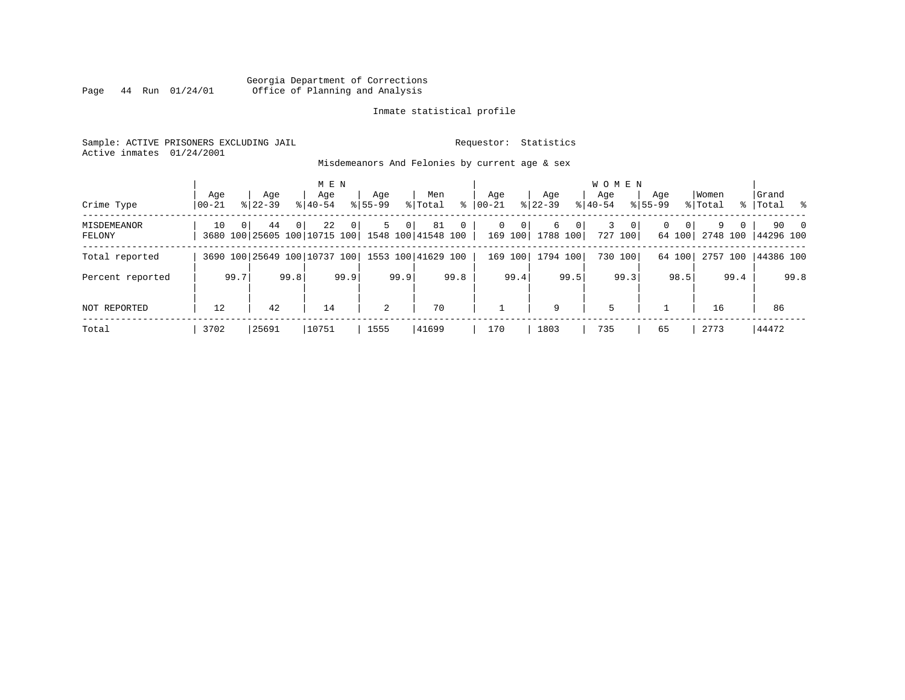Georgia Department of Corrections
Office of Planning and Analysis

Inmate statistical profile

Sample: ACTIVE PRISONERS EXCLUDING JAIL
Active inmates 01/24/2001

Requestor: Statistics

Misdemeanors And Felonies by current age & sex

| Crime Type | MEN Age 00-21 | % | Age 22-39 | % | Age 40-54 | % | Age 55-99 | % | Men Total | % | WOMEN Age 00-21 | % | Age 22-39 | % | Age 40-54 | % | Age 55-99 | % | Women Total | % | Grand Total | % |
|---|---|---|---|---|---|---|---|---|---|---|---|---|---|---|---|---|---|---|---|---|---|---|
| MISDEMEANOR | 10 | 0 | 44 | 0 | 22 | 0 | 5 | 0 | 81 | 0 | 0 | 0 | 6 | 0 | 3 | 0 | 0 | 0 | 9 | 0 | 90 | 0 |
| FELONY | 3680 | 100 | 25605 | 100 | 10715 | 100 | 1548 | 100 | 41548 | 100 | 169 | 100 | 1788 | 100 | 727 | 100 | 64 | 100 | 2748 | 100 | 44296 | 100 |
| Total reported | 3690 | 100 | 25649 | 100 | 10737 | 100 | 1553 | 100 | 41629 | 100 | 169 | 100 | 1794 | 100 | 730 | 100 | 64 | 100 | 2757 | 100 | 44386 | 100 |
| Percent reported | | 99.7 | | 99.8 | | 99.9 | | 99.9 | | 99.8 | | 99.4 | | 99.5 | | 99.3 | | 98.5 | | 99.4 | | 99.8 |
| NOT REPORTED | 12 | | 42 | | 14 | | 2 | | 70 | | 1 | | 9 | | 5 | | 1 | | 16 | | 86 | |
| Total | 3702 | | 25691 | | 10751 | | 1555 | | 41699 | | 170 | | 1803 | | 735 | | 65 | | 2773 | | 44472 | |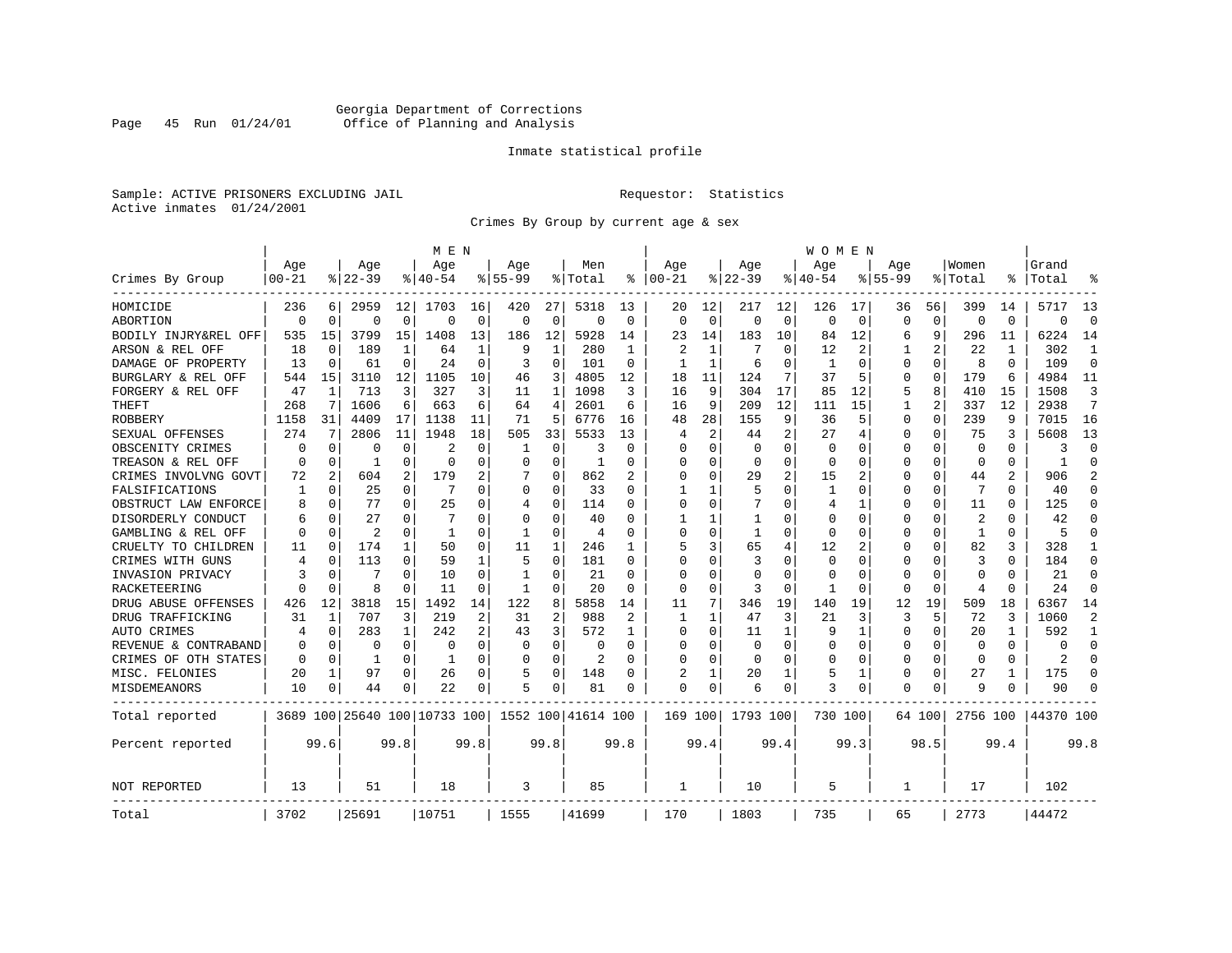Georgia Department of Corrections
Office of Planning and Analysis

Inmate statistical profile

Sample: ACTIVE PRISONERS EXCLUDING JAIL
Active inmates 01/24/2001

Requestor: Statistics

Crimes By Group by current age & sex

| Crimes By Group | MEN Age 00-21 | % | Age 22-39 | % | Age 40-54 | % | Age 55-99 | % | Men Total | % | WOMEN Age 00-21 | % | Age 22-39 | % | Age 40-54 | % | Age 55-99 | % | Women Total | % | Grand Total | % |
|---|---|---|---|---|---|---|---|---|---|---|---|---|---|---|---|---|---|---|---|---|---|---|
| HOMICIDE | 236 | 6 | 2959 | 12 | 1703 | 16 | 420 | 27 | 5318 | 13 | 20 | 12 | 217 | 12 | 126 | 17 | 36 | 56 | 399 | 14 | 5717 | 13 |
| ABORTION | 0 | 0 | 0 | 0 | 0 | 0 | 0 | 0 | 0 | 0 | 0 | 0 | 0 | 0 | 0 | 0 | 0 | 0 | 0 | 0 | 0 | 0 |
| BODILY INJRY&REL OFF | 535 | 15 | 3799 | 15 | 1408 | 13 | 186 | 12 | 5928 | 14 | 23 | 14 | 183 | 10 | 84 | 12 | 6 | 9 | 296 | 11 | 6224 | 14 |
| ARSON & REL OFF | 18 | 0 | 189 | 1 | 64 | 1 | 9 | 1 | 280 | 1 | 2 | 1 | 7 | 0 | 12 | 2 | 1 | 2 | 22 | 1 | 302 | 1 |
| DAMAGE OF PROPERTY | 13 | 0 | 61 | 0 | 24 | 0 | 3 | 0 | 101 | 0 | 1 | 1 | 6 | 0 | 1 | 0 | 0 | 0 | 8 | 0 | 109 | 0 |
| BURGLARY & REL OFF | 544 | 15 | 3110 | 12 | 1105 | 10 | 46 | 3 | 4805 | 12 | 18 | 11 | 124 | 7 | 37 | 5 | 0 | 0 | 179 | 6 | 4984 | 11 |
| FORGERY & REL OFF | 47 | 1 | 713 | 3 | 327 | 3 | 11 | 1 | 1098 | 3 | 16 | 9 | 304 | 17 | 85 | 12 | 5 | 8 | 410 | 15 | 1508 | 3 |
| THEFT | 268 | 7 | 1606 | 6 | 663 | 6 | 64 | 4 | 2601 | 6 | 16 | 9 | 209 | 12 | 111 | 15 | 1 | 2 | 337 | 12 | 2938 | 7 |
| ROBBERY | 1158 | 31 | 4409 | 17 | 1138 | 11 | 71 | 5 | 6776 | 16 | 48 | 28 | 155 | 9 | 36 | 5 | 0 | 0 | 239 | 9 | 7015 | 16 |
| SEXUAL OFFENSES | 274 | 7 | 2806 | 11 | 1948 | 18 | 505 | 33 | 5533 | 13 | 4 | 2 | 44 | 2 | 27 | 4 | 0 | 0 | 75 | 3 | 5608 | 13 |
| OBSCENITY CRIMES | 0 | 0 | 0 | 0 | 2 | 0 | 1 | 0 | 3 | 0 | 0 | 0 | 0 | 0 | 0 | 0 | 0 | 0 | 0 | 0 | 3 | 0 |
| TREASON & REL OFF | 0 | 0 | 1 | 0 | 0 | 0 | 0 | 0 | 1 | 0 | 0 | 0 | 0 | 0 | 0 | 0 | 0 | 0 | 0 | 0 | 1 | 0 |
| CRIMES INVOLVNG GOVT | 72 | 2 | 604 | 2 | 179 | 2 | 7 | 0 | 862 | 2 | 0 | 0 | 29 | 2 | 15 | 2 | 0 | 0 | 44 | 2 | 906 | 2 |
| FALSIFICATIONS | 1 | 0 | 25 | 0 | 7 | 0 | 0 | 0 | 33 | 0 | 1 | 1 | 5 | 0 | 1 | 0 | 0 | 0 | 7 | 0 | 40 | 0 |
| OBSTRUCT LAW ENFORCE | 8 | 0 | 77 | 0 | 25 | 0 | 4 | 0 | 114 | 0 | 0 | 0 | 7 | 0 | 4 | 1 | 0 | 0 | 11 | 0 | 125 | 0 |
| DISORDERLY CONDUCT | 6 | 0 | 27 | 0 | 7 | 0 | 0 | 0 | 40 | 0 | 1 | 1 | 1 | 0 | 0 | 0 | 0 | 0 | 2 | 0 | 42 | 0 |
| GAMBLING & REL OFF | 0 | 0 | 2 | 0 | 1 | 0 | 1 | 0 | 4 | 0 | 0 | 0 | 1 | 0 | 0 | 0 | 0 | 0 | 1 | 0 | 5 | 0 |
| CRUELTY TO CHILDREN | 11 | 0 | 174 | 1 | 50 | 0 | 11 | 1 | 246 | 1 | 5 | 3 | 65 | 4 | 12 | 2 | 0 | 0 | 82 | 3 | 328 | 1 |
| CRIMES WITH GUNS | 4 | 0 | 113 | 0 | 59 | 1 | 5 | 0 | 181 | 0 | 0 | 0 | 3 | 0 | 0 | 0 | 0 | 0 | 3 | 0 | 184 | 0 |
| INVASION PRIVACY | 3 | 0 | 7 | 0 | 10 | 0 | 1 | 0 | 21 | 0 | 0 | 0 | 0 | 0 | 0 | 0 | 0 | 0 | 0 | 0 | 21 | 0 |
| RACKETEERING | 0 | 0 | 8 | 0 | 11 | 0 | 1 | 0 | 20 | 0 | 0 | 0 | 3 | 0 | 1 | 0 | 0 | 0 | 4 | 0 | 24 | 0 |
| DRUG ABUSE OFFENSES | 426 | 12 | 3818 | 15 | 1492 | 14 | 122 | 8 | 5858 | 14 | 11 | 7 | 346 | 19 | 140 | 19 | 12 | 19 | 509 | 18 | 6367 | 14 |
| DRUG TRAFFICKING | 31 | 1 | 707 | 3 | 219 | 2 | 31 | 2 | 988 | 2 | 1 | 1 | 47 | 3 | 21 | 3 | 3 | 5 | 72 | 3 | 1060 | 2 |
| AUTO CRIMES | 4 | 0 | 283 | 1 | 242 | 2 | 43 | 3 | 572 | 1 | 0 | 0 | 11 | 1 | 9 | 1 | 0 | 0 | 20 | 1 | 592 | 1 |
| REVENUE & CONTRABAND | 0 | 0 | 0 | 0 | 0 | 0 | 0 | 0 | 0 | 0 | 0 | 0 | 0 | 0 | 0 | 0 | 0 | 0 | 0 | 0 | 0 | 0 |
| CRIMES OF OTH STATES | 0 | 0 | 1 | 0 | 1 | 0 | 0 | 0 | 2 | 0 | 0 | 0 | 0 | 0 | 0 | 0 | 0 | 0 | 0 | 0 | 2 | 0 |
| MISC. FELONIES | 20 | 1 | 97 | 0 | 26 | 0 | 5 | 0 | 148 | 0 | 2 | 1 | 20 | 1 | 5 | 1 | 0 | 0 | 27 | 1 | 175 | 0 |
| MISDEMEANORS | 10 | 0 | 44 | 0 | 22 | 0 | 5 | 0 | 81 | 0 | 0 | 0 | 6 | 0 | 3 | 0 | 0 | 0 | 9 | 0 | 90 | 0 |
| Total reported | 3689 | 100 | 25640 | 100 | 10733 | 100 | 1552 | 100 | 41614 | 100 | 169 | 100 | 1793 | 100 | 730 | 100 | 64 | 100 | 2756 | 100 | 44370 | 100 |
| Percent reported | | 99.6 | | 99.8 | | 99.8 | | 99.8 | | 99.8 | | 99.4 | | 99.4 | | 99.3 | | 98.5 | | 99.4 | | 99.8 |
| NOT REPORTED | 13 | | 51 | | 18 | | 3 | | 85 | | 1 | | 10 | | 5 | | 1 | | 17 | | 102 | |
| Total | 3702 | | 25691 | | 10751 | | 1555 | | 41699 | | 170 | | 1803 | | 735 | | 65 | | 2773 | | 44472 | |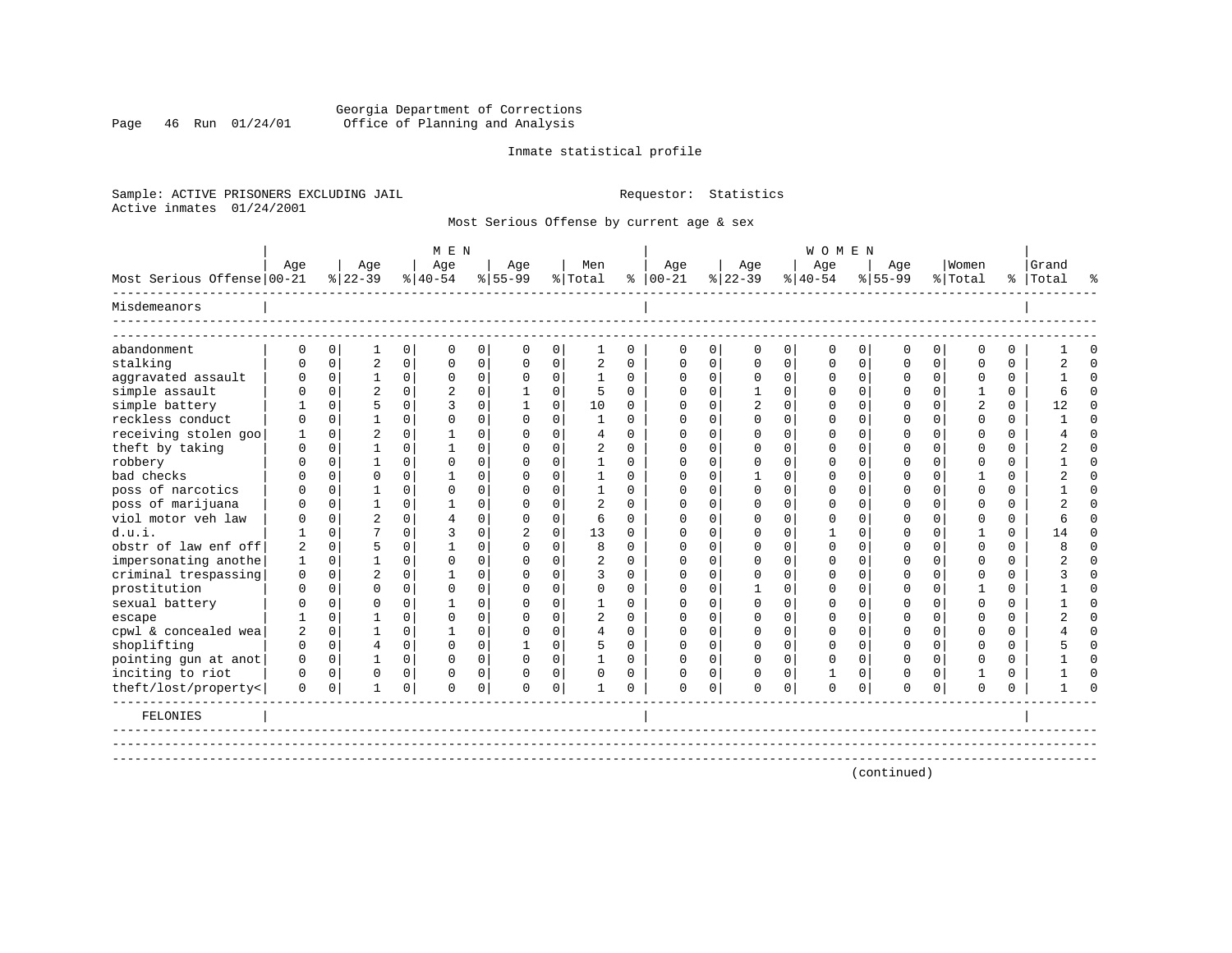Georgia Department of Corrections
Office of Planning and Analysis

Inmate statistical profile

Sample: ACTIVE PRISONERS EXCLUDING JAIL

Requestor: Statistics

Active inmates 01/24/2001

Most Serious Offense by current age & sex

| Most Serious Offense | MEN Age 00-21 | % | Age 22-39 | % | Age 40-54 | % | Age 55-99 | % | Men Total | % | WOMEN Age 00-21 | % | Age 22-39 | % | Age 40-54 | % | Age 55-99 | % | Women Total | % | Grand Total | % |
|---|---|---|---|---|---|---|---|---|---|---|---|---|---|---|---|---|---|---|---|---|---|---|
| **Misdemeanors** | | | | | | | | | | | | | | | | | | | | | | |
| abandonment | 0 | 0 | 1 | 0 | 0 | 0 | 0 | 0 | 1 | 0 | 0 | 0 | 0 | 0 | 0 | 0 | 0 | 0 | 0 | 0 | 1 | 0 |
| stalking | 0 | 0 | 2 | 0 | 0 | 0 | 0 | 0 | 2 | 0 | 0 | 0 | 0 | 0 | 0 | 0 | 0 | 0 | 0 | 0 | 2 | 0 |
| aggravated assault | 0 | 0 | 1 | 0 | 0 | 0 | 0 | 0 | 1 | 0 | 0 | 0 | 0 | 0 | 0 | 0 | 0 | 0 | 0 | 0 | 1 | 0 |
| simple assault | 0 | 0 | 2 | 0 | 2 | 0 | 1 | 0 | 5 | 0 | 0 | 0 | 1 | 0 | 0 | 0 | 0 | 0 | 1 | 0 | 6 | 0 |
| simple battery | 1 | 0 | 5 | 0 | 3 | 0 | 1 | 0 | 10 | 0 | 0 | 0 | 2 | 0 | 0 | 0 | 0 | 0 | 2 | 0 | 12 | 0 |
| reckless conduct | 0 | 0 | 1 | 0 | 0 | 0 | 0 | 0 | 1 | 0 | 0 | 0 | 0 | 0 | 0 | 0 | 0 | 0 | 0 | 0 | 1 | 0 |
| receiving stolen goo | 1 | 0 | 2 | 0 | 1 | 0 | 0 | 0 | 4 | 0 | 0 | 0 | 0 | 0 | 0 | 0 | 0 | 0 | 0 | 0 | 4 | 0 |
| theft by taking | 0 | 0 | 1 | 0 | 1 | 0 | 0 | 0 | 2 | 0 | 0 | 0 | 0 | 0 | 0 | 0 | 0 | 0 | 0 | 0 | 2 | 0 |
| robbery | 0 | 0 | 1 | 0 | 0 | 0 | 0 | 0 | 1 | 0 | 0 | 0 | 0 | 0 | 0 | 0 | 0 | 0 | 0 | 0 | 1 | 0 |
| bad checks | 0 | 0 | 0 | 0 | 1 | 0 | 0 | 0 | 1 | 0 | 0 | 0 | 1 | 0 | 0 | 0 | 0 | 0 | 1 | 0 | 2 | 0 |
| poss of narcotics | 0 | 0 | 1 | 0 | 0 | 0 | 0 | 0 | 1 | 0 | 0 | 0 | 0 | 0 | 0 | 0 | 0 | 0 | 0 | 0 | 1 | 0 |
| poss of marijuana | 0 | 0 | 1 | 0 | 1 | 0 | 0 | 0 | 2 | 0 | 0 | 0 | 0 | 0 | 0 | 0 | 0 | 0 | 0 | 0 | 2 | 0 |
| viol motor veh law | 0 | 0 | 2 | 0 | 4 | 0 | 0 | 0 | 6 | 0 | 0 | 0 | 0 | 0 | 0 | 0 | 0 | 0 | 0 | 0 | 6 | 0 |
| d.u.i. | 1 | 0 | 7 | 0 | 3 | 0 | 2 | 0 | 13 | 0 | 0 | 0 | 0 | 0 | 1 | 0 | 0 | 0 | 1 | 0 | 14 | 0 |
| obstr of law enf off | 2 | 0 | 5 | 0 | 1 | 0 | 0 | 0 | 8 | 0 | 0 | 0 | 0 | 0 | 0 | 0 | 0 | 0 | 0 | 0 | 8 | 0 |
| impersonating anothe | 1 | 0 | 1 | 0 | 0 | 0 | 0 | 0 | 2 | 0 | 0 | 0 | 0 | 0 | 0 | 0 | 0 | 0 | 0 | 0 | 2 | 0 |
| criminal trespassing | 0 | 0 | 2 | 0 | 1 | 0 | 0 | 0 | 3 | 0 | 0 | 0 | 0 | 0 | 0 | 0 | 0 | 0 | 0 | 0 | 3 | 0 |
| prostitution | 0 | 0 | 0 | 0 | 0 | 0 | 0 | 0 | 0 | 0 | 0 | 0 | 1 | 0 | 0 | 0 | 0 | 0 | 1 | 0 | 1 | 0 |
| sexual battery | 0 | 0 | 0 | 0 | 1 | 0 | 0 | 0 | 1 | 0 | 0 | 0 | 0 | 0 | 0 | 0 | 0 | 0 | 0 | 0 | 1 | 0 |
| escape | 1 | 0 | 1 | 0 | 0 | 0 | 0 | 0 | 2 | 0 | 0 | 0 | 0 | 0 | 0 | 0 | 0 | 0 | 0 | 0 | 2 | 0 |
| cpwl & concealed wea | 2 | 0 | 1 | 0 | 1 | 0 | 0 | 0 | 4 | 0 | 0 | 0 | 0 | 0 | 0 | 0 | 0 | 0 | 0 | 0 | 4 | 0 |
| shoplifting | 0 | 0 | 4 | 0 | 0 | 0 | 1 | 0 | 5 | 0 | 0 | 0 | 0 | 0 | 0 | 0 | 0 | 0 | 0 | 0 | 5 | 0 |
| pointing gun at anot | 0 | 0 | 1 | 0 | 0 | 0 | 0 | 0 | 1 | 0 | 0 | 0 | 0 | 0 | 0 | 0 | 0 | 0 | 0 | 0 | 1 | 0 |
| inciting to riot | 0 | 0 | 0 | 0 | 0 | 0 | 0 | 0 | 0 | 0 | 0 | 0 | 0 | 0 | 1 | 0 | 0 | 0 | 1 | 0 | 1 | 0 |
| theft/lost/property< | 0 | 0 | 1 | 0 | 0 | 0 | 0 | 0 | 1 | 0 | 0 | 0 | 0 | 0 | 0 | 0 | 0 | 0 | 0 | 0 | 1 | 0 |
| **FELONIES** | | | | | | | | | | | | | | | | | | | | | | |

(continued)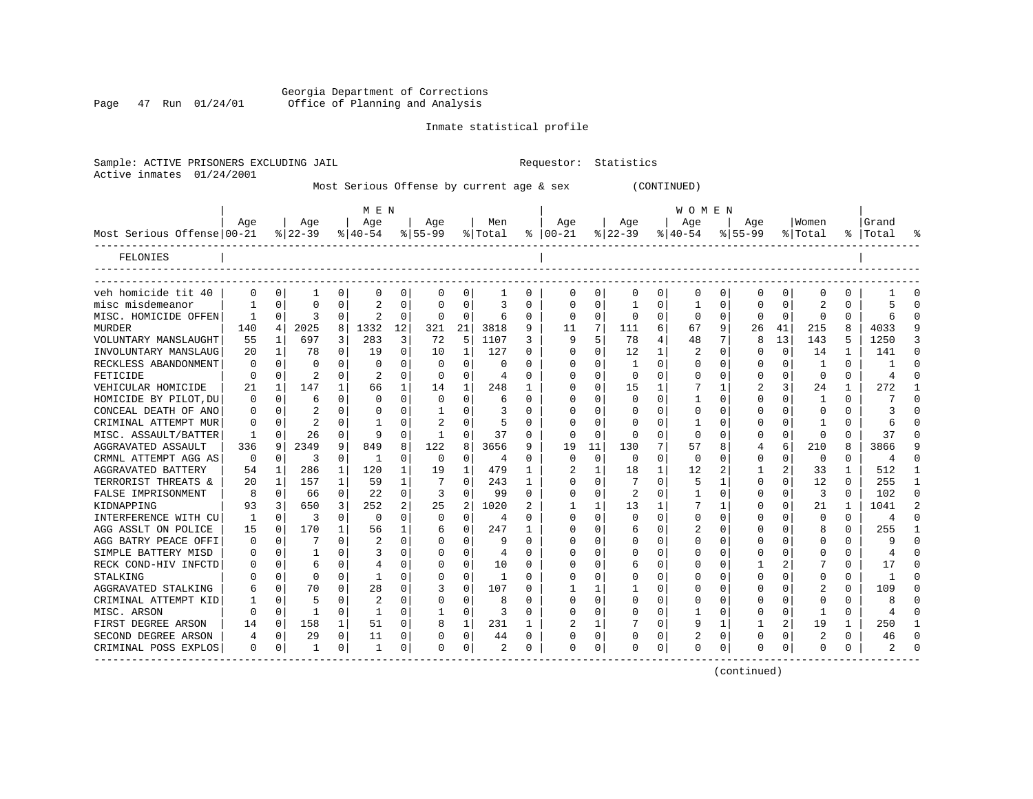Georgia Department of Corrections
Office of Planning and Analysis

Inmate statistical profile

Sample: ACTIVE PRISONERS EXCLUDING JAIL    Requestor: Statistics
Active inmates 01/24/2001

Most Serious Offense by current age & sex (CONTINUED)

| Most Serious Offense | MEN Age 00-21 | % | Age 22-39 | % | Age 40-54 | % | Age 55-99 | % | Men Total | % | WOMEN Age 00-21 | % | Age 22-39 | % | Age 40-54 | % | Age 55-99 | % | Women Total | % | Grand Total | % |
|---|---|---|---|---|---|---|---|---|---|---|---|---|---|---|---|---|---|---|---|---|---|---|
| FELONIES | | | | | | | | | | | | | | | | | | | | | | |
| veh homicide tit 40 | 0 | 0 | 1 | 0 | 0 | 0 | 0 | 0 | 1 | 0 | 0 | 0 | 0 | 0 | 0 | 0 | 0 | 0 | 0 | 0 | 1 | 0 |
| misc misdemeanor | 1 | 0 | 0 | 0 | 2 | 0 | 0 | 0 | 3 | 0 | 0 | 0 | 1 | 0 | 1 | 0 | 0 | 0 | 2 | 0 | 5 | 0 |
| MISC. HOMICIDE OFFEN | 1 | 0 | 3 | 0 | 2 | 0 | 0 | 0 | 6 | 0 | 0 | 0 | 0 | 0 | 0 | 0 | 0 | 0 | 0 | 0 | 6 | 0 |
| MURDER | 140 | 4 | 2025 | 8 | 1332 | 12 | 321 | 21 | 3818 | 9 | 11 | 7 | 111 | 6 | 67 | 9 | 26 | 41 | 215 | 8 | 4033 | 9 |
| VOLUNTARY MANSLAUGHT | 55 | 1 | 697 | 3 | 283 | 3 | 72 | 5 | 1107 | 3 | 9 | 5 | 78 | 4 | 48 | 7 | 8 | 13 | 143 | 5 | 1250 | 3 |
| INVOLUNTARY MANSLAUG | 20 | 1 | 78 | 0 | 19 | 0 | 10 | 1 | 127 | 0 | 0 | 0 | 12 | 1 | 2 | 0 | 0 | 0 | 14 | 1 | 141 | 0 |
| RECKLESS ABANDONMENT | 0 | 0 | 0 | 0 | 0 | 0 | 0 | 0 | 0 | 0 | 0 | 0 | 1 | 0 | 0 | 0 | 0 | 0 | 1 | 0 | 1 | 0 |
| FETICIDE | 0 | 0 | 2 | 0 | 2 | 0 | 0 | 0 | 4 | 0 | 0 | 0 | 0 | 0 | 0 | 0 | 0 | 0 | 0 | 0 | 4 | 0 |
| VEHICULAR HOMICIDE | 21 | 1 | 147 | 1 | 66 | 1 | 14 | 1 | 248 | 1 | 0 | 0 | 15 | 1 | 7 | 1 | 2 | 3 | 24 | 1 | 272 | 1 |
| HOMICIDE BY PILOT,DU | 0 | 0 | 6 | 0 | 0 | 0 | 0 | 0 | 6 | 0 | 0 | 0 | 0 | 0 | 1 | 0 | 0 | 0 | 1 | 0 | 7 | 0 |
| CONCEAL DEATH OF ANO | 0 | 0 | 2 | 0 | 0 | 0 | 1 | 0 | 3 | 0 | 0 | 0 | 0 | 0 | 0 | 0 | 0 | 0 | 0 | 0 | 3 | 0 |
| CRIMINAL ATTEMPT MUR | 0 | 0 | 2 | 0 | 1 | 0 | 2 | 0 | 5 | 0 | 0 | 0 | 0 | 0 | 1 | 0 | 0 | 0 | 1 | 0 | 6 | 0 |
| MISC. ASSAULT/BATTER | 1 | 0 | 26 | 0 | 9 | 0 | 1 | 0 | 37 | 0 | 0 | 0 | 0 | 0 | 0 | 0 | 0 | 0 | 0 | 0 | 37 | 0 |
| AGGRAVATED ASSAULT | 336 | 9 | 2349 | 9 | 849 | 8 | 122 | 8 | 3656 | 9 | 19 | 11 | 130 | 7 | 57 | 8 | 4 | 6 | 210 | 8 | 3866 | 9 |
| CRMNL ATTEMPT AGG AS | 0 | 0 | 3 | 0 | 1 | 0 | 0 | 0 | 4 | 0 | 0 | 0 | 0 | 0 | 0 | 0 | 0 | 0 | 0 | 0 | 4 | 0 |
| AGGRAVATED BATTERY | 54 | 1 | 286 | 1 | 120 | 1 | 19 | 1 | 479 | 1 | 2 | 1 | 18 | 1 | 12 | 2 | 1 | 2 | 33 | 1 | 512 | 1 |
| TERRORIST THREATS & | 20 | 1 | 157 | 1 | 59 | 1 | 7 | 0 | 243 | 1 | 0 | 0 | 7 | 0 | 5 | 1 | 0 | 0 | 12 | 0 | 255 | 1 |
| FALSE IMPRISONMENT | 8 | 0 | 66 | 0 | 22 | 0 | 3 | 0 | 99 | 0 | 0 | 0 | 2 | 0 | 1 | 0 | 0 | 0 | 3 | 0 | 102 | 0 |
| KIDNAPPING | 93 | 3 | 650 | 3 | 252 | 2 | 25 | 2 | 1020 | 2 | 1 | 1 | 13 | 1 | 7 | 1 | 0 | 0 | 21 | 1 | 1041 | 2 |
| INTERFERENCE WITH CU | 1 | 0 | 3 | 0 | 0 | 0 | 0 | 0 | 4 | 0 | 0 | 0 | 0 | 0 | 0 | 0 | 0 | 0 | 0 | 0 | 4 | 0 |
| AGG ASSLT ON POLICE | 15 | 0 | 170 | 1 | 56 | 1 | 6 | 0 | 247 | 1 | 0 | 0 | 6 | 0 | 2 | 0 | 0 | 0 | 8 | 0 | 255 | 1 |
| AGG BATRY PEACE OFFI | 0 | 0 | 7 | 0 | 2 | 0 | 0 | 0 | 9 | 0 | 0 | 0 | 0 | 0 | 0 | 0 | 0 | 0 | 0 | 0 | 9 | 0 |
| SIMPLE BATTERY MISD | 0 | 0 | 1 | 0 | 3 | 0 | 0 | 0 | 4 | 0 | 0 | 0 | 0 | 0 | 0 | 0 | 0 | 0 | 0 | 0 | 4 | 0 |
| RECK COND-HIV INFCTD | 0 | 0 | 6 | 0 | 4 | 0 | 0 | 0 | 10 | 0 | 0 | 0 | 6 | 0 | 0 | 0 | 1 | 2 | 7 | 0 | 17 | 0 |
| STALKING | 0 | 0 | 0 | 0 | 1 | 0 | 0 | 0 | 1 | 0 | 0 | 0 | 0 | 0 | 0 | 0 | 0 | 0 | 0 | 0 | 1 | 0 |
| AGGRAVATED STALKING | 6 | 0 | 70 | 0 | 28 | 0 | 3 | 0 | 107 | 0 | 1 | 1 | 1 | 0 | 0 | 0 | 0 | 0 | 2 | 0 | 109 | 0 |
| CRIMINAL ATTEMPT KID | 1 | 0 | 5 | 0 | 2 | 0 | 0 | 0 | 8 | 0 | 0 | 0 | 0 | 0 | 0 | 0 | 0 | 0 | 0 | 0 | 8 | 0 |
| MISC. ARSON | 0 | 0 | 1 | 0 | 1 | 0 | 1 | 0 | 3 | 0 | 0 | 0 | 0 | 0 | 1 | 0 | 0 | 0 | 1 | 0 | 4 | 0 |
| FIRST DEGREE ARSON | 14 | 0 | 158 | 1 | 51 | 0 | 8 | 1 | 231 | 1 | 2 | 1 | 7 | 0 | 9 | 1 | 1 | 2 | 19 | 1 | 250 | 1 |
| SECOND DEGREE ARSON | 4 | 0 | 29 | 0 | 11 | 0 | 0 | 0 | 44 | 0 | 0 | 0 | 0 | 0 | 2 | 0 | 0 | 0 | 2 | 0 | 46 | 0 |
| CRIMINAL POSS EXPLOS | 0 | 0 | 1 | 0 | 1 | 0 | 0 | 0 | 2 | 0 | 0 | 0 | 0 | 0 | 0 | 0 | 0 | 0 | 0 | 0 | 2 | 0 |

(continued)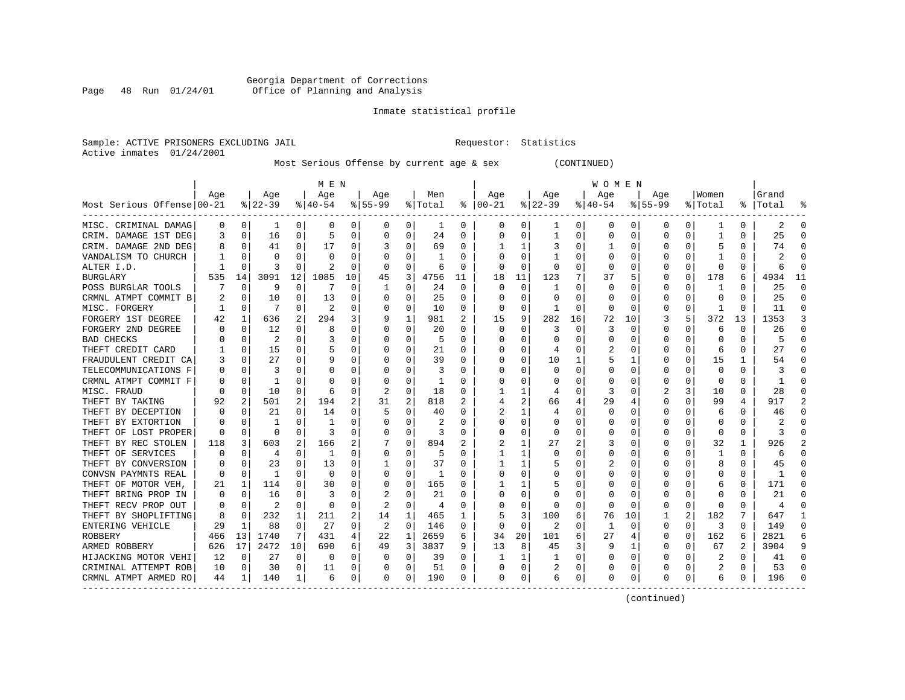Georgia Department of Corrections
Office of Planning and Analysis

Inmate statistical profile

Sample: ACTIVE PRISONERS EXCLUDING JAIL

Requestor: Statistics

Active inmates 01/24/2001

Most Serious Offense by current age & sex (CONTINUED)

| Most Serious Offense | MEN Age 00-21 | % | Age 22-39 | % | Age 40-54 | % | Age 55-99 | % | Men Total | % | WOMEN Age 00-21 | % | Age 22-39 | % | Age 40-54 | % | Age 55-99 | % | Women Total | % | Grand Total | % |
|---|---|---|---|---|---|---|---|---|---|---|---|---|---|---|---|---|---|---|---|---|---|---|
| MISC. CRIMINAL DAMAG | 0 | 0 | 1 | 0 | 0 | 0 | 0 | 0 | 1 | 0 | 0 | 0 | 1 | 0 | 0 | 0 | 0 | 0 | 1 | 0 | 2 | 0 |
| CRIM. DAMAGE 1ST DEG | 3 | 0 | 16 | 0 | 5 | 0 | 0 | 0 | 24 | 0 | 0 | 0 | 1 | 0 | 0 | 0 | 0 | 0 | 1 | 0 | 25 | 0 |
| CRIM. DAMAGE 2ND DEG | 8 | 0 | 41 | 0 | 17 | 0 | 3 | 0 | 69 | 0 | 1 | 1 | 3 | 0 | 1 | 0 | 0 | 0 | 5 | 0 | 74 | 0 |
| VANDALISM TO CHURCH | 1 | 0 | 0 | 0 | 0 | 0 | 0 | 0 | 1 | 0 | 0 | 0 | 1 | 0 | 0 | 0 | 0 | 0 | 1 | 0 | 2 | 0 |
| ALTER I.D. | 1 | 0 | 3 | 0 | 2 | 0 | 0 | 0 | 6 | 0 | 0 | 0 | 0 | 0 | 0 | 0 | 0 | 0 | 0 | 0 | 6 | 0 |
| BURGLARY | 535 | 14 | 3091 | 12 | 1085 | 10 | 45 | 3 | 4756 | 11 | 18 | 11 | 123 | 7 | 37 | 5 | 0 | 0 | 178 | 6 | 4934 | 11 |
| POSS BURGLAR TOOLS | 7 | 0 | 9 | 0 | 7 | 0 | 1 | 0 | 24 | 0 | 0 | 0 | 1 | 0 | 0 | 0 | 0 | 0 | 1 | 0 | 25 | 0 |
| CRMNL ATMPT COMMIT B | 2 | 0 | 10 | 0 | 13 | 0 | 0 | 0 | 25 | 0 | 0 | 0 | 0 | 0 | 0 | 0 | 0 | 0 | 0 | 0 | 25 | 0 |
| MISC. FORGERY | 1 | 0 | 7 | 0 | 2 | 0 | 0 | 0 | 10 | 0 | 0 | 0 | 1 | 0 | 0 | 0 | 0 | 0 | 1 | 0 | 11 | 0 |
| FORGERY 1ST DEGREE | 42 | 1 | 636 | 2 | 294 | 3 | 9 | 1 | 981 | 2 | 15 | 9 | 282 | 16 | 72 | 10 | 3 | 5 | 372 | 13 | 1353 | 3 |
| FORGERY 2ND DEGREE | 0 | 0 | 12 | 0 | 8 | 0 | 0 | 0 | 20 | 0 | 0 | 0 | 3 | 0 | 3 | 0 | 0 | 0 | 6 | 0 | 26 | 0 |
| BAD CHECKS | 0 | 0 | 2 | 0 | 3 | 0 | 0 | 0 | 5 | 0 | 0 | 0 | 0 | 0 | 0 | 0 | 0 | 0 | 0 | 0 | 5 | 0 |
| THEFT CREDIT CARD | 1 | 0 | 15 | 0 | 5 | 0 | 0 | 0 | 21 | 0 | 0 | 0 | 4 | 0 | 2 | 0 | 0 | 0 | 6 | 0 | 27 | 0 |
| FRAUDULENT CREDIT CA | 3 | 0 | 27 | 0 | 9 | 0 | 0 | 0 | 39 | 0 | 0 | 0 | 10 | 1 | 5 | 1 | 0 | 0 | 15 | 1 | 54 | 0 |
| TELECOMMUNICATIONS F | 0 | 0 | 3 | 0 | 0 | 0 | 0 | 0 | 3 | 0 | 0 | 0 | 0 | 0 | 0 | 0 | 0 | 0 | 0 | 0 | 3 | 0 |
| CRMNL ATMPT COMMIT F | 0 | 0 | 1 | 0 | 0 | 0 | 0 | 0 | 1 | 0 | 0 | 0 | 0 | 0 | 0 | 0 | 0 | 0 | 0 | 0 | 1 | 0 |
| MISC. FRAUD | 0 | 0 | 10 | 0 | 6 | 0 | 2 | 0 | 18 | 0 | 1 | 1 | 4 | 0 | 3 | 0 | 2 | 3 | 10 | 0 | 28 | 0 |
| THEFT BY TAKING | 92 | 2 | 501 | 2 | 194 | 2 | 31 | 2 | 818 | 2 | 4 | 2 | 66 | 4 | 29 | 4 | 0 | 0 | 99 | 4 | 917 | 2 |
| THEFT BY DECEPTION | 0 | 0 | 21 | 0 | 14 | 0 | 5 | 0 | 40 | 0 | 2 | 1 | 4 | 0 | 0 | 0 | 0 | 0 | 6 | 0 | 46 | 0 |
| THEFT BY EXTORTION | 0 | 0 | 1 | 0 | 1 | 0 | 0 | 0 | 2 | 0 | 0 | 0 | 0 | 0 | 0 | 0 | 0 | 0 | 0 | 0 | 2 | 0 |
| THEFT OF LOST PROPER | 0 | 0 | 0 | 0 | 3 | 0 | 0 | 0 | 3 | 0 | 0 | 0 | 0 | 0 | 0 | 0 | 0 | 0 | 0 | 0 | 3 | 0 |
| THEFT BY REC STOLEN | 118 | 3 | 603 | 2 | 166 | 2 | 7 | 0 | 894 | 2 | 2 | 1 | 27 | 2 | 3 | 0 | 0 | 0 | 32 | 1 | 926 | 2 |
| THEFT OF SERVICES | 0 | 0 | 4 | 0 | 1 | 0 | 0 | 0 | 5 | 0 | 1 | 1 | 0 | 0 | 0 | 0 | 0 | 0 | 1 | 0 | 6 | 0 |
| THEFT BY CONVERSION | 0 | 0 | 23 | 0 | 13 | 0 | 1 | 0 | 37 | 0 | 1 | 1 | 5 | 0 | 2 | 0 | 0 | 0 | 8 | 0 | 45 | 0 |
| CONVSN PAYMNTS REAL | 0 | 0 | 1 | 0 | 0 | 0 | 0 | 0 | 1 | 0 | 0 | 0 | 0 | 0 | 0 | 0 | 0 | 0 | 0 | 0 | 1 | 0 |
| THEFT OF MOTOR VEH, | 21 | 1 | 114 | 0 | 30 | 0 | 0 | 0 | 165 | 0 | 1 | 1 | 5 | 0 | 0 | 0 | 0 | 0 | 6 | 0 | 171 | 0 |
| THEFT BRING PROP IN | 0 | 0 | 16 | 0 | 3 | 0 | 2 | 0 | 21 | 0 | 0 | 0 | 0 | 0 | 0 | 0 | 0 | 0 | 0 | 0 | 21 | 0 |
| THEFT RECV PROP OUT | 0 | 0 | 2 | 0 | 0 | 0 | 2 | 0 | 4 | 0 | 0 | 0 | 0 | 0 | 0 | 0 | 0 | 0 | 0 | 0 | 4 | 0 |
| THEFT BY SHOPLIFTING | 8 | 0 | 232 | 1 | 211 | 2 | 14 | 1 | 465 | 1 | 5 | 3 | 100 | 6 | 76 | 10 | 1 | 2 | 182 | 7 | 647 | 1 |
| ENTERING VEHICLE | 29 | 1 | 88 | 0 | 27 | 0 | 2 | 0 | 146 | 0 | 0 | 0 | 2 | 0 | 1 | 0 | 0 | 0 | 3 | 0 | 149 | 0 |
| ROBBERY | 466 | 13 | 1740 | 7 | 431 | 4 | 22 | 1 | 2659 | 6 | 34 | 20 | 101 | 6 | 27 | 4 | 0 | 0 | 162 | 6 | 2821 | 6 |
| ARMED ROBBERY | 626 | 17 | 2472 | 10 | 690 | 6 | 49 | 3 | 3837 | 9 | 13 | 8 | 45 | 3 | 9 | 1 | 0 | 0 | 67 | 2 | 3904 | 9 |
| HIJACKING MOTOR VEHI | 12 | 0 | 27 | 0 | 0 | 0 | 0 | 0 | 39 | 0 | 1 | 1 | 1 | 0 | 0 | 0 | 0 | 0 | 2 | 0 | 41 | 0 |
| CRIMINAL ATTEMPT ROB | 10 | 0 | 30 | 0 | 11 | 0 | 0 | 0 | 51 | 0 | 0 | 0 | 2 | 0 | 0 | 0 | 0 | 0 | 2 | 0 | 53 | 0 |
| CRMNL ATMPT ARMED RO | 44 | 1 | 140 | 1 | 6 | 0 | 0 | 0 | 190 | 0 | 0 | 0 | 6 | 0 | 0 | 0 | 0 | 0 | 6 | 0 | 196 | 0 |

(continued)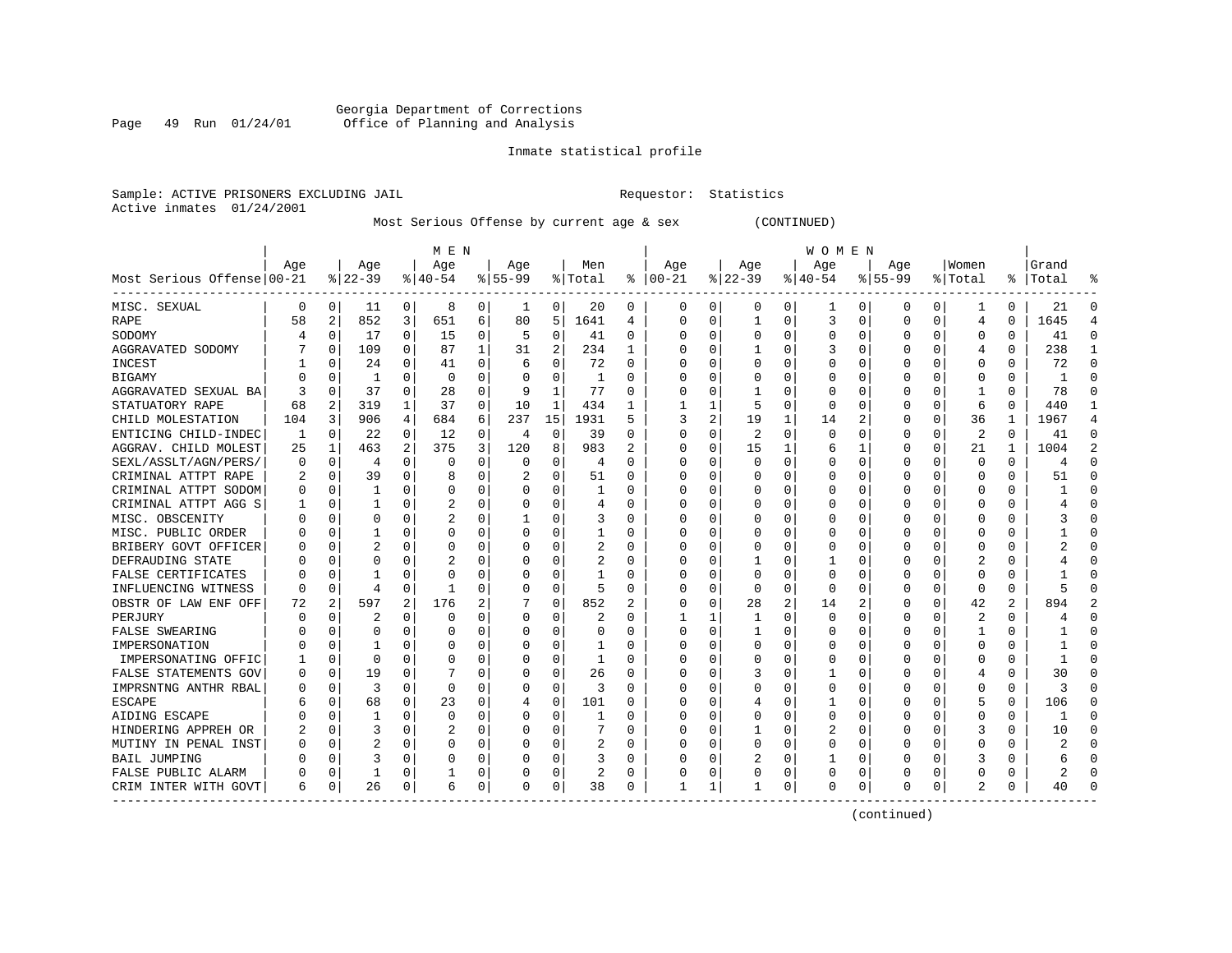Georgia Department of Corrections
Office of Planning and Analysis

Inmate statistical profile

Sample: ACTIVE PRISONERS EXCLUDING JAIL    Requestor: Statistics
Active inmates 01/24/2001

Most Serious Offense by current age & sex (CONTINUED)

| Most Serious Offense | MEN Age 00-21 | % | Age 22-39 | % | Age 40-54 | % | Age 55-99 | % | Men Total | % | WOMEN Age 00-21 | % | Age 22-39 | % | Age 40-54 | % | Age 55-99 | % | Women Total | % | Grand Total | % |
|---|---|---|---|---|---|---|---|---|---|---|---|---|---|---|---|---|---|---|---|---|---|---|
| MISC. SEXUAL | 0 | 0 | 11 | 0 | 8 | 0 | 1 | 0 | 20 | 0 | 0 | 0 | 0 | 0 | 1 | 0 | 0 | 0 | 1 | 0 | 21 | 0 |
| RAPE | 58 | 2 | 852 | 3 | 651 | 6 | 80 | 5 | 1641 | 4 | 0 | 0 | 1 | 0 | 3 | 0 | 0 | 0 | 4 | 0 | 1645 | 4 |
| SODOMY | 4 | 0 | 17 | 0 | 15 | 0 | 5 | 0 | 41 | 0 | 0 | 0 | 0 | 0 | 0 | 0 | 0 | 0 | 0 | 0 | 41 | 0 |
| AGGRAVATED SODOMY | 7 | 0 | 109 | 0 | 87 | 1 | 31 | 2 | 234 | 1 | 0 | 0 | 1 | 0 | 3 | 0 | 0 | 0 | 4 | 0 | 238 | 1 |
| INCEST | 1 | 0 | 24 | 0 | 41 | 0 | 6 | 0 | 72 | 0 | 0 | 0 | 0 | 0 | 0 | 0 | 0 | 0 | 0 | 0 | 72 | 0 |
| BIGAMY | 0 | 0 | 1 | 0 | 0 | 0 | 0 | 0 | 1 | 0 | 0 | 0 | 0 | 0 | 0 | 0 | 0 | 0 | 0 | 0 | 1 | 0 |
| AGGRAVATED SEXUAL BA | 3 | 0 | 37 | 0 | 28 | 0 | 9 | 1 | 77 | 0 | 0 | 0 | 1 | 0 | 0 | 0 | 0 | 0 | 1 | 0 | 78 | 0 |
| STATUTORY RAPE | 68 | 2 | 319 | 1 | 37 | 0 | 10 | 1 | 434 | 1 | 1 | 1 | 5 | 0 | 0 | 0 | 0 | 0 | 6 | 0 | 440 | 1 |
| CHILD MOLESTATION | 104 | 3 | 906 | 4 | 684 | 6 | 237 | 15 | 1931 | 5 | 3 | 2 | 19 | 1 | 14 | 2 | 0 | 0 | 36 | 1 | 1967 | 4 |
| ENTICING CHILD-INDEC | 1 | 0 | 22 | 0 | 12 | 0 | 4 | 0 | 39 | 0 | 0 | 0 | 2 | 0 | 0 | 0 | 0 | 0 | 2 | 0 | 41 | 0 |
| AGGRAV. CHILD MOLEST | 25 | 1 | 463 | 2 | 375 | 3 | 120 | 8 | 983 | 2 | 0 | 0 | 15 | 1 | 6 | 1 | 0 | 0 | 21 | 1 | 1004 | 2 |
| SEXL/ASSLT/AGN/PERS/ | 0 | 0 | 4 | 0 | 0 | 0 | 0 | 0 | 4 | 0 | 0 | 0 | 0 | 0 | 0 | 0 | 0 | 0 | 0 | 0 | 4 | 0 |
| CRIMINAL ATTPT RAPE | 2 | 0 | 39 | 0 | 8 | 0 | 2 | 0 | 51 | 0 | 0 | 0 | 0 | 0 | 0 | 0 | 0 | 0 | 0 | 0 | 51 | 0 |
| CRIMINAL ATTPT SODOM | 0 | 0 | 1 | 0 | 0 | 0 | 0 | 0 | 1 | 0 | 0 | 0 | 0 | 0 | 0 | 0 | 0 | 0 | 0 | 0 | 1 | 0 |
| CRIMINAL ATTPT AGG S | 1 | 0 | 1 | 0 | 2 | 0 | 0 | 0 | 4 | 0 | 0 | 0 | 0 | 0 | 0 | 0 | 0 | 0 | 0 | 0 | 4 | 0 |
| MISC. OBSCENITY | 0 | 0 | 0 | 0 | 2 | 0 | 1 | 0 | 3 | 0 | 0 | 0 | 0 | 0 | 0 | 0 | 0 | 0 | 0 | 0 | 3 | 0 |
| MISC. PUBLIC ORDER | 0 | 0 | 1 | 0 | 0 | 0 | 0 | 0 | 1 | 0 | 0 | 0 | 0 | 0 | 0 | 0 | 0 | 0 | 0 | 0 | 1 | 0 |
| BRIBERY GOVT OFFICER | 0 | 0 | 2 | 0 | 0 | 0 | 0 | 0 | 2 | 0 | 0 | 0 | 0 | 0 | 0 | 0 | 0 | 0 | 0 | 0 | 2 | 0 |
| DEFRAUDING STATE | 0 | 0 | 0 | 0 | 2 | 0 | 0 | 0 | 2 | 0 | 0 | 0 | 1 | 0 | 1 | 0 | 0 | 0 | 2 | 0 | 4 | 0 |
| FALSE CERTIFICATES | 0 | 0 | 1 | 0 | 0 | 0 | 0 | 0 | 1 | 0 | 0 | 0 | 0 | 0 | 0 | 0 | 0 | 0 | 0 | 0 | 1 | 0 |
| INFLUENCING WITNESS | 0 | 0 | 4 | 0 | 1 | 0 | 0 | 0 | 5 | 0 | 0 | 0 | 0 | 0 | 0 | 0 | 0 | 0 | 0 | 0 | 5 | 0 |
| OBSTR OF LAW ENF OFF | 72 | 2 | 597 | 2 | 176 | 2 | 7 | 0 | 852 | 2 | 0 | 0 | 28 | 2 | 14 | 2 | 0 | 0 | 42 | 2 | 894 | 2 |
| PERJURY | 0 | 0 | 2 | 0 | 0 | 0 | 0 | 0 | 2 | 0 | 1 | 1 | 1 | 0 | 0 | 0 | 0 | 0 | 2 | 0 | 4 | 0 |
| FALSE SWEARING | 0 | 0 | 0 | 0 | 0 | 0 | 0 | 0 | 0 | 0 | 0 | 0 | 1 | 0 | 0 | 0 | 0 | 0 | 1 | 0 | 1 | 0 |
| IMPERSONATION | 0 | 0 | 1 | 0 | 0 | 0 | 0 | 0 | 1 | 0 | 0 | 0 | 0 | 0 | 0 | 0 | 0 | 0 | 0 | 0 | 1 | 0 |
| IMPERSONATING OFFIC | 1 | 0 | 0 | 0 | 0 | 0 | 0 | 0 | 1 | 0 | 0 | 0 | 0 | 0 | 0 | 0 | 0 | 0 | 0 | 0 | 1 | 0 |
| FALSE STATEMENTS GOV | 0 | 0 | 19 | 0 | 7 | 0 | 0 | 0 | 26 | 0 | 0 | 0 | 3 | 0 | 1 | 0 | 0 | 0 | 4 | 0 | 30 | 0 |
| IMPRSNTNG ANTHR RBAL | 0 | 0 | 3 | 0 | 0 | 0 | 0 | 0 | 3 | 0 | 0 | 0 | 0 | 0 | 0 | 0 | 0 | 0 | 0 | 0 | 3 | 0 |
| ESCAPE | 6 | 0 | 68 | 0 | 23 | 0 | 4 | 0 | 101 | 0 | 0 | 0 | 4 | 0 | 1 | 0 | 0 | 0 | 5 | 0 | 106 | 0 |
| AIDING ESCAPE | 0 | 0 | 1 | 0 | 0 | 0 | 0 | 0 | 1 | 0 | 0 | 0 | 0 | 0 | 0 | 0 | 0 | 0 | 0 | 0 | 1 | 0 |
| HINDERING APPREH OR | 2 | 0 | 3 | 0 | 2 | 0 | 0 | 0 | 7 | 0 | 0 | 0 | 1 | 0 | 2 | 0 | 0 | 0 | 3 | 0 | 10 | 0 |
| MUTINY IN PENAL INST | 0 | 0 | 2 | 0 | 0 | 0 | 0 | 0 | 2 | 0 | 0 | 0 | 0 | 0 | 0 | 0 | 0 | 0 | 0 | 0 | 2 | 0 |
| BAIL JUMPING | 0 | 0 | 3 | 0 | 0 | 0 | 0 | 0 | 3 | 0 | 0 | 0 | 2 | 0 | 1 | 0 | 0 | 0 | 3 | 0 | 6 | 0 |
| FALSE PUBLIC ALARM | 0 | 0 | 1 | 0 | 1 | 0 | 0 | 0 | 2 | 0 | 0 | 0 | 0 | 0 | 0 | 0 | 0 | 0 | 0 | 0 | 2 | 0 |
| CRIM INTER WITH GOVT | 6 | 0 | 26 | 0 | 6 | 0 | 0 | 0 | 38 | 0 | 1 | 1 | 1 | 0 | 0 | 0 | 0 | 0 | 2 | 0 | 40 | 0 |

(continued)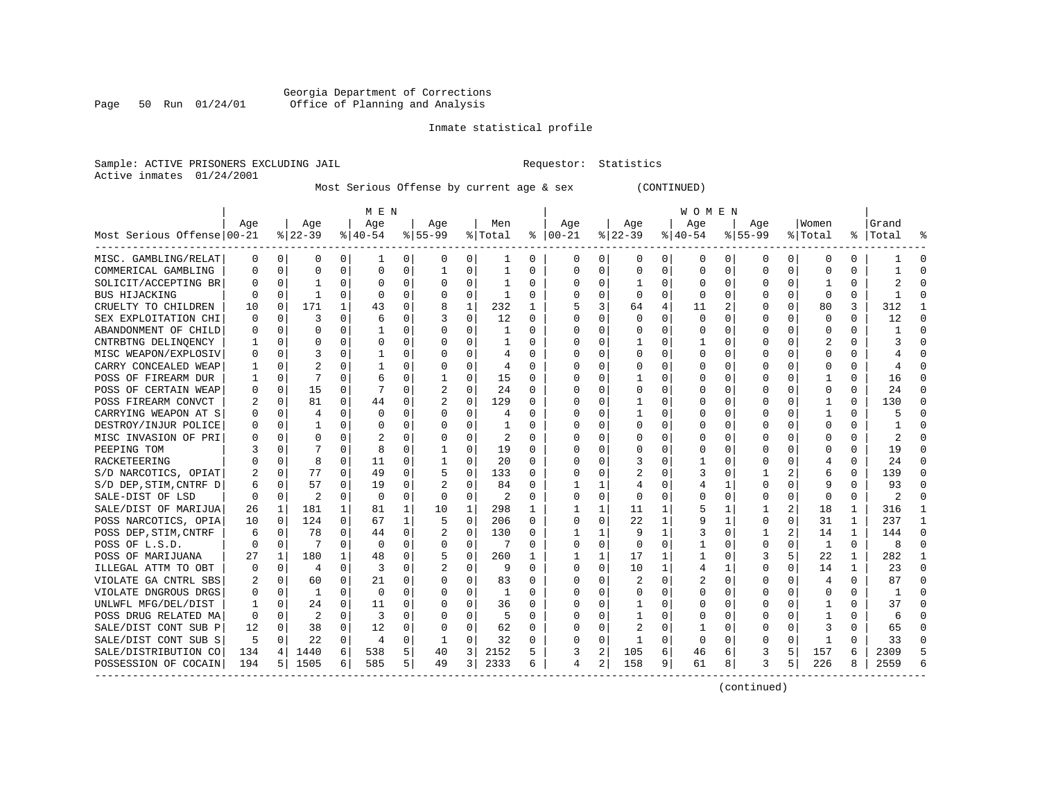Georgia Department of Corrections
Office of Planning and Analysis

Inmate statistical profile

Sample: ACTIVE PRISONERS EXCLUDING JAIL                    Requestor: Statistics
Active inmates 01/24/2001

Most Serious Offense by current age & sex (CONTINUED)

| Most Serious Offense | MEN Age 00-21 | % | Age 22-39 | % | Age 40-54 | % | Age 55-99 | % | Men Total | % | WOMEN Age 00-21 | % | Age 22-39 | % | Age 40-54 | % | Age 55-99 | % | Women Total | % | Grand Total | % |
|---|---|---|---|---|---|---|---|---|---|---|---|---|---|---|---|---|---|---|---|---|---|---|
| MISC. GAMBLING/RELAT | 0 | 0 | 0 | 0 | 1 | 0 | 0 | 0 | 1 | 0 | 0 | 0 | 0 | 0 | 0 | 0 | 0 | 0 | 0 | 0 | 1 | 0 |
| COMMERICAL GAMBLING | 0 | 0 | 0 | 0 | 0 | 0 | 1 | 0 | 1 | 0 | 0 | 0 | 0 | 0 | 0 | 0 | 0 | 0 | 0 | 0 | 1 | 0 |
| SOLICIT/ACCEPTING BR | 0 | 0 | 1 | 0 | 0 | 0 | 0 | 0 | 1 | 0 | 0 | 0 | 1 | 0 | 0 | 0 | 0 | 0 | 1 | 0 | 2 | 0 |
| BUS HIJACKING | 0 | 0 | 1 | 0 | 0 | 0 | 0 | 0 | 1 | 0 | 0 | 0 | 0 | 0 | 0 | 0 | 0 | 0 | 0 | 0 | 1 | 0 |
| CRUELTY TO CHILDREN | 10 | 0 | 171 | 1 | 43 | 0 | 8 | 1 | 232 | 1 | 5 | 3 | 64 | 4 | 11 | 2 | 0 | 0 | 80 | 3 | 312 | 1 |
| SEX EXPLOITATION CHI | 0 | 0 | 3 | 0 | 6 | 0 | 3 | 0 | 12 | 0 | 0 | 0 | 0 | 0 | 0 | 0 | 0 | 0 | 0 | 0 | 12 | 0 |
| ABANDONMENT OF CHILD | 0 | 0 | 0 | 0 | 1 | 0 | 0 | 0 | 1 | 0 | 0 | 0 | 0 | 0 | 0 | 0 | 0 | 0 | 0 | 0 | 1 | 0 |
| CNTRBTNG DELINQENCY | 1 | 0 | 0 | 0 | 0 | 0 | 0 | 0 | 1 | 0 | 0 | 0 | 1 | 0 | 1 | 0 | 0 | 0 | 2 | 0 | 3 | 0 |
| MISC WEAPON/EXPLOSIV | 0 | 0 | 3 | 0 | 1 | 0 | 0 | 0 | 4 | 0 | 0 | 0 | 0 | 0 | 0 | 0 | 0 | 0 | 0 | 0 | 4 | 0 |
| CARRY CONCEALED WEAP | 1 | 0 | 2 | 0 | 1 | 0 | 0 | 0 | 4 | 0 | 0 | 0 | 0 | 0 | 0 | 0 | 0 | 0 | 0 | 0 | 4 | 0 |
| POSS OF FIREARM DUR | 1 | 0 | 7 | 0 | 6 | 0 | 1 | 0 | 15 | 0 | 0 | 0 | 1 | 0 | 0 | 0 | 0 | 0 | 1 | 0 | 16 | 0 |
| POSS OF CERTAIN WEAP | 0 | 0 | 15 | 0 | 7 | 0 | 2 | 0 | 24 | 0 | 0 | 0 | 0 | 0 | 0 | 0 | 0 | 0 | 0 | 0 | 24 | 0 |
| POSS FIREARM CONVCT | 2 | 0 | 81 | 0 | 44 | 0 | 2 | 0 | 129 | 0 | 0 | 0 | 1 | 0 | 0 | 0 | 0 | 0 | 1 | 0 | 130 | 0 |
| CARRYING WEAPON AT S | 0 | 0 | 4 | 0 | 0 | 0 | 0 | 0 | 4 | 0 | 0 | 0 | 1 | 0 | 0 | 0 | 0 | 0 | 1 | 0 | 5 | 0 |
| DESTROY/INJUR POLICE | 0 | 0 | 1 | 0 | 0 | 0 | 0 | 0 | 1 | 0 | 0 | 0 | 0 | 0 | 0 | 0 | 0 | 0 | 0 | 0 | 1 | 0 |
| MISC INVASION OF PRI | 0 | 0 | 0 | 0 | 2 | 0 | 0 | 0 | 2 | 0 | 0 | 0 | 0 | 0 | 0 | 0 | 0 | 0 | 0 | 0 | 2 | 0 |
| PEEPING TOM | 3 | 0 | 7 | 0 | 8 | 0 | 1 | 0 | 19 | 0 | 0 | 0 | 0 | 0 | 0 | 0 | 0 | 0 | 0 | 0 | 19 | 0 |
| RACKETEERING | 0 | 0 | 8 | 0 | 11 | 0 | 1 | 0 | 20 | 0 | 0 | 0 | 3 | 0 | 1 | 0 | 0 | 0 | 4 | 0 | 24 | 0 |
| S/D NARCOTICS, OPIAT | 2 | 0 | 77 | 0 | 49 | 0 | 5 | 0 | 133 | 0 | 0 | 0 | 2 | 0 | 3 | 0 | 1 | 2 | 6 | 0 | 139 | 0 |
| S/D DEP,STIM,CNTRF D | 6 | 0 | 57 | 0 | 19 | 0 | 2 | 0 | 84 | 0 | 1 | 1 | 4 | 0 | 4 | 1 | 0 | 0 | 9 | 0 | 93 | 0 |
| SALE-DIST OF LSD | 0 | 0 | 2 | 0 | 0 | 0 | 0 | 0 | 2 | 0 | 0 | 0 | 0 | 0 | 0 | 0 | 0 | 0 | 0 | 0 | 2 | 0 |
| SALE/DIST OF MARIJUA | 26 | 1 | 181 | 1 | 81 | 1 | 10 | 1 | 298 | 1 | 1 | 1 | 11 | 1 | 5 | 1 | 1 | 2 | 18 | 1 | 316 | 1 |
| POSS NARCOTICS, OPIA | 10 | 0 | 124 | 0 | 67 | 1 | 5 | 0 | 206 | 0 | 0 | 0 | 22 | 1 | 9 | 1 | 0 | 0 | 31 | 1 | 237 | 1 |
| POSS DEP,STIM,CNTRF | 6 | 0 | 78 | 0 | 44 | 0 | 2 | 0 | 130 | 0 | 1 | 1 | 9 | 1 | 3 | 0 | 1 | 2 | 14 | 1 | 144 | 0 |
| POSS OF L.S.D. | 0 | 0 | 7 | 0 | 0 | 0 | 0 | 0 | 7 | 0 | 0 | 0 | 0 | 0 | 1 | 0 | 0 | 0 | 1 | 0 | 8 | 0 |
| POSS OF MARIJUANA | 27 | 1 | 180 | 1 | 48 | 0 | 5 | 0 | 260 | 1 | 1 | 1 | 17 | 1 | 1 | 0 | 3 | 5 | 22 | 1 | 282 | 1 |
| ILLEGAL ATTM TO OBT | 0 | 0 | 4 | 0 | 3 | 0 | 2 | 0 | 9 | 0 | 0 | 0 | 10 | 1 | 4 | 1 | 0 | 0 | 14 | 1 | 23 | 0 |
| VIOLATE GA CNTRL SBS | 2 | 0 | 60 | 0 | 21 | 0 | 0 | 0 | 83 | 0 | 0 | 0 | 2 | 0 | 2 | 0 | 0 | 0 | 4 | 0 | 87 | 0 |
| VIOLATE DNGROUS DRGS | 0 | 0 | 1 | 0 | 0 | 0 | 0 | 0 | 1 | 0 | 0 | 0 | 0 | 0 | 0 | 0 | 0 | 0 | 0 | 0 | 1 | 0 |
| UNLWFL MFG/DEL/DIST | 1 | 0 | 24 | 0 | 11 | 0 | 0 | 0 | 36 | 0 | 0 | 0 | 1 | 0 | 0 | 0 | 0 | 0 | 1 | 0 | 37 | 0 |
| POSS DRUG RELATED MA | 0 | 0 | 2 | 0 | 3 | 0 | 0 | 0 | 5 | 0 | 0 | 0 | 1 | 0 | 0 | 0 | 0 | 0 | 1 | 0 | 6 | 0 |
| SALE/DIST CONT SUB P | 12 | 0 | 38 | 0 | 12 | 0 | 0 | 0 | 62 | 0 | 0 | 0 | 2 | 0 | 1 | 0 | 0 | 0 | 3 | 0 | 65 | 0 |
| SALE/DIST CONT SUB S | 5 | 0 | 22 | 0 | 4 | 0 | 1 | 0 | 32 | 0 | 0 | 0 | 1 | 0 | 0 | 0 | 0 | 0 | 1 | 0 | 33 | 0 |
| SALE/DISTRIBUTION CO | 134 | 4 | 1440 | 6 | 538 | 5 | 40 | 3 | 2152 | 5 | 3 | 2 | 105 | 6 | 46 | 6 | 3 | 5 | 157 | 6 | 2309 | 5 |
| POSSESSION OF COCAIN | 194 | 5 | 1505 | 6 | 585 | 5 | 49 | 3 | 2333 | 6 | 4 | 2 | 158 | 9 | 61 | 8 | 3 | 5 | 226 | 8 | 2559 | 6 |

(continued)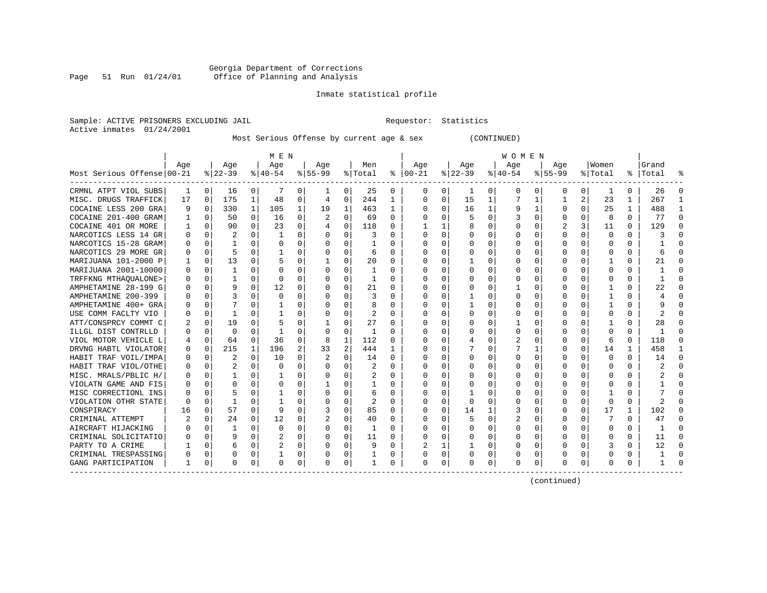Georgia Department of Corrections
Office of Planning and Analysis

Inmate statistical profile

Sample: ACTIVE PRISONERS EXCLUDING JAIL

Requestor: Statistics

Active inmates 01/24/2001

Most Serious Offense by current age & sex (CONTINUED)

| Most Serious Offense | MEN Age 00-21 | % | Age 22-39 | % | Age 40-54 | % | Age 55-99 | % | Men Total | % | WOMEN Age 00-21 | % | Age 22-39 | % | Age 40-54 | % | Age 55-99 | % | Women Total | % | Grand Total | % |
|---|---|---|---|---|---|---|---|---|---|---|---|---|---|---|---|---|---|---|---|---|---|---|
| CRMNL ATPT VIOL SUBS | 1 | 0 | 16 | 0 | 7 | 0 | 1 | 0 | 25 | 0 | 0 | 0 | 1 | 0 | 0 | 0 | 0 | 0 | 1 | 0 | 26 | 0 |
| MISC. DRUGS TRAFFICK | 17 | 0 | 175 | 1 | 48 | 0 | 4 | 0 | 244 | 1 | 0 | 0 | 15 | 1 | 7 | 1 | 1 | 2 | 23 | 1 | 267 | 1 |
| COCAINE LESS 200 GRA | 9 | 0 | 330 | 1 | 105 | 1 | 19 | 1 | 463 | 1 | 0 | 0 | 16 | 1 | 9 | 1 | 0 | 0 | 25 | 1 | 488 | 1 |
| COCAINE 201-400 GRAM | 1 | 0 | 50 | 0 | 16 | 0 | 2 | 0 | 69 | 0 | 0 | 0 | 5 | 0 | 3 | 0 | 0 | 0 | 8 | 0 | 77 | 0 |
| COCAINE 401 OR MORE | 1 | 0 | 90 | 0 | 23 | 0 | 4 | 0 | 118 | 0 | 1 | 1 | 8 | 0 | 0 | 0 | 2 | 3 | 11 | 0 | 129 | 0 |
| NARCOTICS LESS 14 GR | 0 | 0 | 2 | 0 | 1 | 0 | 0 | 0 | 3 | 0 | 0 | 0 | 0 | 0 | 0 | 0 | 0 | 0 | 0 | 0 | 3 | 0 |
| NARCOTICS 15-28 GRAM | 0 | 0 | 1 | 0 | 0 | 0 | 0 | 0 | 1 | 0 | 0 | 0 | 0 | 0 | 0 | 0 | 0 | 0 | 0 | 0 | 1 | 0 |
| NARCOTICS 29 MORE GR | 0 | 0 | 5 | 0 | 1 | 0 | 0 | 0 | 6 | 0 | 0 | 0 | 0 | 0 | 0 | 0 | 0 | 0 | 0 | 0 | 6 | 0 |
| MARIJUANA 101-2000 P | 1 | 0 | 13 | 0 | 5 | 0 | 1 | 0 | 20 | 0 | 0 | 0 | 1 | 0 | 0 | 0 | 0 | 0 | 1 | 0 | 21 | 0 |
| MARIJUANA 2001-10000 | 0 | 0 | 1 | 0 | 0 | 0 | 0 | 0 | 1 | 0 | 0 | 0 | 0 | 0 | 0 | 0 | 0 | 0 | 0 | 0 | 1 | 0 |
| TRFFKNG MTHAQUALONE> | 0 | 0 | 1 | 0 | 0 | 0 | 0 | 0 | 1 | 0 | 0 | 0 | 0 | 0 | 0 | 0 | 0 | 0 | 0 | 0 | 1 | 0 |
| AMPHETAMINE 28-199 G | 0 | 0 | 9 | 0 | 12 | 0 | 0 | 0 | 21 | 0 | 0 | 0 | 0 | 0 | 1 | 0 | 0 | 0 | 1 | 0 | 22 | 0 |
| AMPHETAMINE 200-399 | 0 | 0 | 3 | 0 | 0 | 0 | 0 | 0 | 3 | 0 | 0 | 0 | 1 | 0 | 0 | 0 | 0 | 0 | 1 | 0 | 4 | 0 |
| AMPHETAMINE 400+ GRA | 0 | 0 | 7 | 0 | 1 | 0 | 0 | 0 | 8 | 0 | 0 | 0 | 1 | 0 | 0 | 0 | 0 | 0 | 1 | 0 | 9 | 0 |
| USE COMM FACLTY VIO | 0 | 0 | 1 | 0 | 1 | 0 | 0 | 0 | 2 | 0 | 0 | 0 | 0 | 0 | 0 | 0 | 0 | 0 | 0 | 0 | 2 | 0 |
| ATT/CONSPRCY COMMT C | 2 | 0 | 19 | 0 | 5 | 0 | 1 | 0 | 27 | 0 | 0 | 0 | 0 | 0 | 1 | 0 | 0 | 0 | 1 | 0 | 28 | 0 |
| ILLGL DIST CONTRLLD | 0 | 0 | 0 | 0 | 1 | 0 | 0 | 0 | 1 | 0 | 0 | 0 | 0 | 0 | 0 | 0 | 0 | 0 | 0 | 0 | 1 | 0 |
| VIOL MOTOR VEHICLE L | 4 | 0 | 64 | 0 | 36 | 0 | 8 | 1 | 112 | 0 | 0 | 0 | 4 | 0 | 2 | 0 | 0 | 0 | 6 | 0 | 118 | 0 |
| DRVNG HABTL VIOLATOR | 0 | 0 | 215 | 1 | 196 | 2 | 33 | 2 | 444 | 1 | 0 | 0 | 7 | 0 | 7 | 1 | 0 | 0 | 14 | 1 | 458 | 1 |
| HABIT TRAF VOIL/IMPA | 0 | 0 | 2 | 0 | 10 | 0 | 2 | 0 | 14 | 0 | 0 | 0 | 0 | 0 | 0 | 0 | 0 | 0 | 0 | 0 | 14 | 0 |
| HABIT TRAF VIOL/OTHE | 0 | 0 | 2 | 0 | 0 | 0 | 0 | 0 | 2 | 0 | 0 | 0 | 0 | 0 | 0 | 0 | 0 | 0 | 0 | 0 | 2 | 0 |
| MISC. MRALS/PBLIC H/ | 0 | 0 | 1 | 0 | 1 | 0 | 0 | 0 | 2 | 0 | 0 | 0 | 0 | 0 | 0 | 0 | 0 | 0 | 0 | 0 | 2 | 0 |
| VIOLATN GAME AND FIS | 0 | 0 | 0 | 0 | 0 | 0 | 1 | 0 | 1 | 0 | 0 | 0 | 0 | 0 | 0 | 0 | 0 | 0 | 0 | 0 | 1 | 0 |
| MISC CORRECTIONL INS | 0 | 0 | 5 | 0 | 1 | 0 | 0 | 0 | 6 | 0 | 0 | 0 | 1 | 0 | 0 | 0 | 0 | 0 | 1 | 0 | 7 | 0 |
| VIOLATION OTHR STATE | 0 | 0 | 1 | 0 | 1 | 0 | 0 | 0 | 2 | 0 | 0 | 0 | 0 | 0 | 0 | 0 | 0 | 0 | 0 | 0 | 2 | 0 |
| CONSPIRACY | 16 | 0 | 57 | 0 | 9 | 0 | 3 | 0 | 85 | 0 | 0 | 0 | 14 | 1 | 3 | 0 | 0 | 0 | 17 | 1 | 102 | 0 |
| CRIMINAL ATTEMPT | 2 | 0 | 24 | 0 | 12 | 0 | 2 | 0 | 40 | 0 | 0 | 0 | 5 | 0 | 2 | 0 | 0 | 0 | 7 | 0 | 47 | 0 |
| AIRCRAFT HIJACKING | 0 | 0 | 1 | 0 | 0 | 0 | 0 | 0 | 1 | 0 | 0 | 0 | 0 | 0 | 0 | 0 | 0 | 0 | 0 | 0 | 1 | 0 |
| CRIMINAL SOLICITATIO | 0 | 0 | 9 | 0 | 2 | 0 | 0 | 0 | 11 | 0 | 0 | 0 | 0 | 0 | 0 | 0 | 0 | 0 | 0 | 0 | 11 | 0 |
| PARTY TO A CRIME | 1 | 0 | 6 | 0 | 2 | 0 | 0 | 0 | 9 | 0 | 2 | 1 | 1 | 0 | 0 | 0 | 0 | 0 | 3 | 0 | 12 | 0 |
| CRIMINAL TRESPASSING | 0 | 0 | 0 | 0 | 1 | 0 | 0 | 0 | 1 | 0 | 0 | 0 | 0 | 0 | 0 | 0 | 0 | 0 | 0 | 0 | 1 | 0 |
| GANG PARTICIPATION | 1 | 0 | 0 | 0 | 0 | 0 | 0 | 0 | 1 | 0 | 0 | 0 | 0 | 0 | 0 | 0 | 0 | 0 | 0 | 0 | 1 | 0 |

(continued)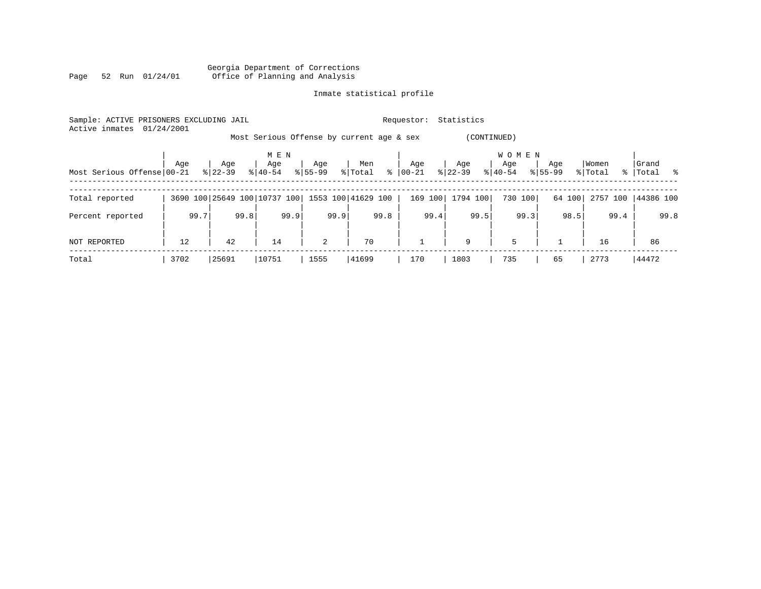Georgia Department of Corrections
Office of Planning and Analysis

Inmate statistical profile

Sample: ACTIVE PRISONERS EXCLUDING JAIL          Requestor: Statistics
Active inmates 01/24/2001

Most Serious Offense by current age & sex (CONTINUED)

| Most Serious Offense | MEN Age 00-21 | % | Age 22-39 | % | Age 40-54 | % | Age 55-99 | % | Men Total | % | WOMEN Age 00-21 | % | Age 22-39 | % | Age 40-54 | % | Age 55-99 | % | Women Total | % | Grand Total | % |
|---|---|---|---|---|---|---|---|---|---|---|---|---|---|---|---|---|---|---|---|---|---|---|
| Total reported | 3690 | 100 | 25649 | 100 | 10737 | 100 | 1553 | 100 | 41629 | 100 | 169 | 100 | 1794 | 100 | 730 | 100 | 64 | 100 | 2757 | 100 | 44386 | 100 |
| Percent reported | | 99.7 | | 99.8 | | 99.9 | | 99.9 | | 99.8 | | 99.4 | | 99.5 | | 99.3 | | 98.5 | | 99.4 | | 99.8 |
| NOT REPORTED | 12 | | 42 | | 14 | | 2 | | 70 | | 1 | | 9 | | 5 | | 1 | | 16 | | 86 | |
| Total | 3702 | | 25691 | | 10751 | | 1555 | | 41699 | | 170 | | 1803 | | 735 | | 65 | | 2773 | | 44472 | |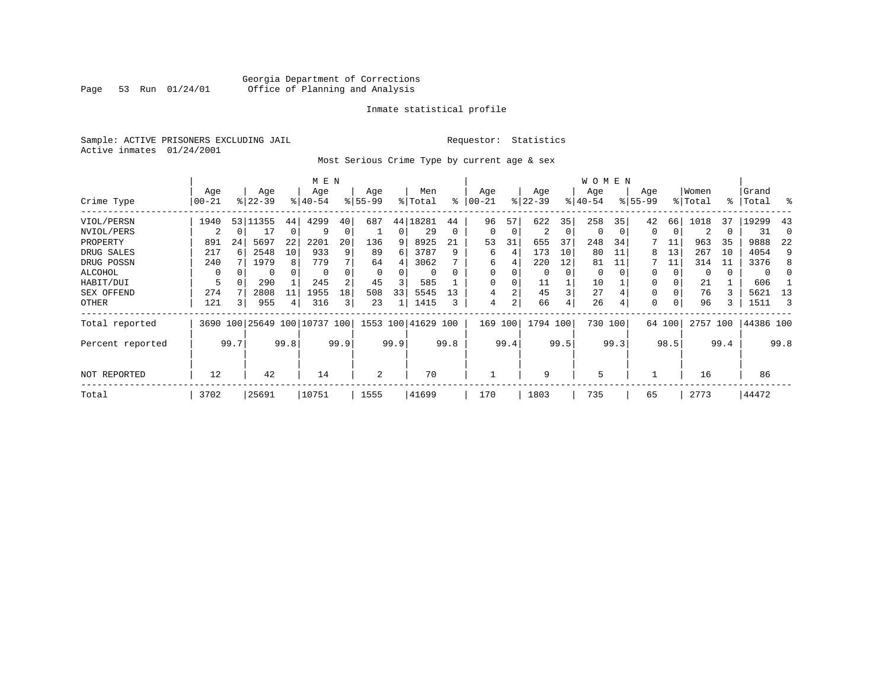Georgia Department of Corrections
Office of Planning and Analysis

Inmate statistical profile

Sample: ACTIVE PRISONERS EXCLUDING JAIL

Active inmates 01/24/2001

Requestor: Statistics

Most Serious Crime Type by current age & sex

| | MEN | | | | | | | | | | WOMEN | | | | | | | | | | | |
|---|---|---|---|---|---|---|---|---|---|---|---|---|---|---|---|---|---|---|---|---|---|---|
| Crime Type | Age 00-21 | % | Age 22-39 | % | Age 40-54 | % | Age 55-99 | % | Men Total | % | Age 00-21 | % | Age 22-39 | % | Age 40-54 | % | Age 55-99 | % | Women Total | % | Grand Total | % |
| VIOL/PERSN | 1940 | 53 | 11355 | 44 | 4299 | 40 | 687 | 44 | 18281 | 44 | 96 | 57 | 622 | 35 | 258 | 35 | 42 | 66 | 1018 | 37 | 19299 | 43 |
| NVIOL/PERS | 2 | 0 | 17 | 0 | 9 | 0 | 1 | 0 | 29 | 0 | 0 | 0 | 2 | 0 | 0 | 0 | 0 | 0 | 2 | 0 | 31 | 0 |
| PROPERTY | 891 | 24 | 5697 | 22 | 2201 | 20 | 136 | 9 | 8925 | 21 | 53 | 31 | 655 | 37 | 248 | 34 | 7 | 11 | 963 | 35 | 9888 | 22 |
| DRUG SALES | 217 | 6 | 2548 | 10 | 933 | 9 | 89 | 6 | 3787 | 9 | 6 | 4 | 173 | 10 | 80 | 11 | 8 | 13 | 267 | 10 | 4054 | 9 |
| DRUG POSSN | 240 | 7 | 1979 | 8 | 779 | 7 | 64 | 4 | 3062 | 7 | 6 | 4 | 220 | 12 | 81 | 11 | 7 | 11 | 314 | 11 | 3376 | 8 |
| ALCOHOL | 0 | 0 | 0 | 0 | 0 | 0 | 0 | 0 | 0 | 0 | 0 | 0 | 0 | 0 | 0 | 0 | 0 | 0 | 0 | 0 | 0 | 0 |
| HABIT/DUI | 5 | 0 | 290 | 1 | 245 | 2 | 45 | 3 | 585 | 1 | 0 | 0 | 11 | 1 | 10 | 1 | 0 | 0 | 21 | 1 | 606 | 1 |
| SEX OFFEND | 274 | 7 | 2808 | 11 | 1955 | 18 | 508 | 33 | 5545 | 13 | 4 | 2 | 45 | 3 | 27 | 4 | 0 | 0 | 76 | 3 | 5621 | 13 |
| OTHER | 121 | 3 | 955 | 4 | 316 | 3 | 23 | 1 | 1415 | 3 | 4 | 2 | 66 | 4 | 26 | 4 | 0 | 0 | 96 | 3 | 1511 | 3 |
| Total reported | 3690 | 100 | 25649 | 100 | 10737 | 100 | 1553 | 100 | 41629 | 100 | 169 | 100 | 1794 | 100 | 730 | 100 | 64 | 100 | 2757 | 100 | 44386 | 100 |
| Percent reported | | 99.7 | | 99.8 | | 99.9 | | 99.9 | | 99.8 | | 99.4 | | 99.5 | | 99.3 | | 98.5 | | 99.4 | | 99.8 |
| NOT REPORTED | 12 | | 42 | | 14 | | 2 | | 70 | | 1 | | 9 | | 5 | | 1 | | 16 | | 86 | |
| Total | 3702 | | 25691 | | 10751 | | 1555 | | 41699 | | 170 | | 1803 | | 735 | | 65 | | 2773 | | 44472 | |